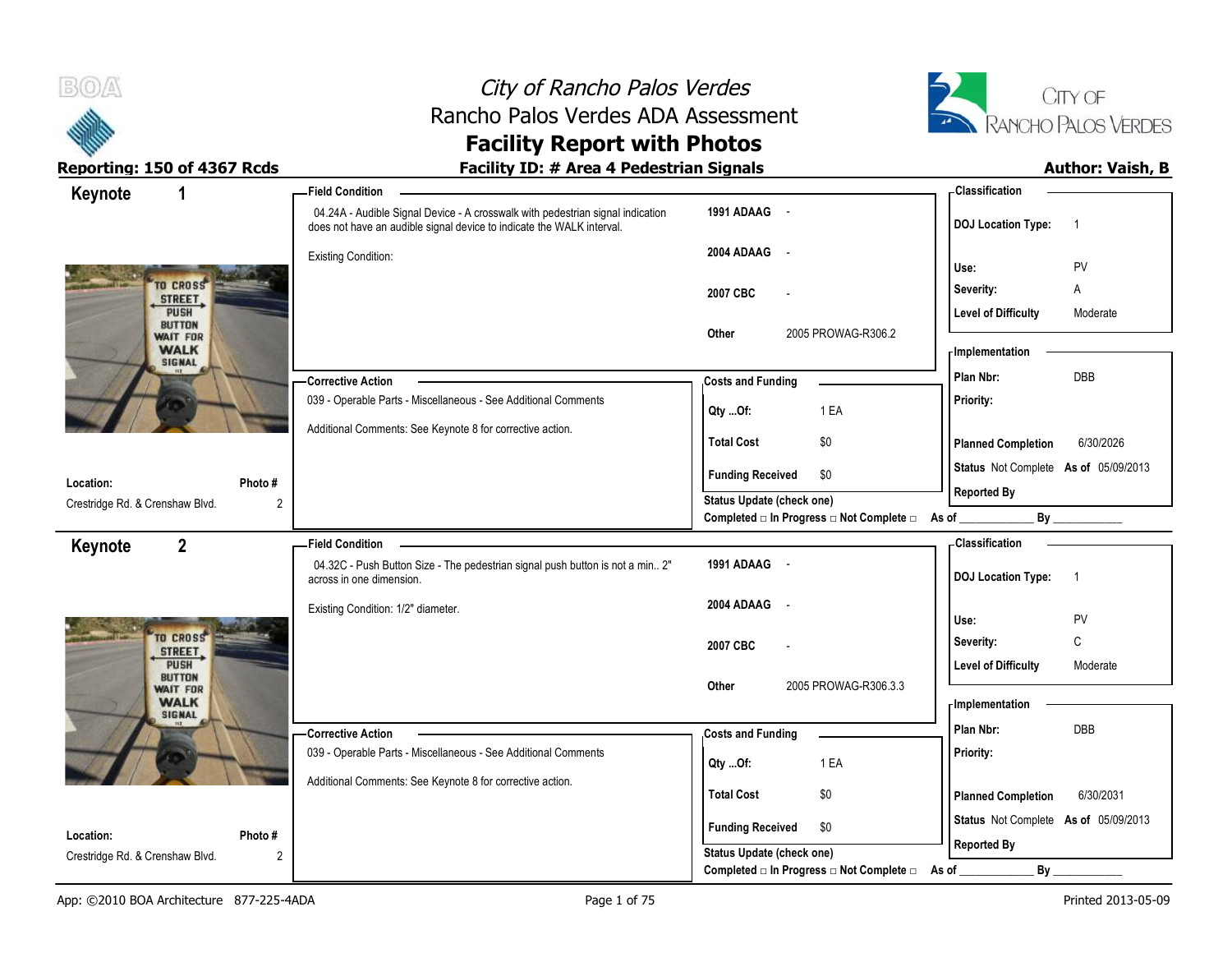# City of Rancho Palos Verdes

## Rancho Palos Verdes ADA Assessment

## Facility Report with Photos

**Reporting: 150 of 4367 Rcds**

**Facility ID: # Area 4 Pedestrian Signals**

**Author: Vaish, B**

---

### Keynote 1

**Location:** Crestridge Rd. & Crenshaw Blvd.

**Photo #** 2

**Field Condition**

04.24A - Audible Signal Device - A crosswalk with pedestrian signal indication does not have an audible signal device to indicate the WALK interval.

Existing Condition:

| | |
|---|---|
| 1991 ADAAG | - |
| 2004 ADAAG | - |
| 2007 CBC | - |
| Other | 2005 PROWAG-R306.2 |

**Corrective Action**

039 - Operable Parts - Miscellaneous - See Additional Comments

Additional Comments: See Keynote 8 for corrective action.

**Costs and Funding**

| | |
|---|---|
| Qty ...Of: | 1 EA |
| Total Cost | $0 |
| Funding Received | $0 |

Status Update (check one)

Completed □ In Progress □ Not Complete □ As of ____________ By ____________

**Classification**

| | |
|---|---|
| DOJ Location Type: | 1 |
| Use: | PV |
| Severity: | A |
| Level of Difficulty | Moderate |

**Implementation**

| | |
|---|---|
| Plan Nbr: | DBB |
| Priority: | |
| Planned Completion | 6/30/2026 |
| Status | Not Complete As of 05/09/2013 |
| Reported By | |

---

### Keynote 2

**Location:** Crestridge Rd. & Crenshaw Blvd.

**Photo #** 2

**Field Condition**

04.32C - Push Button Size - The pedestrian signal push button is not a min.. 2" across in one dimension.

Existing Condition: 1/2" diameter.

| | |
|---|---|
| 1991 ADAAG | - |
| 2004 ADAAG | - |
| 2007 CBC | - |
| Other | 2005 PROWAG-R306.3.3 |

**Corrective Action**

039 - Operable Parts - Miscellaneous - See Additional Comments

Additional Comments: See Keynote 8 for corrective action.

**Costs and Funding**

| | |
|---|---|
| Qty ...Of: | 1 EA |
| Total Cost | $0 |
| Funding Received | $0 |

Status Update (check one)

Completed □ In Progress □ Not Complete □ As of ____________ By ____________

**Classification**

| | |
|---|---|
| DOJ Location Type: | 1 |
| Use: | PV |
| Severity: | C |
| Level of Difficulty | Moderate |

**Implementation**

| | |
|---|---|
| Plan Nbr: | DBB |
| Priority: | |
| Planned Completion | 6/30/2031 |
| Status | Not Complete As of 05/09/2013 |
| Reported By | |

---

App: ©2010 BOA Architecture 877-225-4ADA

Printed 2013-05-09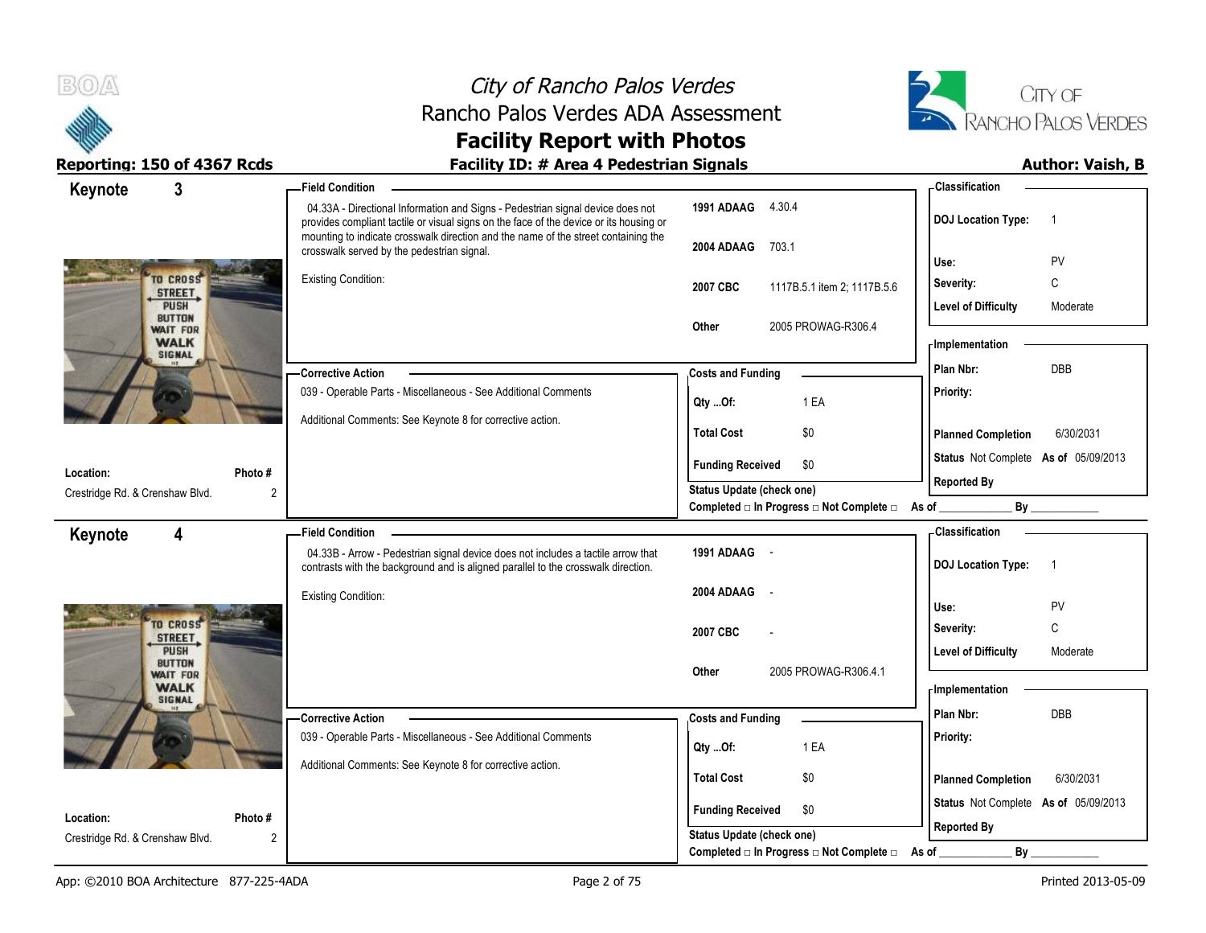# City of Rancho Palos Verdes
## Rancho Palos Verdes ADA Assessment
## Facility Report with Photos

**Reporting: 150 of 4367 Rcds** | **Facility ID: # Area 4 Pedestrian Signals** | **Author: Vaish, B**

---

## Keynote 3

**Location:** Crestridge Rd. & Crenshaw Blvd.
**Photo #:** 2

**Field Condition**

04.33A - Directional Information and Signs - Pedestrian signal device does not provides compliant tactile or visual signs on the face of the device or its housing or mounting to indicate crosswalk direction and the name of the street containing the crosswalk served by the pedestrian signal.

Existing Condition:

| | |
|---|---|
| 1991 ADAAG | 4.30.4 |
| 2004 ADAAG | 703.1 |
| 2007 CBC | 1117B.5.1 item 2; 1117B.5.6 |
| Other | 2005 PROWAG-R306.4 |

**Corrective Action**

039 - Operable Parts - Miscellaneous - See Additional Comments

Additional Comments: See Keynote 8 for corrective action.

**Costs and Funding**

| | |
|---|---|
| Qty ...Of: | 1 EA |
| Total Cost | $0 |
| Funding Received | $0 |

Status Update (check one)
Completed □ In Progress □ Not Complete □ As of ____________ By ____________

**Classification**

| | |
|---|---|
| DOJ Location Type: | 1 |
| Use: | PV |
| Severity: | C |
| Level of Difficulty | Moderate |

**Implementation**

| | |
|---|---|
| Plan Nbr: | DBB |
| Priority: | |
| Planned Completion | 6/30/2031 |
| Status | Not Complete As of 05/09/2013 |
| Reported By | |

---

## Keynote 4

**Location:** Crestridge Rd. & Crenshaw Blvd.
**Photo #:** 2

**Field Condition**

04.33B - Arrow - Pedestrian signal device does not includes a tactile arrow that contrasts with the background and is aligned parallel to the crosswalk direction.

Existing Condition:

| | |
|---|---|
| 1991 ADAAG | - |
| 2004 ADAAG | - |
| 2007 CBC | - |
| Other | 2005 PROWAG-R306.4.1 |

**Corrective Action**

039 - Operable Parts - Miscellaneous - See Additional Comments

Additional Comments: See Keynote 8 for corrective action.

**Costs and Funding**

| | |
|---|---|
| Qty ...Of: | 1 EA |
| Total Cost | $0 |
| Funding Received | $0 |

Status Update (check one)
Completed □ In Progress □ Not Complete □ As of ____________ By ____________

**Classification**

| | |
|---|---|
| DOJ Location Type: | 1 |
| Use: | PV |
| Severity: | C |
| Level of Difficulty | Moderate |

**Implementation**

| | |
|---|---|
| Plan Nbr: | DBB |
| Priority: | |
| Planned Completion | 6/30/2031 |
| Status | Not Complete As of 05/09/2013 |
| Reported By | |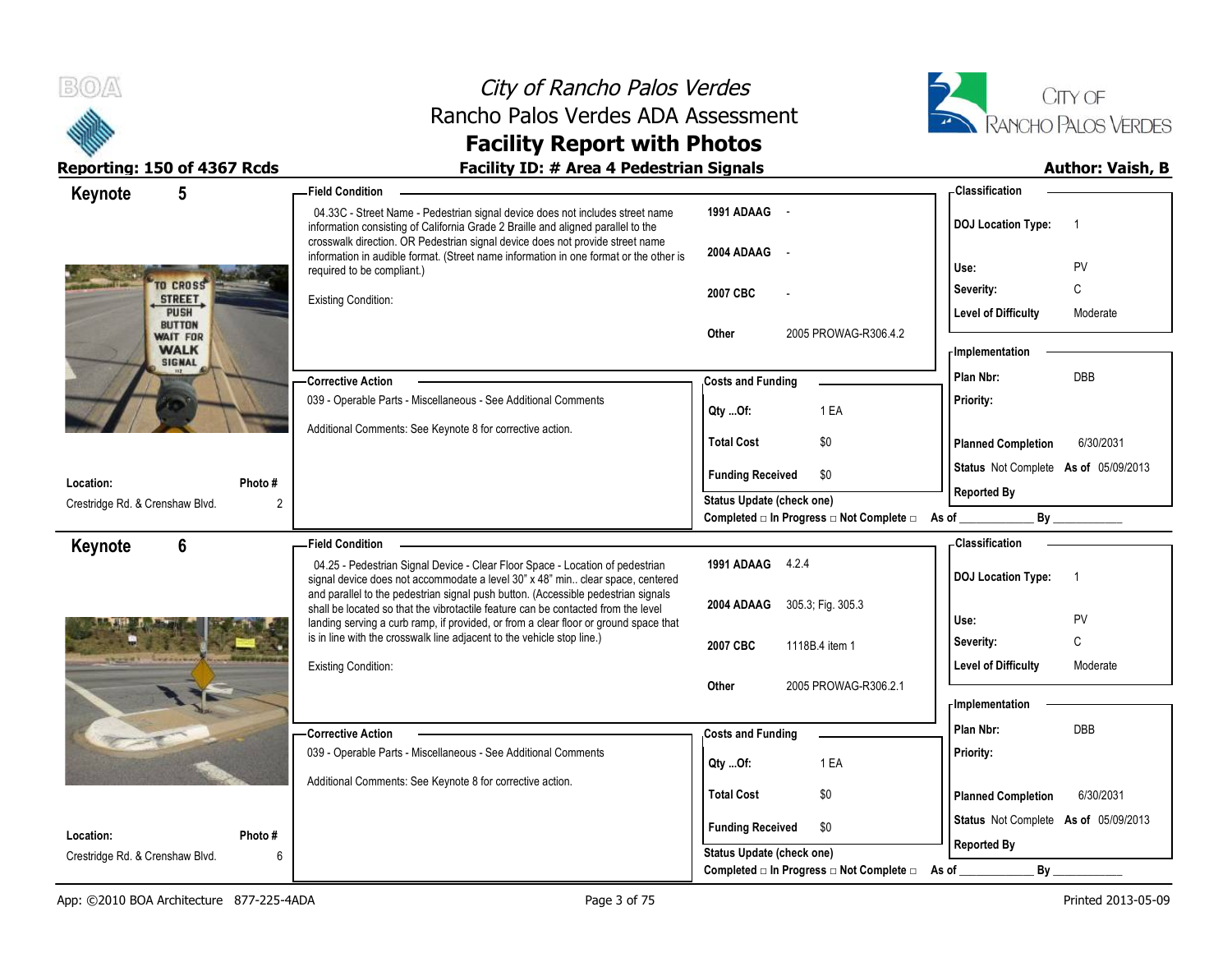# City of Rancho Palos Verdes
## Rancho Palos Verdes ADA Assessment
## Facility Report with Photos

**Reporting: 150 of 4367 Rcds** | **Facility ID: # Area 4 Pedestrian Signals** | **Author: Vaish, B**

---

### Keynote 5

**Location:** Crestridge Rd. & Crenshaw Blvd.
**Photo #** 2

**Field Condition**

04.33C - Street Name - Pedestrian signal device does not includes street name information consisting of California Grade 2 Braille and aligned parallel to the crosswalk direction. OR Pedestrian signal device does not provide street name information in audible format. (Street name information in one format or the other is required to be compliant.)

Existing Condition:

| | |
|---|---|
| 1991 ADAAG | - |
| 2004 ADAAG | - |
| 2007 CBC | - |
| Other | 2005 PROWAG-R306.4.2 |

**Corrective Action**

039 - Operable Parts - Miscellaneous - See Additional Comments

Additional Comments: See Keynote 8 for corrective action.

**Costs and Funding**

| | |
|---|---|
| Qty ...Of: | 1 EA |
| Total Cost | $0 |
| Funding Received | $0 |

Status Update (check one)
Completed □ In Progress □ Not Complete □ As of ____________ By ____________

**Classification**

| | |
|---|---|
| DOJ Location Type: | 1 |
| Use: | PV |
| Severity: | C |
| Level of Difficulty | Moderate |

**Implementation**

| | |
|---|---|
| Plan Nbr: | DBB |
| Priority: | |
| Planned Completion | 6/30/2031 |
| Status | Not Complete As of 05/09/2013 |
| Reported By | |

---

### Keynote 6

**Location:** Crestridge Rd. & Crenshaw Blvd.
**Photo #** 6

**Field Condition**

04.25 - Pedestrian Signal Device - Clear Floor Space - Location of pedestrian signal device does not accommodate a level 30" x 48" min.. clear space, centered and parallel to the pedestrian signal push button. (Accessible pedestrian signals shall be located so that the vibrotactile feature can be contacted from the level landing serving a curb ramp, if provided, or from a clear floor or ground space that is in line with the crosswalk line adjacent to the vehicle stop line.)

Existing Condition:

| | |
|---|---|
| 1991 ADAAG | 4.2.4 |
| 2004 ADAAG | 305.3; Fig. 305.3 |
| 2007 CBC | 1118B.4 item 1 |
| Other | 2005 PROWAG-R306.2.1 |

**Corrective Action**

039 - Operable Parts - Miscellaneous - See Additional Comments

Additional Comments: See Keynote 8 for corrective action.

**Costs and Funding**

| | |
|---|---|
| Qty ...Of: | 1 EA |
| Total Cost | $0 |
| Funding Received | $0 |

Status Update (check one)
Completed □ In Progress □ Not Complete □ As of ____________ By ____________

**Classification**

| | |
|---|---|
| DOJ Location Type: | 1 |
| Use: | PV |
| Severity: | C |
| Level of Difficulty | Moderate |

**Implementation**

| | |
|---|---|
| Plan Nbr: | DBB |
| Priority: | |
| Planned Completion | 6/30/2031 |
| Status | Not Complete As of 05/09/2013 |
| Reported By | |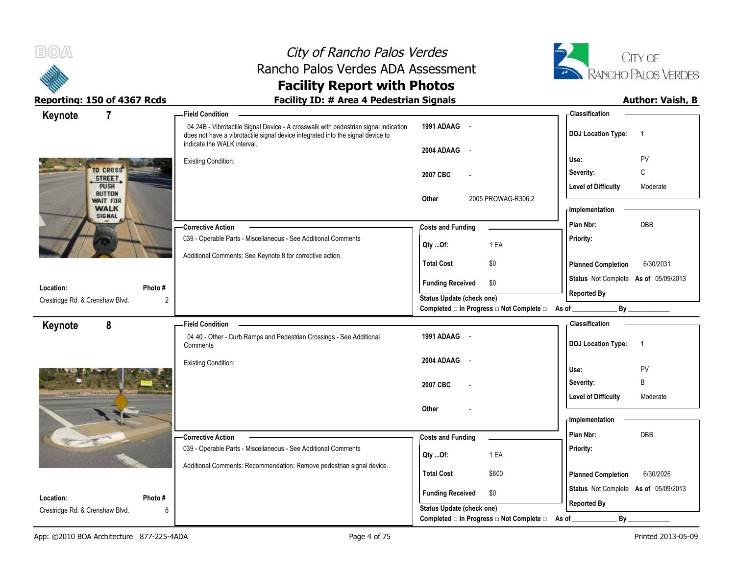# City of Rancho Palos Verdes
## Rancho Palos Verdes ADA Assessment
## Facility Report with Photos

**Reporting: 150 of 4367 Rcds** | **Facility ID: # Area 4 Pedestrian Signals** | **Author: Vaish, B**

---

## Keynote 7

**Location:** Crestridge Rd. & Crenshaw Blvd.
**Photo #:** 2

**Field Condition**

04.24B - Vibrotactile Signal Device - A crosswalk with pedestrian signal indication does not have a vibrotactile signal device integrated into the signal device to indicate the WALK interval.

Existing Condition:

| | |
|---|---|
| 1991 ADAAG | - |
| 2004 ADAAG | - |
| 2007 CBC | - |
| Other | 2005 PROWAG-R306.2 |

**Corrective Action**

039 - Operable Parts - Miscellaneous - See Additional Comments

Additional Comments: See Keynote 8 for corrective action.

**Costs and Funding**

| | |
|---|---|
| Qty ...Of: | 1 EA |
| Total Cost | $0 |
| Funding Received | $0 |

Status Update (check one)
Completed □ In Progress □ Not Complete □ As of ____________ By ____________

**Classification**

| | |
|---|---|
| DOJ Location Type: | 1 |
| Use: | PV |
| Severity: | C |
| Level of Difficulty | Moderate |

**Implementation**

| | |
|---|---|
| Plan Nbr: | DBB |
| Priority: | |
| Planned Completion | 6/30/2031 |
| Status | Not Complete As of 05/09/2013 |
| Reported By | |

---

## Keynote 8

**Location:** Crestridge Rd. & Crenshaw Blvd.
**Photo #:** 6

**Field Condition**

04.40 - Other - Curb Ramps and Pedestrian Crossings - See Additional Comments

Existing Condition:

| | |
|---|---|
| 1991 ADAAG | - |
| 2004 ADAAG | - |
| 2007 CBC | - |
| Other | - |

**Corrective Action**

039 - Operable Parts - Miscellaneous - See Additional Comments

Additional Comments: Recommendation: Remove pedestrian signal device.

**Costs and Funding**

| | |
|---|---|
| Qty ...Of: | 1 EA |
| Total Cost | $600 |
| Funding Received | $0 |

Status Update (check one)
Completed □ In Progress □ Not Complete □ As of ____________ By ____________

**Classification**

| | |
|---|---|
| DOJ Location Type: | 1 |
| Use: | PV |
| Severity: | B |
| Level of Difficulty | Moderate |

**Implementation**

| | |
|---|---|
| Plan Nbr: | DBB |
| Priority: | |
| Planned Completion | 6/30/2026 |
| Status | Not Complete As of 05/09/2013 |
| Reported By | |

---

App: ©2010 BOA Architecture 877-225-4ADA | Printed 2013-05-09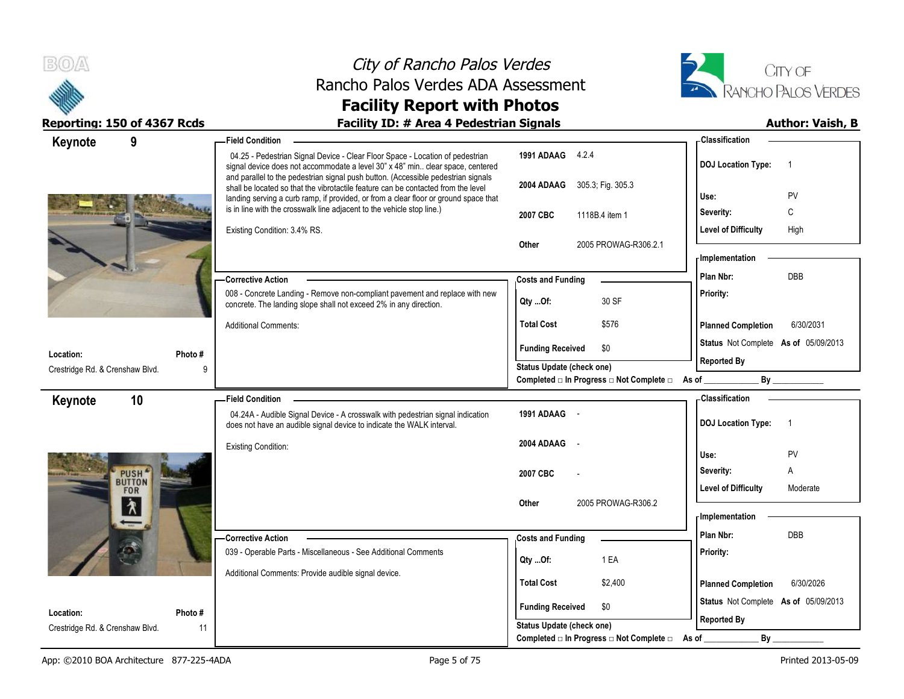# City of Rancho Palos Verdes
## Rancho Palos Verdes ADA Assessment
## Facility Report with Photos

**Reporting: 150 of 4367 Rcds** | **Facility ID: # Area 4 Pedestrian Signals** | **Author: Vaish, B**

---

## Keynote 9

**Field Condition**

04.25 - Pedestrian Signal Device - Clear Floor Space - Location of pedestrian signal device does not accommodate a level 30" x 48" min.. clear space, centered and parallel to the pedestrian signal push button. (Accessible pedestrian signals shall be located so that the vibrotactile feature can be contacted from the level landing serving a curb ramp, if provided, or from a clear floor or ground space that is in line with the crosswalk line adjacent to the vehicle stop line.)

Existing Condition: 3.4% RS.

| | |
|---|---|
| 1991 ADAAG | 4.2.4 |
| 2004 ADAAG | 305.3; Fig. 305.3 |
| 2007 CBC | 1118B.4 item 1 |
| Other | 2005 PROWAG-R306.2.1 |

**Classification**

| | |
|---|---|
| DOJ Location Type: | 1 |
| Use: | PV |
| Severity: | C |
| Level of Difficulty | High |

**Corrective Action**

008 - Concrete Landing - Remove non-compliant pavement and replace with new concrete. The landing slope shall not exceed 2% in any direction.

Additional Comments:

**Costs and Funding**

| | |
|---|---|
| Qty ...Of: | 30 SF |
| Total Cost | $576 |
| Funding Received | $0 |

Status Update (check one)
Completed □ In Progress □ Not Complete □ As of ____________ By ____________

**Implementation**

| | |
|---|---|
| Plan Nbr: | DBB |
| Priority: | |
| Planned Completion | 6/30/2031 |
| Status | Not Complete As of 05/09/2013 |
| Reported By | |

**Location:** Crestridge Rd. & Crenshaw Blvd. **Photo #** 9

---

## Keynote 10

**Field Condition**

04.24A - Audible Signal Device - A crosswalk with pedestrian signal indication does not have an audible signal device to indicate the WALK interval.

Existing Condition:

| | |
|---|---|
| 1991 ADAAG | - |
| 2004 ADAAG | - |
| 2007 CBC | - |
| Other | 2005 PROWAG-R306.2 |

**Classification**

| | |
|---|---|
| DOJ Location Type: | 1 |
| Use: | PV |
| Severity: | A |
| Level of Difficulty | Moderate |

**Corrective Action**

039 - Operable Parts - Miscellaneous - See Additional Comments

Additional Comments: Provide audible signal device.

**Costs and Funding**

| | |
|---|---|
| Qty ...Of: | 1 EA |
| Total Cost | $2,400 |
| Funding Received | $0 |

Status Update (check one)
Completed □ In Progress □ Not Complete □ As of ____________ By ____________

**Implementation**

| | |
|---|---|
| Plan Nbr: | DBB |
| Priority: | |
| Planned Completion | 6/30/2026 |
| Status | Not Complete As of 05/09/2013 |
| Reported By | |

**Location:** Crestridge Rd. & Crenshaw Blvd. **Photo #** 11

---

App: ©2010 BOA Architecture 877-225-4ADA | Printed 2013-05-09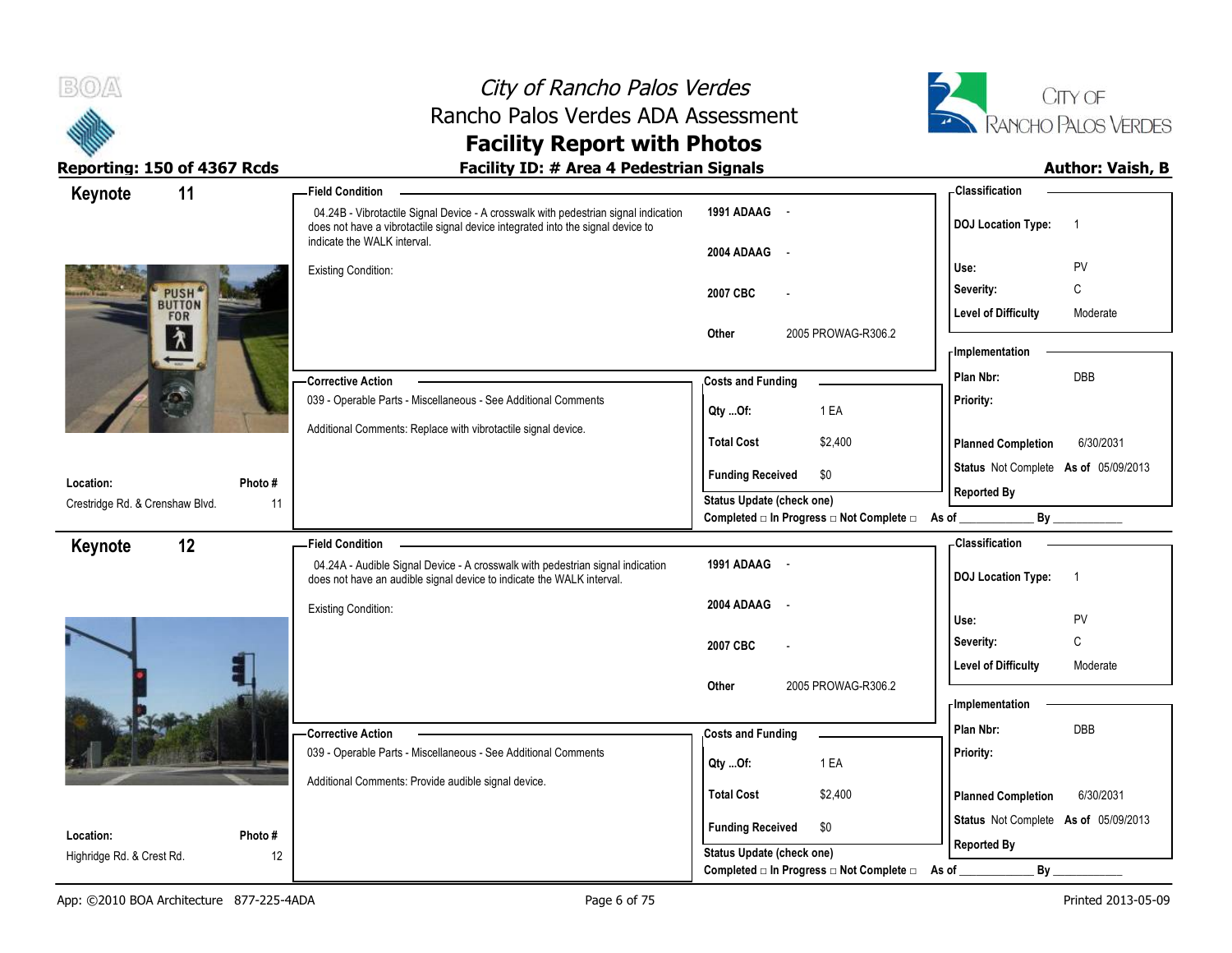# City of Rancho Palos Verdes
## Rancho Palos Verdes ADA Assessment
## Facility Report with Photos

**Reporting: 150 of 4367 Rcds** | **Facility ID: # Area 4 Pedestrian Signals** | **Author: Vaish, B**

---

## Keynote 11

**Field Condition**

04.24B - Vibrotactile Signal Device - A crosswalk with pedestrian signal indication does not have a vibrotactile signal device integrated into the signal device to indicate the WALK interval.

Existing Condition:

| | |
|---|---|
| 1991 ADAAG | - |
| 2004 ADAAG | - |
| 2007 CBC | - |
| Other | 2005 PROWAG-R306.2 |

**Corrective Action**

039 - Operable Parts - Miscellaneous - See Additional Comments

Additional Comments: Replace with vibrotactile signal device.

**Costs and Funding**

| | |
|---|---|
| Qty ...Of: | 1 EA |
| Total Cost | $2,400 |
| Funding Received | $0 |

Status Update (check one)

Completed □ In Progress □ Not Complete □ As of ____________ By ____________

**Classification**

| | |
|---|---|
| DOJ Location Type: | 1 |
| Use: | PV |
| Severity: | C |
| Level of Difficulty | Moderate |

**Implementation**

| | |
|---|---|
| Plan Nbr: | DBB |
| Priority: | |
| Planned Completion | 6/30/2031 |
| Status | Not Complete As of 05/09/2013 |
| Reported By | |

**Location:** Crestridge Rd. & Crenshaw Blvd. — **Photo #** 11

---

## Keynote 12

**Field Condition**

04.24A - Audible Signal Device - A crosswalk with pedestrian signal indication does not have an audible signal device to indicate the WALK interval.

Existing Condition:

| | |
|---|---|
| 1991 ADAAG | - |
| 2004 ADAAG | - |
| 2007 CBC | - |
| Other | 2005 PROWAG-R306.2 |

**Corrective Action**

039 - Operable Parts - Miscellaneous - See Additional Comments

Additional Comments: Provide audible signal device.

**Costs and Funding**

| | |
|---|---|
| Qty ...Of: | 1 EA |
| Total Cost | $2,400 |
| Funding Received | $0 |

Status Update (check one)

Completed □ In Progress □ Not Complete □ As of ____________ By ____________

**Classification**

| | |
|---|---|
| DOJ Location Type: | 1 |
| Use: | PV |
| Severity: | C |
| Level of Difficulty | Moderate |

**Implementation**

| | |
|---|---|
| Plan Nbr: | DBB |
| Priority: | |
| Planned Completion | 6/30/2031 |
| Status | Not Complete As of 05/09/2013 |
| Reported By | |

**Location:** Highridge Rd. & Crest Rd. — **Photo #** 12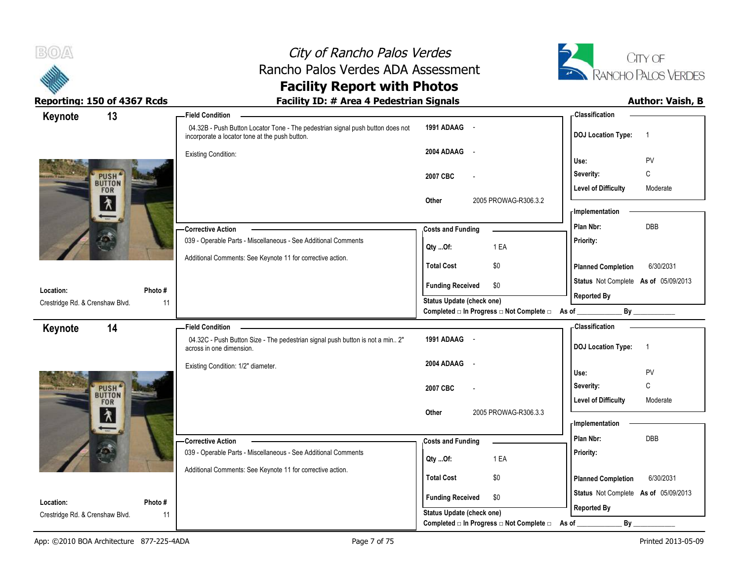# City of Rancho Palos Verdes
## Rancho Palos Verdes ADA Assessment
## Facility Report with Photos

**Reporting: 150 of 4367 Rcds** | **Facility ID: # Area 4 Pedestrian Signals** | **Author: Vaish, B**

---

### Keynote 13

**Field Condition**

04.32B - Push Button Locator Tone - The pedestrian signal push button does not incorporate a locator tone at the push button.

Existing Condition:

| | |
|---|---|
| 1991 ADAAG | - |
| 2004 ADAAG | - |
| 2007 CBC | - |
| Other | 2005 PROWAG-R306.3.2 |

**Classification**

| | |
|---|---|
| DOJ Location Type: | 1 |
| Use: | PV |
| Severity: | C |
| Level of Difficulty | Moderate |

**Corrective Action**

039 - Operable Parts - Miscellaneous - See Additional Comments

Additional Comments: See Keynote 11 for corrective action.

**Costs and Funding**

| | |
|---|---|
| Qty ...Of: | 1 EA |
| Total Cost | $0 |
| Funding Received | $0 |

Status Update (check one)

Completed □ In Progress □ Not Complete □ As of ____________ By ____________

**Implementation**

| | |
|---|---|
| Plan Nbr: | DBB |
| Priority: | |
| Planned Completion | 6/30/2031 |
| Status | Not Complete As of 05/09/2013 |
| Reported By | |

**Location:** Crestridge Rd. & Crenshaw Blvd.

**Photo #** 11

---

### Keynote 14

**Field Condition**

04.32C - Push Button Size - The pedestrian signal push button is not a min.. 2" across in one dimension.

Existing Condition: 1/2" diameter.

| | |
|---|---|
| 1991 ADAAG | - |
| 2004 ADAAG | - |
| 2007 CBC | - |
| Other | 2005 PROWAG-R306.3.3 |

**Classification**

| | |
|---|---|
| DOJ Location Type: | 1 |
| Use: | PV |
| Severity: | C |
| Level of Difficulty | Moderate |

**Corrective Action**

039 - Operable Parts - Miscellaneous - See Additional Comments

Additional Comments: See Keynote 11 for corrective action.

**Costs and Funding**

| | |
|---|---|
| Qty ...Of: | 1 EA |
| Total Cost | $0 |
| Funding Received | $0 |

Status Update (check one)

Completed □ In Progress □ Not Complete □ As of ____________ By ____________

**Implementation**

| | |
|---|---|
| Plan Nbr: | DBB |
| Priority: | |
| Planned Completion | 6/30/2031 |
| Status | Not Complete As of 05/09/2013 |
| Reported By | |

**Location:** Crestridge Rd. & Crenshaw Blvd.

**Photo #** 11

---

App: ©2010 BOA Architecture 877-225-4ADA | Printed 2013-05-09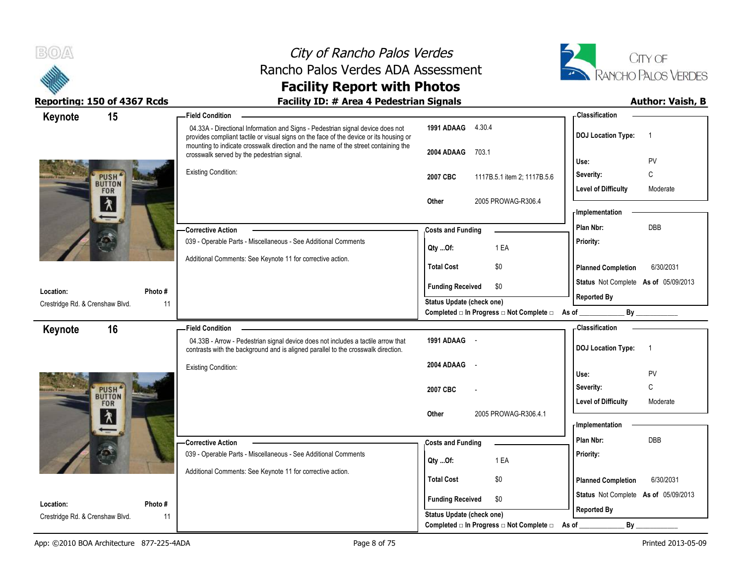# City of Rancho Palos Verdes
## Rancho Palos Verdes ADA Assessment
## Facility Report with Photos

**Reporting: 150 of 4367 Rcds** | **Facility ID: # Area 4 Pedestrian Signals** | **Author: Vaish, B**

---

### Keynote 15

**Location:** Crestridge Rd. & Crenshaw Blvd.
**Photo #:** 11

**Field Condition**

04.33A - Directional Information and Signs - Pedestrian signal device does not provides compliant tactile or visual signs on the face of the device or its housing or mounting to indicate crosswalk direction and the name of the street containing the crosswalk served by the pedestrian signal.

Existing Condition:

| | |
|---|---|
| 1991 ADAAG | 4.30.4 |
| 2004 ADAAG | 703.1 |
| 2007 CBC | 1117B.5.1 item 2; 1117B.5.6 |
| Other | 2005 PROWAG-R306.4 |

**Classification**

| | |
|---|---|
| DOJ Location Type: | 1 |
| Use: | PV |
| Severity: | C |
| Level of Difficulty | Moderate |

**Corrective Action**

039 - Operable Parts - Miscellaneous - See Additional Comments

Additional Comments: See Keynote 11 for corrective action.

**Costs and Funding**

| | |
|---|---|
| Qty ...Of: | 1 EA |
| Total Cost | $0 |
| Funding Received | $0 |

Status Update (check one)
Completed □ In Progress □ Not Complete □ As of ____________ By ____________

**Implementation**

| | |
|---|---|
| Plan Nbr: | DBB |
| Priority: | |
| Planned Completion | 6/30/2031 |
| Status | Not Complete As of 05/09/2013 |
| Reported By | |

---

### Keynote 16

**Location:** Crestridge Rd. & Crenshaw Blvd.
**Photo #:** 11

**Field Condition**

04.33B - Arrow - Pedestrian signal device does not includes a tactile arrow that contrasts with the background and is aligned parallel to the crosswalk direction.

Existing Condition:

| | |
|---|---|
| 1991 ADAAG | - |
| 2004 ADAAG | - |
| 2007 CBC | - |
| Other | 2005 PROWAG-R306.4.1 |

**Classification**

| | |
|---|---|
| DOJ Location Type: | 1 |
| Use: | PV |
| Severity: | C |
| Level of Difficulty | Moderate |

**Corrective Action**

039 - Operable Parts - Miscellaneous - See Additional Comments

Additional Comments: See Keynote 11 for corrective action.

**Costs and Funding**

| | |
|---|---|
| Qty ...Of: | 1 EA |
| Total Cost | $0 |
| Funding Received | $0 |

Status Update (check one)
Completed □ In Progress □ Not Complete □ As of ____________ By ____________

**Implementation**

| | |
|---|---|
| Plan Nbr: | DBB |
| Priority: | |
| Planned Completion | 6/30/2031 |
| Status | Not Complete As of 05/09/2013 |
| Reported By | |

---

App: ©2010 BOA Architecture 877-225-4ADA | Printed 2013-05-09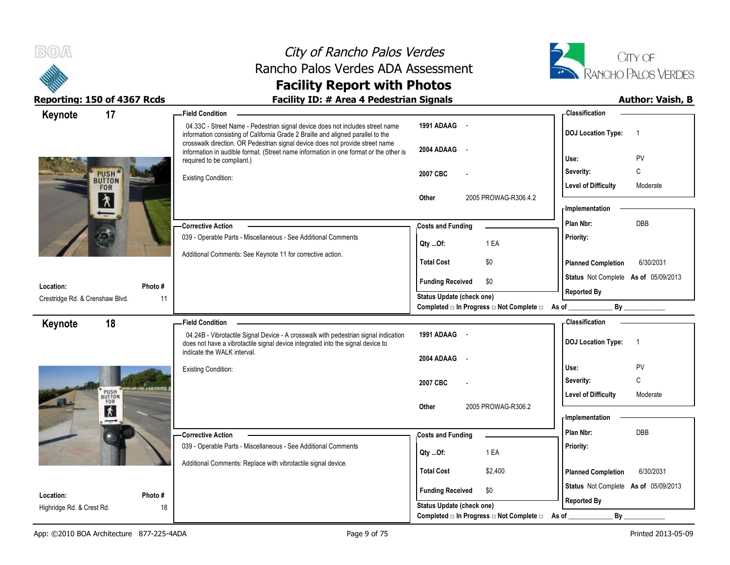# City of Rancho Palos Verdes
## Rancho Palos Verdes ADA Assessment
## Facility Report with Photos

**Reporting: 150 of 4367 Rcds** | **Facility ID: # Area 4 Pedestrian Signals** | **Author: Vaish, B**

---

### Keynote 17

**Field Condition**

04.33C - Street Name - Pedestrian signal device does not includes street name information consisting of California Grade 2 Braille and aligned parallel to the crosswalk direction. OR Pedestrian signal device does not provide street name information in audible format. (Street name information in one format or the other is required to be compliant.)

Existing Condition:

| | |
|---|---|
| 1991 ADAAG | - |
| 2004 ADAAG | - |
| 2007 CBC | - |
| Other | 2005 PROWAG-R306.4.2 |

**Classification**

| | |
|---|---|
| DOJ Location Type: | 1 |
| Use: | PV |
| Severity: | C |
| Level of Difficulty | Moderate |

**Corrective Action**

039 - Operable Parts - Miscellaneous - See Additional Comments

Additional Comments: See Keynote 11 for corrective action.

**Costs and Funding**

| | |
|---|---|
| Qty ...Of: | 1 EA |
| Total Cost | $0 |
| Funding Received | $0 |

**Implementation**

| | |
|---|---|
| Plan Nbr: | DBB |
| Priority: | |
| Planned Completion | 6/30/2031 |
| Status | Not Complete As of 05/09/2013 |
| Reported By | |

**Location:** Crestridge Rd. & Crenshaw Blvd.
**Photo #** 11

Status Update (check one)
Completed □ In Progress □ Not Complete □ As of ____________ By ____________

---

### Keynote 18

**Field Condition**

04.24B - Vibrotactile Signal Device - A crosswalk with pedestrian signal indication does not have a vibrotactile signal device integrated into the signal device to indicate the WALK interval.

Existing Condition:

| | |
|---|---|
| 1991 ADAAG | - |
| 2004 ADAAG | - |
| 2007 CBC | - |
| Other | 2005 PROWAG-R306.2 |

**Classification**

| | |
|---|---|
| DOJ Location Type: | 1 |
| Use: | PV |
| Severity: | C |
| Level of Difficulty | Moderate |

**Corrective Action**

039 - Operable Parts - Miscellaneous - See Additional Comments

Additional Comments: Replace with vibrotactile signal device.

**Costs and Funding**

| | |
|---|---|
| Qty ...Of: | 1 EA |
| Total Cost | $2,400 |
| Funding Received | $0 |

**Implementation**

| | |
|---|---|
| Plan Nbr: | DBB |
| Priority: | |
| Planned Completion | 6/30/2031 |
| Status | Not Complete As of 05/09/2013 |
| Reported By | |

**Location:** Highridge Rd. & Crest Rd.
**Photo #** 18

Status Update (check one)
Completed □ In Progress □ Not Complete □ As of ____________ By ____________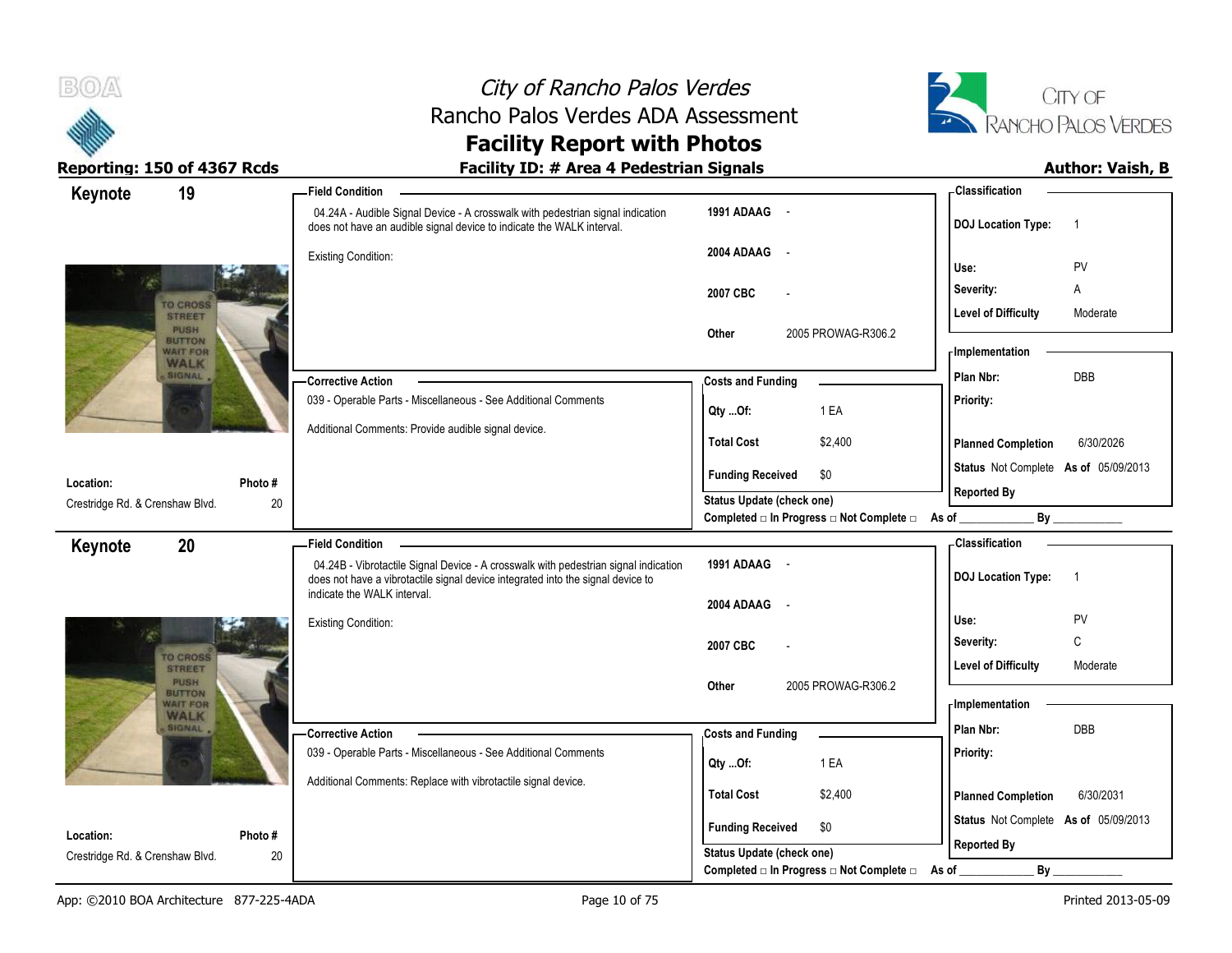# City of Rancho Palos Verdes
## Rancho Palos Verdes ADA Assessment
## Facility Report with Photos

**Reporting: 150 of 4367 Rcds** | **Facility ID: # Area 4 Pedestrian Signals** | **Author: Vaish, B**

---

## Keynote 19

**Location:** Crestridge Rd. & Crenshaw Blvd.
**Photo #:** 20

**Field Condition**

04.24A - Audible Signal Device - A crosswalk with pedestrian signal indication does not have an audible signal device to indicate the WALK interval.

Existing Condition:

| | |
|---|---|
| 1991 ADAAG | - |
| 2004 ADAAG | - |
| 2007 CBC | - |
| Other | 2005 PROWAG-R306.2 |

**Corrective Action**

039 - Operable Parts - Miscellaneous - See Additional Comments

Additional Comments: Provide audible signal device.

**Costs and Funding**

| | |
|---|---|
| Qty ...Of: | 1 EA |
| Total Cost | $2,400 |
| Funding Received | $0 |

Status Update (check one)
Completed □ In Progress □ Not Complete □ As of ____________ By ____________

**Classification**

| | |
|---|---|
| DOJ Location Type: | 1 |
| Use: | PV |
| Severity: | A |
| Level of Difficulty | Moderate |

**Implementation**

| | |
|---|---|
| Plan Nbr: | DBB |
| Priority: | |
| Planned Completion | 6/30/2026 |
| Status | Not Complete As of 05/09/2013 |
| Reported By | |

---

## Keynote 20

**Location:** Crestridge Rd. & Crenshaw Blvd.
**Photo #:** 20

**Field Condition**

04.24B - Vibrotactile Signal Device - A crosswalk with pedestrian signal indication does not have a vibrotactile signal device integrated into the signal device to indicate the WALK interval.

Existing Condition:

| | |
|---|---|
| 1991 ADAAG | - |
| 2004 ADAAG | - |
| 2007 CBC | - |
| Other | 2005 PROWAG-R306.2 |

**Corrective Action**

039 - Operable Parts - Miscellaneous - See Additional Comments

Additional Comments: Replace with vibrotactile signal device.

**Costs and Funding**

| | |
|---|---|
| Qty ...Of: | 1 EA |
| Total Cost | $2,400 |
| Funding Received | $0 |

Status Update (check one)
Completed □ In Progress □ Not Complete □ As of ____________ By ____________

**Classification**

| | |
|---|---|
| DOJ Location Type: | 1 |
| Use: | PV |
| Severity: | C |
| Level of Difficulty | Moderate |

**Implementation**

| | |
|---|---|
| Plan Nbr: | DBB |
| Priority: | |
| Planned Completion | 6/30/2031 |
| Status | Not Complete As of 05/09/2013 |
| Reported By | |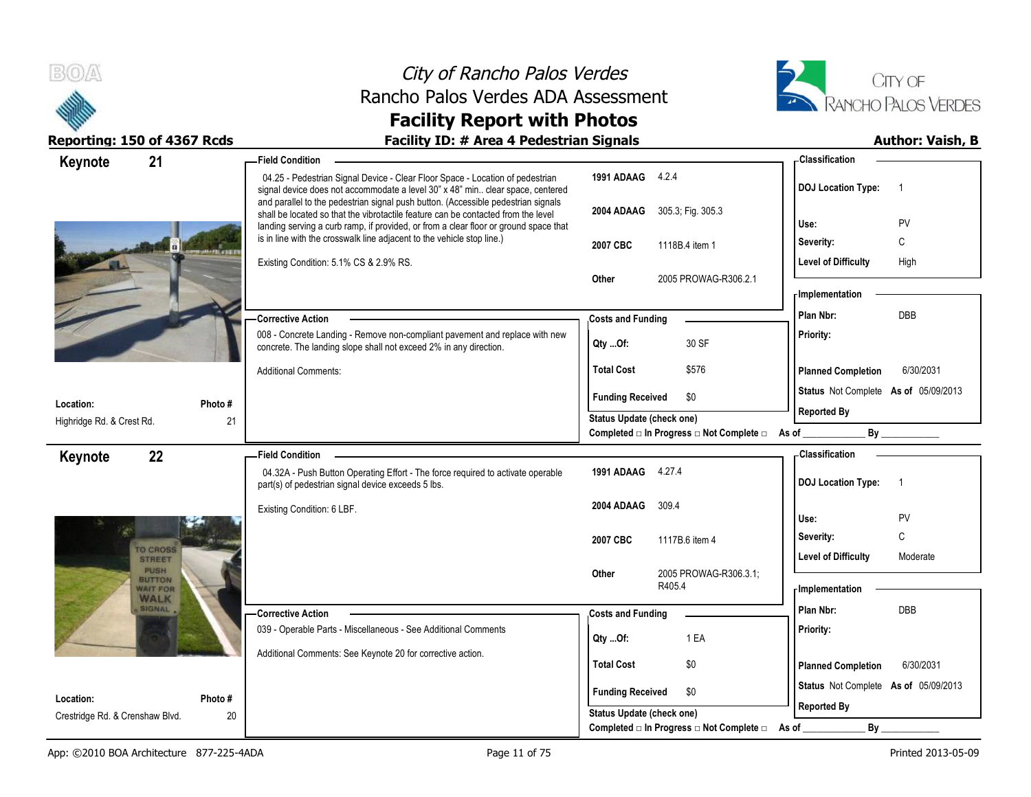# City of Rancho Palos Verdes
## Rancho Palos Verdes ADA Assessment
## Facility Report with Photos

**Reporting: 150 of 4367 Rcds** | **Facility ID: # Area 4 Pedestrian Signals** | **Author: Vaish, B**

---

## Keynote 21

**Location:** Highridge Rd. & Crest Rd.
**Photo #:** 21

**Field Condition**

04.25 - Pedestrian Signal Device - Clear Floor Space - Location of pedestrian signal device does not accommodate a level 30" x 48" min.. clear space, centered and parallel to the pedestrian signal push button. (Accessible pedestrian signals shall be located so that the vibrotactile feature can be contacted from the level landing serving a curb ramp, if provided, or from a clear floor or ground space that is in line with the crosswalk line adjacent to the vehicle stop line.)

Existing Condition: 5.1% CS & 2.9% RS.

| | |
|---|---|
| 1991 ADAAG | 4.2.4 |
| 2004 ADAAG | 305.3; Fig. 305.3 |
| 2007 CBC | 1118B.4 item 1 |
| Other | 2005 PROWAG-R306.2.1 |

**Corrective Action**

008 - Concrete Landing - Remove non-compliant pavement and replace with new concrete. The landing slope shall not exceed 2% in any direction.

Additional Comments:

**Costs and Funding**

| | |
|---|---|
| Qty ...Of: | 30 SF |
| Total Cost | $576 |
| Funding Received | $0 |

Status Update (check one)
Completed □ In Progress □ Not Complete □ As of ____________ By ____________

**Classification**

| | |
|---|---|
| DOJ Location Type: | 1 |
| Use: | PV |
| Severity: | C |
| Level of Difficulty | High |

**Implementation**

| | |
|---|---|
| Plan Nbr: | DBB |
| Priority: | |
| Planned Completion | 6/30/2031 |
| Status | Not Complete As of 05/09/2013 |
| Reported By | |

---

## Keynote 22

**Location:** Crestridge Rd. & Crenshaw Blvd.
**Photo #:** 20

**Field Condition**

04.32A - Push Button Operating Effort - The force required to activate operable part(s) of pedestrian signal device exceeds 5 lbs.

Existing Condition: 6 LBF.

| | |
|---|---|
| 1991 ADAAG | 4.27.4 |
| 2004 ADAAG | 309.4 |
| 2007 CBC | 1117B.6 item 4 |
| Other | 2005 PROWAG-R306.3.1; R405.4 |

**Corrective Action**

039 - Operable Parts - Miscellaneous - See Additional Comments

Additional Comments: See Keynote 20 for corrective action.

**Costs and Funding**

| | |
|---|---|
| Qty ...Of: | 1 EA |
| Total Cost | $0 |
| Funding Received | $0 |

Status Update (check one)
Completed □ In Progress □ Not Complete □ As of ____________ By ____________

**Classification**

| | |
|---|---|
| DOJ Location Type: | 1 |
| Use: | PV |
| Severity: | C |
| Level of Difficulty | Moderate |

**Implementation**

| | |
|---|---|
| Plan Nbr: | DBB |
| Priority: | |
| Planned Completion | 6/30/2031 |
| Status | Not Complete As of 05/09/2013 |
| Reported By | |

---

App: ©2010 BOA Architecture 877-225-4ADA | Printed 2013-05-09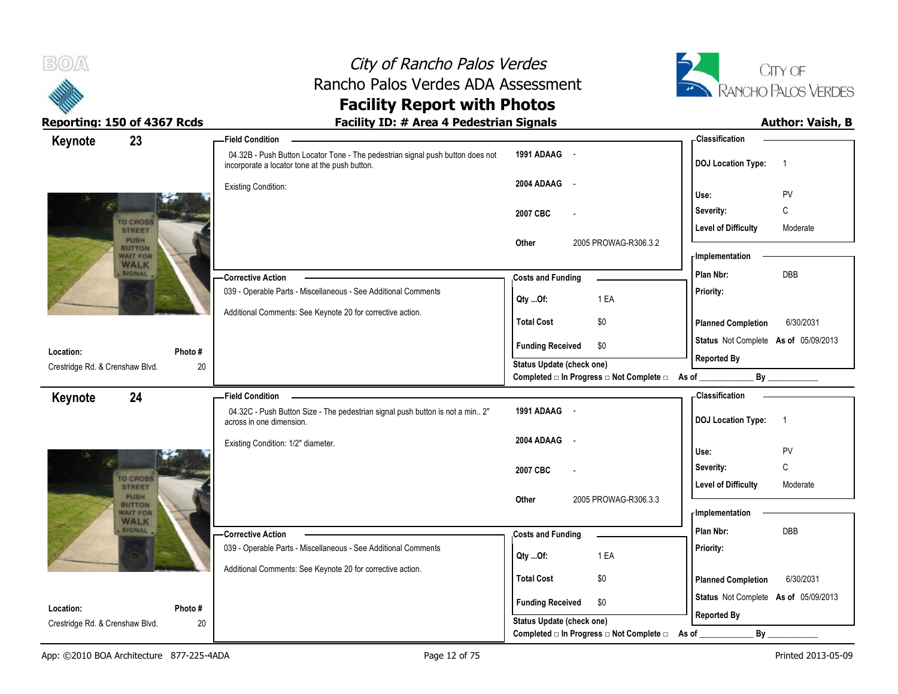# City of Rancho Palos Verdes
## Rancho Palos Verdes ADA Assessment
## Facility Report with Photos

**Reporting: 150 of 4367 Rcds** | **Facility ID: # Area 4 Pedestrian Signals** | **Author: Vaish, B**

---

## Keynote 23

**Location:** Crestridge Rd. & Crenshaw Blvd.
**Photo #:** 20

**Field Condition**

04.32B - Push Button Locator Tone - The pedestrian signal push button does not incorporate a locator tone at the push button.

Existing Condition:

| | |
|---|---|
| 1991 ADAAG | - |
| 2004 ADAAG | - |
| 2007 CBC | - |
| Other | 2005 PROWAG-R306.3.2 |

**Corrective Action**

039 - Operable Parts - Miscellaneous - See Additional Comments

Additional Comments: See Keynote 20 for corrective action.

**Costs and Funding**

| | |
|---|---|
| Qty ...Of: | 1 EA |
| Total Cost | $0 |
| Funding Received | $0 |

Status Update (check one)
Completed □ In Progress □ Not Complete □ As of ____________ By ____________

**Classification**

| | |
|---|---|
| DOJ Location Type: | 1 |
| Use: | PV |
| Severity: | C |
| Level of Difficulty | Moderate |

**Implementation**

| | |
|---|---|
| Plan Nbr: | DBB |
| Priority: | |
| Planned Completion | 6/30/2031 |
| Status | Not Complete As of 05/09/2013 |
| Reported By | |

---

## Keynote 24

**Location:** Crestridge Rd. & Crenshaw Blvd.
**Photo #:** 20

**Field Condition**

04.32C - Push Button Size - The pedestrian signal push button is not a min.. 2" across in one dimension.

Existing Condition: 1/2" diameter.

| | |
|---|---|
| 1991 ADAAG | - |
| 2004 ADAAG | - |
| 2007 CBC | - |
| Other | 2005 PROWAG-R306.3.3 |

**Corrective Action**

039 - Operable Parts - Miscellaneous - See Additional Comments

Additional Comments: See Keynote 20 for corrective action.

**Costs and Funding**

| | |
|---|---|
| Qty ...Of: | 1 EA |
| Total Cost | $0 |
| Funding Received | $0 |

Status Update (check one)
Completed □ In Progress □ Not Complete □ As of ____________ By ____________

**Classification**

| | |
|---|---|
| DOJ Location Type: | 1 |
| Use: | PV |
| Severity: | C |
| Level of Difficulty | Moderate |

**Implementation**

| | |
|---|---|
| Plan Nbr: | DBB |
| Priority: | |
| Planned Completion | 6/30/2031 |
| Status | Not Complete As of 05/09/2013 |
| Reported By | |

App: ©2010 BOA Architecture 877-225-4ADA | Printed 2013-05-09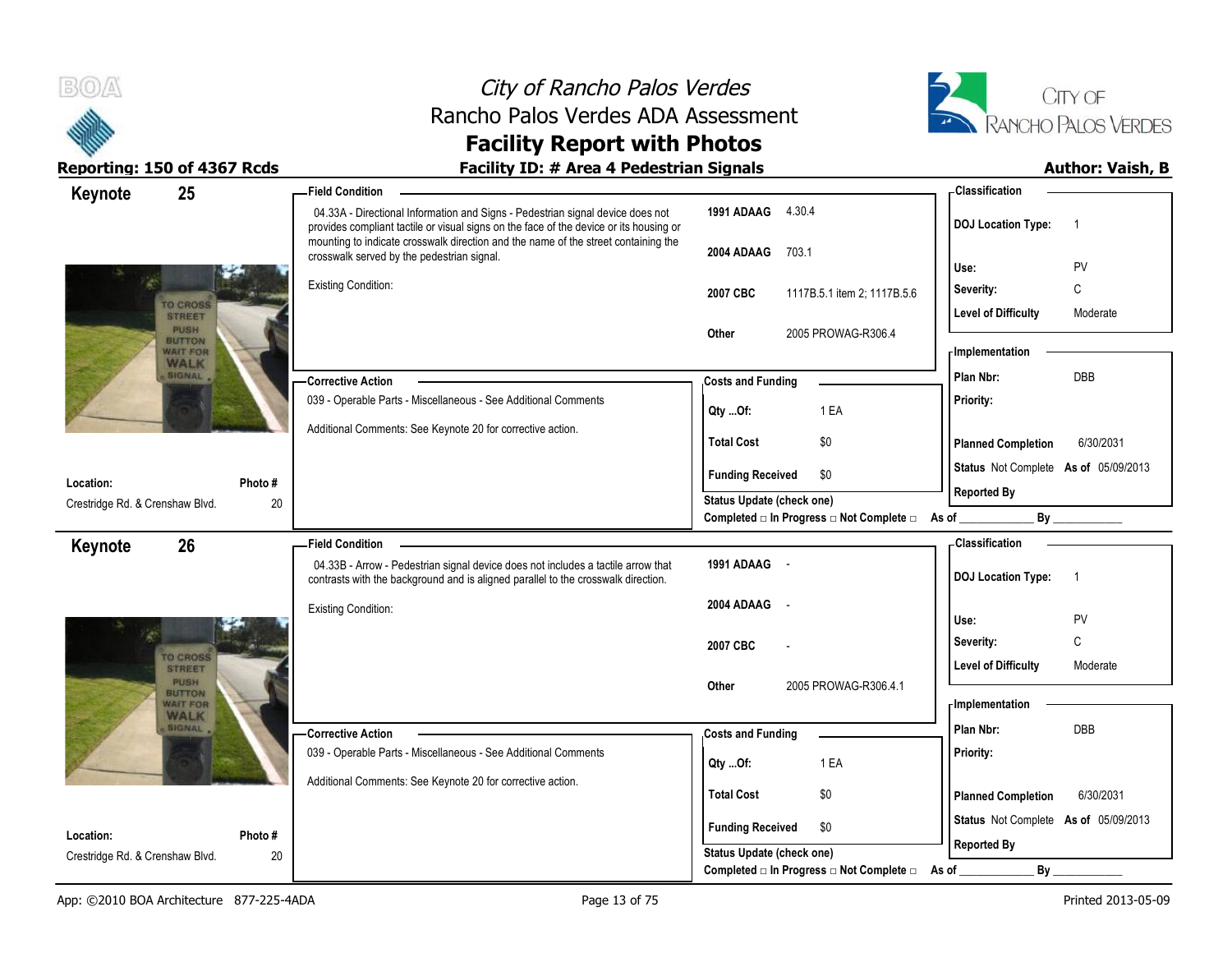# City of Rancho Palos Verdes
## Rancho Palos Verdes ADA Assessment
## Facility Report with Photos

**Reporting: 150 of 4367 Rcds** — **Facility ID: # Area 4 Pedestrian Signals** — **Author: Vaish, B**

---

### Keynote 25

**Field Condition**

04.33A - Directional Information and Signs - Pedestrian signal device does not provides compliant tactile or visual signs on the face of the device or its housing or mounting to indicate crosswalk direction and the name of the street containing the crosswalk served by the pedestrian signal.

Existing Condition:

| | |
|---|---|
| **1991 ADAAG** | 4.30.4 |
| **2004 ADAAG** | 703.1 |
| **2007 CBC** | 1117B.5.1 item 2; 1117B.5.6 |
| **Other** | 2005 PROWAG-R306.4 |

**Classification**

| | |
|---|---|
| **DOJ Location Type:** | 1 |
| **Use:** | PV |
| **Severity:** | C |
| **Level of Difficulty** | Moderate |

**Corrective Action**

039 - Operable Parts - Miscellaneous - See Additional Comments

Additional Comments: See Keynote 20 for corrective action.

**Costs and Funding**

| | |
|---|---|
| **Qty ...Of:** | 1 EA |
| **Total Cost** | $0 |
| **Funding Received** | $0 |

**Implementation**

| | |
|---|---|
| **Plan Nbr:** | DBB |
| **Priority:** | |
| **Planned Completion** | 6/30/2031 |
| **Status** | Not Complete **As of** 05/09/2013 |
| **Reported By** | |

**Location:** Crestridge Rd. & Crenshaw Blvd.
**Photo #** 20

**Status Update (check one)**
Completed □ In Progress □ Not Complete □ As of ____________ By ____________

---

### Keynote 26

**Field Condition**

04.33B - Arrow - Pedestrian signal device does not includes a tactile arrow that contrasts with the background and is aligned parallel to the crosswalk direction.

Existing Condition:

| | |
|---|---|
| **1991 ADAAG** | - |
| **2004 ADAAG** | - |
| **2007 CBC** | - |
| **Other** | 2005 PROWAG-R306.4.1 |

**Classification**

| | |
|---|---|
| **DOJ Location Type:** | 1 |
| **Use:** | PV |
| **Severity:** | C |
| **Level of Difficulty** | Moderate |

**Corrective Action**

039 - Operable Parts - Miscellaneous - See Additional Comments

Additional Comments: See Keynote 20 for corrective action.

**Costs and Funding**

| | |
|---|---|
| **Qty ...Of:** | 1 EA |
| **Total Cost** | $0 |
| **Funding Received** | $0 |

**Implementation**

| | |
|---|---|
| **Plan Nbr:** | DBB |
| **Priority:** | |
| **Planned Completion** | 6/30/2031 |
| **Status** | Not Complete **As of** 05/09/2013 |
| **Reported By** | |

**Location:** Crestridge Rd. & Crenshaw Blvd.
**Photo #** 20

**Status Update (check one)**
Completed □ In Progress □ Not Complete □ As of ____________ By ____________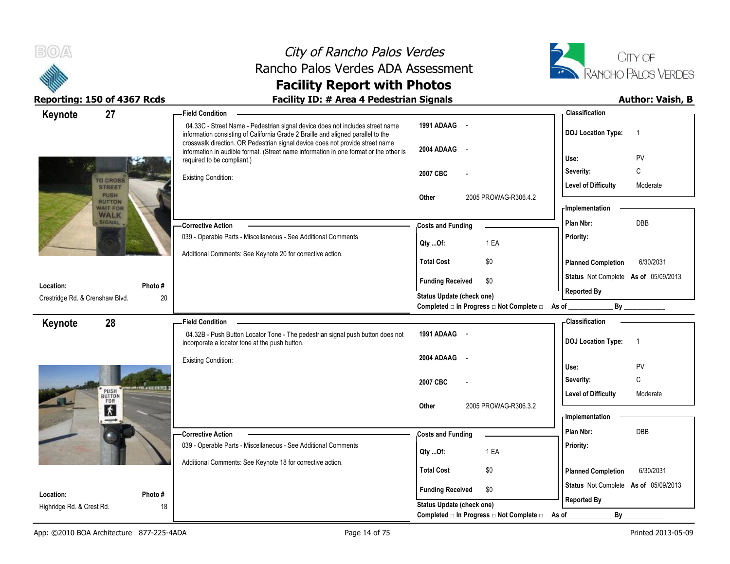# City of Rancho Palos Verdes
## Rancho Palos Verdes ADA Assessment
## Facility Report with Photos

**Reporting: 150 of 4367 Rcds** | **Facility ID: # Area 4 Pedestrian Signals** | **Author: Vaish, B**

---

## Keynote 27

**Location:** Crestridge Rd. & Crenshaw Blvd. | **Photo #** 20

**Field Condition**

04.33C - Street Name - Pedestrian signal device does not includes street name information consisting of California Grade 2 Braille and aligned parallel to the crosswalk direction. OR Pedestrian signal device does not provide street name information in audible format. (Street name information in one format or the other is required to be compliant.)

Existing Condition:

| | |
|---|---|
| 1991 ADAAG | - |
| 2004 ADAAG | - |
| 2007 CBC | - |
| Other | 2005 PROWAG-R306.4.2 |

**Classification**

| | |
|---|---|
| DOJ Location Type: | 1 |
| Use: | PV |
| Severity: | C |
| Level of Difficulty | Moderate |

**Corrective Action**

039 - Operable Parts - Miscellaneous - See Additional Comments

Additional Comments: See Keynote 20 for corrective action.

**Costs and Funding**

| | |
|---|---|
| Qty ...Of: | 1 EA |
| Total Cost | $0 |
| Funding Received | $0 |

**Implementation**

| | |
|---|---|
| Plan Nbr: | DBB |
| Priority: | |
| Planned Completion | 6/30/2031 |
| Status | Not Complete As of 05/09/2013 |
| Reported By | |

Status Update (check one)
Completed □ In Progress □ Not Complete □ As of ____________ By ____________

---

## Keynote 28

**Location:** Highridge Rd. & Crest Rd. | **Photo #** 18

**Field Condition**

04.32B - Push Button Locator Tone - The pedestrian signal push button does not incorporate a locator tone at the push button.

Existing Condition:

| | |
|---|---|
| 1991 ADAAG | - |
| 2004 ADAAG | - |
| 2007 CBC | - |
| Other | 2005 PROWAG-R306.3.2 |

**Classification**

| | |
|---|---|
| DOJ Location Type: | 1 |
| Use: | PV |
| Severity: | C |
| Level of Difficulty | Moderate |

**Corrective Action**

039 - Operable Parts - Miscellaneous - See Additional Comments

Additional Comments: See Keynote 18 for corrective action.

**Costs and Funding**

| | |
|---|---|
| Qty ...Of: | 1 EA |
| Total Cost | $0 |
| Funding Received | $0 |

**Implementation**

| | |
|---|---|
| Plan Nbr: | DBB |
| Priority: | |
| Planned Completion | 6/30/2031 |
| Status | Not Complete As of 05/09/2013 |
| Reported By | |

Status Update (check one)
Completed □ In Progress □ Not Complete □ As of ____________ By ____________

---

App: ©2010 BOA Architecture 877-225-4ADA | Printed 2013-05-09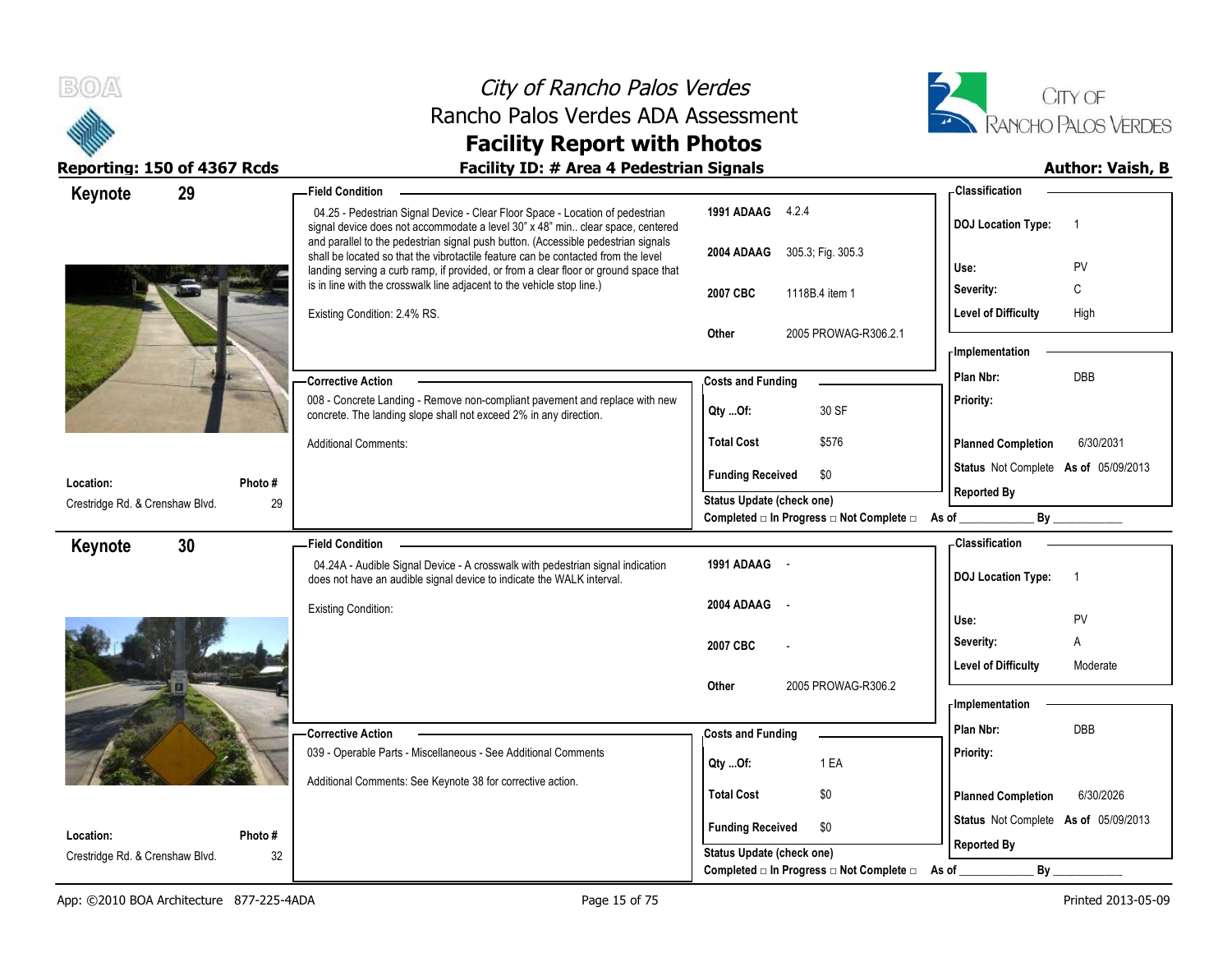# City of Rancho Palos Verdes
## Rancho Palos Verdes ADA Assessment
## Facility Report with Photos

**Reporting: 150 of 4367 Rcds** | **Facility ID: # Area 4 Pedestrian Signals** | **Author: Vaish, B**

---

## Keynote 29

**Location:** Crestridge Rd. & Crenshaw Blvd.
**Photo #:** 29

**Field Condition**

04.25 - Pedestrian Signal Device - Clear Floor Space - Location of pedestrian signal device does not accommodate a level 30" x 48" min.. clear space, centered and parallel to the pedestrian signal push button. (Accessible pedestrian signals shall be located so that the vibrotactile feature can be contacted from the level landing serving a curb ramp, if provided, or from a clear floor or ground space that is in line with the crosswalk line adjacent to the vehicle stop line.)

Existing Condition: 2.4% RS.

| Code | Reference |
| --- | --- |
| 1991 ADAAG | 4.2.4 |
| 2004 ADAAG | 305.3; Fig. 305.3 |
| 2007 CBC | 1118B.4 item 1 |
| Other | 2005 PROWAG-R306.2.1 |

**Classification**

| | |
| --- | --- |
| DOJ Location Type: | 1 |
| Use: | PV |
| Severity: | C |
| Level of Difficulty | High |

**Corrective Action**

008 - Concrete Landing - Remove non-compliant pavement and replace with new concrete. The landing slope shall not exceed 2% in any direction.

Additional Comments:

**Costs and Funding**

| | |
| --- | --- |
| Qty ...Of: | 30 SF |
| Total Cost | $576 |
| Funding Received | $0 |

**Implementation**

| | |
| --- | --- |
| Plan Nbr: | DBB |
| Priority: | |
| Planned Completion | 6/30/2031 |
| Status | Not Complete As of 05/09/2013 |
| Reported By | |

Status Update (check one)
Completed □ In Progress □ Not Complete □ As of ____________ By ____________

---

## Keynote 30

**Location:** Crestridge Rd. & Crenshaw Blvd.
**Photo #:** 32

**Field Condition**

04.24A - Audible Signal Device - A crosswalk with pedestrian signal indication does not have an audible signal device to indicate the WALK interval.

Existing Condition:

| Code | Reference |
| --- | --- |
| 1991 ADAAG | - |
| 2004 ADAAG | - |
| 2007 CBC | - |
| Other | 2005 PROWAG-R306.2 |

**Classification**

| | |
| --- | --- |
| DOJ Location Type: | 1 |
| Use: | PV |
| Severity: | A |
| Level of Difficulty | Moderate |

**Corrective Action**

039 - Operable Parts - Miscellaneous - See Additional Comments

Additional Comments: See Keynote 38 for corrective action.

**Costs and Funding**

| | |
| --- | --- |
| Qty ...Of: | 1 EA |
| Total Cost | $0 |
| Funding Received | $0 |

**Implementation**

| | |
| --- | --- |
| Plan Nbr: | DBB |
| Priority: | |
| Planned Completion | 6/30/2026 |
| Status | Not Complete As of 05/09/2013 |
| Reported By | |

Status Update (check one)
Completed □ In Progress □ Not Complete □ As of ____________ By ____________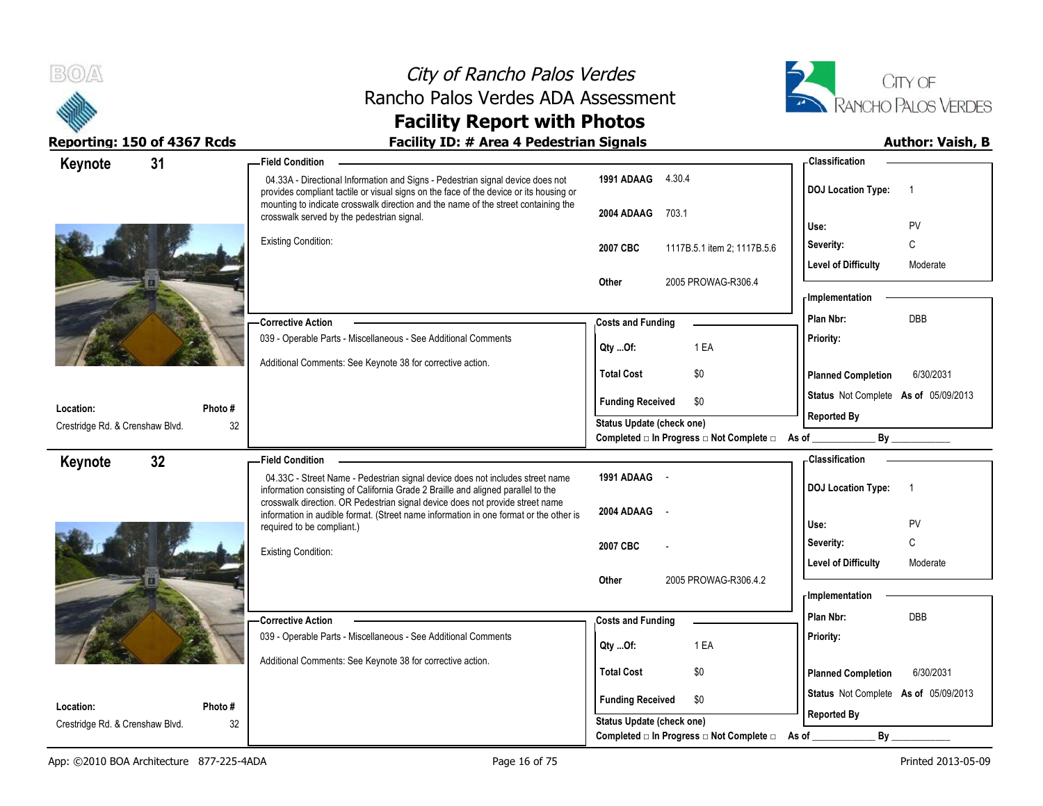# City of Rancho Palos Verdes
## Rancho Palos Verdes ADA Assessment
## Facility Report with Photos

**Reporting: 150 of 4367 Rcds** | **Facility ID: # Area 4 Pedestrian Signals** | **Author: Vaish, B**

---

## Keynote 31

**Location:** Crestridge Rd. & Crenshaw Blvd.
**Photo #:** 32

**Field Condition**

04.33A - Directional Information and Signs - Pedestrian signal device does not provides compliant tactile or visual signs on the face of the device or its housing or mounting to indicate crosswalk direction and the name of the street containing the crosswalk served by the pedestrian signal.

Existing Condition:

| | |
|---|---|
| 1991 ADAAG | 4.30.4 |
| 2004 ADAAG | 703.1 |
| 2007 CBC | 1117B.5.1 item 2; 1117B.5.6 |
| Other | 2005 PROWAG-R306.4 |

**Classification**

| | |
|---|---|
| DOJ Location Type: | 1 |
| Use: | PV |
| Severity: | C |
| Level of Difficulty | Moderate |

**Corrective Action**

039 - Operable Parts - Miscellaneous - See Additional Comments

Additional Comments: See Keynote 38 for corrective action.

**Costs and Funding**

| | |
|---|---|
| Qty ...Of: | 1 EA |
| Total Cost | $0 |
| Funding Received | $0 |

Status Update (check one)
Completed □ In Progress □ Not Complete □ As of ____________ By ____________

**Implementation**

| | |
|---|---|
| Plan Nbr: | DBB |
| Priority: | |
| Planned Completion | 6/30/2031 |
| Status | Not Complete As of 05/09/2013 |
| Reported By | |

---

## Keynote 32

**Location:** Crestridge Rd. & Crenshaw Blvd.
**Photo #:** 32

**Field Condition**

04.33C - Street Name - Pedestrian signal device does not includes street name information consisting of California Grade 2 Braille and aligned parallel to the crosswalk direction. OR Pedestrian signal device does not provide street name information in audible format. (Street name information in one format or the other is required to be compliant.)

Existing Condition:

| | |
|---|---|
| 1991 ADAAG | - |
| 2004 ADAAG | - |
| 2007 CBC | - |
| Other | 2005 PROWAG-R306.4.2 |

**Classification**

| | |
|---|---|
| DOJ Location Type: | 1 |
| Use: | PV |
| Severity: | C |
| Level of Difficulty | Moderate |

**Corrective Action**

039 - Operable Parts - Miscellaneous - See Additional Comments

Additional Comments: See Keynote 38 for corrective action.

**Costs and Funding**

| | |
|---|---|
| Qty ...Of: | 1 EA |
| Total Cost | $0 |
| Funding Received | $0 |

Status Update (check one)
Completed □ In Progress □ Not Complete □ As of ____________ By ____________

**Implementation**

| | |
|---|---|
| Plan Nbr: | DBB |
| Priority: | |
| Planned Completion | 6/30/2031 |
| Status | Not Complete As of 05/09/2013 |
| Reported By | |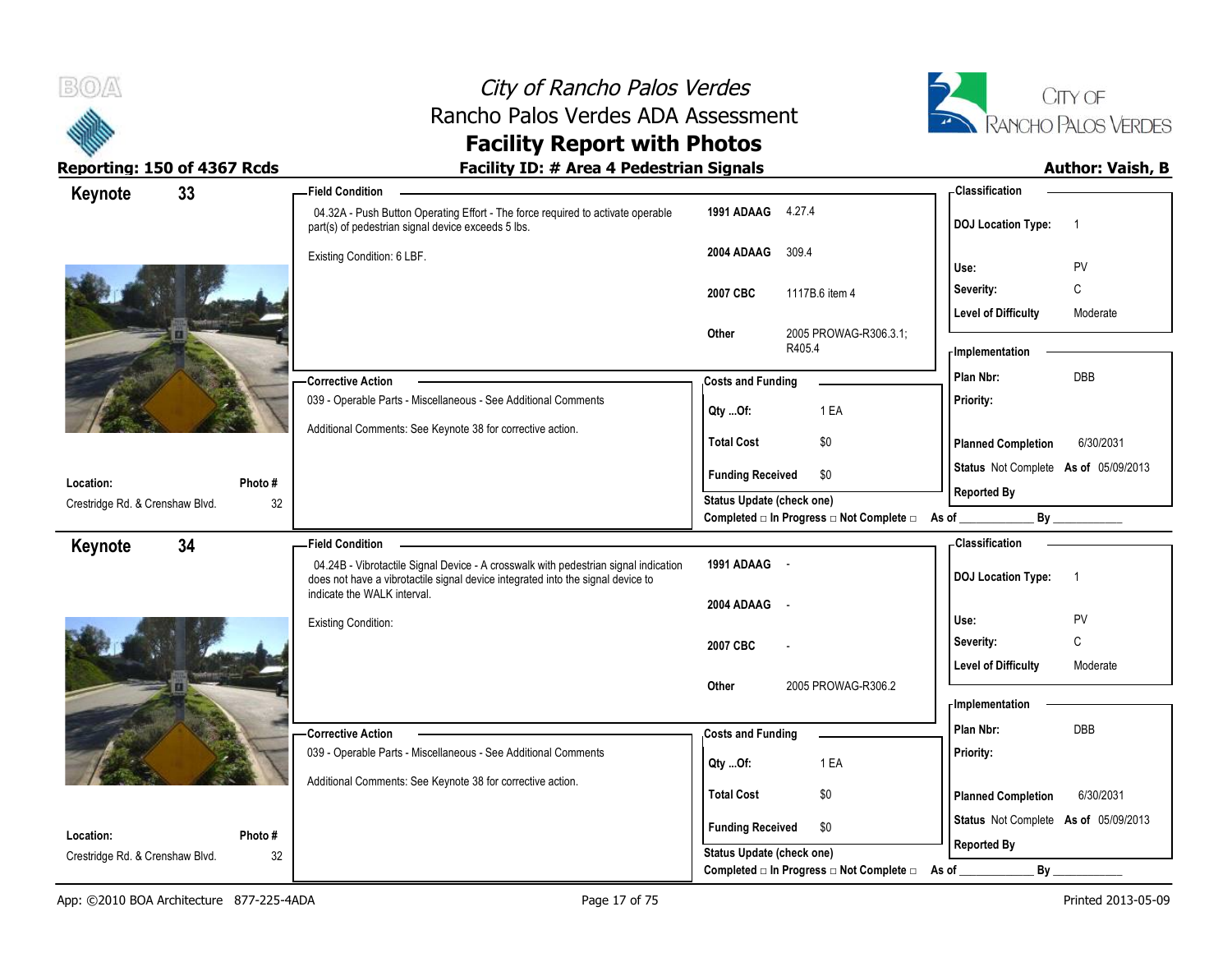**Facility ID: # Area 4 Pedestrian Signals**

## Keynote 33

**Location:** Crestridge Rd. & Crenshaw Blvd.
**Photo #:** 32

**Field Condition**

04.32A - Push Button Operating Effort - The force required to activate operable part(s) of pedestrian signal device exceeds 5 lbs.

Existing Condition: 6 LBF.

| | |
|---|---|
| **1991 ADAAG** | 4.27.4 |
| **2004 ADAAG** | 309.4 |
| **2007 CBC** | 1117B.6 item 4 |
| **Other** | 2005 PROWAG-R306.3.1; R405.4 |

**Classification**

| | |
|---|---|
| **DOJ Location Type:** | 1 |
| **Use:** | PV |
| **Severity:** | C |
| **Level of Difficulty** | Moderate |

**Corrective Action**

039 - Operable Parts - Miscellaneous - See Additional Comments

Additional Comments: See Keynote 38 for corrective action.

**Costs and Funding**

| | |
|---|---|
| **Qty ...Of:** | 1 EA |
| **Total Cost** | $0 |
| **Funding Received** | $0 |

**Status Update (check one)**
Completed □ In Progress □ Not Complete □ As of ____________ By ____________

**Implementation**

| | |
|---|---|
| **Plan Nbr:** | DBB |
| **Priority:** | |
| **Planned Completion** | 6/30/2031 |
| **Status** | Not Complete **As of** 05/09/2013 |
| **Reported By** | |

## Keynote 34

**Location:** Crestridge Rd. & Crenshaw Blvd.
**Photo #:** 32

**Field Condition**

04.24B - Vibrotactile Signal Device - A crosswalk with pedestrian signal indication does not have a vibrotactile signal device integrated into the signal device to indicate the WALK interval.

Existing Condition:

| | |
|---|---|
| **1991 ADAAG** | - |
| **2004 ADAAG** | - |
| **2007 CBC** | - |
| **Other** | 2005 PROWAG-R306.2 |

**Classification**

| | |
|---|---|
| **DOJ Location Type:** | 1 |
| **Use:** | PV |
| **Severity:** | C |
| **Level of Difficulty** | Moderate |

**Corrective Action**

039 - Operable Parts - Miscellaneous - See Additional Comments

Additional Comments: See Keynote 38 for corrective action.

**Costs and Funding**

| | |
|---|---|
| **Qty ...Of:** | 1 EA |
| **Total Cost** | $0 |
| **Funding Received** | $0 |

**Status Update (check one)**
Completed □ In Progress □ Not Complete □ As of ____________ By ____________

**Implementation**

| | |
|---|---|
| **Plan Nbr:** | DBB |
| **Priority:** | |
| **Planned Completion** | 6/30/2031 |
| **Status** | Not Complete **As of** 05/09/2013 |
| **Reported By** | |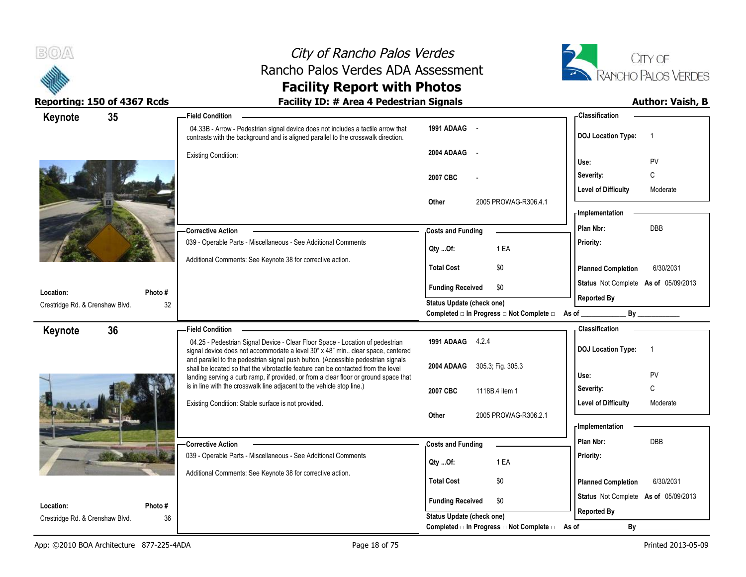City of Rancho Palos Verdes
Rancho Palos Verdes ADA Assessment
**Facility Report with Photos**

**Reporting: 150 of 4367 Rcds**

**Facility ID: # Area 4 Pedestrian Signals**

**Author: Vaish, B**

## Keynote 35

**Field Condition**

04.33B - Arrow - Pedestrian signal device does not includes a tactile arrow that contrasts with the background and is aligned parallel to the crosswalk direction.

Existing Condition:

| | |
|---|---|
| **1991 ADAAG** | - |
| **2004 ADAAG** | - |
| **2007 CBC** | - |
| **Other** | 2005 PROWAG-R306.4.1 |

**Corrective Action**

039 - Operable Parts - Miscellaneous - See Additional Comments

Additional Comments: See Keynote 38 for corrective action.

**Costs and Funding**

| | |
|---|---|
| **Qty ...Of:** | 1 EA |
| **Total Cost** | $0 |
| **Funding Received** | $0 |

**Status Update (check one)**
Completed □ In Progress □ Not Complete □ As of ____________ By ____________

**Classification**

| | |
|---|---|
| **DOJ Location Type:** | 1 |
| **Use:** | PV |
| **Severity:** | C |
| **Level of Difficulty** | Moderate |

**Implementation**

| | |
|---|---|
| **Plan Nbr:** | DBB |
| **Priority:** | |
| **Planned Completion** | 6/30/2031 |
| **Status** Not Complete | **As of** 05/09/2013 |
| **Reported By** | |

**Location:** Crestridge Rd. & Crenshaw Blvd.
**Photo #** 32

## Keynote 36

**Field Condition**

04.25 - Pedestrian Signal Device - Clear Floor Space - Location of pedestrian signal device does not accommodate a level 30" x 48" min.. clear space, centered and parallel to the pedestrian signal push button. (Accessible pedestrian signals shall be located so that the vibrotactile feature can be contacted from the level landing serving a curb ramp, if provided, or from a clear floor or ground space that is in line with the crosswalk line adjacent to the vehicle stop line.)

Existing Condition: Stable surface is not provided.

| | |
|---|---|
| **1991 ADAAG** | 4.2.4 |
| **2004 ADAAG** | 305.3; Fig. 305.3 |
| **2007 CBC** | 1118B.4 item 1 |
| **Other** | 2005 PROWAG-R306.2.1 |

**Corrective Action**

039 - Operable Parts - Miscellaneous - See Additional Comments

Additional Comments: See Keynote 38 for corrective action.

**Costs and Funding**

| | |
|---|---|
| **Qty ...Of:** | 1 EA |
| **Total Cost** | $0 |
| **Funding Received** | $0 |

**Status Update (check one)**
Completed □ In Progress □ Not Complete □ As of ____________ By ____________

**Classification**

| | |
|---|---|
| **DOJ Location Type:** | 1 |
| **Use:** | PV |
| **Severity:** | C |
| **Level of Difficulty** | Moderate |

**Implementation**

| | |
|---|---|
| **Plan Nbr:** | DBB |
| **Priority:** | |
| **Planned Completion** | 6/30/2031 |
| **Status** Not Complete | **As of** 05/09/2013 |
| **Reported By** | |

**Location:** Crestridge Rd. & Crenshaw Blvd.
**Photo #** 36

App: ©2010 BOA Architecture 877-225-4ADA

Printed 2013-05-09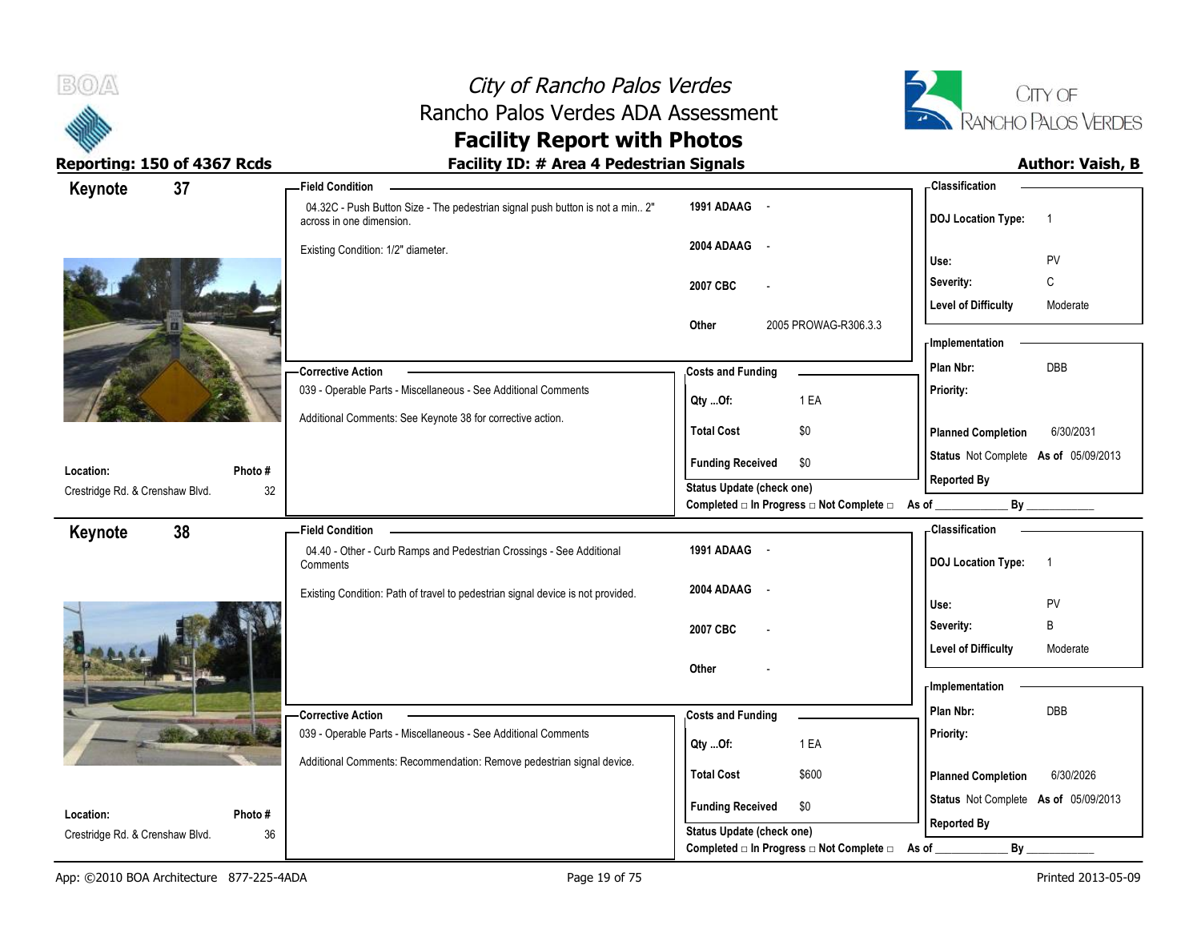# City of Rancho Palos Verdes
## Rancho Palos Verdes ADA Assessment
## Facility Report with Photos

**Reporting: 150 of 4367 Rcds** | **Facility ID: # Area 4 Pedestrian Signals** | **Author: Vaish, B**

---

## Keynote 37

**Location:** Crestridge Rd. & Crenshaw Blvd.
**Photo #:** 32

**Field Condition**

04.32C - Push Button Size - The pedestrian signal push button is not a min.. 2" across in one dimension.

Existing Condition: 1/2" diameter.

| | |
|---|---|
| 1991 ADAAG | - |
| 2004 ADAAG | - |
| 2007 CBC | - |
| Other | 2005 PROWAG-R306.3.3 |

**Corrective Action**

039 - Operable Parts - Miscellaneous - See Additional Comments

Additional Comments: See Keynote 38 for corrective action.

**Costs and Funding**

| | |
|---|---|
| Qty ...Of: | 1 EA |
| Total Cost | $0 |
| Funding Received | $0 |

**Status Update (check one)**
Completed □ In Progress □ Not Complete □ As of ____________ By ____________

**Classification**

| | |
|---|---|
| DOJ Location Type: | 1 |
| Use: | PV |
| Severity: | C |
| Level of Difficulty | Moderate |

**Implementation**

| | |
|---|---|
| Plan Nbr: | DBB |
| Priority: | |
| Planned Completion | 6/30/2031 |
| Status | Not Complete As of 05/09/2013 |
| Reported By | |

---

## Keynote 38

**Location:** Crestridge Rd. & Crenshaw Blvd.
**Photo #:** 36

**Field Condition**

04.40 - Other - Curb Ramps and Pedestrian Crossings - See Additional Comments

Existing Condition: Path of travel to pedestrian signal device is not provided.

| | |
|---|---|
| 1991 ADAAG | - |
| 2004 ADAAG | - |
| 2007 CBC | - |
| Other | - |

**Corrective Action**

039 - Operable Parts - Miscellaneous - See Additional Comments

Additional Comments: Recommendation: Remove pedestrian signal device.

**Costs and Funding**

| | |
|---|---|
| Qty ...Of: | 1 EA |
| Total Cost | $600 |
| Funding Received | $0 |

**Status Update (check one)**
Completed □ In Progress □ Not Complete □ As of ____________ By ____________

**Classification**

| | |
|---|---|
| DOJ Location Type: | 1 |
| Use: | PV |
| Severity: | B |
| Level of Difficulty | Moderate |

**Implementation**

| | |
|---|---|
| Plan Nbr: | DBB |
| Priority: | |
| Planned Completion | 6/30/2026 |
| Status | Not Complete As of 05/09/2013 |
| Reported By | |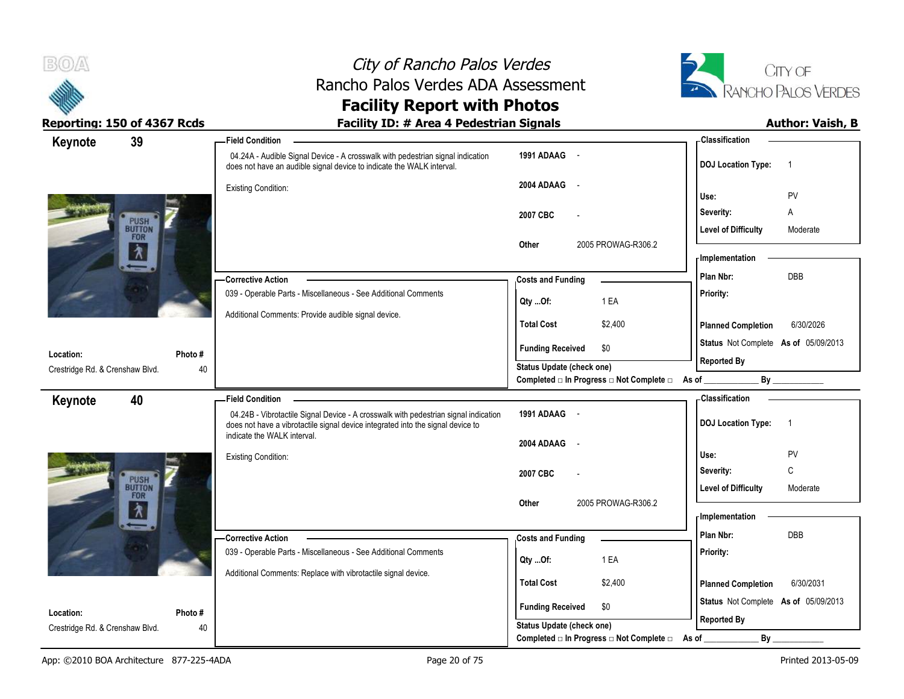# City of Rancho Palos Verdes
## Rancho Palos Verdes ADA Assessment
## Facility Report with Photos

**Reporting: 150 of 4367 Rcds** | **Facility ID: # Area 4 Pedestrian Signals** | **Author: Vaish, B**

---

### Keynote 39

**Field Condition**

04.24A - Audible Signal Device - A crosswalk with pedestrian signal indication does not have an audible signal device to indicate the WALK interval.

Existing Condition:

| | |
|---|---|
| 1991 ADAAG | - |
| 2004 ADAAG | - |
| 2007 CBC | - |
| Other | 2005 PROWAG-R306.2 |

**Classification**

| | |
|---|---|
| DOJ Location Type: | 1 |
| Use: | PV |
| Severity: | A |
| Level of Difficulty | Moderate |

**Corrective Action**

039 - Operable Parts - Miscellaneous - See Additional Comments

Additional Comments: Provide audible signal device.

**Costs and Funding**

| | |
|---|---|
| Qty ...Of: | 1 EA |
| Total Cost | $2,400 |
| Funding Received | $0 |

Status Update (check one)
Completed □ In Progress □ Not Complete □ As of ____________ By ____________

**Implementation**

| | |
|---|---|
| Plan Nbr: | DBB |
| Priority: | |
| Planned Completion | 6/30/2026 |
| Status | Not Complete As of 05/09/2013 |
| Reported By | |

**Location:** Crestridge Rd. & Crenshaw Blvd.
**Photo #** 40

---

### Keynote 40

**Field Condition**

04.24B - Vibrotactile Signal Device - A crosswalk with pedestrian signal indication does not have a vibrotactile signal device integrated into the signal device to indicate the WALK interval.

Existing Condition:

| | |
|---|---|
| 1991 ADAAG | - |
| 2004 ADAAG | - |
| 2007 CBC | - |
| Other | 2005 PROWAG-R306.2 |

**Classification**

| | |
|---|---|
| DOJ Location Type: | 1 |
| Use: | PV |
| Severity: | C |
| Level of Difficulty | Moderate |

**Corrective Action**

039 - Operable Parts - Miscellaneous - See Additional Comments

Additional Comments: Replace with vibrotactile signal device.

**Costs and Funding**

| | |
|---|---|
| Qty ...Of: | 1 EA |
| Total Cost | $2,400 |
| Funding Received | $0 |

Status Update (check one)
Completed □ In Progress □ Not Complete □ As of ____________ By ____________

**Implementation**

| | |
|---|---|
| Plan Nbr: | DBB |
| Priority: | |
| Planned Completion | 6/30/2031 |
| Status | Not Complete As of 05/09/2013 |
| Reported By | |

**Location:** Crestridge Rd. & Crenshaw Blvd.
**Photo #** 40

---

App: ©2010 BOA Architecture 877-225-4ADA | Printed 2013-05-09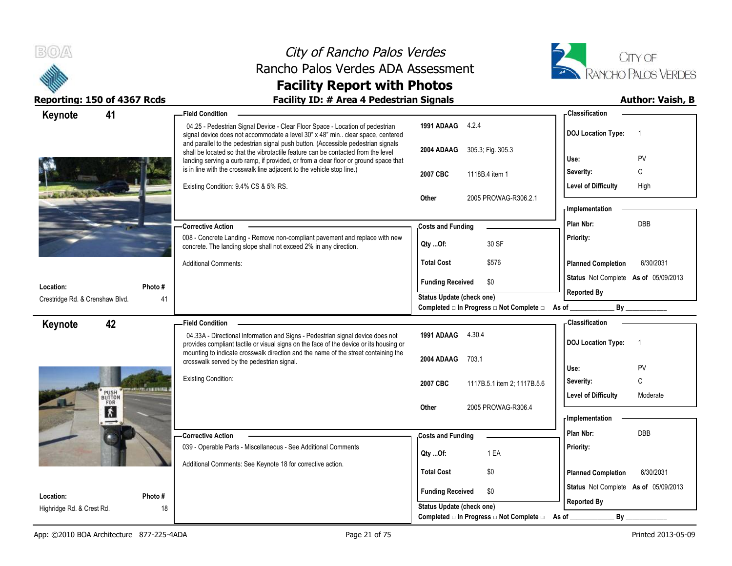# City of Rancho Palos Verdes
## Rancho Palos Verdes ADA Assessment
## Facility Report with Photos

**Reporting: 150 of 4367 Rcds** | **Facility ID: # Area 4 Pedestrian Signals** | **Author: Vaish, B**

---

## Keynote 41

**Field Condition**

04.25 - Pedestrian Signal Device - Clear Floor Space - Location of pedestrian signal device does not accommodate a level 30" x 48" min.. clear space, centered and parallel to the pedestrian signal push button. (Accessible pedestrian signals shall be located so that the vibrotactile feature can be contacted from the level landing serving a curb ramp, if provided, or from a clear floor or ground space that is in line with the crosswalk line adjacent to the vehicle stop line.)

Existing Condition: 9.4% CS & 5% RS.

| | |
|---|---|
| 1991 ADAAG | 4.2.4 |
| 2004 ADAAG | 305.3; Fig. 305.3 |
| 2007 CBC | 1118B.4 item 1 |
| Other | 2005 PROWAG-R306.2.1 |

**Classification**

| | |
|---|---|
| DOJ Location Type: | 1 |
| Use: | PV |
| Severity: | C |
| Level of Difficulty | High |

**Corrective Action**

008 - Concrete Landing - Remove non-compliant pavement and replace with new concrete. The landing slope shall not exceed 2% in any direction.

Additional Comments:

**Costs and Funding**

| | |
|---|---|
| Qty ...Of: | 30 SF |
| Total Cost | $576 |
| Funding Received | $0 |

Status Update (check one)
Completed □ In Progress □ Not Complete □ As of ____________ By ____________

**Implementation**

| | |
|---|---|
| Plan Nbr: | DBB |
| Priority: | |
| Planned Completion | 6/30/2031 |
| Status | Not Complete As of 05/09/2013 |
| Reported By | |

**Location:** Crestridge Rd. & Crenshaw Blvd. | **Photo #** 41

---

## Keynote 42

**Field Condition**

04.33A - Directional Information and Signs - Pedestrian signal device does not provides compliant tactile or visual signs on the face of the device or its housing or mounting to indicate crosswalk direction and the name of the street containing the crosswalk served by the pedestrian signal.

Existing Condition:

| | |
|---|---|
| 1991 ADAAG | 4.30.4 |
| 2004 ADAAG | 703.1 |
| 2007 CBC | 1117B.5.1 item 2; 1117B.5.6 |
| Other | 2005 PROWAG-R306.4 |

**Classification**

| | |
|---|---|
| DOJ Location Type: | 1 |
| Use: | PV |
| Severity: | C |
| Level of Difficulty | Moderate |

**Corrective Action**

039 - Operable Parts - Miscellaneous - See Additional Comments

Additional Comments: See Keynote 18 for corrective action.

**Costs and Funding**

| | |
|---|---|
| Qty ...Of: | 1 EA |
| Total Cost | $0 |
| Funding Received | $0 |

Status Update (check one)
Completed □ In Progress □ Not Complete □ As of ____________ By ____________

**Implementation**

| | |
|---|---|
| Plan Nbr: | DBB |
| Priority: | |
| Planned Completion | 6/30/2031 |
| Status | Not Complete As of 05/09/2013 |
| Reported By | |

**Location:** Highridge Rd. & Crest Rd. | **Photo #** 18

---

App: ©2010 BOA Architecture 877-225-4ADA | Printed 2013-05-09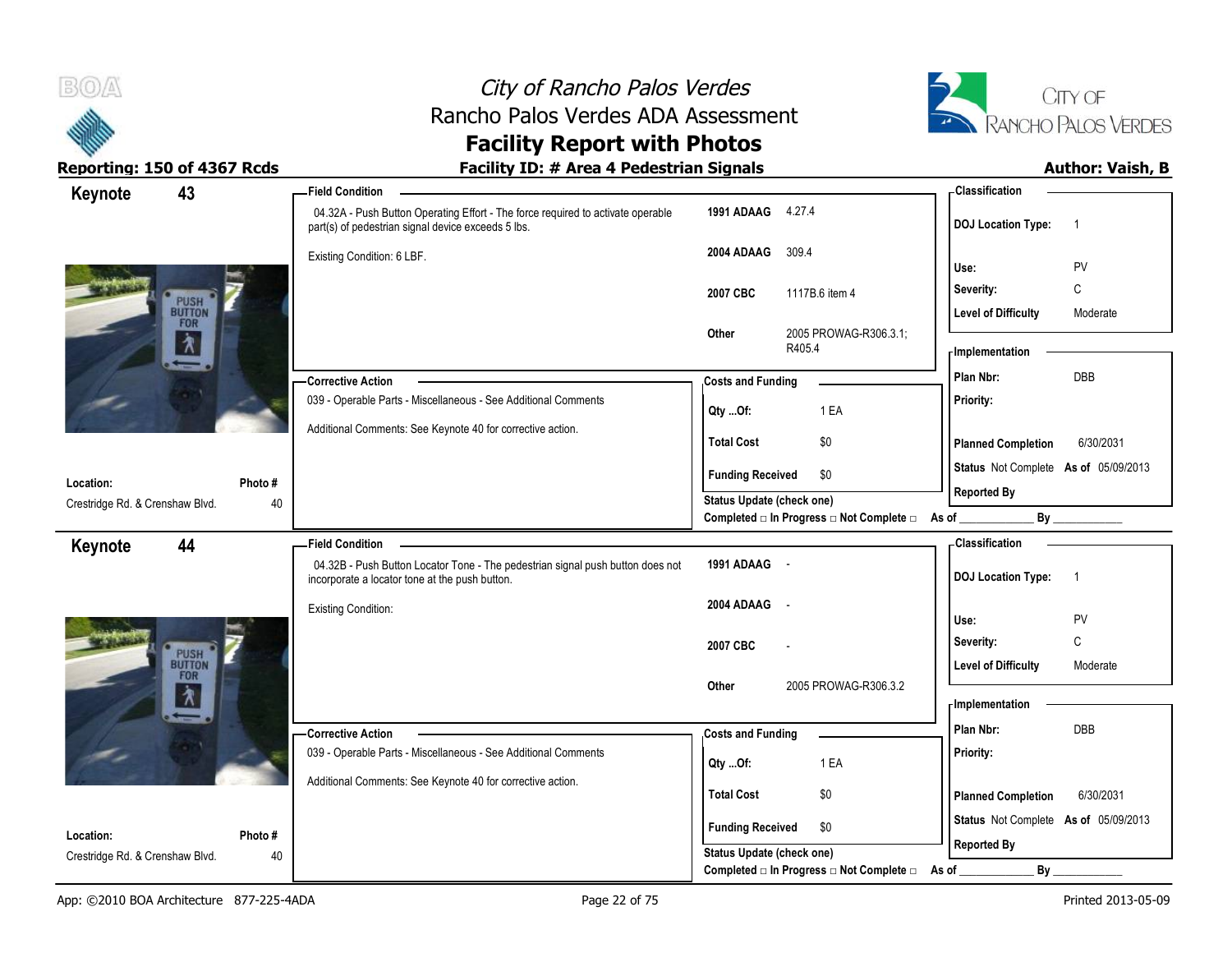# City of Rancho Palos Verdes
## Rancho Palos Verdes ADA Assessment
## Facility Report with Photos

**Reporting: 150 of 4367 Rcds** — **Facility ID: # Area 4 Pedestrian Signals** — **Author: Vaish, B**

---

## Keynote 43

**Location:** Crestridge Rd. & Crenshaw Blvd.
**Photo #:** 40

**Field Condition**

04.32A - Push Button Operating Effort - The force required to activate operable part(s) of pedestrian signal device exceeds 5 lbs.

Existing Condition: 6 LBF.

| | |
|---|---|
| 1991 ADAAG | 4.27.4 |
| 2004 ADAAG | 309.4 |
| 2007 CBC | 1117B.6 item 4 |
| Other | 2005 PROWAG-R306.3.1; R405.4 |

**Corrective Action**

039 - Operable Parts - Miscellaneous - See Additional Comments

Additional Comments: See Keynote 40 for corrective action.

**Costs and Funding**

| | |
|---|---|
| Qty ...Of: | 1 EA |
| Total Cost | $0 |
| Funding Received | $0 |

Status Update (check one)
Completed □ In Progress □ Not Complete □ As of ____________ By ____________

**Classification**

| | |
|---|---|
| DOJ Location Type: | 1 |
| Use: | PV |
| Severity: | C |
| Level of Difficulty | Moderate |

**Implementation**

| | |
|---|---|
| Plan Nbr: | DBB |
| Priority: | |
| Planned Completion | 6/30/2031 |
| Status | Not Complete As of 05/09/2013 |
| Reported By | |

---

## Keynote 44

**Location:** Crestridge Rd. & Crenshaw Blvd.
**Photo #:** 40

**Field Condition**

04.32B - Push Button Locator Tone - The pedestrian signal push button does not incorporate a locator tone at the push button.

Existing Condition:

| | |
|---|---|
| 1991 ADAAG | - |
| 2004 ADAAG | - |
| 2007 CBC | - |
| Other | 2005 PROWAG-R306.3.2 |

**Corrective Action**

039 - Operable Parts - Miscellaneous - See Additional Comments

Additional Comments: See Keynote 40 for corrective action.

**Costs and Funding**

| | |
|---|---|
| Qty ...Of: | 1 EA |
| Total Cost | $0 |
| Funding Received | $0 |

Status Update (check one)
Completed □ In Progress □ Not Complete □ As of ____________ By ____________

**Classification**

| | |
|---|---|
| DOJ Location Type: | 1 |
| Use: | PV |
| Severity: | C |
| Level of Difficulty | Moderate |

**Implementation**

| | |
|---|---|
| Plan Nbr: | DBB |
| Priority: | |
| Planned Completion | 6/30/2031 |
| Status | Not Complete As of 05/09/2013 |
| Reported By | |

App: ©2010 BOA Architecture 877-225-4ADA — Printed 2013-05-09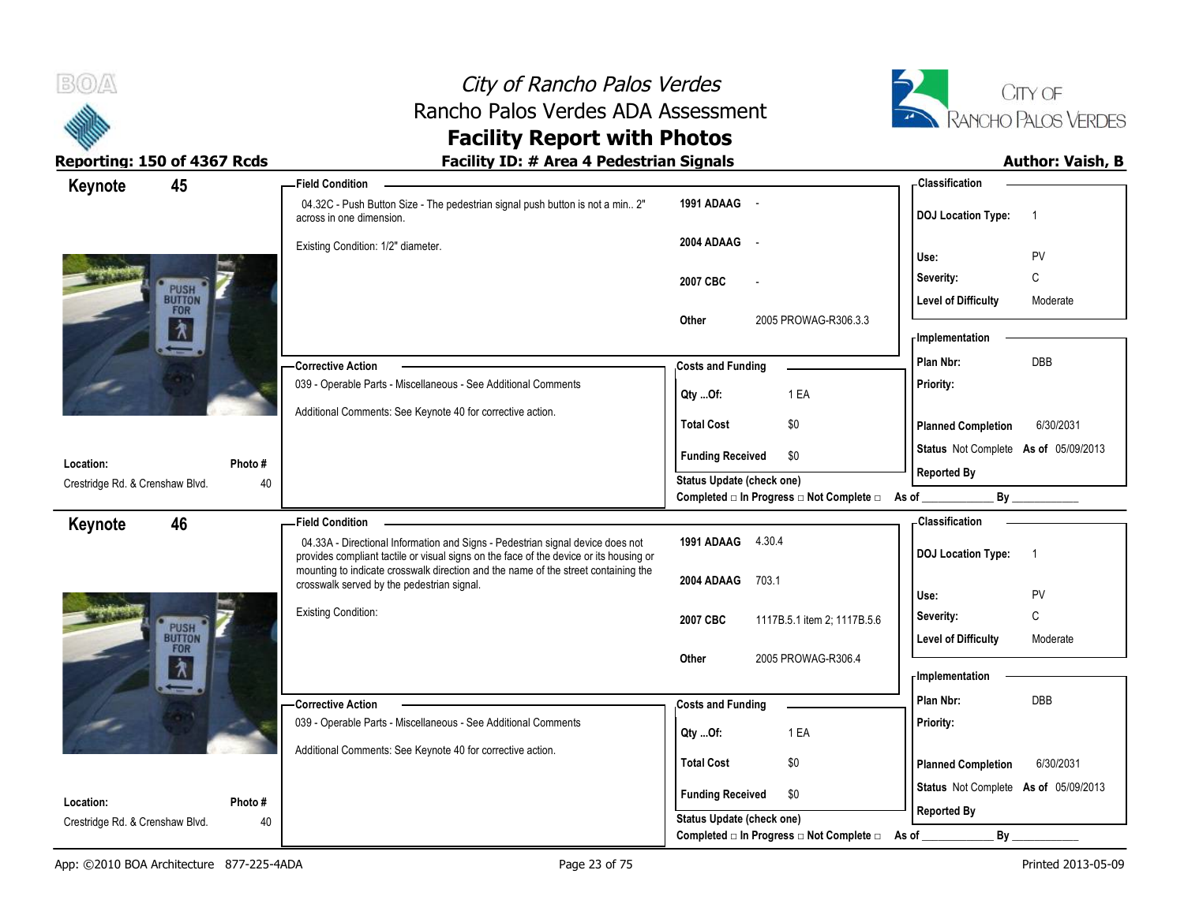## Keynote 45

**Field Condition**

04.32C - Push Button Size - The pedestrian signal push button is not a min.. 2" across in one dimension.

Existing Condition: 1/2" diameter.

| | |
|---|---|
| 1991 ADAAG | - |
| 2004 ADAAG | - |
| 2007 CBC | - |
| Other | 2005 PROWAG-R306.3.3 |

**Classification**

| | |
|---|---|
| DOJ Location Type: | 1 |
| Use: | PV |
| Severity: | C |
| Level of Difficulty | Moderate |

**Corrective Action**

039 - Operable Parts - Miscellaneous - See Additional Comments

Additional Comments: See Keynote 40 for corrective action.

**Costs and Funding**

| | |
|---|---|
| Qty ...Of: | 1 EA |
| Total Cost | $0 |
| Funding Received | $0 |

Status Update (check one)

Completed □ In Progress □ Not Complete □ As of ____________ By ____________

**Implementation**

| | |
|---|---|
| Plan Nbr: | DBB |
| Priority: | |
| Planned Completion | 6/30/2031 |
| Status | Not Complete As of 05/09/2013 |
| Reported By | |

**Location:** Crestridge Rd. & Crenshaw Blvd.

**Photo #** 40

## Keynote 46

**Field Condition**

04.33A - Directional Information and Signs - Pedestrian signal device does not provides compliant tactile or visual signs on the face of the device or its housing or mounting to indicate crosswalk direction and the name of the street containing the crosswalk served by the pedestrian signal.

Existing Condition:

| | |
|---|---|
| 1991 ADAAG | 4.30.4 |
| 2004 ADAAG | 703.1 |
| 2007 CBC | 1117B.5.1 item 2; 1117B.5.6 |
| Other | 2005 PROWAG-R306.4 |

**Classification**

| | |
|---|---|
| DOJ Location Type: | 1 |
| Use: | PV |
| Severity: | C |
| Level of Difficulty | Moderate |

**Corrective Action**

039 - Operable Parts - Miscellaneous - See Additional Comments

Additional Comments: See Keynote 40 for corrective action.

**Costs and Funding**

| | |
|---|---|
| Qty ...Of: | 1 EA |
| Total Cost | $0 |
| Funding Received | $0 |

Status Update (check one)

Completed □ In Progress □ Not Complete □ As of ____________ By ____________

**Implementation**

| | |
|---|---|
| Plan Nbr: | DBB |
| Priority: | |
| Planned Completion | 6/30/2031 |
| Status | Not Complete As of 05/09/2013 |
| Reported By | |

**Location:** Crestridge Rd. & Crenshaw Blvd.

**Photo #** 40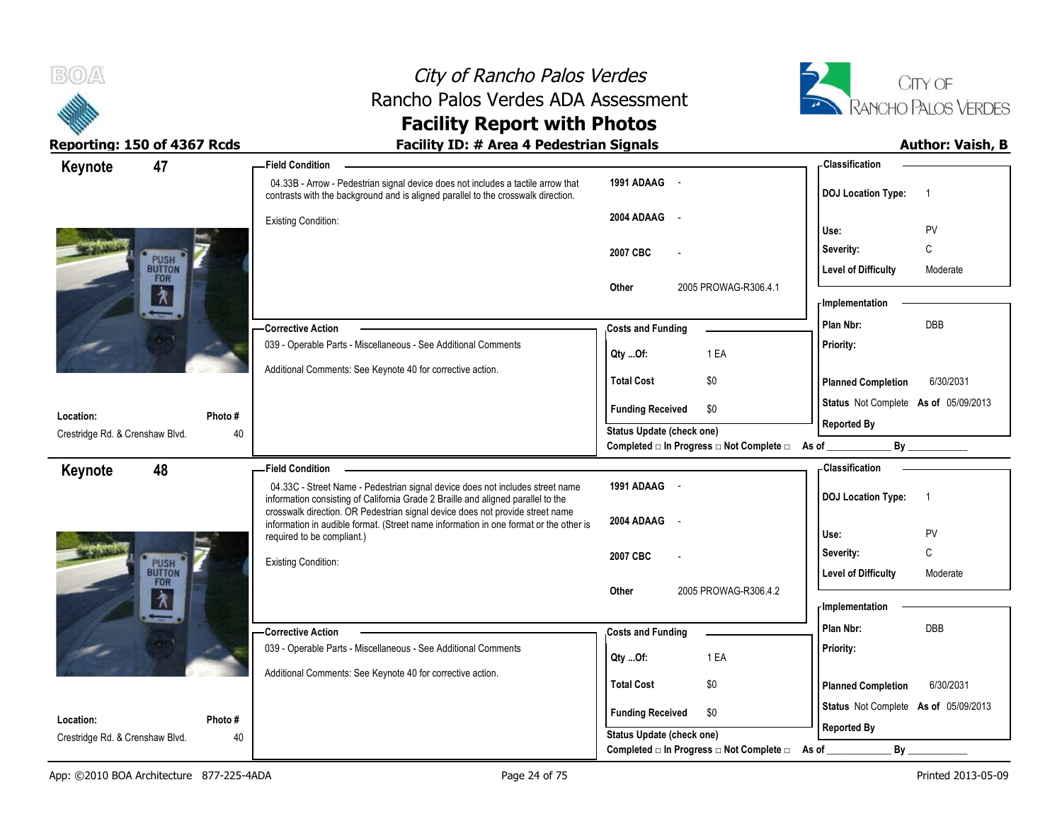# City of Rancho Palos Verdes
## Rancho Palos Verdes ADA Assessment
## Facility Report with Photos

**Reporting: 150 of 4367 Rcds** | **Facility ID: # Area 4 Pedestrian Signals** | **Author: Vaish, B**

---

### Keynote 47

**Field Condition**

04.33B - Arrow - Pedestrian signal device does not includes a tactile arrow that contrasts with the background and is aligned parallel to the crosswalk direction.

Existing Condition:

| | |
|---|---|
| 1991 ADAAG | - |
| 2004 ADAAG | - |
| 2007 CBC | - |
| Other | 2005 PROWAG-R306.4.1 |

**Corrective Action**

039 - Operable Parts - Miscellaneous - See Additional Comments

Additional Comments: See Keynote 40 for corrective action.

**Costs and Funding**

| | |
|---|---|
| Qty ...Of: | 1 EA |
| Total Cost | $0 |
| Funding Received | $0 |

Status Update (check one)
Completed □ In Progress □ Not Complete □ As of ____________ By ____________

**Classification**

| | |
|---|---|
| DOJ Location Type: | 1 |
| Use: | PV |
| Severity: | C |
| Level of Difficulty | Moderate |

**Implementation**

| | |
|---|---|
| Plan Nbr: | DBB |
| Priority: | |
| Planned Completion | 6/30/2031 |
| Status | Not Complete As of 05/09/2013 |
| Reported By | |

| Location: | Photo # |
|---|---|
| Crestridge Rd. & Crenshaw Blvd. | 40 |

---

### Keynote 48

**Field Condition**

04.33C - Street Name - Pedestrian signal device does not includes street name information consisting of California Grade 2 Braille and aligned parallel to the crosswalk direction. OR Pedestrian signal device does not provide street name information in audible format. (Street name information in one format or the other is required to be compliant.)

Existing Condition:

| | |
|---|---|
| 1991 ADAAG | - |
| 2004 ADAAG | - |
| 2007 CBC | - |
| Other | 2005 PROWAG-R306.4.2 |

**Corrective Action**

039 - Operable Parts - Miscellaneous - See Additional Comments

Additional Comments: See Keynote 40 for corrective action.

**Costs and Funding**

| | |
|---|---|
| Qty ...Of: | 1 EA |
| Total Cost | $0 |
| Funding Received | $0 |

Status Update (check one)
Completed □ In Progress □ Not Complete □ As of ____________ By ____________

**Classification**

| | |
|---|---|
| DOJ Location Type: | 1 |
| Use: | PV |
| Severity: | C |
| Level of Difficulty | Moderate |

**Implementation**

| | |
|---|---|
| Plan Nbr: | DBB |
| Priority: | |
| Planned Completion | 6/30/2031 |
| Status | Not Complete As of 05/09/2013 |
| Reported By | |

| Location: | Photo # |
|---|---|
| Crestridge Rd. & Crenshaw Blvd. | 40 |

App: ©2010 BOA Architecture 877-225-4ADA | Printed 2013-05-09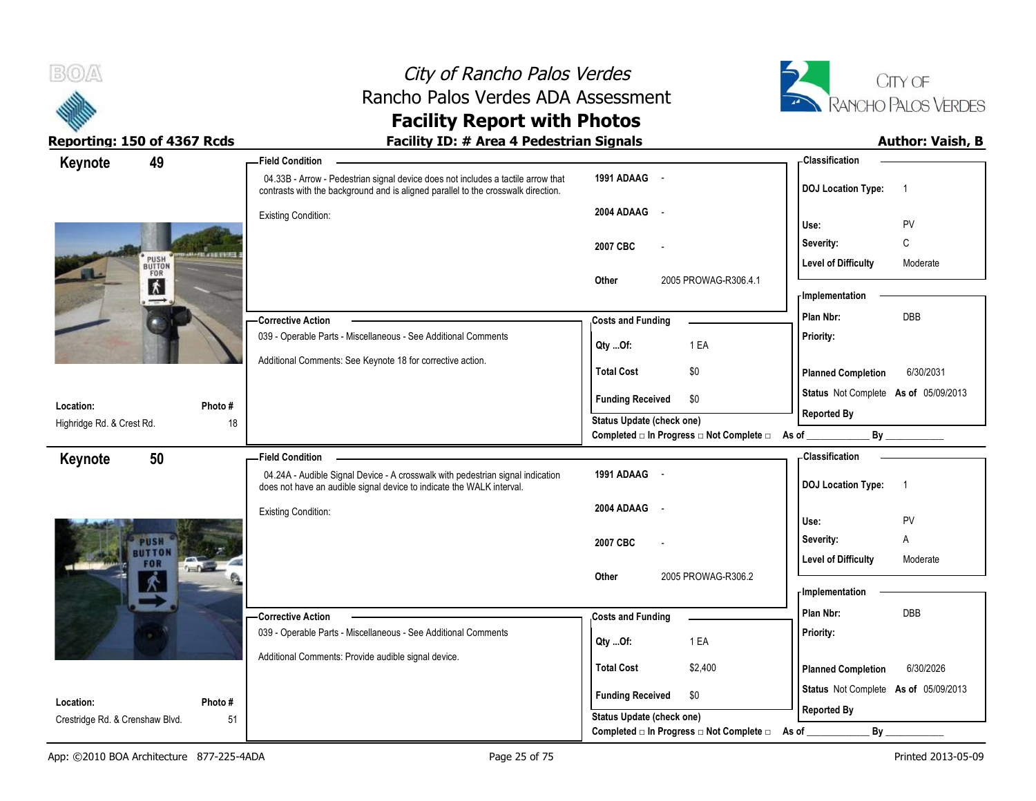# City of Rancho Palos Verdes
## Rancho Palos Verdes ADA Assessment
## Facility Report with Photos

**Reporting: 150 of 4367 Rcds** | **Facility ID: # Area 4 Pedestrian Signals** | **Author: Vaish, B**

---

## Keynote 49

**Field Condition**

04.33B - Arrow - Pedestrian signal device does not includes a tactile arrow that contrasts with the background and is aligned parallel to the crosswalk direction.

Existing Condition:

| | |
|---|---|
| 1991 ADAAG | - |
| 2004 ADAAG | - |
| 2007 CBC | - |
| Other | 2005 PROWAG-R306.4.1 |

**Corrective Action**

039 - Operable Parts - Miscellaneous - See Additional Comments

Additional Comments: See Keynote 18 for corrective action.

**Costs and Funding**

| | |
|---|---|
| Qty ...Of: | 1 EA |
| Total Cost | $0 |
| Funding Received | $0 |

Status Update (check one)
Completed □ In Progress □ Not Complete □ As of ____________ By ____________

**Classification**

| | |
|---|---|
| DOJ Location Type: | 1 |
| Use: | PV |
| Severity: | C |
| Level of Difficulty | Moderate |

**Implementation**

| | |
|---|---|
| Plan Nbr: | DBB |
| Priority: | |
| Planned Completion | 6/30/2031 |
| Status | Not Complete As of 05/09/2013 |
| Reported By | |

| Location: | Photo # |
|---|---|
| Highridge Rd. & Crest Rd. | 18 |

---

## Keynote 50

**Field Condition**

04.24A - Audible Signal Device - A crosswalk with pedestrian signal indication does not have an audible signal device to indicate the WALK interval.

Existing Condition:

| | |
|---|---|
| 1991 ADAAG | - |
| 2004 ADAAG | - |
| 2007 CBC | - |
| Other | 2005 PROWAG-R306.2 |

**Corrective Action**

039 - Operable Parts - Miscellaneous - See Additional Comments

Additional Comments: Provide audible signal device.

**Costs and Funding**

| | |
|---|---|
| Qty ...Of: | 1 EA |
| Total Cost | $2,400 |
| Funding Received | $0 |

Status Update (check one)
Completed □ In Progress □ Not Complete □ As of ____________ By ____________

**Classification**

| | |
|---|---|
| DOJ Location Type: | 1 |
| Use: | PV |
| Severity: | A |
| Level of Difficulty | Moderate |

**Implementation**

| | |
|---|---|
| Plan Nbr: | DBB |
| Priority: | |
| Planned Completion | 6/30/2026 |
| Status | Not Complete As of 05/09/2013 |
| Reported By | |

| Location: | Photo # |
|---|---|
| Crestridge Rd. & Crenshaw Blvd. | 51 |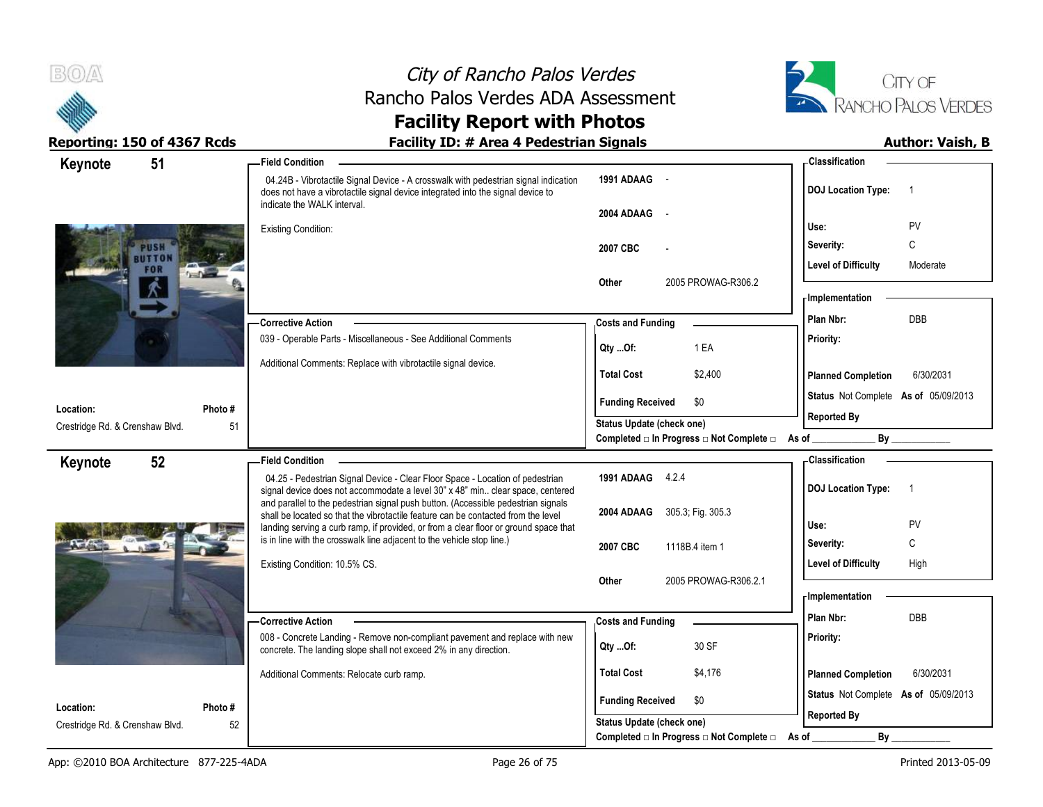# City of Rancho Palos Verdes
## Rancho Palos Verdes ADA Assessment
## Facility Report with Photos

**Reporting: 150 of 4367 Rcds** | **Facility ID: # Area 4 Pedestrian Signals** | **Author: Vaish, B**

---

### Keynote 51

**Location:** Crestridge Rd. & Crenshaw Blvd.
**Photo #:** 51

**Field Condition**

04.24B - Vibrotactile Signal Device - A crosswalk with pedestrian signal indication does not have a vibrotactile signal device integrated into the signal device to indicate the WALK interval.

Existing Condition:

| | |
|---|---|
| 1991 ADAAG | - |
| 2004 ADAAG | - |
| 2007 CBC | - |
| Other | 2005 PROWAG-R306.2 |

**Corrective Action**

039 - Operable Parts - Miscellaneous - See Additional Comments

Additional Comments: Replace with vibrotactile signal device.

**Costs and Funding**

| | |
|---|---|
| Qty ...Of: | 1 EA |
| Total Cost | $2,400 |
| Funding Received | $0 |

Status Update (check one)
Completed □ In Progress □ Not Complete □ As of ____________ By ____________

**Classification**

| | |
|---|---|
| DOJ Location Type: | 1 |
| Use: | PV |
| Severity: | C |
| Level of Difficulty | Moderate |

**Implementation**

| | |
|---|---|
| Plan Nbr: | DBB |
| Priority: | |
| Planned Completion | 6/30/2031 |
| Status | Not Complete As of 05/09/2013 |
| Reported By | |

---

### Keynote 52

**Location:** Crestridge Rd. & Crenshaw Blvd.
**Photo #:** 52

**Field Condition**

04.25 - Pedestrian Signal Device - Clear Floor Space - Location of pedestrian signal device does not accommodate a level 30" x 48" min.. clear space, centered and parallel to the pedestrian signal push button. (Accessible pedestrian signals shall be located so that the vibrotactile feature can be contacted from the level landing serving a curb ramp, if provided, or from a clear floor or ground space that is in line with the crosswalk line adjacent to the vehicle stop line.)

Existing Condition: 10.5% CS.

| | |
|---|---|
| 1991 ADAAG | 4.2.4 |
| 2004 ADAAG | 305.3; Fig. 305.3 |
| 2007 CBC | 1118B.4 item 1 |
| Other | 2005 PROWAG-R306.2.1 |

**Corrective Action**

008 - Concrete Landing - Remove non-compliant pavement and replace with new concrete. The landing slope shall not exceed 2% in any direction.

Additional Comments: Relocate curb ramp.

**Costs and Funding**

| | |
|---|---|
| Qty ...Of: | 30 SF |
| Total Cost | $4,176 |
| Funding Received | $0 |

Status Update (check one)
Completed □ In Progress □ Not Complete □ As of ____________ By ____________

**Classification**

| | |
|---|---|
| DOJ Location Type: | 1 |
| Use: | PV |
| Severity: | C |
| Level of Difficulty | High |

**Implementation**

| | |
|---|---|
| Plan Nbr: | DBB |
| Priority: | |
| Planned Completion | 6/30/2031 |
| Status | Not Complete As of 05/09/2013 |
| Reported By | |

App: ©2010 BOA Architecture 877-225-4ADA | Printed 2013-05-09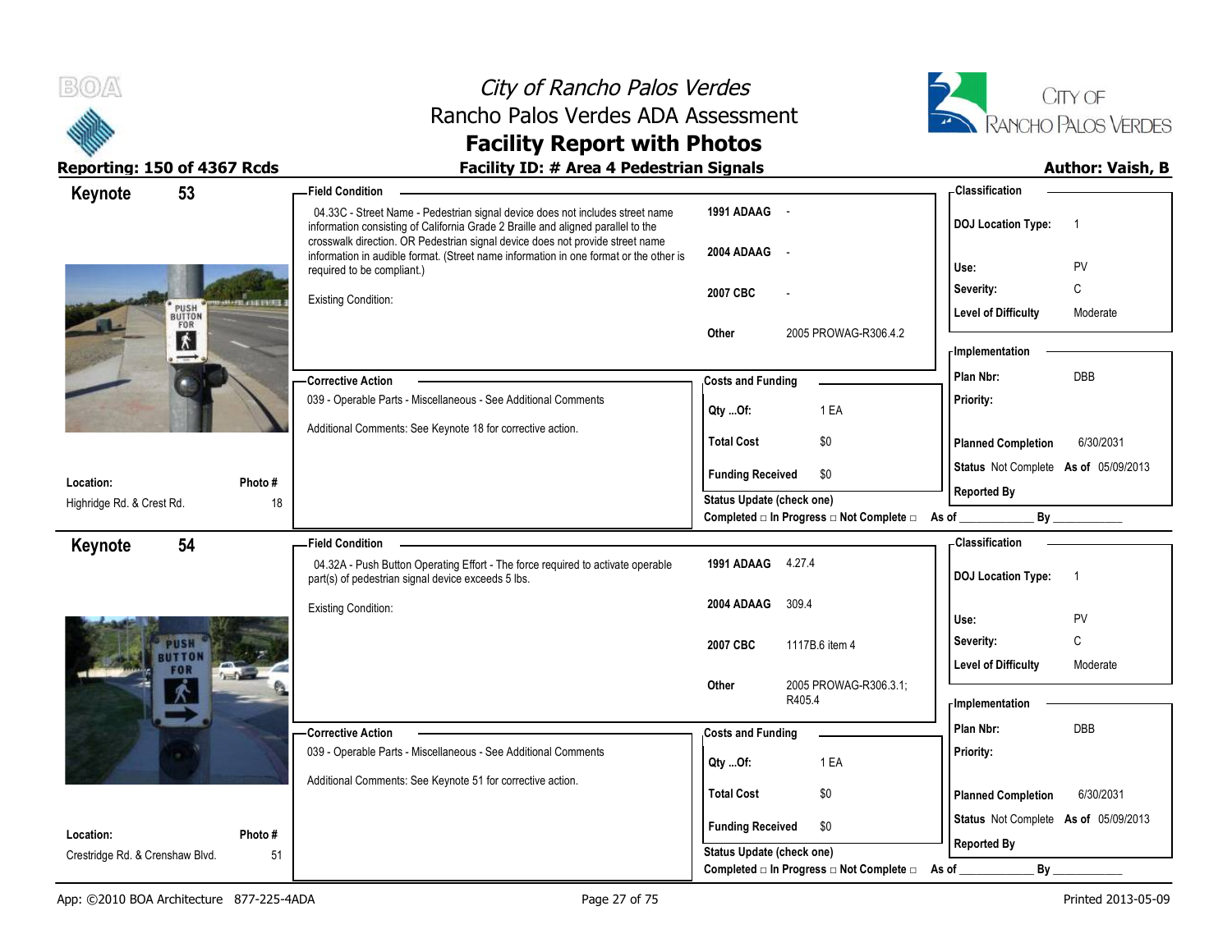# City of Rancho Palos Verdes
## Rancho Palos Verdes ADA Assessment
## Facility Report with Photos

**Reporting: 150 of 4367 Rcds** | **Facility ID: # Area 4 Pedestrian Signals** | **Author: Vaish, B**

---

## Keynote 53

**Location:** Highridge Rd. & Crest Rd.
**Photo #:** 18

**Field Condition**

04.33C - Street Name - Pedestrian signal device does not includes street name information consisting of California Grade 2 Braille and aligned parallel to the crosswalk direction. OR Pedestrian signal device does not provide street name information in audible format. (Street name information in one format or the other is required to be compliant.)

Existing Condition:

| | |
|---|---|
| 1991 ADAAG | - |
| 2004 ADAAG | - |
| 2007 CBC | - |
| Other | 2005 PROWAG-R306.4.2 |

**Classification**

| | |
|---|---|
| DOJ Location Type: | 1 |
| Use: | PV |
| Severity: | C |
| Level of Difficulty | Moderate |

**Corrective Action**

039 - Operable Parts - Miscellaneous - See Additional Comments

Additional Comments: See Keynote 18 for corrective action.

**Costs and Funding**

| | |
|---|---|
| Qty ...Of: | 1 EA |
| Total Cost | $0 |
| Funding Received | $0 |

Status Update (check one)
Completed □ In Progress □ Not Complete □ As of ____________ By ____________

**Implementation**

| | |
|---|---|
| Plan Nbr: | DBB |
| Priority: | |
| Planned Completion | 6/30/2031 |
| Status | Not Complete As of 05/09/2013 |
| Reported By | |

---

## Keynote 54

**Location:** Crestridge Rd. & Crenshaw Blvd.
**Photo #:** 51

**Field Condition**

04.32A - Push Button Operating Effort - The force required to activate operable part(s) of pedestrian signal device exceeds 5 lbs.

Existing Condition:

| | |
|---|---|
| 1991 ADAAG | 4.27.4 |
| 2004 ADAAG | 309.4 |
| 2007 CBC | 1117B.6 item 4 |
| Other | 2005 PROWAG-R306.3.1; R405.4 |

**Classification**

| | |
|---|---|
| DOJ Location Type: | 1 |
| Use: | PV |
| Severity: | C |
| Level of Difficulty | Moderate |

**Corrective Action**

039 - Operable Parts - Miscellaneous - See Additional Comments

Additional Comments: See Keynote 51 for corrective action.

**Costs and Funding**

| | |
|---|---|
| Qty ...Of: | 1 EA |
| Total Cost | $0 |
| Funding Received | $0 |

Status Update (check one)
Completed □ In Progress □ Not Complete □ As of ____________ By ____________

**Implementation**

| | |
|---|---|
| Plan Nbr: | DBB |
| Priority: | |
| Planned Completion | 6/30/2031 |
| Status | Not Complete As of 05/09/2013 |
| Reported By | |

---

App: ©2010 BOA Architecture 877-225-4ADA | Printed 2013-05-09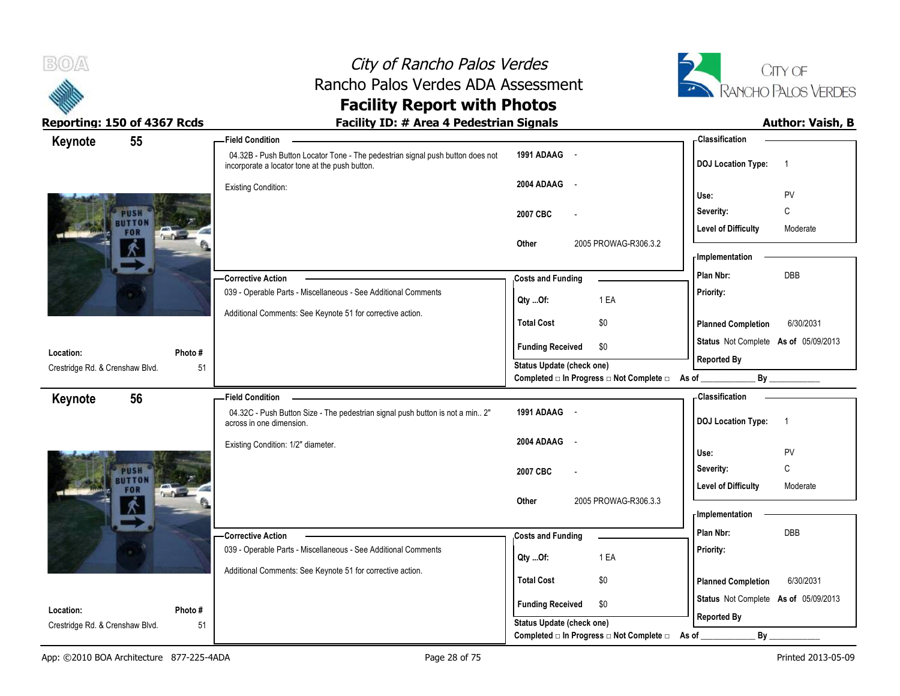# City of Rancho Palos Verdes
## Rancho Palos Verdes ADA Assessment
## Facility Report with Photos

**Reporting: 150 of 4367 Rcds**

**Facility ID: # Area 4 Pedestrian Signals**

**Author: Vaish, B**

---

## Keynote 55

**Field Condition**

04.32B - Push Button Locator Tone - The pedestrian signal push button does not incorporate a locator tone at the push button.

Existing Condition:

| | |
|---|---|
| 1991 ADAAG | - |
| 2004 ADAAG | - |
| 2007 CBC | - |
| Other | 2005 PROWAG-R306.3.2 |

**Classification**

| | |
|---|---|
| DOJ Location Type: | 1 |
| Use: | PV |
| Severity: | C |
| Level of Difficulty | Moderate |

**Corrective Action**

039 - Operable Parts - Miscellaneous - See Additional Comments

Additional Comments: See Keynote 51 for corrective action.

**Costs and Funding**

| | |
|---|---|
| Qty ...Of: | 1 EA |
| Total Cost | $0 |
| Funding Received | $0 |

**Implementation**

| | |
|---|---|
| Plan Nbr: | DBB |
| Priority: | |
| Planned Completion | 6/30/2031 |
| Status | Not Complete As of 05/09/2013 |
| Reported By | |

**Location:** Crestridge Rd. & Crenshaw Blvd.

**Photo #** 51

Status Update (check one)
Completed □ In Progress □ Not Complete □ As of ____________ By ____________

---

## Keynote 56

**Field Condition**

04.32C - Push Button Size - The pedestrian signal push button is not a min.. 2" across in one dimension.

Existing Condition: 1/2" diameter.

| | |
|---|---|
| 1991 ADAAG | - |
| 2004 ADAAG | - |
| 2007 CBC | - |
| Other | 2005 PROWAG-R306.3.3 |

**Classification**

| | |
|---|---|
| DOJ Location Type: | 1 |
| Use: | PV |
| Severity: | C |
| Level of Difficulty | Moderate |

**Corrective Action**

039 - Operable Parts - Miscellaneous - See Additional Comments

Additional Comments: See Keynote 51 for corrective action.

**Costs and Funding**

| | |
|---|---|
| Qty ...Of: | 1 EA |
| Total Cost | $0 |
| Funding Received | $0 |

**Implementation**

| | |
|---|---|
| Plan Nbr: | DBB |
| Priority: | |
| Planned Completion | 6/30/2031 |
| Status | Not Complete As of 05/09/2013 |
| Reported By | |

**Location:** Crestridge Rd. & Crenshaw Blvd.

**Photo #** 51

Status Update (check one)
Completed □ In Progress □ Not Complete □ As of ____________ By ____________

---

App: ©2010 BOA Architecture 877-225-4ADA

Printed 2013-05-09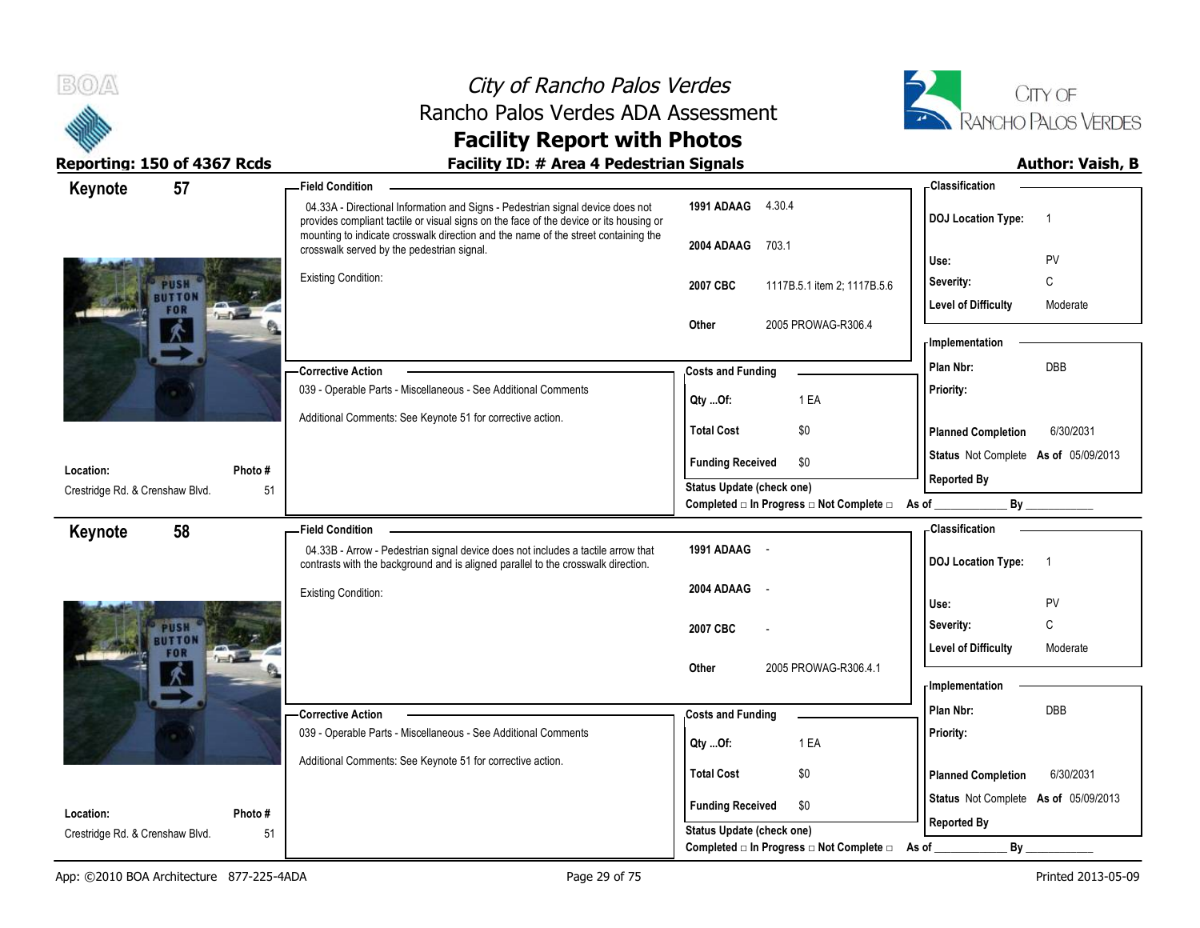# City of Rancho Palos Verdes
## Rancho Palos Verdes ADA Assessment
## Facility Report with Photos

**Reporting: 150 of 4367 Rcds** | **Facility ID: # Area 4 Pedestrian Signals** | **Author: Vaish, B**

---

## Keynote 57

**Location:** Crestridge Rd. & Crenshaw Blvd.
**Photo #:** 51

**Field Condition**

04.33A - Directional Information and Signs - Pedestrian signal device does not provides compliant tactile or visual signs on the face of the device or its housing or mounting to indicate crosswalk direction and the name of the street containing the crosswalk served by the pedestrian signal.

Existing Condition:

| | |
|---|---|
| 1991 ADAAG | 4.30.4 |
| 2004 ADAAG | 703.1 |
| 2007 CBC | 1117B.5.1 item 2; 1117B.5.6 |
| Other | 2005 PROWAG-R306.4 |

**Corrective Action**

039 - Operable Parts - Miscellaneous - See Additional Comments

Additional Comments: See Keynote 51 for corrective action.

**Costs and Funding**

| | |
|---|---|
| Qty ...Of: | 1 EA |
| Total Cost | $0 |
| Funding Received | $0 |

Status Update (check one)
Completed □ In Progress □ Not Complete □ As of ____________ By ____________

**Classification**

| | |
|---|---|
| DOJ Location Type: | 1 |
| Use: | PV |
| Severity: | C |
| Level of Difficulty | Moderate |

**Implementation**

| | |
|---|---|
| Plan Nbr: | DBB |
| Priority: | |
| Planned Completion | 6/30/2031 |
| Status | Not Complete As of 05/09/2013 |
| Reported By | |

---

## Keynote 58

**Location:** Crestridge Rd. & Crenshaw Blvd.
**Photo #:** 51

**Field Condition**

04.33B - Arrow - Pedestrian signal device does not includes a tactile arrow that contrasts with the background and is aligned parallel to the crosswalk direction.

Existing Condition:

| | |
|---|---|
| 1991 ADAAG | - |
| 2004 ADAAG | - |
| 2007 CBC | - |
| Other | 2005 PROWAG-R306.4.1 |

**Corrective Action**

039 - Operable Parts - Miscellaneous - See Additional Comments

Additional Comments: See Keynote 51 for corrective action.

**Costs and Funding**

| | |
|---|---|
| Qty ...Of: | 1 EA |
| Total Cost | $0 |
| Funding Received | $0 |

Status Update (check one)
Completed □ In Progress □ Not Complete □ As of ____________ By ____________

**Classification**

| | |
|---|---|
| DOJ Location Type: | 1 |
| Use: | PV |
| Severity: | C |
| Level of Difficulty | Moderate |

**Implementation**

| | |
|---|---|
| Plan Nbr: | DBB |
| Priority: | |
| Planned Completion | 6/30/2031 |
| Status | Not Complete As of 05/09/2013 |
| Reported By | |

---

App: ©2010 BOA Architecture 877-225-4ADA | Printed 2013-05-09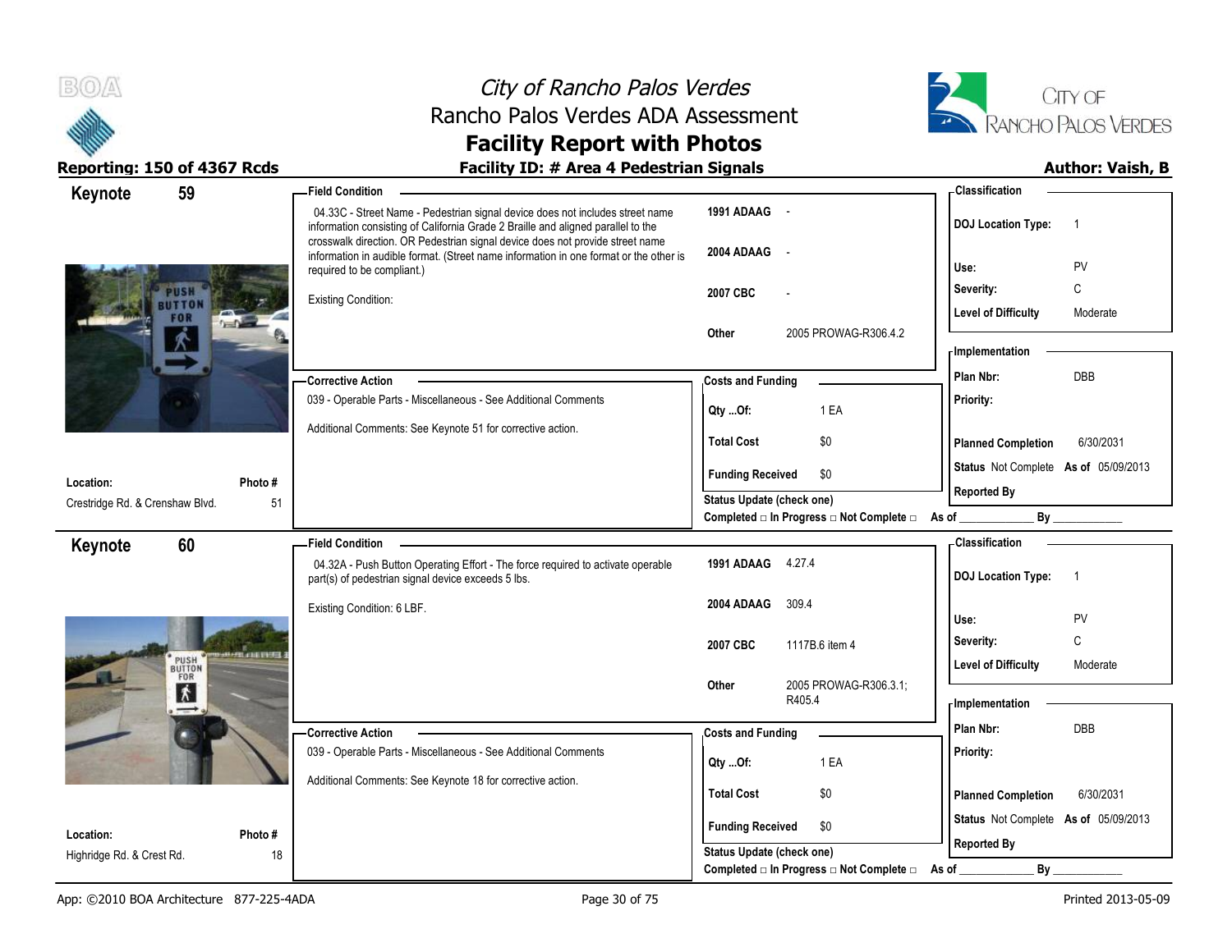# City of Rancho Palos Verdes
## Rancho Palos Verdes ADA Assessment
## Facility Report with Photos

**Reporting: 150 of 4367 Rcds** | **Facility ID: # Area 4 Pedestrian Signals** | **Author: Vaish, B**

---

## Keynote 59

**Field Condition**

04.33C - Street Name - Pedestrian signal device does not includes street name information consisting of California Grade 2 Braille and aligned parallel to the crosswalk direction. OR Pedestrian signal device does not provide street name information in audible format. (Street name information in one format or the other is required to be compliant.)

Existing Condition:

| | |
|---|---|
| 1991 ADAAG | - |
| 2004 ADAAG | - |
| 2007 CBC | - |
| Other | 2005 PROWAG-R306.4.2 |

**Classification**

| | |
|---|---|
| DOJ Location Type: | 1 |
| Use: | PV |
| Severity: | C |
| Level of Difficulty | Moderate |

**Corrective Action**

039 - Operable Parts - Miscellaneous - See Additional Comments

Additional Comments: See Keynote 51 for corrective action.

**Costs and Funding**

| | |
|---|---|
| Qty ...Of: | 1 EA |
| Total Cost | $0 |
| Funding Received | $0 |

Status Update (check one)
Completed □ In Progress □ Not Complete □ As of ____________ By ____________

**Implementation**

| | |
|---|---|
| Plan Nbr: | DBB |
| Priority: | |
| Planned Completion | 6/30/2031 |
| Status | Not Complete As of 05/09/2013 |
| Reported By | |

| Location: | Photo # |
|---|---|
| Crestridge Rd. & Crenshaw Blvd. | 51 |

---

## Keynote 60

**Field Condition**

04.32A - Push Button Operating Effort - The force required to activate operable part(s) of pedestrian signal device exceeds 5 lbs.

Existing Condition: 6 LBF.

| | |
|---|---|
| 1991 ADAAG | 4.27.4 |
| 2004 ADAAG | 309.4 |
| 2007 CBC | 1117B.6 item 4 |
| Other | 2005 PROWAG-R306.3.1; R405.4 |

**Classification**

| | |
|---|---|
| DOJ Location Type: | 1 |
| Use: | PV |
| Severity: | C |
| Level of Difficulty | Moderate |

**Corrective Action**

039 - Operable Parts - Miscellaneous - See Additional Comments

Additional Comments: See Keynote 18 for corrective action.

**Costs and Funding**

| | |
|---|---|
| Qty ...Of: | 1 EA |
| Total Cost | $0 |
| Funding Received | $0 |

Status Update (check one)
Completed □ In Progress □ Not Complete □ As of ____________ By ____________

**Implementation**

| | |
|---|---|
| Plan Nbr: | DBB |
| Priority: | |
| Planned Completion | 6/30/2031 |
| Status | Not Complete As of 05/09/2013 |
| Reported By | |

| Location: | Photo # |
|---|---|
| Highridge Rd. & Crest Rd. | 18 |

App: ©2010 BOA Architecture 877-225-4ADA | Printed 2013-05-09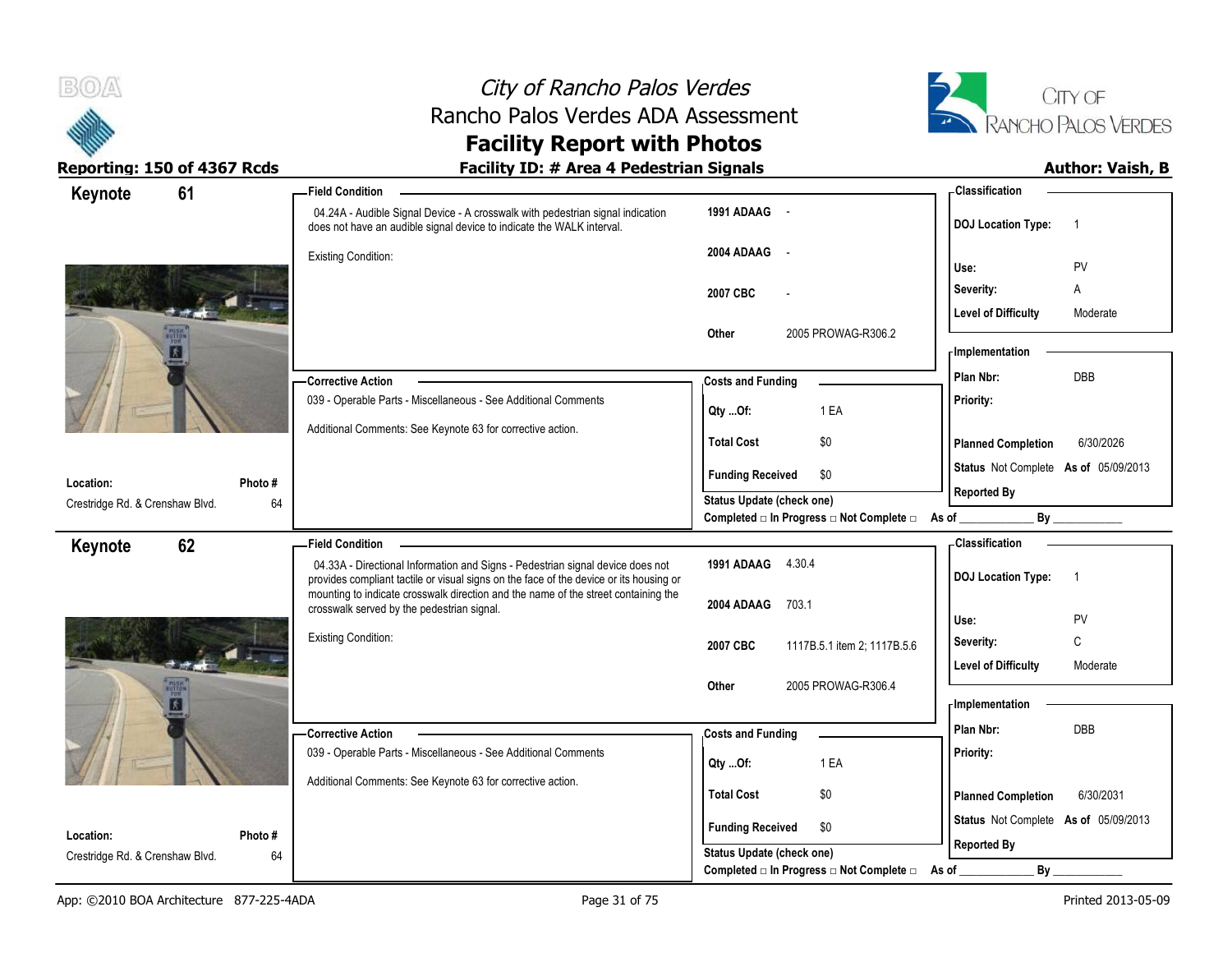# City of Rancho Palos Verdes
## Rancho Palos Verdes ADA Assessment
## Facility Report with Photos

**Reporting: 150 of 4367 Rcds** | **Facility ID: # Area 4 Pedestrian Signals** | **Author: Vaish, B**

---

## Keynote 61

**Location:** Crestridge Rd. & Crenshaw Blvd.
**Photo #:** 64

**Field Condition**

04.24A - Audible Signal Device - A crosswalk with pedestrian signal indication does not have an audible signal device to indicate the WALK interval.

Existing Condition:

| Code | Reference |
|---|---|
| 1991 ADAAG | - |
| 2004 ADAAG | - |
| 2007 CBC | - |
| Other | 2005 PROWAG-R306.2 |

**Corrective Action**

039 - Operable Parts - Miscellaneous - See Additional Comments

Additional Comments: See Keynote 63 for corrective action.

**Costs and Funding**

| | |
|---|---|
| Qty ...Of: | 1 EA |
| Total Cost | $0 |
| Funding Received | $0 |

Status Update (check one)
Completed □ In Progress □ Not Complete □ As of ____________ By ____________

**Classification**

| | |
|---|---|
| DOJ Location Type: | 1 |
| Use: | PV |
| Severity: | A |
| Level of Difficulty | Moderate |

**Implementation**

| | |
|---|---|
| Plan Nbr: | DBB |
| Priority: | |
| Planned Completion | 6/30/2026 |
| Status | Not Complete As of 05/09/2013 |
| Reported By | |

---

## Keynote 62

**Location:** Crestridge Rd. & Crenshaw Blvd.
**Photo #:** 64

**Field Condition**

04.33A - Directional Information and Signs - Pedestrian signal device does not provides compliant tactile or visual signs on the face of the device or its housing or mounting to indicate crosswalk direction and the name of the street containing the crosswalk served by the pedestrian signal.

Existing Condition:

| Code | Reference |
|---|---|
| 1991 ADAAG | 4.30.4 |
| 2004 ADAAG | 703.1 |
| 2007 CBC | 1117B.5.1 item 2; 1117B.5.6 |
| Other | 2005 PROWAG-R306.4 |

**Corrective Action**

039 - Operable Parts - Miscellaneous - See Additional Comments

Additional Comments: See Keynote 63 for corrective action.

**Costs and Funding**

| | |
|---|---|
| Qty ...Of: | 1 EA |
| Total Cost | $0 |
| Funding Received | $0 |

Status Update (check one)
Completed □ In Progress □ Not Complete □ As of ____________ By ____________

**Classification**

| | |
|---|---|
| DOJ Location Type: | 1 |
| Use: | PV |
| Severity: | C |
| Level of Difficulty | Moderate |

**Implementation**

| | |
|---|---|
| Plan Nbr: | DBB |
| Priority: | |
| Planned Completion | 6/30/2031 |
| Status | Not Complete As of 05/09/2013 |
| Reported By | |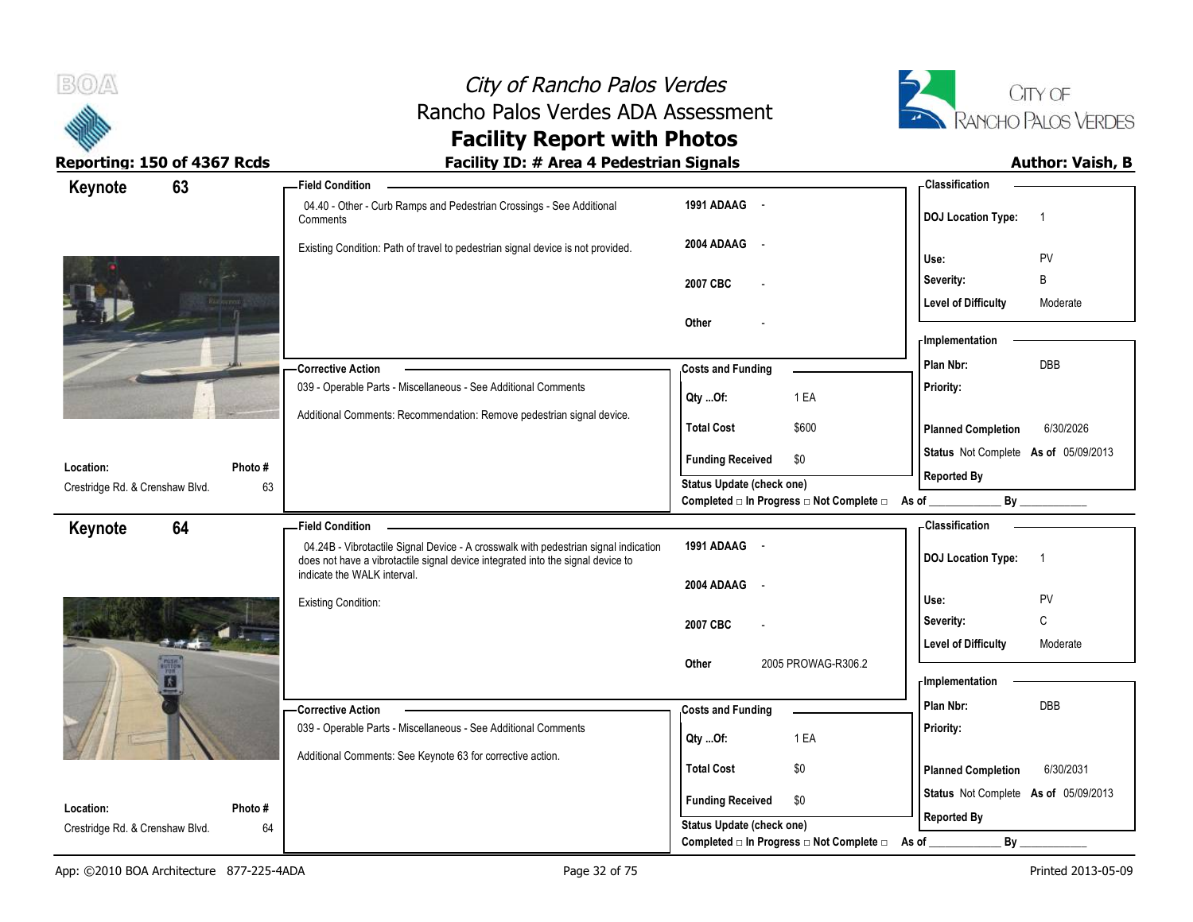# City of Rancho Palos Verdes
## Rancho Palos Verdes ADA Assessment
## Facility Report with Photos

**Reporting: 150 of 4367 Rcds** | **Facility ID: # Area 4 Pedestrian Signals** | **Author: Vaish, B**

---

## Keynote 63

**Location:** Crestridge Rd. & Crenshaw Blvd.
**Photo #** 63

**Field Condition**

04.40 - Other - Curb Ramps and Pedestrian Crossings - See Additional Comments

Existing Condition: Path of travel to pedestrian signal device is not provided.

| | |
|---|---|
| 1991 ADAAG | - |
| 2004 ADAAG | - |
| 2007 CBC | - |
| Other | - |

**Classification**

| | |
|---|---|
| DOJ Location Type: | 1 |
| Use: | PV |
| Severity: | B |
| Level of Difficulty | Moderate |

**Corrective Action**

039 - Operable Parts - Miscellaneous - See Additional Comments

Additional Comments: Recommendation: Remove pedestrian signal device.

**Costs and Funding**

| | |
|---|---|
| Qty ...Of: | 1 EA |
| Total Cost | $600 |
| Funding Received | $0 |

**Implementation**

| | |
|---|---|
| Plan Nbr: | DBB |
| Priority: | |
| Planned Completion | 6/30/2026 |
| Status | Not Complete As of 05/09/2013 |
| Reported By | |

Status Update (check one)
Completed □ In Progress □ Not Complete □ As of ____________ By ____________

---

## Keynote 64

**Location:** Crestridge Rd. & Crenshaw Blvd.
**Photo #** 64

**Field Condition**

04.24B - Vibrotactile Signal Device - A crosswalk with pedestrian signal indication does not have a vibrotactile signal device integrated into the signal device to indicate the WALK interval.

Existing Condition:

| | |
|---|---|
| 1991 ADAAG | - |
| 2004 ADAAG | - |
| 2007 CBC | - |
| Other | 2005 PROWAG-R306.2 |

**Classification**

| | |
|---|---|
| DOJ Location Type: | 1 |
| Use: | PV |
| Severity: | C |
| Level of Difficulty | Moderate |

**Corrective Action**

039 - Operable Parts - Miscellaneous - See Additional Comments

Additional Comments: See Keynote 63 for corrective action.

**Costs and Funding**

| | |
|---|---|
| Qty ...Of: | 1 EA |
| Total Cost | $0 |
| Funding Received | $0 |

**Implementation**

| | |
|---|---|
| Plan Nbr: | DBB |
| Priority: | |
| Planned Completion | 6/30/2031 |
| Status | Not Complete As of 05/09/2013 |
| Reported By | |

Status Update (check one)
Completed □ In Progress □ Not Complete □ As of ____________ By ____________

---

App: ©2010 BOA Architecture 877-225-4ADA | Printed 2013-05-09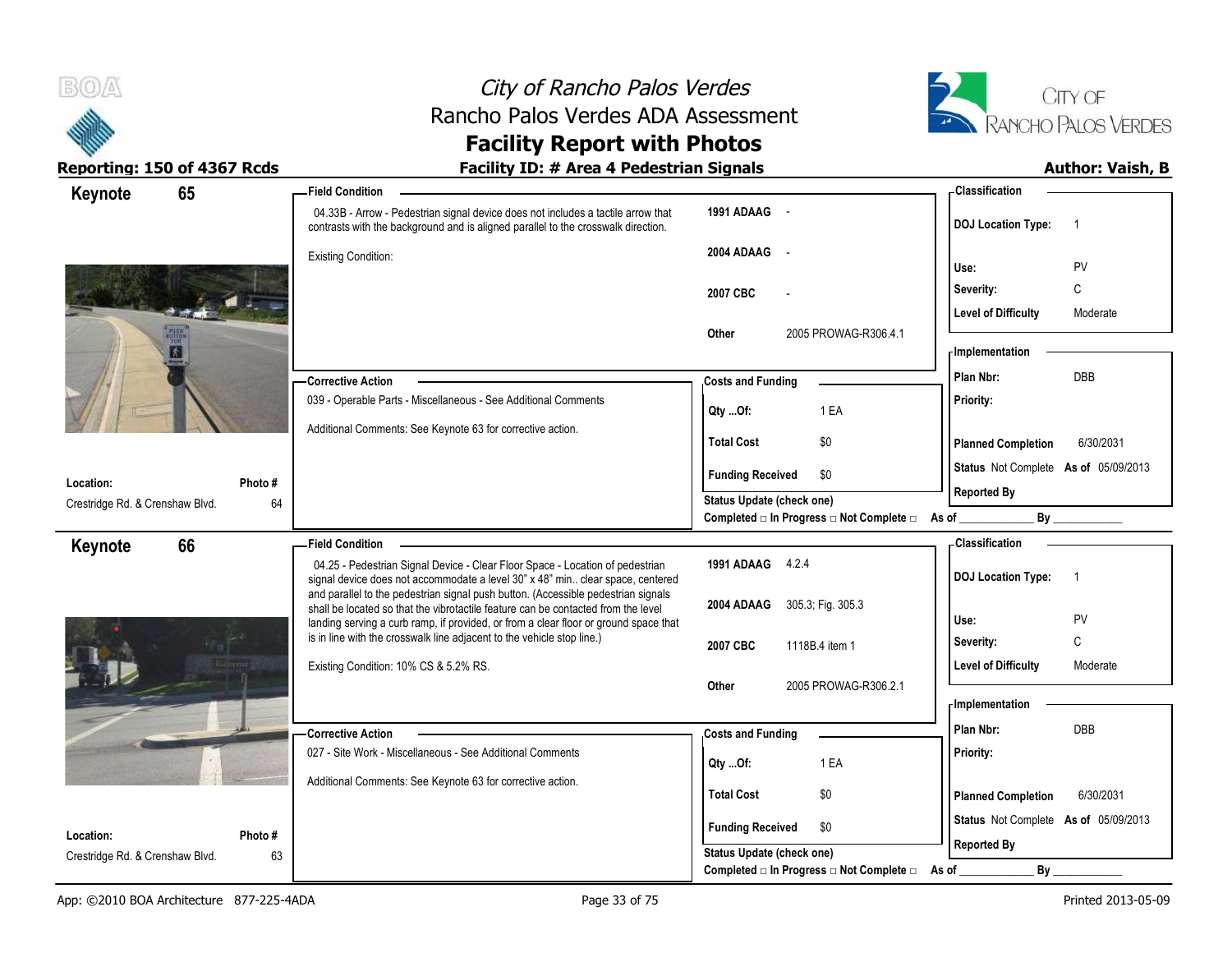# City of Rancho Palos Verdes
## Rancho Palos Verdes ADA Assessment
## Facility Report with Photos

**Reporting: 150 of 4367 Rcds** | **Facility ID: # Area 4 Pedestrian Signals** | **Author: Vaish, B**

---

## Keynote 65

**Location:** Crestridge Rd. & Crenshaw Blvd.
**Photo #:** 64

**Field Condition**

04.33B - Arrow - Pedestrian signal device does not includes a tactile arrow that contrasts with the background and is aligned parallel to the crosswalk direction.

Existing Condition:

| | |
|---|---|
| 1991 ADAAG | - |
| 2004 ADAAG | - |
| 2007 CBC | - |
| Other | 2005 PROWAG-R306.4.1 |

**Corrective Action**

039 - Operable Parts - Miscellaneous - See Additional Comments

Additional Comments: See Keynote 63 for corrective action.

**Costs and Funding**

| | |
|---|---|
| Qty ...Of: | 1 EA |
| Total Cost | $0 |
| Funding Received | $0 |

Status Update (check one)
Completed □ In Progress □ Not Complete □ As of ____________ By ____________

**Classification**

| | |
|---|---|
| DOJ Location Type: | 1 |
| Use: | PV |
| Severity: | C |
| Level of Difficulty | Moderate |

**Implementation**

| | |
|---|---|
| Plan Nbr: | DBB |
| Priority: | |
| Planned Completion | 6/30/2031 |
| Status | Not Complete As of 05/09/2013 |
| Reported By | |

---

## Keynote 66

**Location:** Crestridge Rd. & Crenshaw Blvd.
**Photo #:** 63

**Field Condition**

04.25 - Pedestrian Signal Device - Clear Floor Space - Location of pedestrian signal device does not accommodate a level 30" x 48" min.. clear space, centered and parallel to the pedestrian signal push button. (Accessible pedestrian signals shall be located so that the vibrotactile feature can be contacted from the level landing serving a curb ramp, if provided, or from a clear floor or ground space that is in line with the crosswalk line adjacent to the vehicle stop line.)

Existing Condition: 10% CS & 5.2% RS.

| | |
|---|---|
| 1991 ADAAG | 4.2.4 |
| 2004 ADAAG | 305.3; Fig. 305.3 |
| 2007 CBC | 1118B.4 item 1 |
| Other | 2005 PROWAG-R306.2.1 |

**Corrective Action**

027 - Site Work - Miscellaneous - See Additional Comments

Additional Comments: See Keynote 63 for corrective action.

**Costs and Funding**

| | |
|---|---|
| Qty ...Of: | 1 EA |
| Total Cost | $0 |
| Funding Received | $0 |

Status Update (check one)
Completed □ In Progress □ Not Complete □ As of ____________ By ____________

**Classification**

| | |
|---|---|
| DOJ Location Type: | 1 |
| Use: | PV |
| Severity: | C |
| Level of Difficulty | Moderate |

**Implementation**

| | |
|---|---|
| Plan Nbr: | DBB |
| Priority: | |
| Planned Completion | 6/30/2031 |
| Status | Not Complete As of 05/09/2013 |
| Reported By | |

---

App: ©2010 BOA Architecture 877-225-4ADA | Printed 2013-05-09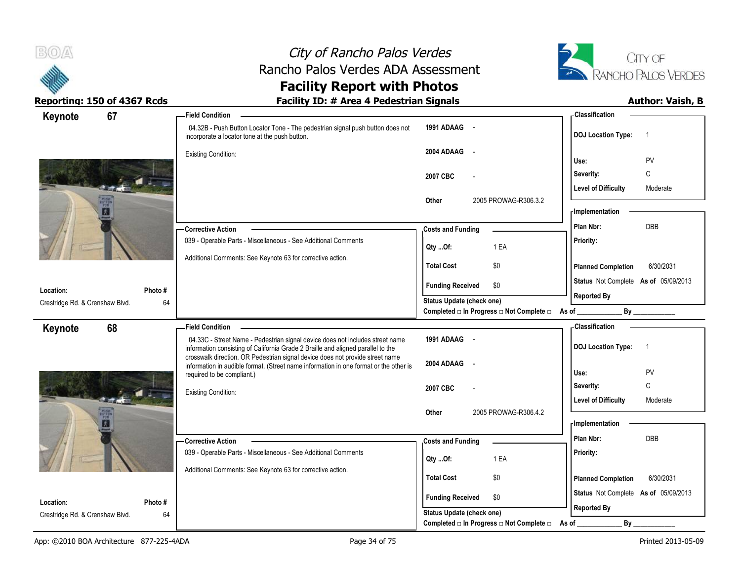# City of Rancho Palos Verdes
## Rancho Palos Verdes ADA Assessment
## Facility Report with Photos

**Reporting: 150 of 4367 Rcds** | **Facility ID: # Area 4 Pedestrian Signals** | **Author: Vaish, B**

---

### Keynote 67

**Field Condition**

04.32B - Push Button Locator Tone - The pedestrian signal push button does not incorporate a locator tone at the push button.

Existing Condition:

| | |
|---|---|
| 1991 ADAAG | - |
| 2004 ADAAG | - |
| 2007 CBC | - |
| Other | 2005 PROWAG-R306.3.2 |

**Classification**

| | |
|---|---|
| DOJ Location Type: | 1 |
| Use: | PV |
| Severity: | C |
| Level of Difficulty | Moderate |

**Corrective Action**

039 - Operable Parts - Miscellaneous - See Additional Comments

Additional Comments: See Keynote 63 for corrective action.

**Costs and Funding**

| | |
|---|---|
| Qty ...Of: | 1 EA |
| Total Cost | $0 |
| Funding Received | $0 |

Status Update (check one)
Completed □ In Progress □ Not Complete □ As of ____________ By ____________

**Implementation**

| | |
|---|---|
| Plan Nbr: | DBB |
| Priority: | |
| Planned Completion | 6/30/2031 |
| Status | Not Complete As of 05/09/2013 |
| Reported By | |

**Location:** Crestridge Rd. & Crenshaw Blvd. | **Photo #** 64

---

### Keynote 68

**Field Condition**

04.33C - Street Name - Pedestrian signal device does not includes street name information consisting of California Grade 2 Braille and aligned parallel to the crosswalk direction. OR Pedestrian signal device does not provide street name information in audible format. (Street name information in one format or the other is required to be compliant.)

Existing Condition:

| | |
|---|---|
| 1991 ADAAG | - |
| 2004 ADAAG | - |
| 2007 CBC | - |
| Other | 2005 PROWAG-R306.4.2 |

**Classification**

| | |
|---|---|
| DOJ Location Type: | 1 |
| Use: | PV |
| Severity: | C |
| Level of Difficulty | Moderate |

**Corrective Action**

039 - Operable Parts - Miscellaneous - See Additional Comments

Additional Comments: See Keynote 63 for corrective action.

**Costs and Funding**

| | |
|---|---|
| Qty ...Of: | 1 EA |
| Total Cost | $0 |
| Funding Received | $0 |

Status Update (check one)
Completed □ In Progress □ Not Complete □ As of ____________ By ____________

**Implementation**

| | |
|---|---|
| Plan Nbr: | DBB |
| Priority: | |
| Planned Completion | 6/30/2031 |
| Status | Not Complete As of 05/09/2013 |
| Reported By | |

**Location:** Crestridge Rd. & Crenshaw Blvd. | **Photo #** 64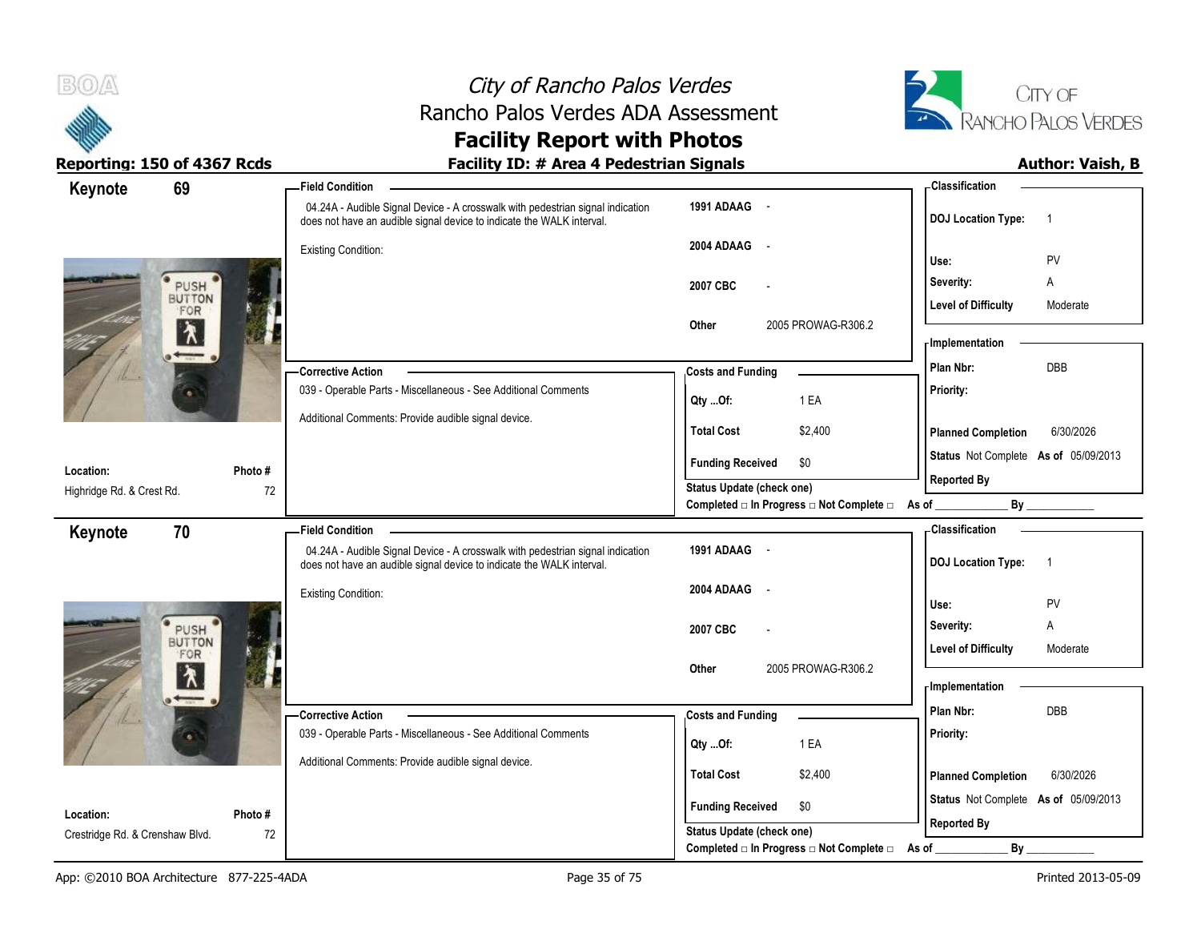# City of Rancho Palos Verdes
## Rancho Palos Verdes ADA Assessment
## Facility Report with Photos

**Reporting: 150 of 4367 Rcds** | **Facility ID: # Area 4 Pedestrian Signals** | **Author: Vaish, B**

---

### Keynote 69

**Location:** Highridge Rd. & Crest Rd.
**Photo #:** 72

**Field Condition**

04.24A - Audible Signal Device - A crosswalk with pedestrian signal indication does not have an audible signal device to indicate the WALK interval.

Existing Condition:

| | |
|---|---|
| 1991 ADAAG | - |
| 2004 ADAAG | - |
| 2007 CBC | - |
| Other | 2005 PROWAG-R306.2 |

**Classification**

| | |
|---|---|
| DOJ Location Type: | 1 |
| Use: | PV |
| Severity: | A |
| Level of Difficulty | Moderate |

**Corrective Action**

039 - Operable Parts - Miscellaneous - See Additional Comments

Additional Comments: Provide audible signal device.

**Costs and Funding**

| | |
|---|---|
| Qty ...Of: | 1 EA |
| Total Cost | $2,400 |
| Funding Received | $0 |

**Implementation**

| | |
|---|---|
| Plan Nbr: | DBB |
| Priority: | |
| Planned Completion | 6/30/2026 |
| Status | Not Complete As of 05/09/2013 |
| Reported By | |

Status Update (check one)
Completed □ In Progress □ Not Complete □ As of ____________ By ____________

---

### Keynote 70

**Location:** Crestridge Rd. & Crenshaw Blvd.
**Photo #:** 72

**Field Condition**

04.24A - Audible Signal Device - A crosswalk with pedestrian signal indication does not have an audible signal device to indicate the WALK interval.

Existing Condition:

| | |
|---|---|
| 1991 ADAAG | - |
| 2004 ADAAG | - |
| 2007 CBC | - |
| Other | 2005 PROWAG-R306.2 |

**Classification**

| | |
|---|---|
| DOJ Location Type: | 1 |
| Use: | PV |
| Severity: | A |
| Level of Difficulty | Moderate |

**Corrective Action**

039 - Operable Parts - Miscellaneous - See Additional Comments

Additional Comments: Provide audible signal device.

**Costs and Funding**

| | |
|---|---|
| Qty ...Of: | 1 EA |
| Total Cost | $2,400 |
| Funding Received | $0 |

**Implementation**

| | |
|---|---|
| Plan Nbr: | DBB |
| Priority: | |
| Planned Completion | 6/30/2026 |
| Status | Not Complete As of 05/09/2013 |
| Reported By | |

Status Update (check one)
Completed □ In Progress □ Not Complete □ As of ____________ By ____________

App: ©2010 BOA Architecture 877-225-4ADA | Printed 2013-05-09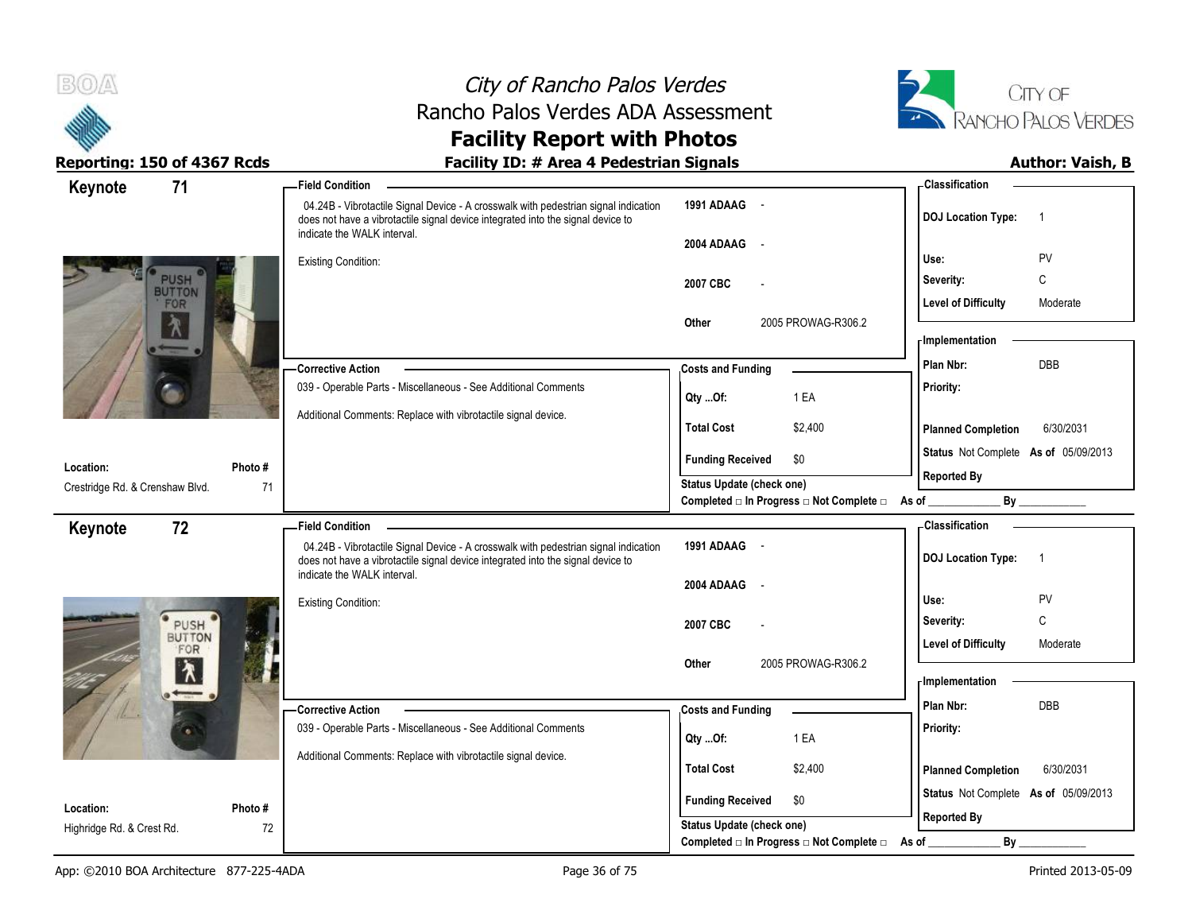# City of Rancho Palos Verdes
## Rancho Palos Verdes ADA Assessment
## Facility Report with Photos

**Reporting: 150 of 4367 Rcds** — **Facility ID: # Area 4 Pedestrian Signals** — **Author: Vaish, B**

---

### Keynote 71

**Field Condition**

04.24B - Vibrotactile Signal Device - A crosswalk with pedestrian signal indication does not have a vibrotactile signal device integrated into the signal device to indicate the WALK interval.

Existing Condition:

| | |
|---|---|
| 1991 ADAAG | - |
| 2004 ADAAG | - |
| 2007 CBC | - |
| Other | 2005 PROWAG-R306.2 |

**Classification**

| | |
|---|---|
| DOJ Location Type: | 1 |
| Use: | PV |
| Severity: | C |
| Level of Difficulty | Moderate |

**Corrective Action**

039 - Operable Parts - Miscellaneous - See Additional Comments

Additional Comments: Replace with vibrotactile signal device.

**Costs and Funding**

| | |
|---|---|
| Qty ...Of: | 1 EA |
| Total Cost | $2,400 |
| Funding Received | $0 |

**Implementation**

| | |
|---|---|
| Plan Nbr: | DBB |
| Priority: | |
| Planned Completion | 6/30/2031 |
| Status | Not Complete As of 05/09/2013 |
| Reported By | |

Status Update (check one)

Completed □ In Progress □ Not Complete □ As of ____________ By ____________

**Location:** Crestridge Rd. & Crenshaw Blvd. — **Photo #** 71

---

### Keynote 72

**Field Condition**

04.24B - Vibrotactile Signal Device - A crosswalk with pedestrian signal indication does not have a vibrotactile signal device integrated into the signal device to indicate the WALK interval.

Existing Condition:

| | |
|---|---|
| 1991 ADAAG | - |
| 2004 ADAAG | - |
| 2007 CBC | - |
| Other | 2005 PROWAG-R306.2 |

**Classification**

| | |
|---|---|
| DOJ Location Type: | 1 |
| Use: | PV |
| Severity: | C |
| Level of Difficulty | Moderate |

**Corrective Action**

039 - Operable Parts - Miscellaneous - See Additional Comments

Additional Comments: Replace with vibrotactile signal device.

**Costs and Funding**

| | |
|---|---|
| Qty ...Of: | 1 EA |
| Total Cost | $2,400 |
| Funding Received | $0 |

**Implementation**

| | |
|---|---|
| Plan Nbr: | DBB |
| Priority: | |
| Planned Completion | 6/30/2031 |
| Status | Not Complete As of 05/09/2013 |
| Reported By | |

Status Update (check one)

Completed □ In Progress □ Not Complete □ As of ____________ By ____________

**Location:** Highridge Rd. & Crest Rd. — **Photo #** 72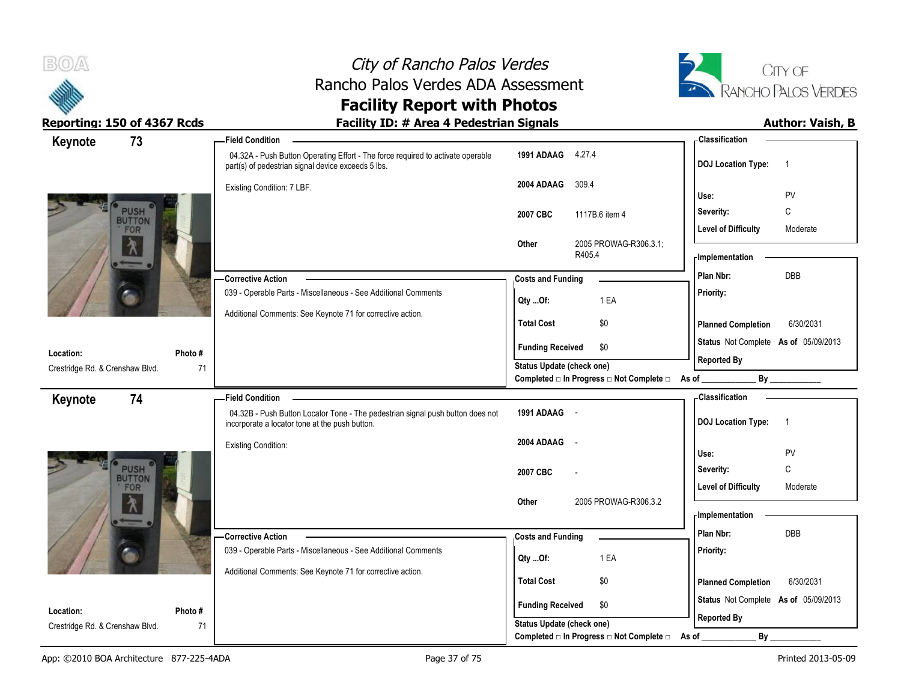# City of Rancho Palos Verdes
## Rancho Palos Verdes ADA Assessment
## Facility Report with Photos

**Reporting: 150 of 4367 Rcds** | **Facility ID: # Area 4 Pedestrian Signals** | **Author: Vaish, B**

---

## Keynote 73

**Field Condition**

04.32A - Push Button Operating Effort - The force required to activate operable part(s) of pedestrian signal device exceeds 5 lbs.

Existing Condition: 7 LBF.

| | |
|---|---|
| 1991 ADAAG | 4.27.4 |
| 2004 ADAAG | 309.4 |
| 2007 CBC | 1117B.6 item 4 |
| Other | 2005 PROWAG-R306.3.1; R405.4 |

**Classification**

| | |
|---|---|
| DOJ Location Type: | 1 |
| Use: | PV |
| Severity: | C |
| Level of Difficulty | Moderate |

**Corrective Action**

039 - Operable Parts - Miscellaneous - See Additional Comments

Additional Comments: See Keynote 71 for corrective action.

**Costs and Funding**

| | |
|---|---|
| Qty ...Of: | 1 EA |
| Total Cost | $0 |
| Funding Received | $0 |

**Implementation**

| | |
|---|---|
| Plan Nbr: | DBB |
| Priority: | |
| Planned Completion | 6/30/2031 |
| Status | Not Complete As of 05/09/2013 |
| Reported By | |

**Location:** Crestridge Rd. & Crenshaw Blvd.

**Photo #** 71

Status Update (check one)
Completed □ In Progress □ Not Complete □ As of ____________ By ____________

---

## Keynote 74

**Field Condition**

04.32B - Push Button Locator Tone - The pedestrian signal push button does not incorporate a locator tone at the push button.

Existing Condition:

| | |
|---|---|
| 1991 ADAAG | - |
| 2004 ADAAG | - |
| 2007 CBC | - |
| Other | 2005 PROWAG-R306.3.2 |

**Classification**

| | |
|---|---|
| DOJ Location Type: | 1 |
| Use: | PV |
| Severity: | C |
| Level of Difficulty | Moderate |

**Corrective Action**

039 - Operable Parts - Miscellaneous - See Additional Comments

Additional Comments: See Keynote 71 for corrective action.

**Costs and Funding**

| | |
|---|---|
| Qty ...Of: | 1 EA |
| Total Cost | $0 |
| Funding Received | $0 |

**Implementation**

| | |
|---|---|
| Plan Nbr: | DBB |
| Priority: | |
| Planned Completion | 6/30/2031 |
| Status | Not Complete As of 05/09/2013 |
| Reported By | |

**Location:** Crestridge Rd. & Crenshaw Blvd.

**Photo #** 71

Status Update (check one)
Completed □ In Progress □ Not Complete □ As of ____________ By ____________

---

App: ©2010 BOA Architecture 877-225-4ADA | Printed 2013-05-09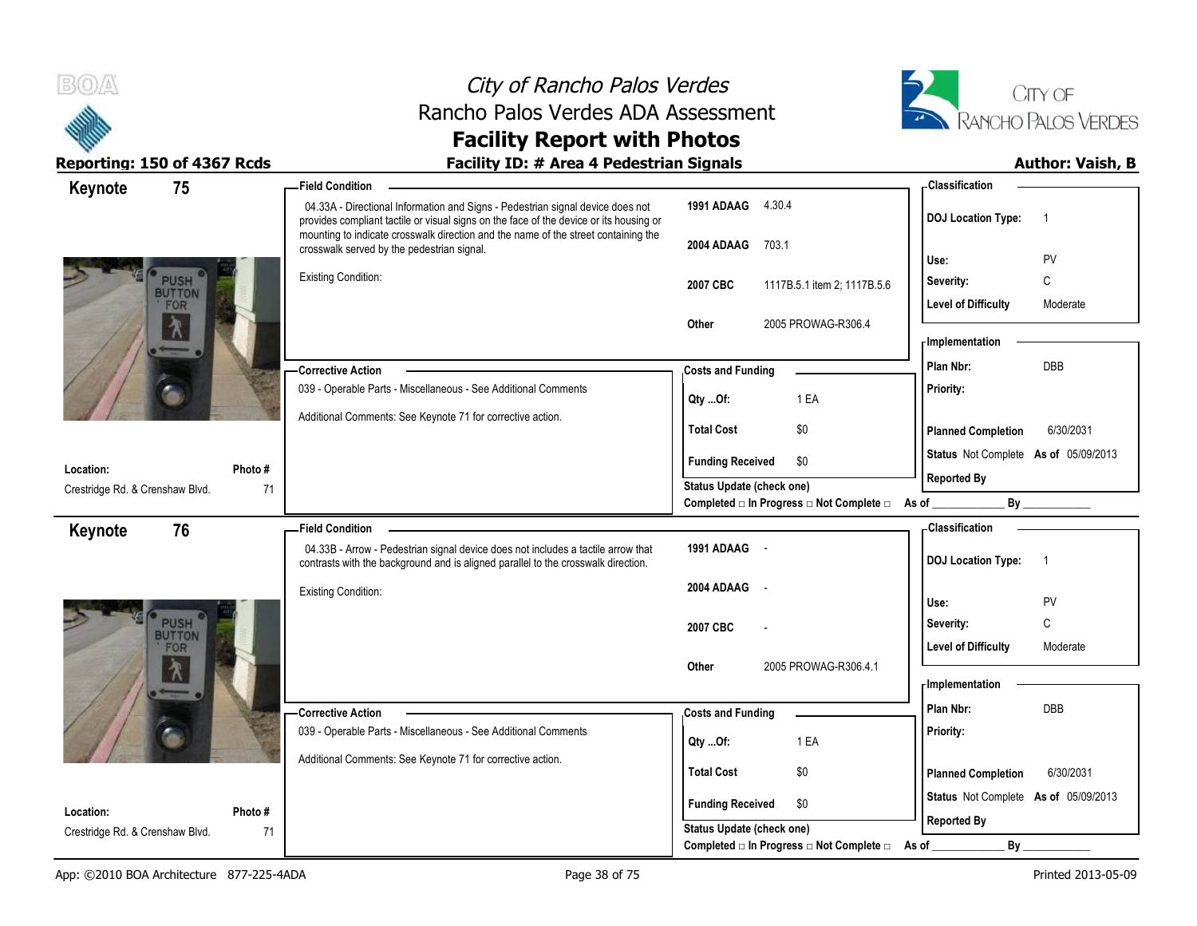# City of Rancho Palos Verdes
## Rancho Palos Verdes ADA Assessment
## Facility Report with Photos

**Reporting: 150 of 4367 Rcds**

**Facility ID: # Area 4 Pedestrian Signals**

**Author: Vaish, B**

---

### Keynote 75

**Field Condition**

04.33A - Directional Information and Signs - Pedestrian signal device does not provides compliant tactile or visual signs on the face of the device or its housing or mounting to indicate crosswalk direction and the name of the street containing the crosswalk served by the pedestrian signal.

Existing Condition:

| | |
|---|---|
| 1991 ADAAG | 4.30.4 |
| 2004 ADAAG | 703.1 |
| 2007 CBC | 1117B.5.1 item 2; 1117B.5.6 |
| Other | 2005 PROWAG-R306.4 |

**Classification**

| | |
|---|---|
| DOJ Location Type: | 1 |
| Use: | PV |
| Severity: | C |
| Level of Difficulty | Moderate |

**Corrective Action**

039 - Operable Parts - Miscellaneous - See Additional Comments

Additional Comments: See Keynote 71 for corrective action.

**Costs and Funding**

| | |
|---|---|
| Qty ...Of: | 1 EA |
| Total Cost | $0 |
| Funding Received | $0 |

Status Update (check one)
Completed □ In Progress □ Not Complete □ As of ____________ By ____________

**Implementation**

| | |
|---|---|
| Plan Nbr: | DBB |
| Priority: | |
| Planned Completion | 6/30/2031 |
| Status | Not Complete As of 05/09/2013 |
| Reported By | |

| Location: | Photo # |
|---|---|
| Crestridge Rd. & Crenshaw Blvd. | 71 |

---

### Keynote 76

**Field Condition**

04.33B - Arrow - Pedestrian signal device does not includes a tactile arrow that contrasts with the background and is aligned parallel to the crosswalk direction.

Existing Condition:

| | |
|---|---|
| 1991 ADAAG | - |
| 2004 ADAAG | - |
| 2007 CBC | - |
| Other | 2005 PROWAG-R306.4.1 |

**Classification**

| | |
|---|---|
| DOJ Location Type: | 1 |
| Use: | PV |
| Severity: | C |
| Level of Difficulty | Moderate |

**Corrective Action**

039 - Operable Parts - Miscellaneous - See Additional Comments

Additional Comments: See Keynote 71 for corrective action.

**Costs and Funding**

| | |
|---|---|
| Qty ...Of: | 1 EA |
| Total Cost | $0 |
| Funding Received | $0 |

Status Update (check one)
Completed □ In Progress □ Not Complete □ As of ____________ By ____________

**Implementation**

| | |
|---|---|
| Plan Nbr: | DBB |
| Priority: | |
| Planned Completion | 6/30/2031 |
| Status | Not Complete As of 05/09/2013 |
| Reported By | |

| Location: | Photo # |
|---|---|
| Crestridge Rd. & Crenshaw Blvd. | 71 |

App: ©2010 BOA Architecture 877-225-4ADA

Printed 2013-05-09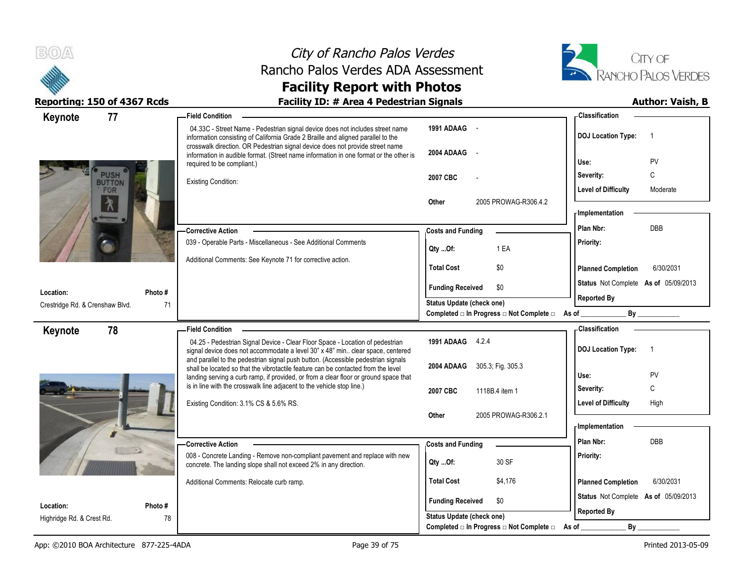# City of Rancho Palos Verdes
## Rancho Palos Verdes ADA Assessment
## Facility Report with Photos

**Reporting: 150 of 4367 Rcds** | **Facility ID: # Area 4 Pedestrian Signals** | **Author: Vaish, B**

---

### Keynote 77

**Field Condition**

04.33C - Street Name - Pedestrian signal device does not includes street name information consisting of California Grade 2 Braille and aligned parallel to the crosswalk direction. OR Pedestrian signal device does not provide street name information in audible format. (Street name information in one format or the other is required to be compliant.)

Existing Condition:

| | |
|---|---|
| 1991 ADAAG | - |
| 2004 ADAAG | - |
| 2007 CBC | - |
| Other | 2005 PROWAG-R306.4.2 |

**Classification**

| | |
|---|---|
| DOJ Location Type: | 1 |
| Use: | PV |
| Severity: | C |
| Level of Difficulty | Moderate |

**Corrective Action**

039 - Operable Parts - Miscellaneous - See Additional Comments

Additional Comments: See Keynote 71 for corrective action.

**Costs and Funding**

| | |
|---|---|
| Qty ...Of: | 1 EA |
| Total Cost | $0 |
| Funding Received | $0 |

Status Update (check one)
Completed □ In Progress □ Not Complete □ As of ____________ By ____________

**Implementation**

| | |
|---|---|
| Plan Nbr: | DBB |
| Priority: | |
| Planned Completion | 6/30/2031 |
| Status | Not Complete As of 05/09/2013 |
| Reported By | |

**Location:** Crestridge Rd. & Crenshaw Blvd. | **Photo #** 71

---

### Keynote 78

**Field Condition**

04.25 - Pedestrian Signal Device - Clear Floor Space - Location of pedestrian signal device does not accommodate a level 30" x 48" min.. clear space, centered and parallel to the pedestrian signal push button. (Accessible pedestrian signals shall be located so that the vibrotactile feature can be contacted from the level landing serving a curb ramp, if provided, or from a clear floor or ground space that is in line with the crosswalk line adjacent to the vehicle stop line.)

Existing Condition: 3.1% CS & 5.6% RS.

| | |
|---|---|
| 1991 ADAAG | 4.2.4 |
| 2004 ADAAG | 305.3; Fig. 305.3 |
| 2007 CBC | 1118B.4 item 1 |
| Other | 2005 PROWAG-R306.2.1 |

**Classification**

| | |
|---|---|
| DOJ Location Type: | 1 |
| Use: | PV |
| Severity: | C |
| Level of Difficulty | High |

**Corrective Action**

008 - Concrete Landing - Remove non-compliant pavement and replace with new concrete. The landing slope shall not exceed 2% in any direction.

Additional Comments: Relocate curb ramp.

**Costs and Funding**

| | |
|---|---|
| Qty ...Of: | 30 SF |
| Total Cost | $4,176 |
| Funding Received | $0 |

Status Update (check one)
Completed □ In Progress □ Not Complete □ As of ____________ By ____________

**Implementation**

| | |
|---|---|
| Plan Nbr: | DBB |
| Priority: | |
| Planned Completion | 6/30/2031 |
| Status | Not Complete As of 05/09/2013 |
| Reported By | |

**Location:** Highridge Rd. & Crest Rd. | **Photo #** 78

---

App: ©2010 BOA Architecture 877-225-4ADA | Printed 2013-05-09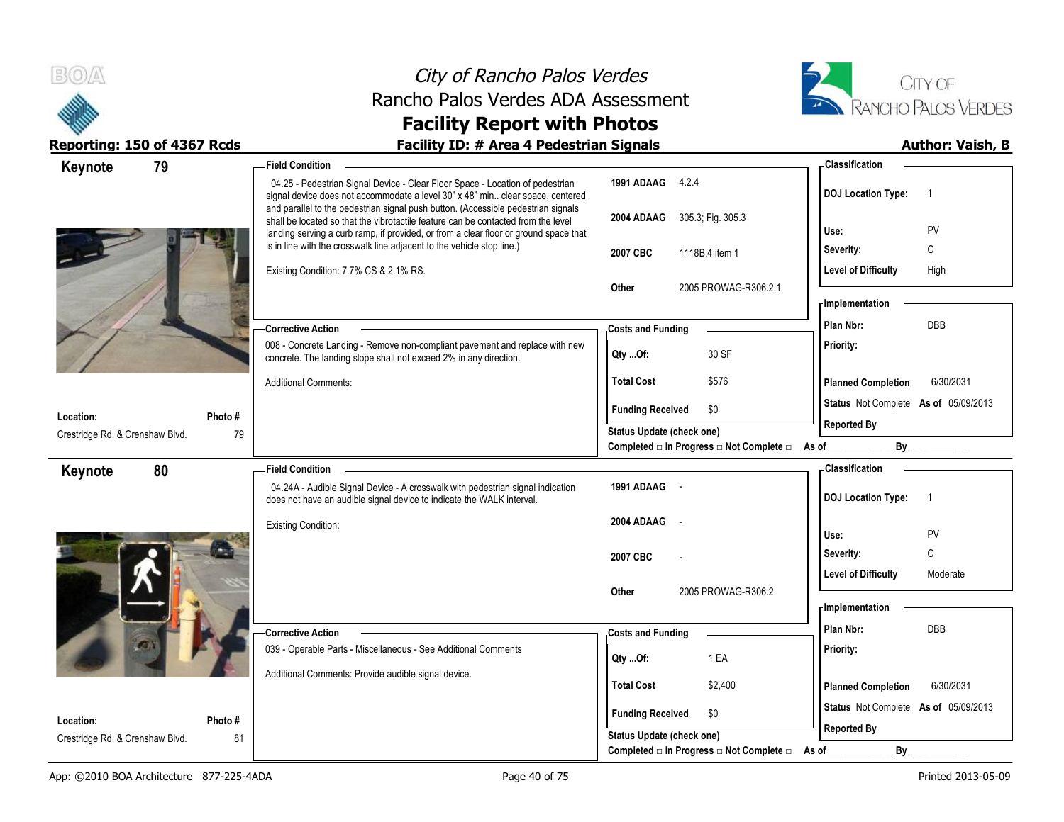# City of Rancho Palos Verdes
## Rancho Palos Verdes ADA Assessment
## Facility Report with Photos

**Reporting: 150 of 4367 Rcds** | **Facility ID: # Area 4 Pedestrian Signals** | **Author: Vaish, B**

---

## Keynote 79

**Location:** Crestridge Rd. & Crenshaw Blvd.
**Photo #:** 79

**Field Condition**

04.25 - Pedestrian Signal Device - Clear Floor Space - Location of pedestrian signal device does not accommodate a level 30" x 48" min.. clear space, centered and parallel to the pedestrian signal push button. (Accessible pedestrian signals shall be located so that the vibrotactile feature can be contacted from the level landing serving a curb ramp, if provided, or from a clear floor or ground space that is in line with the crosswalk line adjacent to the vehicle stop line.)

Existing Condition: 7.7% CS & 2.1% RS.

| | |
|---|---|
| **1991 ADAAG** | 4.2.4 |
| **2004 ADAAG** | 305.3; Fig. 305.3 |
| **2007 CBC** | 1118B.4 item 1 |
| **Other** | 2005 PROWAG-R306.2.1 |

**Classification**

| | |
|---|---|
| **DOJ Location Type:** | 1 |
| **Use:** | PV |
| **Severity:** | C |
| **Level of Difficulty** | High |

**Corrective Action**

008 - Concrete Landing - Remove non-compliant pavement and replace with new concrete. The landing slope shall not exceed 2% in any direction.

Additional Comments:

**Costs and Funding**

| | |
|---|---|
| **Qty ...Of:** | 30 SF |
| **Total Cost** | $576 |
| **Funding Received** | $0 |

**Status Update (check one)**
Completed □ In Progress □ Not Complete □ As of ____________ By ____________

**Implementation**

| | |
|---|---|
| **Plan Nbr:** | DBB |
| **Priority:** | |
| **Planned Completion** | 6/30/2031 |
| **Status** | Not Complete **As of** 05/09/2013 |
| **Reported By** | |

---

## Keynote 80

**Location:** Crestridge Rd. & Crenshaw Blvd.
**Photo #:** 81

**Field Condition**

04.24A - Audible Signal Device - A crosswalk with pedestrian signal indication does not have an audible signal device to indicate the WALK interval.

Existing Condition:

| | |
|---|---|
| **1991 ADAAG** | - |
| **2004 ADAAG** | - |
| **2007 CBC** | - |
| **Other** | 2005 PROWAG-R306.2 |

**Classification**

| | |
|---|---|
| **DOJ Location Type:** | 1 |
| **Use:** | PV |
| **Severity:** | C |
| **Level of Difficulty** | Moderate |

**Corrective Action**

039 - Operable Parts - Miscellaneous - See Additional Comments

Additional Comments: Provide audible signal device.

**Costs and Funding**

| | |
|---|---|
| **Qty ...Of:** | 1 EA |
| **Total Cost** | $2,400 |
| **Funding Received** | $0 |

**Status Update (check one)**
Completed □ In Progress □ Not Complete □ As of ____________ By ____________

**Implementation**

| | |
|---|---|
| **Plan Nbr:** | DBB |
| **Priority:** | |
| **Planned Completion** | 6/30/2031 |
| **Status** | Not Complete **As of** 05/09/2013 |
| **Reported By** | |

---

App: ©2010 BOA Architecture 877-225-4ADA | Printed 2013-05-09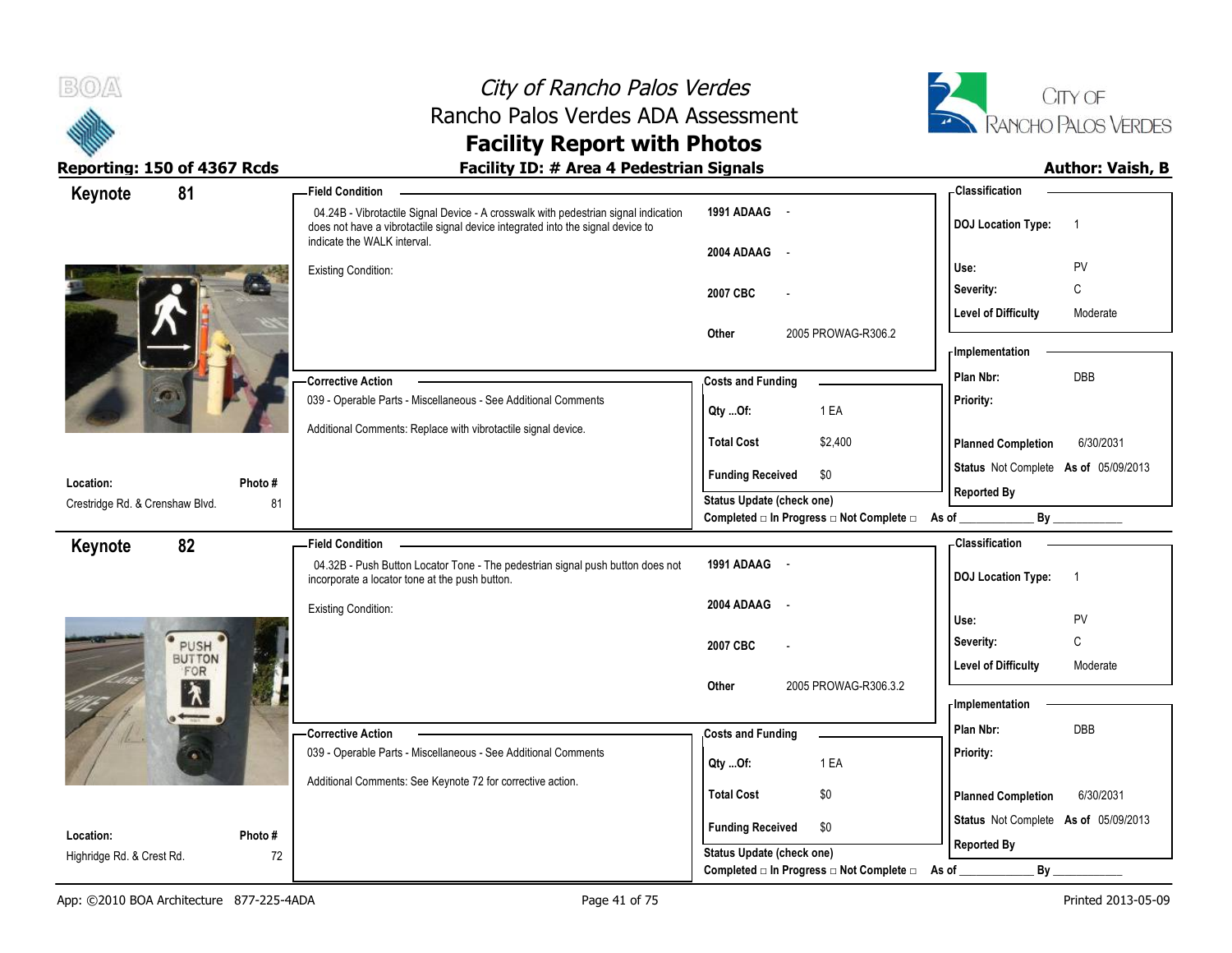# City of Rancho Palos Verdes
## Rancho Palos Verdes ADA Assessment
## Facility Report with Photos

**Reporting: 150 of 4367 Rcds** | **Facility ID: # Area 4 Pedestrian Signals** | **Author: Vaish, B**

---

## Keynote 81

**Location:** Crestridge Rd. & Crenshaw Blvd.
**Photo #:** 81

**Field Condition**

04.24B - Vibrotactile Signal Device - A crosswalk with pedestrian signal indication does not have a vibrotactile signal device integrated into the signal device to indicate the WALK interval.

Existing Condition:

| | |
|---|---|
| 1991 ADAAG | - |
| 2004 ADAAG | - |
| 2007 CBC | - |
| Other | 2005 PROWAG-R306.2 |

**Corrective Action**

039 - Operable Parts - Miscellaneous - See Additional Comments

Additional Comments: Replace with vibrotactile signal device.

**Costs and Funding**

| | |
|---|---|
| Qty ...Of: | 1 EA |
| Total Cost | $2,400 |
| Funding Received | $0 |

Status Update (check one)
Completed □ In Progress □ Not Complete □ As of ____________ By ____________

**Classification**

| | |
|---|---|
| DOJ Location Type: | 1 |
| Use: | PV |
| Severity: | C |
| Level of Difficulty | Moderate |

**Implementation**

| | |
|---|---|
| Plan Nbr: | DBB |
| Priority: | |
| Planned Completion | 6/30/2031 |
| Status | Not Complete As of 05/09/2013 |
| Reported By | |

---

## Keynote 82

**Location:** Highridge Rd. & Crest Rd.
**Photo #:** 72

**Field Condition**

04.32B - Push Button Locator Tone - The pedestrian signal push button does not incorporate a locator tone at the push button.

Existing Condition:

| | |
|---|---|
| 1991 ADAAG | - |
| 2004 ADAAG | - |
| 2007 CBC | - |
| Other | 2005 PROWAG-R306.3.2 |

**Corrective Action**

039 - Operable Parts - Miscellaneous - See Additional Comments

Additional Comments: See Keynote 72 for corrective action.

**Costs and Funding**

| | |
|---|---|
| Qty ...Of: | 1 EA |
| Total Cost | $0 |
| Funding Received | $0 |

Status Update (check one)
Completed □ In Progress □ Not Complete □ As of ____________ By ____________

**Classification**

| | |
|---|---|
| DOJ Location Type: | 1 |
| Use: | PV |
| Severity: | C |
| Level of Difficulty | Moderate |

**Implementation**

| | |
|---|---|
| Plan Nbr: | DBB |
| Priority: | |
| Planned Completion | 6/30/2031 |
| Status | Not Complete As of 05/09/2013 |
| Reported By | |

---

App: ©2010 BOA Architecture 877-225-4ADA | Printed 2013-05-09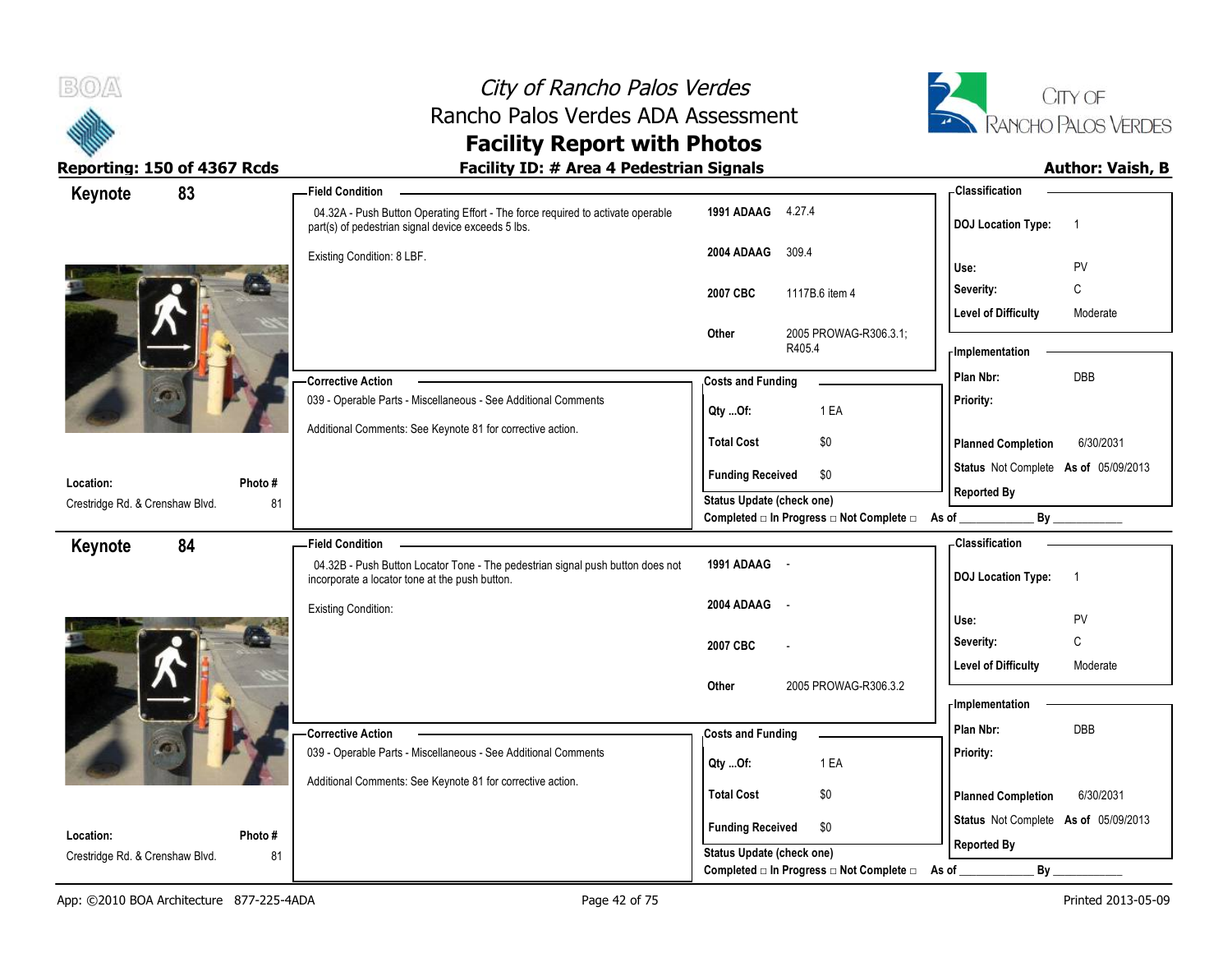# City of Rancho Palos Verdes
## Rancho Palos Verdes ADA Assessment
## Facility Report with Photos

**Reporting: 150 of 4367 Rcds** | **Facility ID: # Area 4 Pedestrian Signals** | **Author: Vaish, B**

---

### Keynote 83

**Field Condition**

04.32A - Push Button Operating Effort - The force required to activate operable part(s) of pedestrian signal device exceeds 5 lbs.

Existing Condition: 8 LBF.

| | |
|---|---|
| 1991 ADAAG | 4.27.4 |
| 2004 ADAAG | 309.4 |
| 2007 CBC | 1117B.6 item 4 |
| Other | 2005 PROWAG-R306.3.1; R405.4 |

**Classification**

| | |
|---|---|
| DOJ Location Type: | 1 |
| Use: | PV |
| Severity: | C |
| Level of Difficulty | Moderate |

**Corrective Action**

039 - Operable Parts - Miscellaneous - See Additional Comments

Additional Comments: See Keynote 81 for corrective action.

**Costs and Funding**

| | |
|---|---|
| Qty ...Of: | 1 EA |
| Total Cost | $0 |
| Funding Received | $0 |

Status Update (check one)
Completed □ In Progress □ Not Complete □ As of ____________ By ____________

**Implementation**

| | |
|---|---|
| Plan Nbr: | DBB |
| Priority: | |
| Planned Completion | 6/30/2031 |
| Status | Not Complete As of 05/09/2013 |
| Reported By | |

**Location:** Crestridge Rd. & Crenshaw Blvd. **Photo #** 81

---

### Keynote 84

**Field Condition**

04.32B - Push Button Locator Tone - The pedestrian signal push button does not incorporate a locator tone at the push button.

Existing Condition:

| | |
|---|---|
| 1991 ADAAG | - |
| 2004 ADAAG | - |
| 2007 CBC | - |
| Other | 2005 PROWAG-R306.3.2 |

**Classification**

| | |
|---|---|
| DOJ Location Type: | 1 |
| Use: | PV |
| Severity: | C |
| Level of Difficulty | Moderate |

**Corrective Action**

039 - Operable Parts - Miscellaneous - See Additional Comments

Additional Comments: See Keynote 81 for corrective action.

**Costs and Funding**

| | |
|---|---|
| Qty ...Of: | 1 EA |
| Total Cost | $0 |
| Funding Received | $0 |

Status Update (check one)
Completed □ In Progress □ Not Complete □ As of ____________ By ____________

**Implementation**

| | |
|---|---|
| Plan Nbr: | DBB |
| Priority: | |
| Planned Completion | 6/30/2031 |
| Status | Not Complete As of 05/09/2013 |
| Reported By | |

**Location:** Crestridge Rd. & Crenshaw Blvd. **Photo #** 81

---

App: ©2010 BOA Architecture 877-225-4ADA | Printed 2013-05-09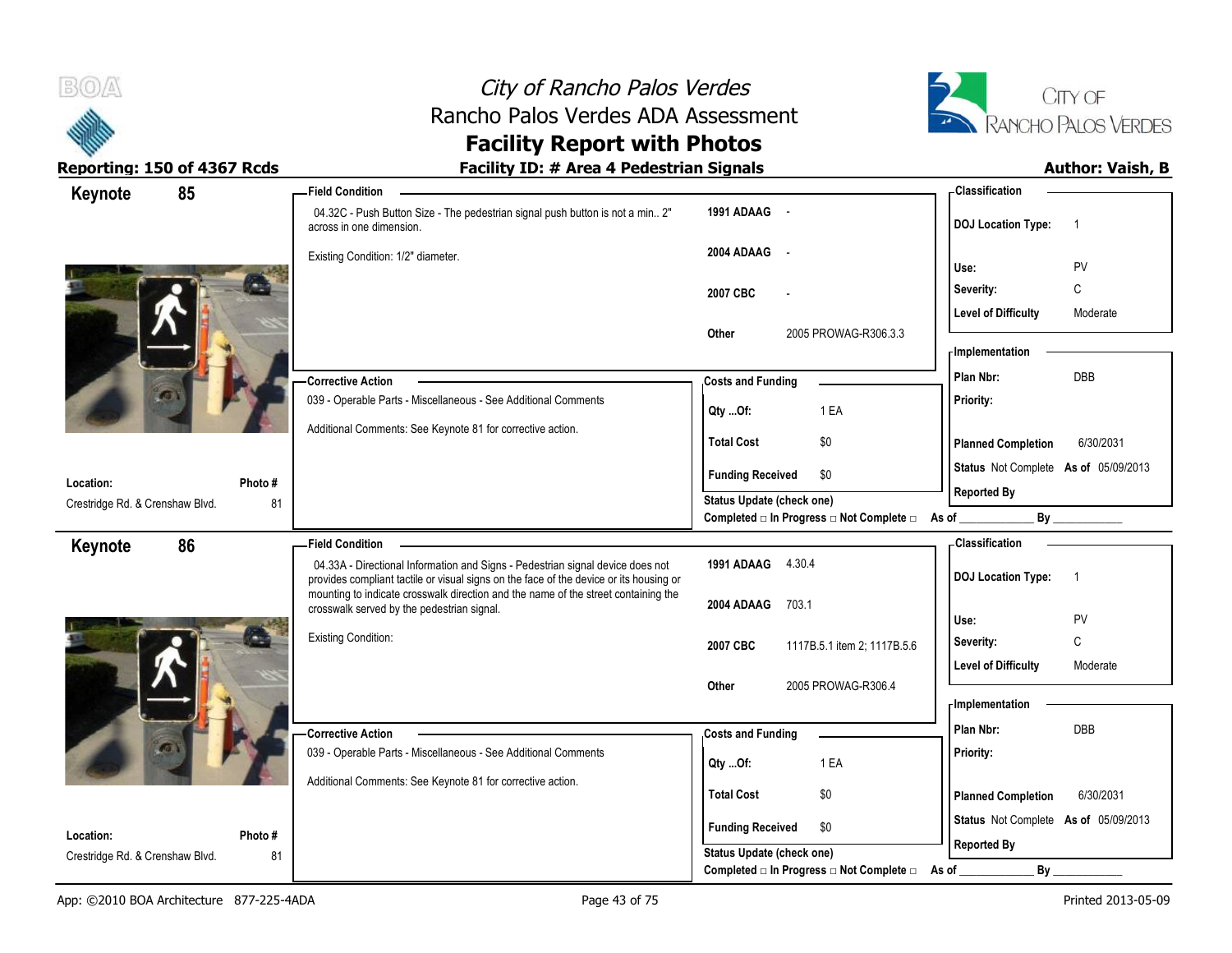# City of Rancho Palos Verdes
## Rancho Palos Verdes ADA Assessment
## Facility Report with Photos

**Reporting: 150 of 4367 Rcds** | **Facility ID: # Area 4 Pedestrian Signals** | **Author: Vaish, B**

---

### Keynote 85

**Field Condition**

04.32C - Push Button Size - The pedestrian signal push button is not a min.. 2" across in one dimension.

Existing Condition: 1/2" diameter.

| | |
|---|---|
| 1991 ADAAG | - |
| 2004 ADAAG | - |
| 2007 CBC | - |
| Other | 2005 PROWAG-R306.3.3 |

**Classification**

| | |
|---|---|
| DOJ Location Type: | 1 |
| Use: | PV |
| Severity: | C |
| Level of Difficulty | Moderate |

**Corrective Action**

039 - Operable Parts - Miscellaneous - See Additional Comments

Additional Comments: See Keynote 81 for corrective action.

**Costs and Funding**

| | |
|---|---|
| Qty ...Of: | 1 EA |
| Total Cost | $0 |
| Funding Received | $0 |

Status Update (check one)

Completed □ In Progress □ Not Complete □ As of ____________ By ____________

**Implementation**

| | |
|---|---|
| Plan Nbr: | DBB |
| Priority: | |
| Planned Completion | 6/30/2031 |
| Status | Not Complete As of 05/09/2013 |
| Reported By | |

**Location:** Crestridge Rd. & Crenshaw Blvd.

**Photo #** 81

---

### Keynote 86

**Field Condition**

04.33A - Directional Information and Signs - Pedestrian signal device does not provides compliant tactile or visual signs on the face of the device or its housing or mounting to indicate crosswalk direction and the name of the street containing the crosswalk served by the pedestrian signal.

Existing Condition:

| | |
|---|---|
| 1991 ADAAG | 4.30.4 |
| 2004 ADAAG | 703.1 |
| 2007 CBC | 1117B.5.1 item 2; 1117B.5.6 |
| Other | 2005 PROWAG-R306.4 |

**Classification**

| | |
|---|---|
| DOJ Location Type: | 1 |
| Use: | PV |
| Severity: | C |
| Level of Difficulty | Moderate |

**Corrective Action**

039 - Operable Parts - Miscellaneous - See Additional Comments

Additional Comments: See Keynote 81 for corrective action.

**Costs and Funding**

| | |
|---|---|
| Qty ...Of: | 1 EA |
| Total Cost | $0 |
| Funding Received | $0 |

Status Update (check one)

Completed □ In Progress □ Not Complete □ As of ____________ By ____________

**Implementation**

| | |
|---|---|
| Plan Nbr: | DBB |
| Priority: | |
| Planned Completion | 6/30/2031 |
| Status | Not Complete As of 05/09/2013 |
| Reported By | |

**Location:** Crestridge Rd. & Crenshaw Blvd.

**Photo #** 81

---

App: ©2010 BOA Architecture 877-225-4ADA | Printed 2013-05-09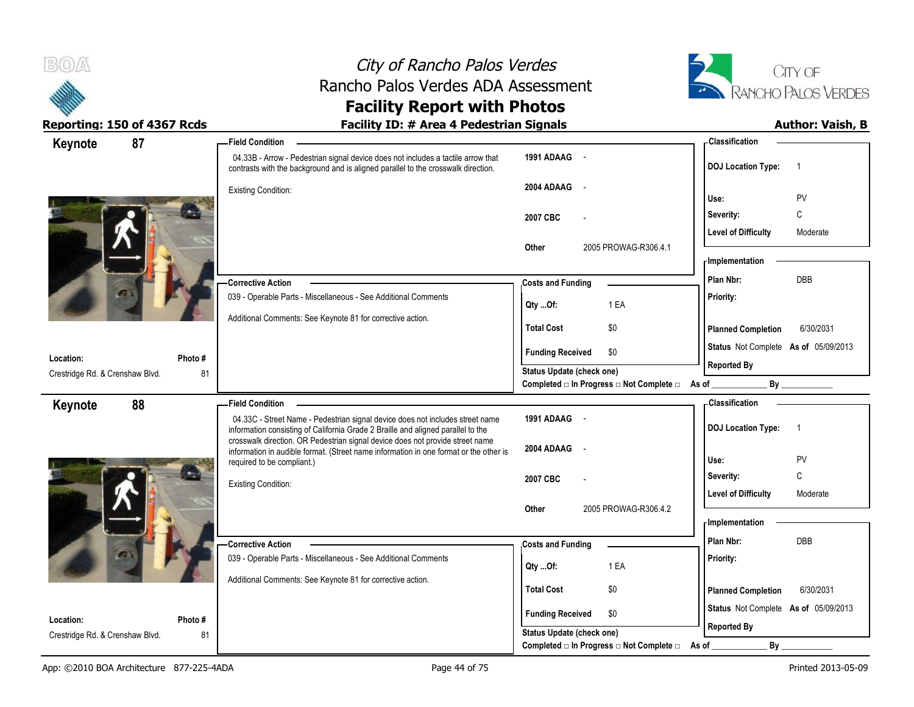# City of Rancho Palos Verdes
## Rancho Palos Verdes ADA Assessment
## Facility Report with Photos

**Reporting: 150 of 4367 Rcds** | **Facility ID: # Area 4 Pedestrian Signals** | **Author: Vaish, B**

---

### Keynote 87

**Location:** Crestridge Rd. & Crenshaw Blvd.
**Photo #:** 81

**Field Condition**

04.33B - Arrow - Pedestrian signal device does not includes a tactile arrow that contrasts with the background and is aligned parallel to the crosswalk direction.

Existing Condition:

| | |
|---|---|
| 1991 ADAAG | - |
| 2004 ADAAG | - |
| 2007 CBC | - |
| Other | 2005 PROWAG-R306.4.1 |

**Corrective Action**

039 - Operable Parts - Miscellaneous - See Additional Comments

Additional Comments: See Keynote 81 for corrective action.

**Costs and Funding**

| | |
|---|---|
| Qty ...Of: | 1 EA |
| Total Cost | $0 |
| Funding Received | $0 |

Status Update (check one)
Completed □ In Progress □ Not Complete □ As of ____________ By ____________

**Classification**

| | |
|---|---|
| DOJ Location Type: | 1 |
| Use: | PV |
| Severity: | C |
| Level of Difficulty | Moderate |

**Implementation**

| | |
|---|---|
| Plan Nbr: | DBB |
| Priority: | |
| Planned Completion | 6/30/2031 |
| Status | Not Complete As of 05/09/2013 |
| Reported By | |

---

### Keynote 88

**Location:** Crestridge Rd. & Crenshaw Blvd.
**Photo #:** 81

**Field Condition**

04.33C - Street Name - Pedestrian signal device does not includes street name information consisting of California Grade 2 Braille and aligned parallel to the crosswalk direction. OR Pedestrian signal device does not provide street name information in audible format. (Street name information in one format or the other is required to be compliant.)

Existing Condition:

| | |
|---|---|
| 1991 ADAAG | - |
| 2004 ADAAG | - |
| 2007 CBC | - |
| Other | 2005 PROWAG-R306.4.2 |

**Corrective Action**

039 - Operable Parts - Miscellaneous - See Additional Comments

Additional Comments: See Keynote 81 for corrective action.

**Costs and Funding**

| | |
|---|---|
| Qty ...Of: | 1 EA |
| Total Cost | $0 |
| Funding Received | $0 |

Status Update (check one)
Completed □ In Progress □ Not Complete □ As of ____________ By ____________

**Classification**

| | |
|---|---|
| DOJ Location Type: | 1 |
| Use: | PV |
| Severity: | C |
| Level of Difficulty | Moderate |

**Implementation**

| | |
|---|---|
| Plan Nbr: | DBB |
| Priority: | |
| Planned Completion | 6/30/2031 |
| Status | Not Complete As of 05/09/2013 |
| Reported By | |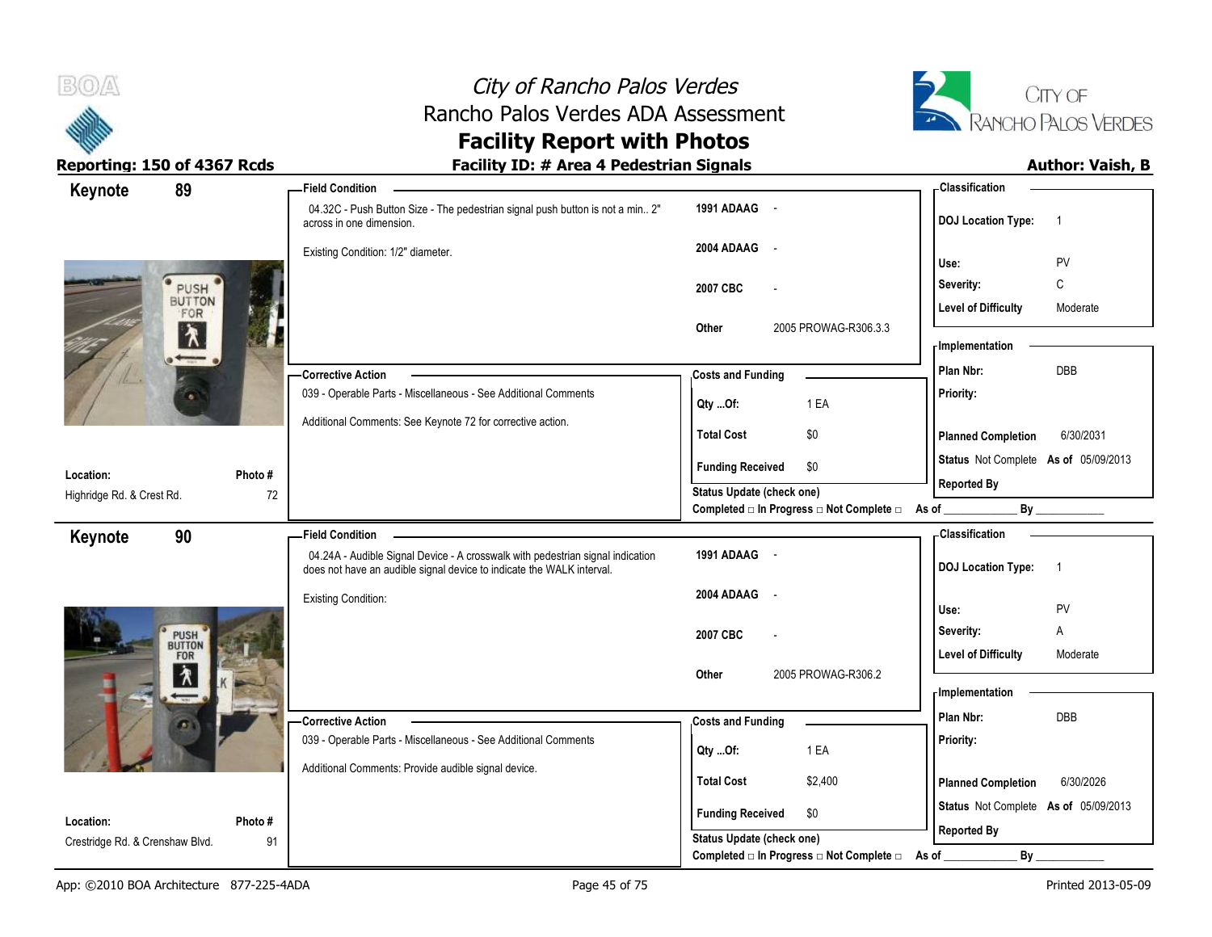# City of Rancho Palos Verdes
## Rancho Palos Verdes ADA Assessment
## Facility Report with Photos

**Reporting: 150 of 4367 Rcds** | **Facility ID: # Area 4 Pedestrian Signals** | **Author: Vaish, B**

---

## Keynote 89

**Location:** Highridge Rd. & Crest Rd.
**Photo #:** 72

**Field Condition**

04.32C - Push Button Size - The pedestrian signal push button is not a min.. 2" across in one dimension.

Existing Condition: 1/2" diameter.

| | |
|---|---|
| 1991 ADAAG | - |
| 2004 ADAAG | - |
| 2007 CBC | - |
| Other | 2005 PROWAG-R306.3.3 |

**Classification**

| | |
|---|---|
| DOJ Location Type: | 1 |
| Use: | PV |
| Severity: | C |
| Level of Difficulty | Moderate |

**Corrective Action**

039 - Operable Parts - Miscellaneous - See Additional Comments

Additional Comments: See Keynote 72 for corrective action.

**Costs and Funding**

| | |
|---|---|
| Qty ...Of: | 1 EA |
| Total Cost | $0 |
| Funding Received | $0 |

**Implementation**

| | |
|---|---|
| Plan Nbr: | DBB |
| Priority: | |
| Planned Completion | 6/30/2031 |
| Status | Not Complete As of 05/09/2013 |
| Reported By | |

Status Update (check one)
Completed □ In Progress □ Not Complete □ As of ____________ By ____________

---

## Keynote 90

**Location:** Crestridge Rd. & Crenshaw Blvd.
**Photo #:** 91

**Field Condition**

04.24A - Audible Signal Device - A crosswalk with pedestrian signal indication does not have an audible signal device to indicate the WALK interval.

Existing Condition:

| | |
|---|---|
| 1991 ADAAG | - |
| 2004 ADAAG | - |
| 2007 CBC | - |
| Other | 2005 PROWAG-R306.2 |

**Classification**

| | |
|---|---|
| DOJ Location Type: | 1 |
| Use: | PV |
| Severity: | A |
| Level of Difficulty | Moderate |

**Corrective Action**

039 - Operable Parts - Miscellaneous - See Additional Comments

Additional Comments: Provide audible signal device.

**Costs and Funding**

| | |
|---|---|
| Qty ...Of: | 1 EA |
| Total Cost | $2,400 |
| Funding Received | $0 |

**Implementation**

| | |
|---|---|
| Plan Nbr: | DBB |
| Priority: | |
| Planned Completion | 6/30/2026 |
| Status | Not Complete As of 05/09/2013 |
| Reported By | |

Status Update (check one)
Completed □ In Progress □ Not Complete □ As of ____________ By ____________

App: ©2010 BOA Architecture 877-225-4ADA | Printed 2013-05-09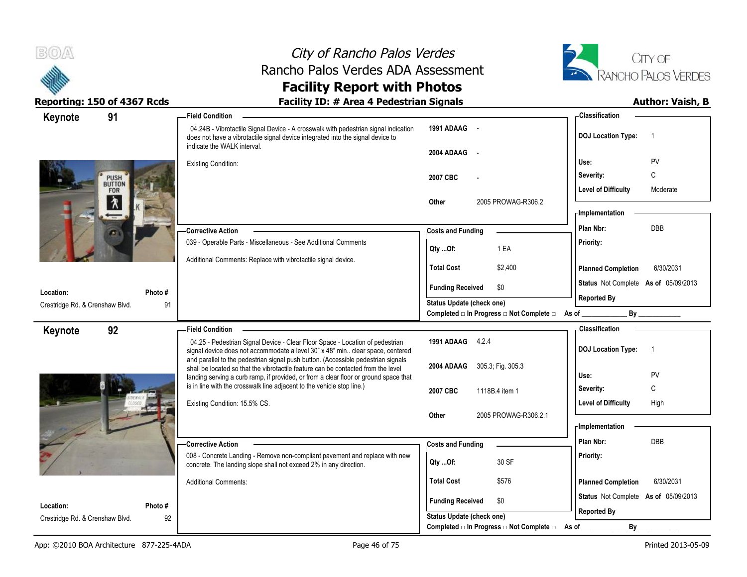# City of Rancho Palos Verdes
## Rancho Palos Verdes ADA Assessment
## Facility Report with Photos

**Reporting: 150 of 4367 Rcds** | **Facility ID: # Area 4 Pedestrian Signals** | **Author: Vaish, B**

---

## Keynote 91

**Location:** Crestridge Rd. & Crenshaw Blvd.
**Photo #:** 91

**Field Condition**

04.24B - Vibrotactile Signal Device - A crosswalk with pedestrian signal indication does not have a vibrotactile signal device integrated into the signal device to indicate the WALK interval.

Existing Condition:

| | |
|---|---|
| 1991 ADAAG | - |
| 2004 ADAAG | - |
| 2007 CBC | - |
| Other | 2005 PROWAG-R306.2 |

**Corrective Action**

039 - Operable Parts - Miscellaneous - See Additional Comments

Additional Comments: Replace with vibrotactile signal device.

**Costs and Funding**

| | |
|---|---|
| Qty ...Of: | 1 EA |
| Total Cost | $2,400 |
| Funding Received | $0 |

Status Update (check one)
Completed □ In Progress □ Not Complete □ As of ____________ By ____________

**Classification**

| | |
|---|---|
| DOJ Location Type: | 1 |
| Use: | PV |
| Severity: | C |
| Level of Difficulty | Moderate |

**Implementation**

| | |
|---|---|
| Plan Nbr: | DBB |
| Priority: | |
| Planned Completion | 6/30/2031 |
| Status | Not Complete As of 05/09/2013 |
| Reported By | |

---

## Keynote 92

**Location:** Crestridge Rd. & Crenshaw Blvd.
**Photo #:** 92

**Field Condition**

04.25 - Pedestrian Signal Device - Clear Floor Space - Location of pedestrian signal device does not accommodate a level 30" x 48" min.. clear space, centered and parallel to the pedestrian signal push button. (Accessible pedestrian signals shall be located so that the vibrotactile feature can be contacted from the level landing serving a curb ramp, if provided, or from a clear floor or ground space that is in line with the crosswalk line adjacent to the vehicle stop line.)

Existing Condition: 15.5% CS.

| | |
|---|---|
| 1991 ADAAG | 4.2.4 |
| 2004 ADAAG | 305.3; Fig. 305.3 |
| 2007 CBC | 1118B.4 item 1 |
| Other | 2005 PROWAG-R306.2.1 |

**Corrective Action**

008 - Concrete Landing - Remove non-compliant pavement and replace with new concrete. The landing slope shall not exceed 2% in any direction.

Additional Comments:

**Costs and Funding**

| | |
|---|---|
| Qty ...Of: | 30 SF |
| Total Cost | $576 |
| Funding Received | $0 |

Status Update (check one)
Completed □ In Progress □ Not Complete □ As of ____________ By ____________

**Classification**

| | |
|---|---|
| DOJ Location Type: | 1 |
| Use: | PV |
| Severity: | C |
| Level of Difficulty | High |

**Implementation**

| | |
|---|---|
| Plan Nbr: | DBB |
| Priority: | |
| Planned Completion | 6/30/2031 |
| Status | Not Complete As of 05/09/2013 |
| Reported By | |

---

App: ©2010 BOA Architecture 877-225-4ADA | Printed 2013-05-09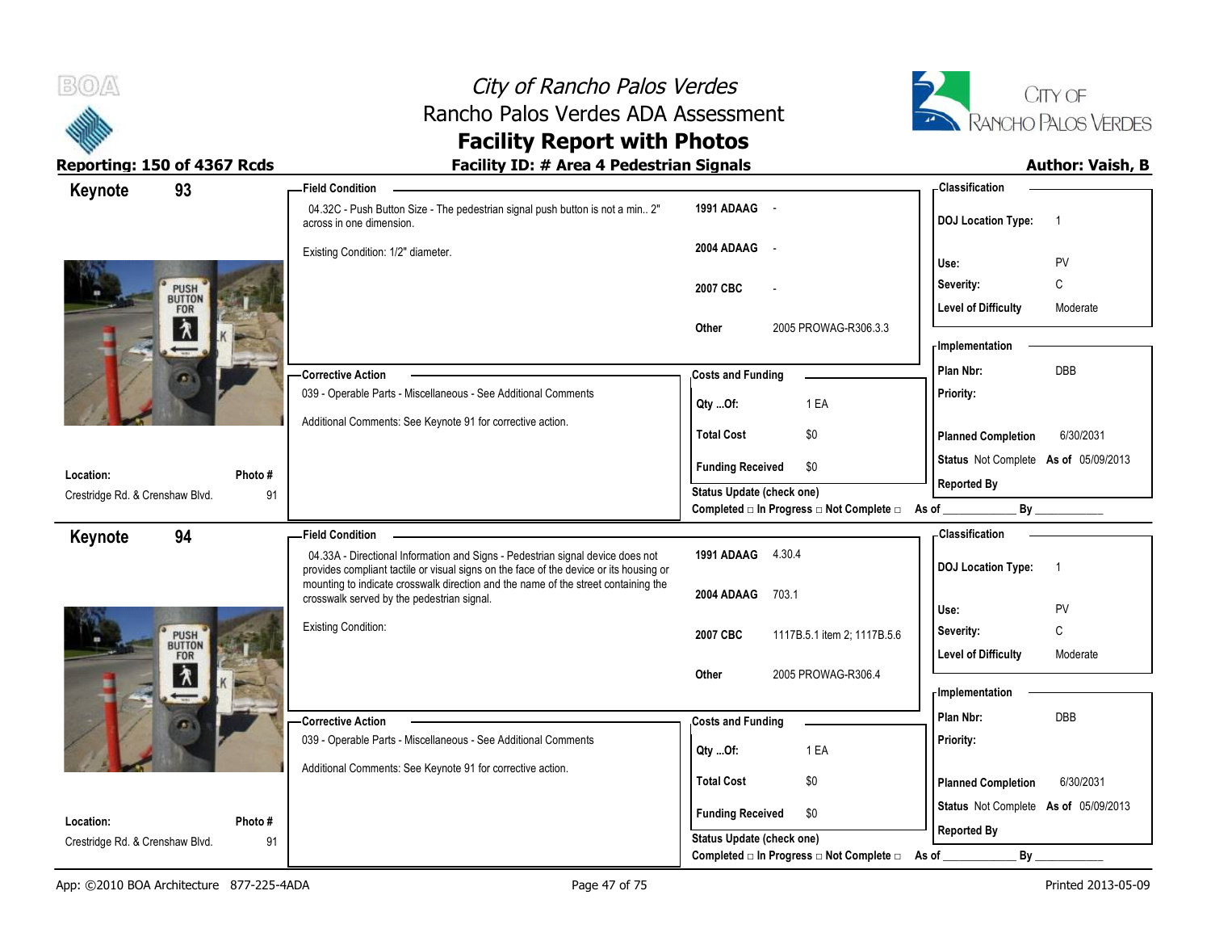# City of Rancho Palos Verdes
## Rancho Palos Verdes ADA Assessment
## Facility Report with Photos

**Reporting: 150 of 4367 Rcds** | **Facility ID: # Area 4 Pedestrian Signals** | **Author: Vaish, B**

---

### Keynote 93

**Location:** Crestridge Rd. & Crenshaw Blvd.
**Photo #:** 91

**Field Condition**

04.32C - Push Button Size - The pedestrian signal push button is not a min.. 2" across in one dimension.

Existing Condition: 1/2" diameter.

| | |
|---|---|
| 1991 ADAAG | - |
| 2004 ADAAG | - |
| 2007 CBC | - |
| Other | 2005 PROWAG-R306.3.3 |

**Corrective Action**

039 - Operable Parts - Miscellaneous - See Additional Comments

Additional Comments: See Keynote 91 for corrective action.

**Costs and Funding**

| | |
|---|---|
| Qty ...Of: | 1 EA |
| Total Cost | $0 |
| Funding Received | $0 |

Status Update (check one)
Completed □ In Progress □ Not Complete □ As of ____________ By ____________

**Classification**

| | |
|---|---|
| DOJ Location Type: | 1 |
| Use: | PV |
| Severity: | C |
| Level of Difficulty | Moderate |

**Implementation**

| | |
|---|---|
| Plan Nbr: | DBB |
| Priority: | |
| Planned Completion | 6/30/2031 |
| Status | Not Complete As of 05/09/2013 |
| Reported By | |

---

### Keynote 94

**Location:** Crestridge Rd. & Crenshaw Blvd.
**Photo #:** 91

**Field Condition**

04.33A - Directional Information and Signs - Pedestrian signal device does not provides compliant tactile or visual signs on the face of the device or its housing or mounting to indicate crosswalk direction and the name of the street containing the crosswalk served by the pedestrian signal.

Existing Condition:

| | |
|---|---|
| 1991 ADAAG | 4.30.4 |
| 2004 ADAAG | 703.1 |
| 2007 CBC | 1117B.5.1 item 2; 1117B.5.6 |
| Other | 2005 PROWAG-R306.4 |

**Corrective Action**

039 - Operable Parts - Miscellaneous - See Additional Comments

Additional Comments: See Keynote 91 for corrective action.

**Costs and Funding**

| | |
|---|---|
| Qty ...Of: | 1 EA |
| Total Cost | $0 |
| Funding Received | $0 |

Status Update (check one)
Completed □ In Progress □ Not Complete □ As of ____________ By ____________

**Classification**

| | |
|---|---|
| DOJ Location Type: | 1 |
| Use: | PV |
| Severity: | C |
| Level of Difficulty | Moderate |

**Implementation**

| | |
|---|---|
| Plan Nbr: | DBB |
| Priority: | |
| Planned Completion | 6/30/2031 |
| Status | Not Complete As of 05/09/2013 |
| Reported By | |

App: ©2010 BOA Architecture 877-225-4ADA | Printed 2013-05-09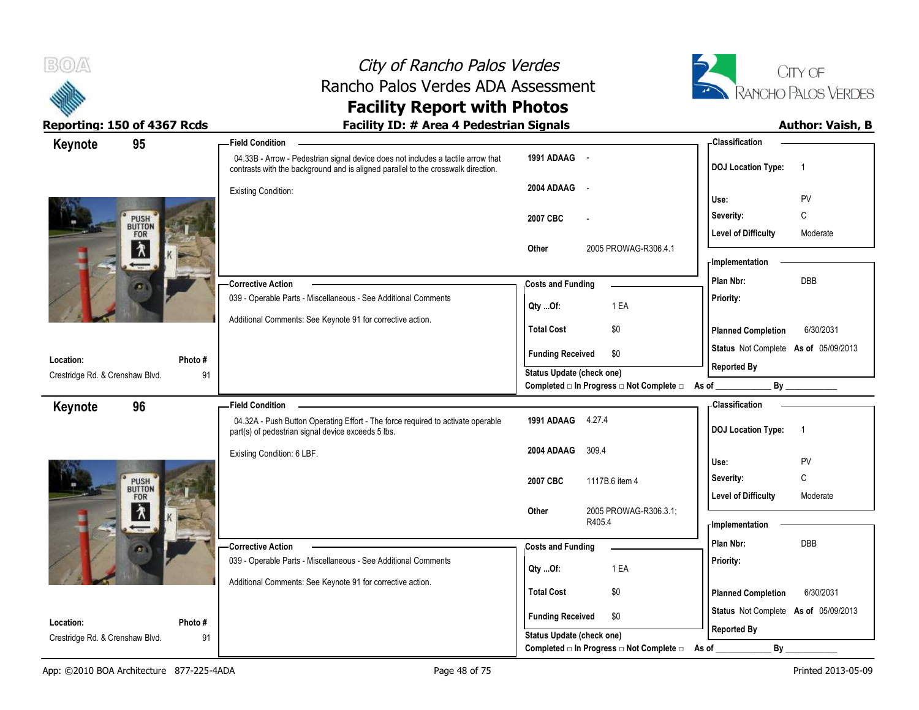# City of Rancho Palos Verdes
## Rancho Palos Verdes ADA Assessment
## Facility Report with Photos

**Reporting: 150 of 4367 Rcds** | **Facility ID: # Area 4 Pedestrian Signals** | **Author: Vaish, B**

---

## Keynote 95

**Location:** Crestridge Rd. & Crenshaw Blvd.
**Photo #:** 91

**Field Condition**

04.33B - Arrow - Pedestrian signal device does not includes a tactile arrow that contrasts with the background and is aligned parallel to the crosswalk direction.

Existing Condition:

| | |
|---|---|
| 1991 ADAAG | - |
| 2004 ADAAG | - |
| 2007 CBC | - |
| Other | 2005 PROWAG-R306.4.1 |

**Corrective Action**

039 - Operable Parts - Miscellaneous - See Additional Comments

Additional Comments: See Keynote 91 for corrective action.

**Costs and Funding**

| | |
|---|---|
| Qty ...Of: | 1 EA |
| Total Cost | $0 |
| Funding Received | $0 |

Status Update (check one)
Completed □ In Progress □ Not Complete □ As of ____________ By ____________

**Classification**

| | |
|---|---|
| DOJ Location Type: | 1 |
| Use: | PV |
| Severity: | C |
| Level of Difficulty | Moderate |

**Implementation**

| | |
|---|---|
| Plan Nbr: | DBB |
| Priority: | |
| Planned Completion | 6/30/2031 |
| Status | Not Complete As of 05/09/2013 |
| Reported By | |

---

## Keynote 96

**Location:** Crestridge Rd. & Crenshaw Blvd.
**Photo #:** 91

**Field Condition**

04.32A - Push Button Operating Effort - The force required to activate operable part(s) of pedestrian signal device exceeds 5 lbs.

Existing Condition: 6 LBF.

| | |
|---|---|
| 1991 ADAAG | 4.27.4 |
| 2004 ADAAG | 309.4 |
| 2007 CBC | 1117B.6 item 4 |
| Other | 2005 PROWAG-R306.3.1; R405.4 |

**Corrective Action**

039 - Operable Parts - Miscellaneous - See Additional Comments

Additional Comments: See Keynote 91 for corrective action.

**Costs and Funding**

| | |
|---|---|
| Qty ...Of: | 1 EA |
| Total Cost | $0 |
| Funding Received | $0 |

Status Update (check one)
Completed □ In Progress □ Not Complete □ As of ____________ By ____________

**Classification**

| | |
|---|---|
| DOJ Location Type: | 1 |
| Use: | PV |
| Severity: | C |
| Level of Difficulty | Moderate |

**Implementation**

| | |
|---|---|
| Plan Nbr: | DBB |
| Priority: | |
| Planned Completion | 6/30/2031 |
| Status | Not Complete As of 05/09/2013 |
| Reported By | |

App: ©2010 BOA Architecture 877-225-4ADA | Printed 2013-05-09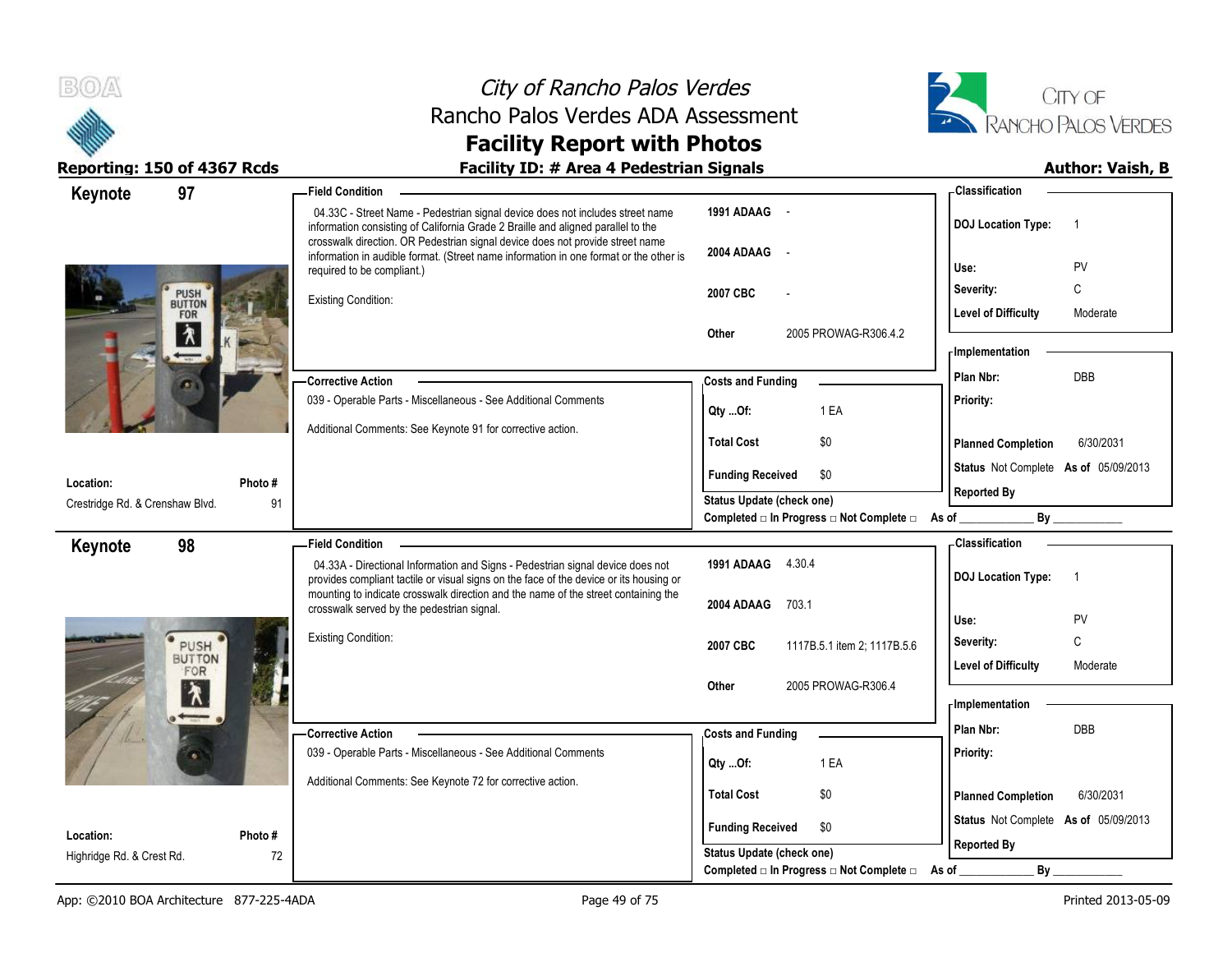# City of Rancho Palos Verdes
## Rancho Palos Verdes ADA Assessment
## Facility Report with Photos

**Reporting: 150 of 4367 Rcds** | **Facility ID: # Area 4 Pedestrian Signals** | **Author: Vaish, B**

---

## Keynote 97

**Field Condition**

04.33C - Street Name - Pedestrian signal device does not includes street name information consisting of California Grade 2 Braille and aligned parallel to the crosswalk direction. OR Pedestrian signal device does not provide street name information in audible format. (Street name information in one format or the other is required to be compliant.)

Existing Condition:

| | |
|---|---|
| 1991 ADAAG | - |
| 2004 ADAAG | - |
| 2007 CBC | - |
| Other | 2005 PROWAG-R306.4.2 |

**Classification**

| | |
|---|---|
| DOJ Location Type: | 1 |
| Use: | PV |
| Severity: | C |
| Level of Difficulty | Moderate |

**Corrective Action**

039 - Operable Parts - Miscellaneous - See Additional Comments

Additional Comments: See Keynote 91 for corrective action.

**Costs and Funding**

| | |
|---|---|
| Qty ...Of: | 1 EA |
| Total Cost | $0 |
| Funding Received | $0 |

Status Update (check one)
Completed □ In Progress □ Not Complete □ As of ____________ By ____________

**Implementation**

| | |
|---|---|
| Plan Nbr: | DBB |
| Priority: | |
| Planned Completion | 6/30/2031 |
| Status | Not Complete As of 05/09/2013 |
| Reported By | |

**Location:** Crestridge Rd. & Crenshaw Blvd.
**Photo #** 91

---

## Keynote 98

**Field Condition**

04.33A - Directional Information and Signs - Pedestrian signal device does not provides compliant tactile or visual signs on the face of the device or its housing or mounting to indicate crosswalk direction and the name of the street containing the crosswalk served by the pedestrian signal.

Existing Condition:

| | |
|---|---|
| 1991 ADAAG | 4.30.4 |
| 2004 ADAAG | 703.1 |
| 2007 CBC | 1117B.5.1 item 2; 1117B.5.6 |
| Other | 2005 PROWAG-R306.4 |

**Classification**

| | |
|---|---|
| DOJ Location Type: | 1 |
| Use: | PV |
| Severity: | C |
| Level of Difficulty | Moderate |

**Corrective Action**

039 - Operable Parts - Miscellaneous - See Additional Comments

Additional Comments: See Keynote 72 for corrective action.

**Costs and Funding**

| | |
|---|---|
| Qty ...Of: | 1 EA |
| Total Cost | $0 |
| Funding Received | $0 |

Status Update (check one)
Completed □ In Progress □ Not Complete □ As of ____________ By ____________

**Implementation**

| | |
|---|---|
| Plan Nbr: | DBB |
| Priority: | |
| Planned Completion | 6/30/2031 |
| Status | Not Complete As of 05/09/2013 |
| Reported By | |

**Location:** Highridge Rd. & Crest Rd.
**Photo #** 72

---

App: ©2010 BOA Architecture 877-225-4ADA | Printed 2013-05-09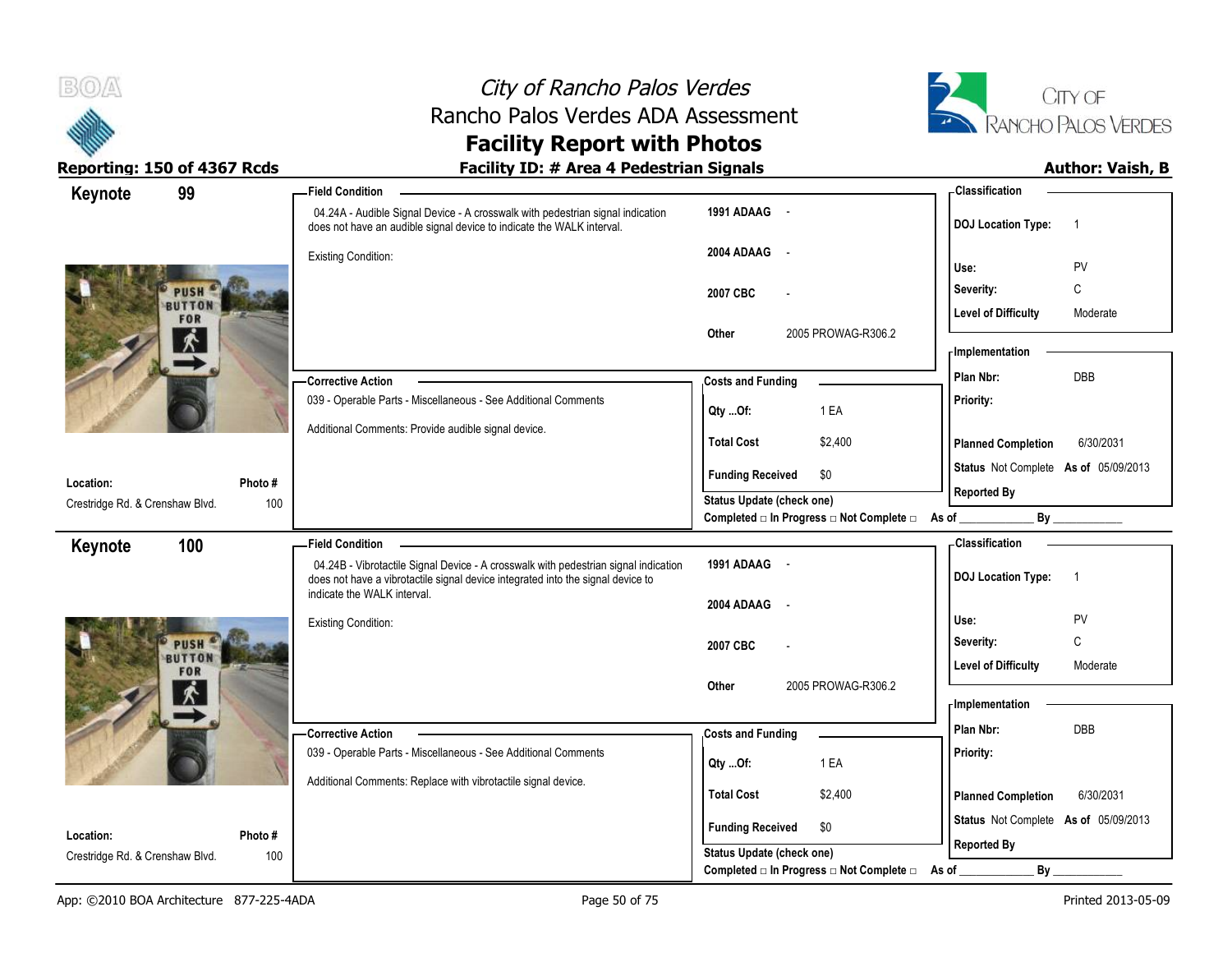# City of Rancho Palos Verdes
## Rancho Palos Verdes ADA Assessment
## Facility Report with Photos

**Reporting: 150 of 4367 Rcds** | **Facility ID: # Area 4 Pedestrian Signals** | **Author: Vaish, B**

---

### Keynote 99

**Field Condition**

04.24A - Audible Signal Device - A crosswalk with pedestrian signal indication does not have an audible signal device to indicate the WALK interval.

Existing Condition:

| | |
|---|---|
| 1991 ADAAG | - |
| 2004 ADAAG | - |
| 2007 CBC | - |
| Other | 2005 PROWAG-R306.2 |

**Classification**

| | |
|---|---|
| DOJ Location Type: | 1 |
| Use: | PV |
| Severity: | C |
| Level of Difficulty | Moderate |

**Corrective Action**

039 - Operable Parts - Miscellaneous - See Additional Comments

Additional Comments: Provide audible signal device.

**Costs and Funding**

| | |
|---|---|
| Qty ...Of: | 1 EA |
| Total Cost | $2,400 |
| Funding Received | $0 |

**Implementation**

| | |
|---|---|
| Plan Nbr: | DBB |
| Priority: | |
| Planned Completion | 6/30/2031 |
| Status | Not Complete As of 05/09/2013 |
| Reported By | |

Status Update (check one)
Completed □ In Progress □ Not Complete □ As of ____________ By ____________

**Location:** Crestridge Rd. & Crenshaw Blvd.
**Photo #** 100

---

### Keynote 100

**Field Condition**

04.24B - Vibrotactile Signal Device - A crosswalk with pedestrian signal indication does not have a vibrotactile signal device integrated into the signal device to indicate the WALK interval.

Existing Condition:

| | |
|---|---|
| 1991 ADAAG | - |
| 2004 ADAAG | - |
| 2007 CBC | - |
| Other | 2005 PROWAG-R306.2 |

**Classification**

| | |
|---|---|
| DOJ Location Type: | 1 |
| Use: | PV |
| Severity: | C |
| Level of Difficulty | Moderate |

**Corrective Action**

039 - Operable Parts - Miscellaneous - See Additional Comments

Additional Comments: Replace with vibrotactile signal device.

**Costs and Funding**

| | |
|---|---|
| Qty ...Of: | 1 EA |
| Total Cost | $2,400 |
| Funding Received | $0 |

**Implementation**

| | |
|---|---|
| Plan Nbr: | DBB |
| Priority: | |
| Planned Completion | 6/30/2031 |
| Status | Not Complete As of 05/09/2013 |
| Reported By | |

Status Update (check one)
Completed □ In Progress □ Not Complete □ As of ____________ By ____________

**Location:** Crestridge Rd. & Crenshaw Blvd.
**Photo #** 100

---

App: ©2010 BOA Architecture 877-225-4ADA | Printed 2013-05-09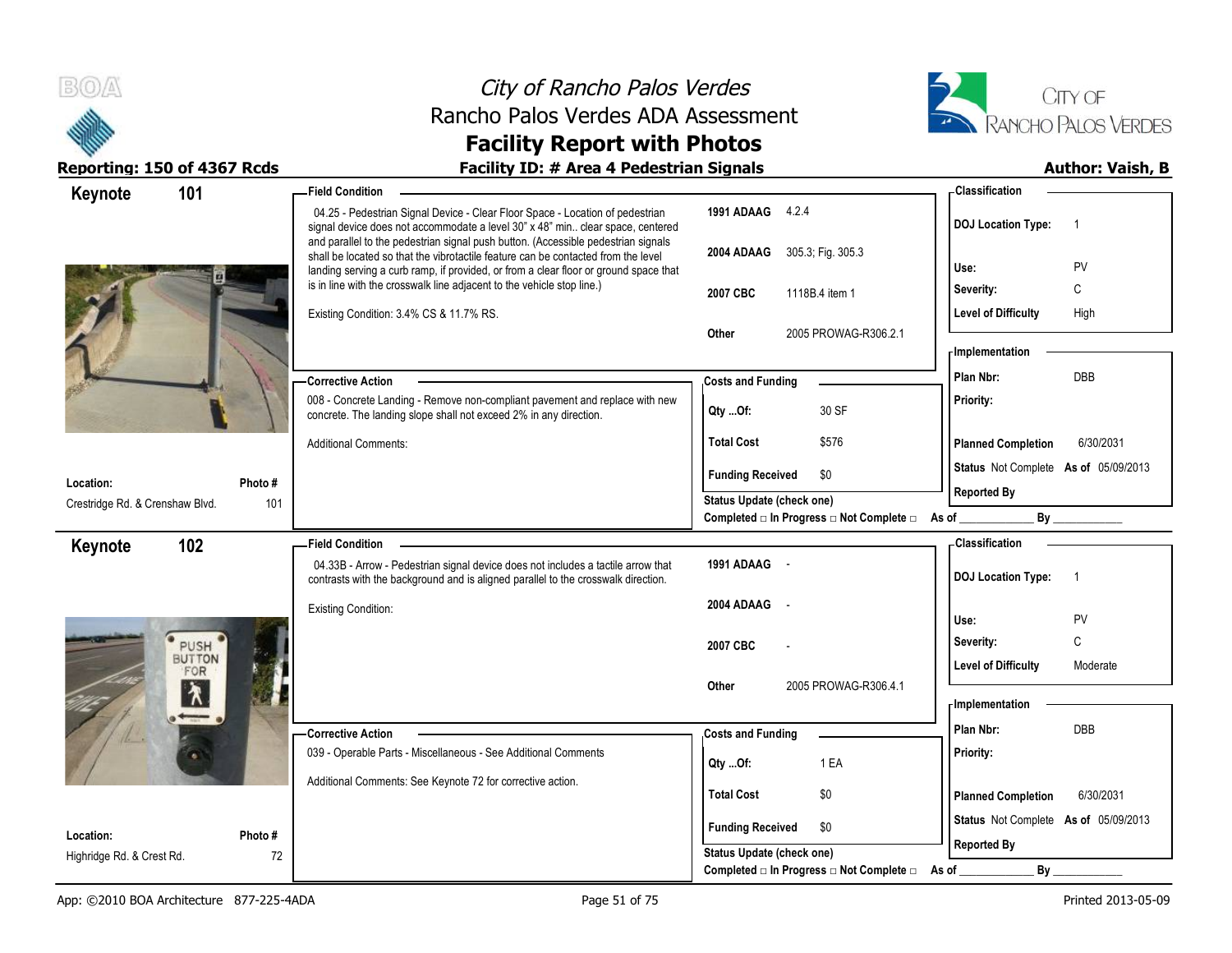# City of Rancho Palos Verdes
## Rancho Palos Verdes ADA Assessment
## Facility Report with Photos

**Reporting: 150 of 4367 Rcds** | **Facility ID: # Area 4 Pedestrian Signals** | **Author: Vaish, B**

---

## Keynote 101

**Location:** Crestridge Rd. & Crenshaw Blvd.
**Photo #:** 101

**Field Condition**

04.25 - Pedestrian Signal Device - Clear Floor Space - Location of pedestrian signal device does not accommodate a level 30" x 48" min.. clear space, centered and parallel to the pedestrian signal push button. (Accessible pedestrian signals shall be located so that the vibrotactile feature can be contacted from the level landing serving a curb ramp, if provided, or from a clear floor or ground space that is in line with the crosswalk line adjacent to the vehicle stop line.)

Existing Condition: 3.4% CS & 11.7% RS.

| | |
|---|---|
| 1991 ADAAG | 4.2.4 |
| 2004 ADAAG | 305.3; Fig. 305.3 |
| 2007 CBC | 1118B.4 item 1 |
| Other | 2005 PROWAG-R306.2.1 |

**Classification**

| | |
|---|---|
| DOJ Location Type: | 1 |
| Use: | PV |
| Severity: | C |
| Level of Difficulty | High |

**Corrective Action**

008 - Concrete Landing - Remove non-compliant pavement and replace with new concrete. The landing slope shall not exceed 2% in any direction.

Additional Comments:

**Costs and Funding**

| | |
|---|---|
| Qty ...Of: | 30 SF |
| Total Cost | $576 |
| Funding Received | $0 |

Status Update (check one)
Completed □ In Progress □ Not Complete □ As of ____________ By ____________

**Implementation**

| | |
|---|---|
| Plan Nbr: | DBB |
| Priority: | |
| Planned Completion | 6/30/2031 |
| Status | Not Complete As of 05/09/2013 |
| Reported By | |

---

## Keynote 102

**Location:** Highridge Rd. & Crest Rd.
**Photo #:** 72

**Field Condition**

04.33B - Arrow - Pedestrian signal device does not includes a tactile arrow that contrasts with the background and is aligned parallel to the crosswalk direction.

Existing Condition:

| | |
|---|---|
| 1991 ADAAG | - |
| 2004 ADAAG | - |
| 2007 CBC | - |
| Other | 2005 PROWAG-R306.4.1 |

**Classification**

| | |
|---|---|
| DOJ Location Type: | 1 |
| Use: | PV |
| Severity: | C |
| Level of Difficulty | Moderate |

**Corrective Action**

039 - Operable Parts - Miscellaneous - See Additional Comments

Additional Comments: See Keynote 72 for corrective action.

**Costs and Funding**

| | |
|---|---|
| Qty ...Of: | 1 EA |
| Total Cost | $0 |
| Funding Received | $0 |

Status Update (check one)
Completed □ In Progress □ Not Complete □ As of ____________ By ____________

**Implementation**

| | |
|---|---|
| Plan Nbr: | DBB |
| Priority: | |
| Planned Completion | 6/30/2031 |
| Status | Not Complete As of 05/09/2013 |
| Reported By | |

---

App: ©2010 BOA Architecture 877-225-4ADA | Printed 2013-05-09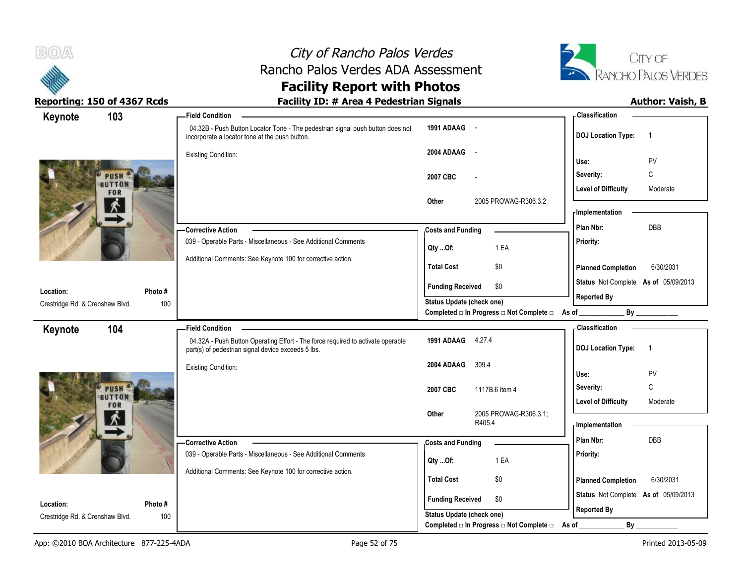# City of Rancho Palos Verdes
## Rancho Palos Verdes ADA Assessment
## Facility Report with Photos

**Reporting: 150 of 4367 Rcds** | **Facility ID: # Area 4 Pedestrian Signals** | **Author: Vaish, B**

---

## Keynote 103

**Field Condition**

04.32B - Push Button Locator Tone - The pedestrian signal push button does not incorporate a locator tone at the push button.

Existing Condition:

| | |
|---|---|
| 1991 ADAAG | - |
| 2004 ADAAG | - |
| 2007 CBC | - |
| Other | 2005 PROWAG-R306.3.2 |

**Classification**

| | |
|---|---|
| DOJ Location Type: | 1 |
| Use: | PV |
| Severity: | C |
| Level of Difficulty | Moderate |

**Corrective Action**

039 - Operable Parts - Miscellaneous - See Additional Comments

Additional Comments: See Keynote 100 for corrective action.

**Costs and Funding**

| | |
|---|---|
| Qty ...Of: | 1 EA |
| Total Cost | $0 |
| Funding Received | $0 |

**Implementation**

| | |
|---|---|
| Plan Nbr: | DBB |
| Priority: | |
| Planned Completion | 6/30/2031 |
| Status | Not Complete As of 05/09/2013 |
| Reported By | |

Status Update (check one)
Completed □ In Progress □ Not Complete □ As of ____________ By ____________

**Location:** Crestridge Rd. & Crenshaw Blvd.
**Photo #** 100

---

## Keynote 104

**Field Condition**

04.32A - Push Button Operating Effort - The force required to activate operable part(s) of pedestrian signal device exceeds 5 lbs.

Existing Condition:

| | |
|---|---|
| 1991 ADAAG | 4.27.4 |
| 2004 ADAAG | 309.4 |
| 2007 CBC | 1117B.6 item 4 |
| Other | 2005 PROWAG-R306.3.1; R405.4 |

**Classification**

| | |
|---|---|
| DOJ Location Type: | 1 |
| Use: | PV |
| Severity: | C |
| Level of Difficulty | Moderate |

**Corrective Action**

039 - Operable Parts - Miscellaneous - See Additional Comments

Additional Comments: See Keynote 100 for corrective action.

**Costs and Funding**

| | |
|---|---|
| Qty ...Of: | 1 EA |
| Total Cost | $0 |
| Funding Received | $0 |

**Implementation**

| | |
|---|---|
| Plan Nbr: | DBB |
| Priority: | |
| Planned Completion | 6/30/2031 |
| Status | Not Complete As of 05/09/2013 |
| Reported By | |

Status Update (check one)
Completed □ In Progress □ Not Complete □ As of ____________ By ____________

**Location:** Crestridge Rd. & Crenshaw Blvd.
**Photo #** 100

---

App: ©2010 BOA Architecture 877-225-4ADA | Printed 2013-05-09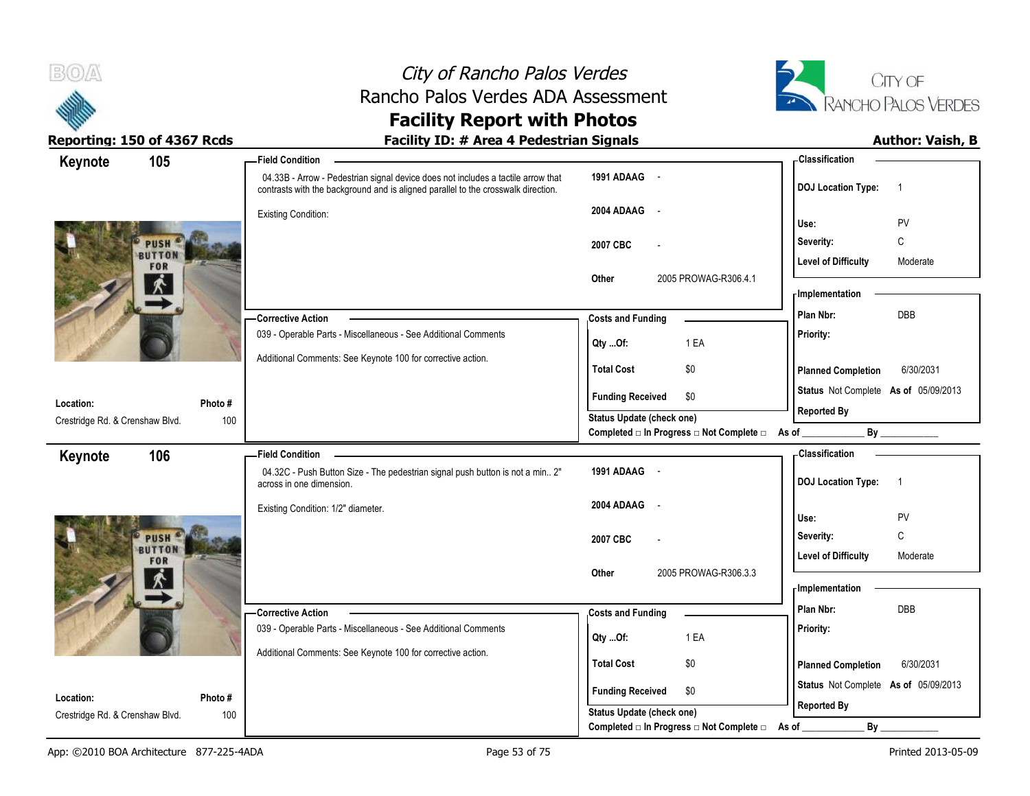# City of Rancho Palos Verdes
## Rancho Palos Verdes ADA Assessment
## Facility Report with Photos

**Reporting: 150 of 4367 Rcds** | **Facility ID: # Area 4 Pedestrian Signals** | **Author: Vaish, B**

---

## Keynote 105

**Location:** Crestridge Rd. & Crenshaw Blvd.
**Photo #:** 100

**Field Condition**

04.33B - Arrow - Pedestrian signal device does not includes a tactile arrow that contrasts with the background and is aligned parallel to the crosswalk direction.

Existing Condition:

| | |
|---|---|
| 1991 ADAAG | - |
| 2004 ADAAG | - |
| 2007 CBC | - |
| Other | 2005 PROWAG-R306.4.1 |

**Corrective Action**

039 - Operable Parts - Miscellaneous - See Additional Comments

Additional Comments: See Keynote 100 for corrective action.

**Costs and Funding**

| | |
|---|---|
| Qty ...Of: | 1 EA |
| Total Cost | $0 |
| Funding Received | $0 |

Status Update (check one)
Completed □ In Progress □ Not Complete □ As of ____________ By ____________

**Classification**

| | |
|---|---|
| DOJ Location Type: | 1 |
| Use: | PV |
| Severity: | C |
| Level of Difficulty | Moderate |

**Implementation**

| | |
|---|---|
| Plan Nbr: | DBB |
| Priority: | |
| Planned Completion | 6/30/2031 |
| Status | Not Complete As of 05/09/2013 |
| Reported By | |

---

## Keynote 106

**Location:** Crestridge Rd. & Crenshaw Blvd.
**Photo #:** 100

**Field Condition**

04.32C - Push Button Size - The pedestrian signal push button is not a min.. 2" across in one dimension.

Existing Condition: 1/2" diameter.

| | |
|---|---|
| 1991 ADAAG | - |
| 2004 ADAAG | - |
| 2007 CBC | - |
| Other | 2005 PROWAG-R306.3.3 |

**Corrective Action**

039 - Operable Parts - Miscellaneous - See Additional Comments

Additional Comments: See Keynote 100 for corrective action.

**Costs and Funding**

| | |
|---|---|
| Qty ...Of: | 1 EA |
| Total Cost | $0 |
| Funding Received | $0 |

Status Update (check one)
Completed □ In Progress □ Not Complete □ As of ____________ By ____________

**Classification**

| | |
|---|---|
| DOJ Location Type: | 1 |
| Use: | PV |
| Severity: | C |
| Level of Difficulty | Moderate |

**Implementation**

| | |
|---|---|
| Plan Nbr: | DBB |
| Priority: | |
| Planned Completion | 6/30/2031 |
| Status | Not Complete As of 05/09/2013 |
| Reported By | |

App: ©2010 BOA Architecture 877-225-4ADA | Printed 2013-05-09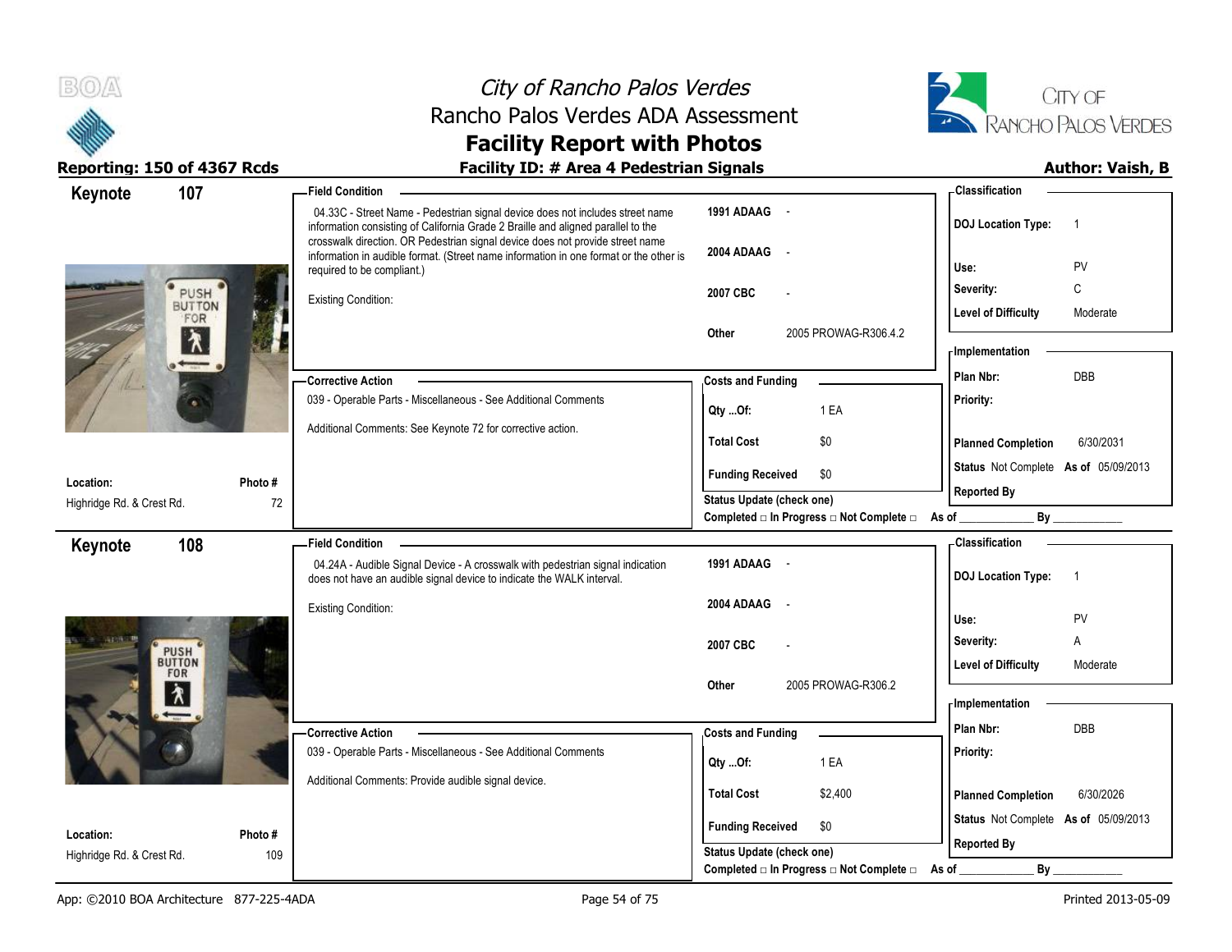# City of Rancho Palos Verdes
## Rancho Palos Verdes ADA Assessment
## Facility Report with Photos

**Reporting: 150 of 4367 Rcds** | **Facility ID: # Area 4 Pedestrian Signals** | **Author: Vaish, B**

---

### Keynote 107

**Location:** Highridge Rd. & Crest Rd.
**Photo #:** 72

**Field Condition**

04.33C - Street Name - Pedestrian signal device does not includes street name information consisting of California Grade 2 Braille and aligned parallel to the crosswalk direction. OR Pedestrian signal device does not provide street name information in audible format. (Street name information in one format or the other is required to be compliant.)

Existing Condition:

| | |
|---|---|
| 1991 ADAAG | - |
| 2004 ADAAG | - |
| 2007 CBC | - |
| Other | 2005 PROWAG-R306.4.2 |

**Corrective Action**

039 - Operable Parts - Miscellaneous - See Additional Comments

Additional Comments: See Keynote 72 for corrective action.

**Costs and Funding**

| | |
|---|---|
| Qty ...Of: | 1 EA |
| Total Cost | $0 |
| Funding Received | $0 |

Status Update (check one)
Completed □ In Progress □ Not Complete □ As of ____________ By ____________

**Classification**

| | |
|---|---|
| DOJ Location Type: | 1 |
| Use: | PV |
| Severity: | C |
| Level of Difficulty | Moderate |

**Implementation**

| | |
|---|---|
| Plan Nbr: | DBB |
| Priority: | |
| Planned Completion | 6/30/2031 |
| Status | Not Complete As of 05/09/2013 |
| Reported By | |

---

### Keynote 108

**Location:** Highridge Rd. & Crest Rd.
**Photo #:** 109

**Field Condition**

04.24A - Audible Signal Device - A crosswalk with pedestrian signal indication does not have an audible signal device to indicate the WALK interval.

Existing Condition:

| | |
|---|---|
| 1991 ADAAG | - |
| 2004 ADAAG | - |
| 2007 CBC | - |
| Other | 2005 PROWAG-R306.2 |

**Corrective Action**

039 - Operable Parts - Miscellaneous - See Additional Comments

Additional Comments: Provide audible signal device.

**Costs and Funding**

| | |
|---|---|
| Qty ...Of: | 1 EA |
| Total Cost | $2,400 |
| Funding Received | $0 |

Status Update (check one)
Completed □ In Progress □ Not Complete □ As of ____________ By ____________

**Classification**

| | |
|---|---|
| DOJ Location Type: | 1 |
| Use: | PV |
| Severity: | A |
| Level of Difficulty | Moderate |

**Implementation**

| | |
|---|---|
| Plan Nbr: | DBB |
| Priority: | |
| Planned Completion | 6/30/2026 |
| Status | Not Complete As of 05/09/2013 |
| Reported By | |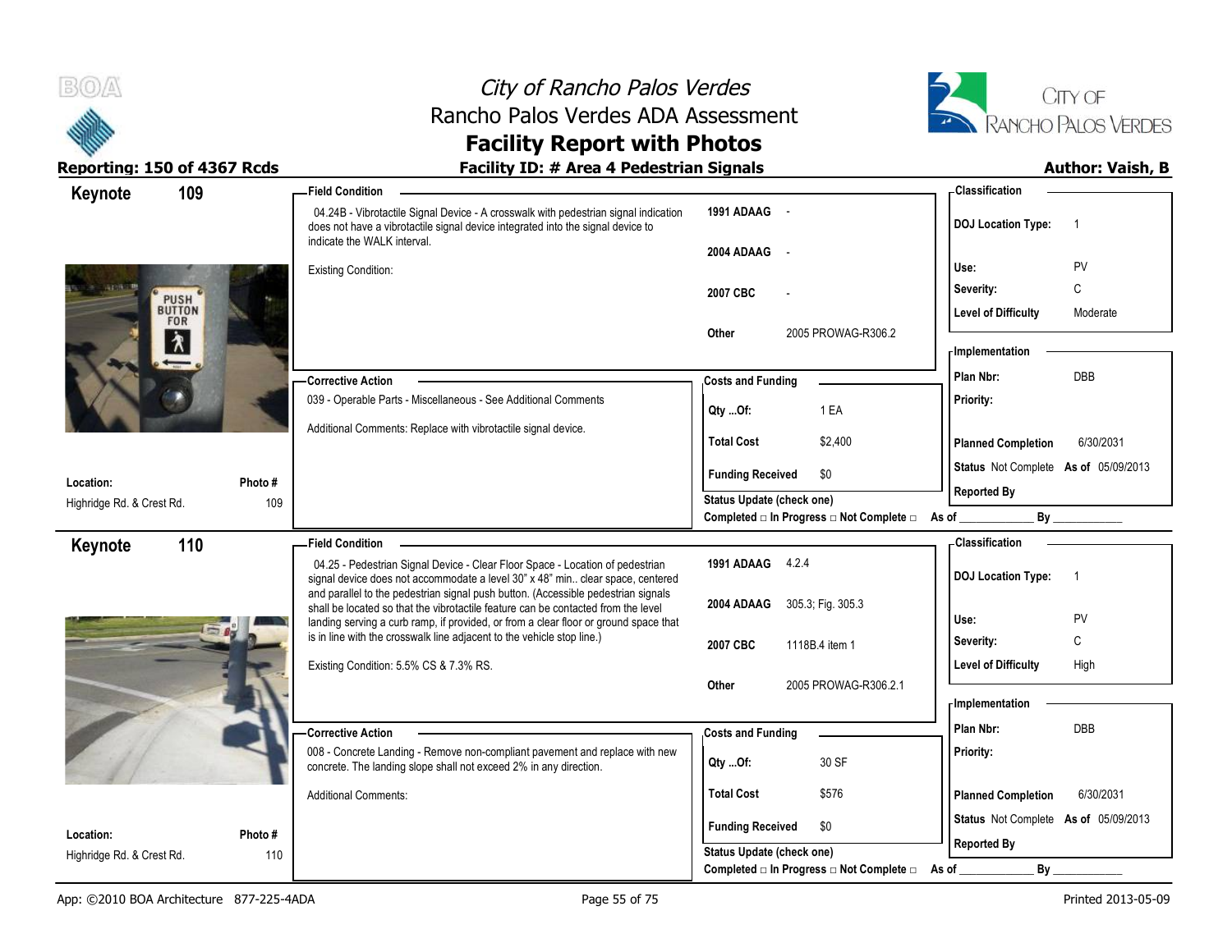# City of Rancho Palos Verdes
## Rancho Palos Verdes ADA Assessment
## Facility Report with Photos

**Reporting: 150 of 4367 Rcds** | **Facility ID: # Area 4 Pedestrian Signals** | **Author: Vaish, B**

---

### Keynote 109

**Location:** Highridge Rd. & Crest Rd.
**Photo #:** 109

**Field Condition**

04.24B - Vibrotactile Signal Device - A crosswalk with pedestrian signal indication does not have a vibrotactile signal device integrated into the signal device to indicate the WALK interval.

Existing Condition:

| | |
|---|---|
| 1991 ADAAG | - |
| 2004 ADAAG | - |
| 2007 CBC | - |
| Other | 2005 PROWAG-R306.2 |

**Corrective Action**

039 - Operable Parts - Miscellaneous - See Additional Comments

Additional Comments: Replace with vibrotactile signal device.

**Costs and Funding**

| | |
|---|---|
| Qty ...Of: | 1 EA |
| Total Cost | $2,400 |
| Funding Received | $0 |

Status Update (check one)
Completed □ In Progress □ Not Complete □ As of ____________ By ____________

**Classification**

| | |
|---|---|
| DOJ Location Type: | 1 |
| Use: | PV |
| Severity: | C |
| Level of Difficulty | Moderate |

**Implementation**

| | |
|---|---|
| Plan Nbr: | DBB |
| Priority: | |
| Planned Completion | 6/30/2031 |
| Status | Not Complete As of 05/09/2013 |
| Reported By | |

---

### Keynote 110

**Location:** Highridge Rd. & Crest Rd.
**Photo #:** 110

**Field Condition**

04.25 - Pedestrian Signal Device - Clear Floor Space - Location of pedestrian signal device does not accommodate a level 30" x 48" min.. clear space, centered and parallel to the pedestrian signal push button. (Accessible pedestrian signals shall be located so that the vibrotactile feature can be contacted from the level landing serving a curb ramp, if provided, or from a clear floor or ground space that is in line with the crosswalk line adjacent to the vehicle stop line.)

Existing Condition: 5.5% CS & 7.3% RS.

| | |
|---|---|
| 1991 ADAAG | 4.2.4 |
| 2004 ADAAG | 305.3; Fig. 305.3 |
| 2007 CBC | 1118B.4 item 1 |
| Other | 2005 PROWAG-R306.2.1 |

**Corrective Action**

008 - Concrete Landing - Remove non-compliant pavement and replace with new concrete. The landing slope shall not exceed 2% in any direction.

Additional Comments:

**Costs and Funding**

| | |
|---|---|
| Qty ...Of: | 30 SF |
| Total Cost | $576 |
| Funding Received | $0 |

Status Update (check one)
Completed □ In Progress □ Not Complete □ As of ____________ By ____________

**Classification**

| | |
|---|---|
| DOJ Location Type: | 1 |
| Use: | PV |
| Severity: | C |
| Level of Difficulty | High |

**Implementation**

| | |
|---|---|
| Plan Nbr: | DBB |
| Priority: | |
| Planned Completion | 6/30/2031 |
| Status | Not Complete As of 05/09/2013 |
| Reported By | |

App: ©2010 BOA Architecture 877-225-4ADA | Printed 2013-05-09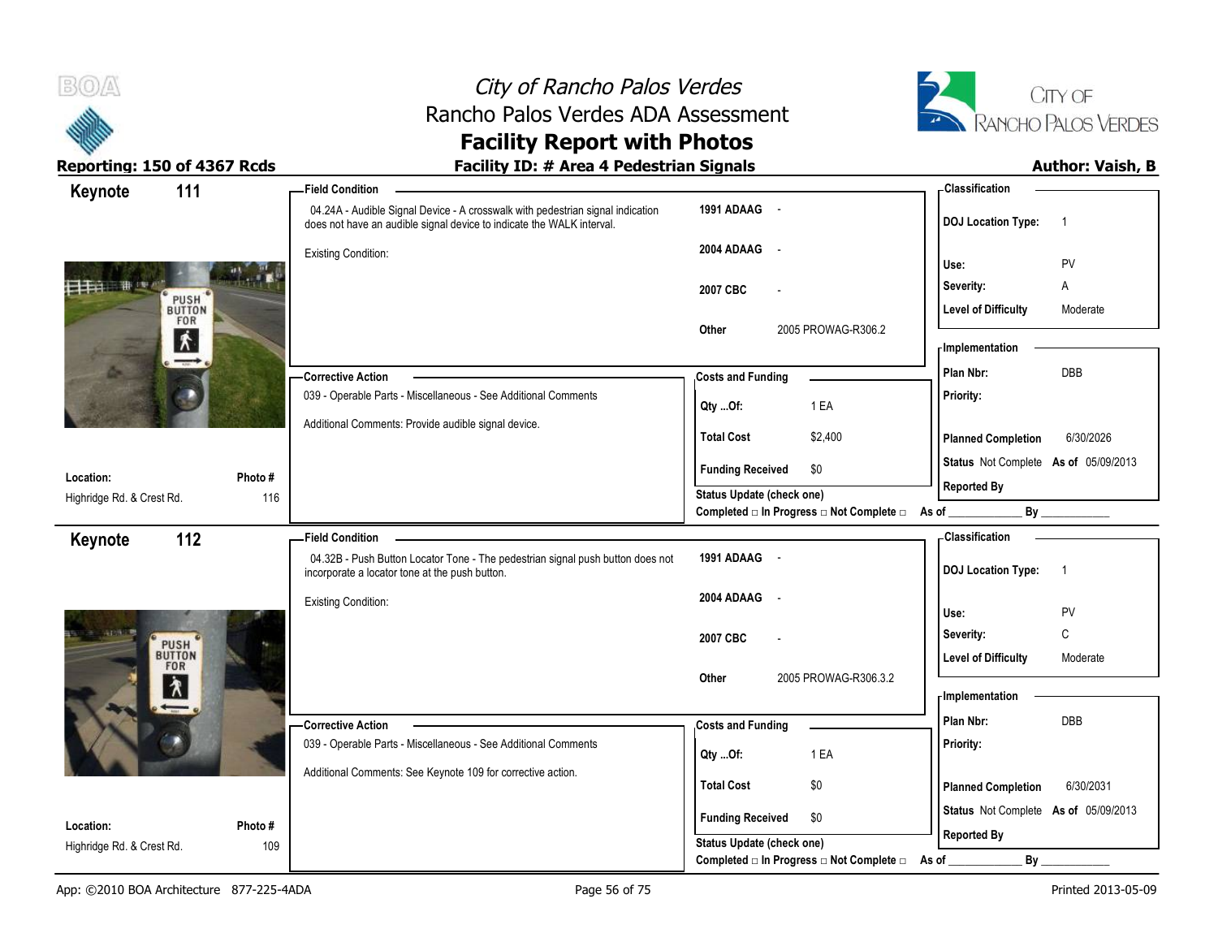# City of Rancho Palos Verdes
## Rancho Palos Verdes ADA Assessment
## Facility Report with Photos

**Reporting: 150 of 4367 Rcds** — **Facility ID: # Area 4 Pedestrian Signals** — **Author: Vaish, B**

---

### Keynote 111

**Field Condition**

04.24A - Audible Signal Device - A crosswalk with pedestrian signal indication does not have an audible signal device to indicate the WALK interval.

Existing Condition:

| | |
|---|---|
| 1991 ADAAG | - |
| 2004 ADAAG | - |
| 2007 CBC | - |
| Other | 2005 PROWAG-R306.2 |

**Classification**

| | |
|---|---|
| DOJ Location Type: | 1 |
| Use: | PV |
| Severity: | A |
| Level of Difficulty | Moderate |

**Corrective Action**

039 - Operable Parts - Miscellaneous - See Additional Comments

Additional Comments: Provide audible signal device.

**Costs and Funding**

| | |
|---|---|
| Qty ...Of: | 1 EA |
| Total Cost | $2,400 |
| Funding Received | $0 |

**Implementation**

| | |
|---|---|
| Plan Nbr: | DBB |
| Priority: | |
| Planned Completion | 6/30/2026 |
| Status | Not Complete As of 05/09/2013 |
| Reported By | |

Status Update (check one)
Completed □ In Progress □ Not Complete □ As of ____________ By ____________

**Location:** Highridge Rd. & Crest Rd. **Photo #** 116

---

### Keynote 112

**Field Condition**

04.32B - Push Button Locator Tone - The pedestrian signal push button does not incorporate a locator tone at the push button.

Existing Condition:

| | |
|---|---|
| 1991 ADAAG | - |
| 2004 ADAAG | - |
| 2007 CBC | - |
| Other | 2005 PROWAG-R306.3.2 |

**Classification**

| | |
|---|---|
| DOJ Location Type: | 1 |
| Use: | PV |
| Severity: | C |
| Level of Difficulty | Moderate |

**Corrective Action**

039 - Operable Parts - Miscellaneous - See Additional Comments

Additional Comments: See Keynote 109 for corrective action.

**Costs and Funding**

| | |
|---|---|
| Qty ...Of: | 1 EA |
| Total Cost | $0 |
| Funding Received | $0 |

**Implementation**

| | |
|---|---|
| Plan Nbr: | DBB |
| Priority: | |
| Planned Completion | 6/30/2031 |
| Status | Not Complete As of 05/09/2013 |
| Reported By | |

Status Update (check one)
Completed □ In Progress □ Not Complete □ As of ____________ By ____________

**Location:** Highridge Rd. & Crest Rd. **Photo #** 109

---

App: ©2010 BOA Architecture 877-225-4ADA — Printed 2013-05-09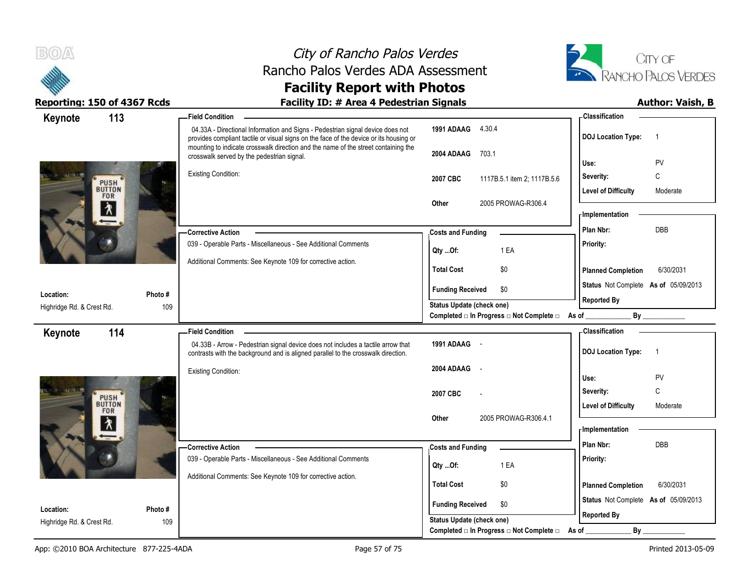# City of Rancho Palos Verdes
## Rancho Palos Verdes ADA Assessment
## Facility Report with Photos

**Reporting: 150 of 4367 Rcds** | **Facility ID: # Area 4 Pedestrian Signals** | **Author: Vaish, B**

---

## Keynote 113

**Location:** Highridge Rd. & Crest Rd.
**Photo #:** 109

**Field Condition**

04.33A - Directional Information and Signs - Pedestrian signal device does not provides compliant tactile or visual signs on the face of the device or its housing or mounting to indicate crosswalk direction and the name of the street containing the crosswalk served by the pedestrian signal.

Existing Condition:

| Code | Reference |
|---|---|
| 1991 ADAAG | 4.30.4 |
| 2004 ADAAG | 703.1 |
| 2007 CBC | 1117B.5.1 item 2; 1117B.5.6 |
| Other | 2005 PROWAG-R306.4 |

**Corrective Action**

039 - Operable Parts - Miscellaneous - See Additional Comments

Additional Comments: See Keynote 109 for corrective action.

**Costs and Funding**

| | |
|---|---|
| Qty ...Of: | 1 EA |
| Total Cost | $0 |
| Funding Received | $0 |

Status Update (check one)
Completed □ In Progress □ Not Complete □ As of ____________ By ____________

**Classification**

| | |
|---|---|
| DOJ Location Type: | 1 |
| Use: | PV |
| Severity: | C |
| Level of Difficulty | Moderate |

**Implementation**

| | |
|---|---|
| Plan Nbr: | DBB |
| Priority: | |
| Planned Completion | 6/30/2031 |
| Status | Not Complete As of 05/09/2013 |
| Reported By | |

---

## Keynote 114

**Location:** Highridge Rd. & Crest Rd.
**Photo #:** 109

**Field Condition**

04.33B - Arrow - Pedestrian signal device does not includes a tactile arrow that contrasts with the background and is aligned parallel to the crosswalk direction.

Existing Condition:

| Code | Reference |
|---|---|
| 1991 ADAAG | - |
| 2004 ADAAG | - |
| 2007 CBC | - |
| Other | 2005 PROWAG-R306.4.1 |

**Corrective Action**

039 - Operable Parts - Miscellaneous - See Additional Comments

Additional Comments: See Keynote 109 for corrective action.

**Costs and Funding**

| | |
|---|---|
| Qty ...Of: | 1 EA |
| Total Cost | $0 |
| Funding Received | $0 |

Status Update (check one)
Completed □ In Progress □ Not Complete □ As of ____________ By ____________

**Classification**

| | |
|---|---|
| DOJ Location Type: | 1 |
| Use: | PV |
| Severity: | C |
| Level of Difficulty | Moderate |

**Implementation**

| | |
|---|---|
| Plan Nbr: | DBB |
| Priority: | |
| Planned Completion | 6/30/2031 |
| Status | Not Complete As of 05/09/2013 |
| Reported By | |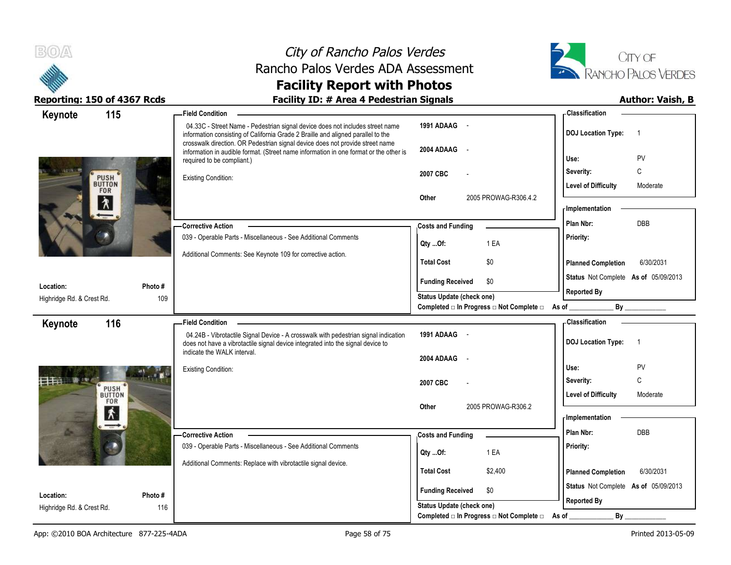# City of Rancho Palos Verdes
## Rancho Palos Verdes ADA Assessment
## Facility Report with Photos

**Reporting: 150 of 4367 Rcds** — **Facility ID: # Area 4 Pedestrian Signals** — **Author: Vaish, B**

---

### Keynote 115

**Field Condition**

04.33C - Street Name - Pedestrian signal device does not includes street name information consisting of California Grade 2 Braille and aligned parallel to the crosswalk direction. OR Pedestrian signal device does not provide street name information in audible format. (Street name information in one format or the other is required to be compliant.)

Existing Condition:

| | |
|---|---|
| 1991 ADAAG | - |
| 2004 ADAAG | - |
| 2007 CBC | - |
| Other | 2005 PROWAG-R306.4.2 |

**Classification**

| | |
|---|---|
| DOJ Location Type: | 1 |
| Use: | PV |
| Severity: | C |
| Level of Difficulty | Moderate |

**Corrective Action**

039 - Operable Parts - Miscellaneous - See Additional Comments

Additional Comments: See Keynote 109 for corrective action.

**Costs and Funding**

| | |
|---|---|
| Qty ...Of: | 1 EA |
| Total Cost | $0 |
| Funding Received | $0 |

Status Update (check one)
Completed □ In Progress □ Not Complete □ As of ____________ By ____________

**Implementation**

| | |
|---|---|
| Plan Nbr: | DBB |
| Priority: | |
| Planned Completion | 6/30/2031 |
| Status | Not Complete As of 05/09/2013 |
| Reported By | |

**Location:** Highridge Rd. & Crest Rd. — **Photo #** 109

---

### Keynote 116

**Field Condition**

04.24B - Vibrotactile Signal Device - A crosswalk with pedestrian signal indication does not have a vibrotactile signal device integrated into the signal device to indicate the WALK interval.

Existing Condition:

| | |
|---|---|
| 1991 ADAAG | - |
| 2004 ADAAG | - |
| 2007 CBC | - |
| Other | 2005 PROWAG-R306.2 |

**Classification**

| | |
|---|---|
| DOJ Location Type: | 1 |
| Use: | PV |
| Severity: | C |
| Level of Difficulty | Moderate |

**Corrective Action**

039 - Operable Parts - Miscellaneous - See Additional Comments

Additional Comments: Replace with vibrotactile signal device.

**Costs and Funding**

| | |
|---|---|
| Qty ...Of: | 1 EA |
| Total Cost | $2,400 |
| Funding Received | $0 |

Status Update (check one)
Completed □ In Progress □ Not Complete □ As of ____________ By ____________

**Implementation**

| | |
|---|---|
| Plan Nbr: | DBB |
| Priority: | |
| Planned Completion | 6/30/2031 |
| Status | Not Complete As of 05/09/2013 |
| Reported By | |

**Location:** Highridge Rd. & Crest Rd. — **Photo #** 116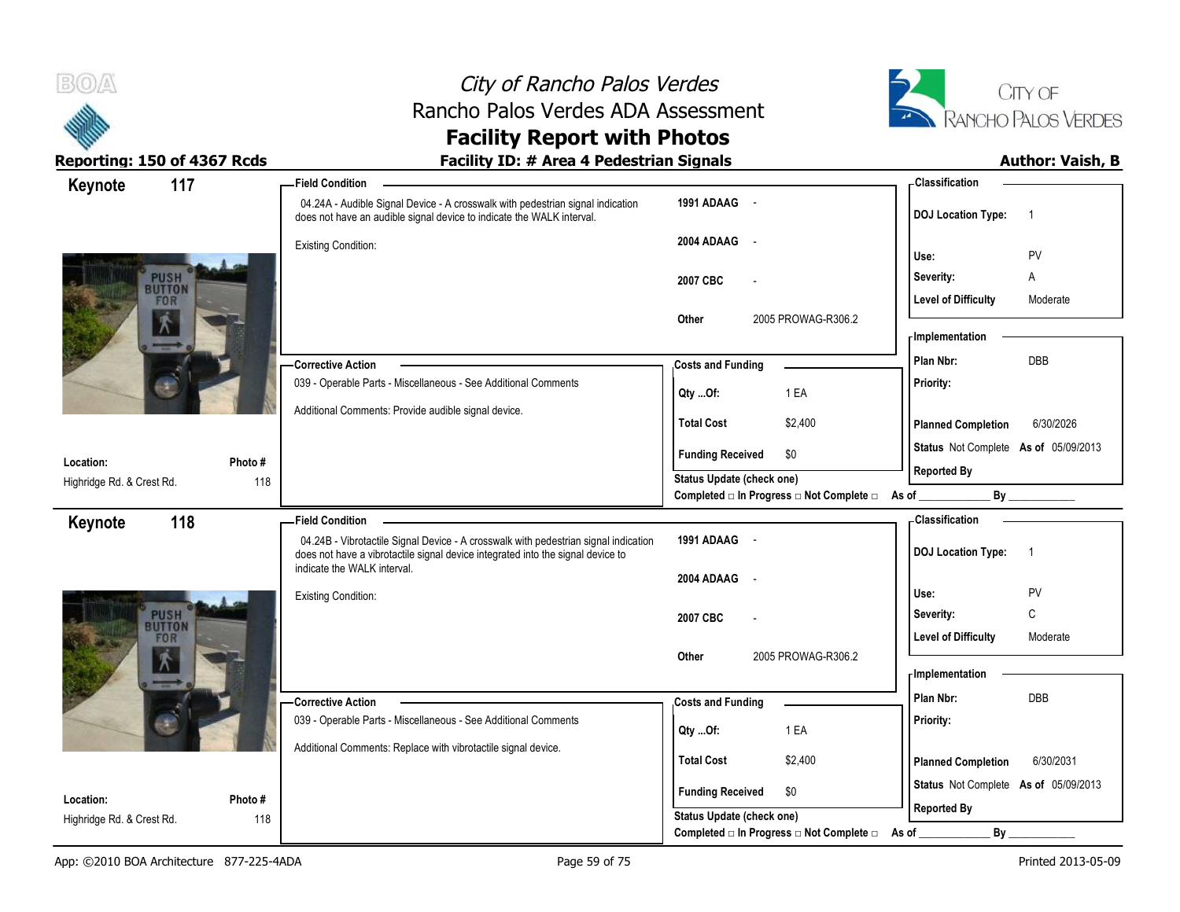# City of Rancho Palos Verdes
## Rancho Palos Verdes ADA Assessment
## Facility Report with Photos

**Reporting: 150 of 4367 Rcds** | **Facility ID: # Area 4 Pedestrian Signals** | **Author: Vaish, B**

---

## Keynote 117

**Field Condition**

04.24A - Audible Signal Device - A crosswalk with pedestrian signal indication does not have an audible signal device to indicate the WALK interval.

Existing Condition:

| | |
|---|---|
| 1991 ADAAG | - |
| 2004 ADAAG | - |
| 2007 CBC | - |
| Other | 2005 PROWAG-R306.2 |

**Corrective Action**

039 - Operable Parts - Miscellaneous - See Additional Comments

Additional Comments: Provide audible signal device.

**Costs and Funding**

| | |
|---|---|
| Qty ...Of: | 1 EA |
| Total Cost | $2,400 |
| Funding Received | $0 |

Status Update (check one)
Completed □ In Progress □ Not Complete □ As of ____________ By ____________

**Classification**

| | |
|---|---|
| DOJ Location Type: | 1 |
| Use: | PV |
| Severity: | A |
| Level of Difficulty | Moderate |

**Implementation**

| | |
|---|---|
| Plan Nbr: | DBB |
| Priority: | |
| Planned Completion | 6/30/2026 |
| Status | Not Complete As of 05/09/2013 |
| Reported By | |

**Location:** Highridge Rd. & Crest Rd.
**Photo #** 118

---

## Keynote 118

**Field Condition**

04.24B - Vibrotactile Signal Device - A crosswalk with pedestrian signal indication does not have a vibrotactile signal device integrated into the signal device to indicate the WALK interval.

Existing Condition:

| | |
|---|---|
| 1991 ADAAG | - |
| 2004 ADAAG | - |
| 2007 CBC | - |
| Other | 2005 PROWAG-R306.2 |

**Corrective Action**

039 - Operable Parts - Miscellaneous - See Additional Comments

Additional Comments: Replace with vibrotactile signal device.

**Costs and Funding**

| | |
|---|---|
| Qty ...Of: | 1 EA |
| Total Cost | $2,400 |
| Funding Received | $0 |

Status Update (check one)
Completed □ In Progress □ Not Complete □ As of ____________ By ____________

**Classification**

| | |
|---|---|
| DOJ Location Type: | 1 |
| Use: | PV |
| Severity: | C |
| Level of Difficulty | Moderate |

**Implementation**

| | |
|---|---|
| Plan Nbr: | DBB |
| Priority: | |
| Planned Completion | 6/30/2031 |
| Status | Not Complete As of 05/09/2013 |
| Reported By | |

**Location:** Highridge Rd. & Crest Rd.
**Photo #** 118

---

App: ©2010 BOA Architecture 877-225-4ADA | Printed 2013-05-09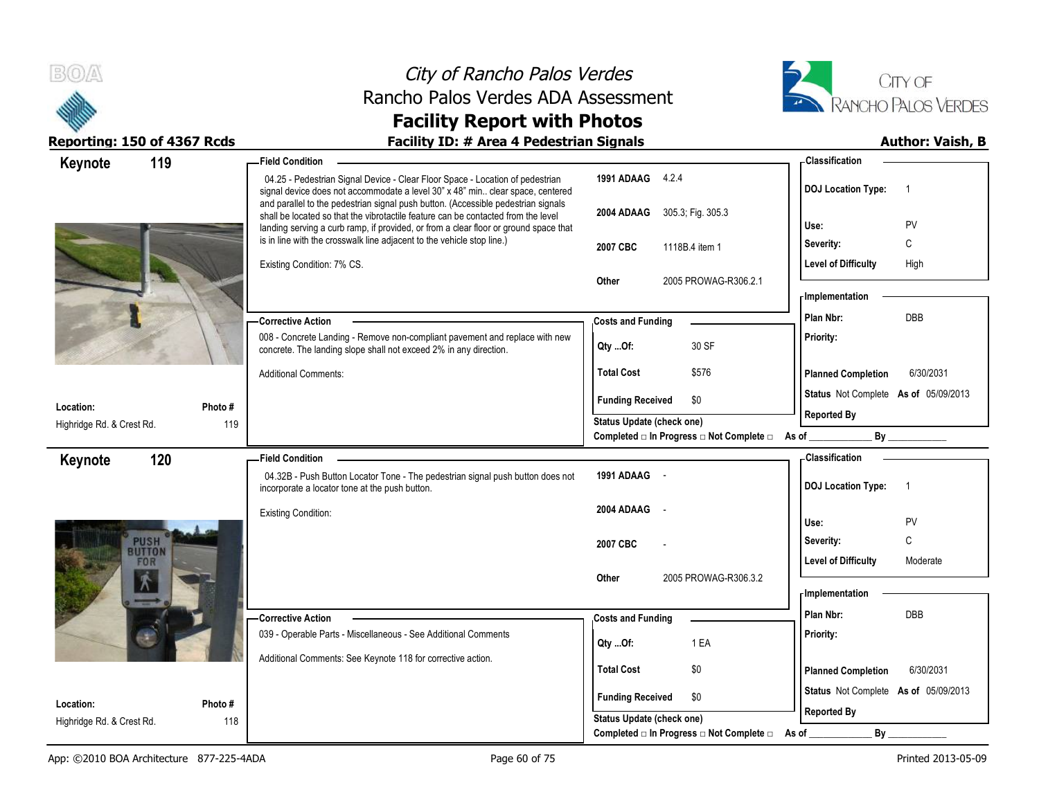# City of Rancho Palos Verdes
## Rancho Palos Verdes ADA Assessment
## Facility Report with Photos

**Reporting: 150 of 4367 Rcds** — **Facility ID: # Area 4 Pedestrian Signals** — **Author: Vaish, B**

---

### Keynote 119

**Location:** Highridge Rd. & Crest Rd.
**Photo #:** 119

**Field Condition**

04.25 - Pedestrian Signal Device - Clear Floor Space - Location of pedestrian signal device does not accommodate a level 30" x 48" min.. clear space, centered and parallel to the pedestrian signal push button. (Accessible pedestrian signals shall be located so that the vibrotactile feature can be contacted from the level landing serving a curb ramp, if provided, or from a clear floor or ground space that is in line with the crosswalk line adjacent to the vehicle stop line.)

Existing Condition: 7% CS.

| | |
|---|---|
| 1991 ADAAG | 4.2.4 |
| 2004 ADAAG | 305.3; Fig. 305.3 |
| 2007 CBC | 1118B.4 item 1 |
| Other | 2005 PROWAG-R306.2.1 |

**Classification**

| | |
|---|---|
| DOJ Location Type: | 1 |
| Use: | PV |
| Severity: | C |
| Level of Difficulty | High |

**Corrective Action**

008 - Concrete Landing - Remove non-compliant pavement and replace with new concrete. The landing slope shall not exceed 2% in any direction.

Additional Comments:

**Costs and Funding**

| | |
|---|---|
| Qty ...Of: | 30 SF |
| Total Cost | $576 |
| Funding Received | $0 |

**Implementation**

| | |
|---|---|
| Plan Nbr: | DBB |
| Priority: | |
| Planned Completion | 6/30/2031 |
| Status | Not Complete As of 05/09/2013 |
| Reported By | |

Status Update (check one)
Completed □ In Progress □ Not Complete □ As of ____________ By ____________

---

### Keynote 120

**Location:** Highridge Rd. & Crest Rd.
**Photo #:** 118

**Field Condition**

04.32B - Push Button Locator Tone - The pedestrian signal push button does not incorporate a locator tone at the push button.

Existing Condition:

| | |
|---|---|
| 1991 ADAAG | - |
| 2004 ADAAG | - |
| 2007 CBC | - |
| Other | 2005 PROWAG-R306.3.2 |

**Classification**

| | |
|---|---|
| DOJ Location Type: | 1 |
| Use: | PV |
| Severity: | C |
| Level of Difficulty | Moderate |

**Corrective Action**

039 - Operable Parts - Miscellaneous - See Additional Comments

Additional Comments: See Keynote 118 for corrective action.

**Costs and Funding**

| | |
|---|---|
| Qty ...Of: | 1 EA |
| Total Cost | $0 |
| Funding Received | $0 |

**Implementation**

| | |
|---|---|
| Plan Nbr: | DBB |
| Priority: | |
| Planned Completion | 6/30/2031 |
| Status | Not Complete As of 05/09/2013 |
| Reported By | |

Status Update (check one)
Completed □ In Progress □ Not Complete □ As of ____________ By ____________

---

App: ©2010 BOA Architecture 877-225-4ADA — Printed 2013-05-09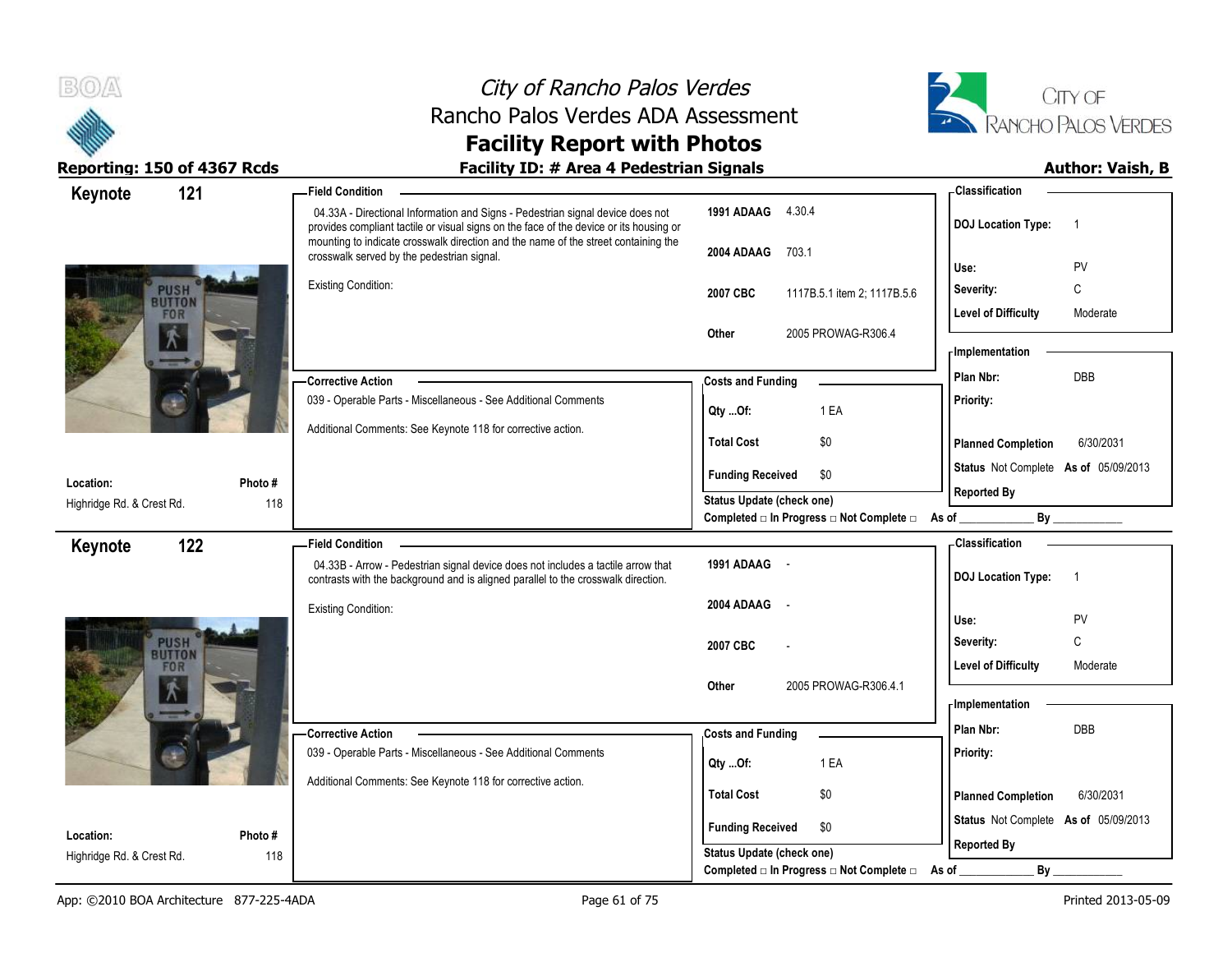# City of Rancho Palos Verdes
## Rancho Palos Verdes ADA Assessment
## Facility Report with Photos

**Reporting: 150 of 4367 Rcds** | **Facility ID: # Area 4 Pedestrian Signals** | **Author: Vaish, B**

---

## Keynote 121

**Location:** Highridge Rd. & Crest Rd.
**Photo #:** 118

**Field Condition**

04.33A - Directional Information and Signs - Pedestrian signal device does not provides compliant tactile or visual signs on the face of the device or its housing or mounting to indicate crosswalk direction and the name of the street containing the crosswalk served by the pedestrian signal.

Existing Condition:

| | |
|---|---|
| 1991 ADAAG | 4.30.4 |
| 2004 ADAAG | 703.1 |
| 2007 CBC | 1117B.5.1 item 2; 1117B.5.6 |
| Other | 2005 PROWAG-R306.4 |

**Classification**

| | |
|---|---|
| DOJ Location Type: | 1 |
| Use: | PV |
| Severity: | C |
| Level of Difficulty | Moderate |

**Corrective Action**

039 - Operable Parts - Miscellaneous - See Additional Comments

Additional Comments: See Keynote 118 for corrective action.

**Costs and Funding**

| | |
|---|---|
| Qty ...Of: | 1 EA |
| Total Cost | $0 |
| Funding Received | $0 |

Status Update (check one)
Completed □ In Progress □ Not Complete □ As of ____________ By ____________

**Implementation**

| | |
|---|---|
| Plan Nbr: | DBB |
| Priority: | |
| Planned Completion | 6/30/2031 |
| Status | Not Complete As of 05/09/2013 |
| Reported By | |

---

## Keynote 122

**Location:** Highridge Rd. & Crest Rd.
**Photo #:** 118

**Field Condition**

04.33B - Arrow - Pedestrian signal device does not includes a tactile arrow that contrasts with the background and is aligned parallel to the crosswalk direction.

Existing Condition:

| | |
|---|---|
| 1991 ADAAG | - |
| 2004 ADAAG | - |
| 2007 CBC | - |
| Other | 2005 PROWAG-R306.4.1 |

**Classification**

| | |
|---|---|
| DOJ Location Type: | 1 |
| Use: | PV |
| Severity: | C |
| Level of Difficulty | Moderate |

**Corrective Action**

039 - Operable Parts - Miscellaneous - See Additional Comments

Additional Comments: See Keynote 118 for corrective action.

**Costs and Funding**

| | |
|---|---|
| Qty ...Of: | 1 EA |
| Total Cost | $0 |
| Funding Received | $0 |

Status Update (check one)
Completed □ In Progress □ Not Complete □ As of ____________ By ____________

**Implementation**

| | |
|---|---|
| Plan Nbr: | DBB |
| Priority: | |
| Planned Completion | 6/30/2031 |
| Status | Not Complete As of 05/09/2013 |
| Reported By | |

App: ©2010 BOA Architecture 877-225-4ADA | Printed 2013-05-09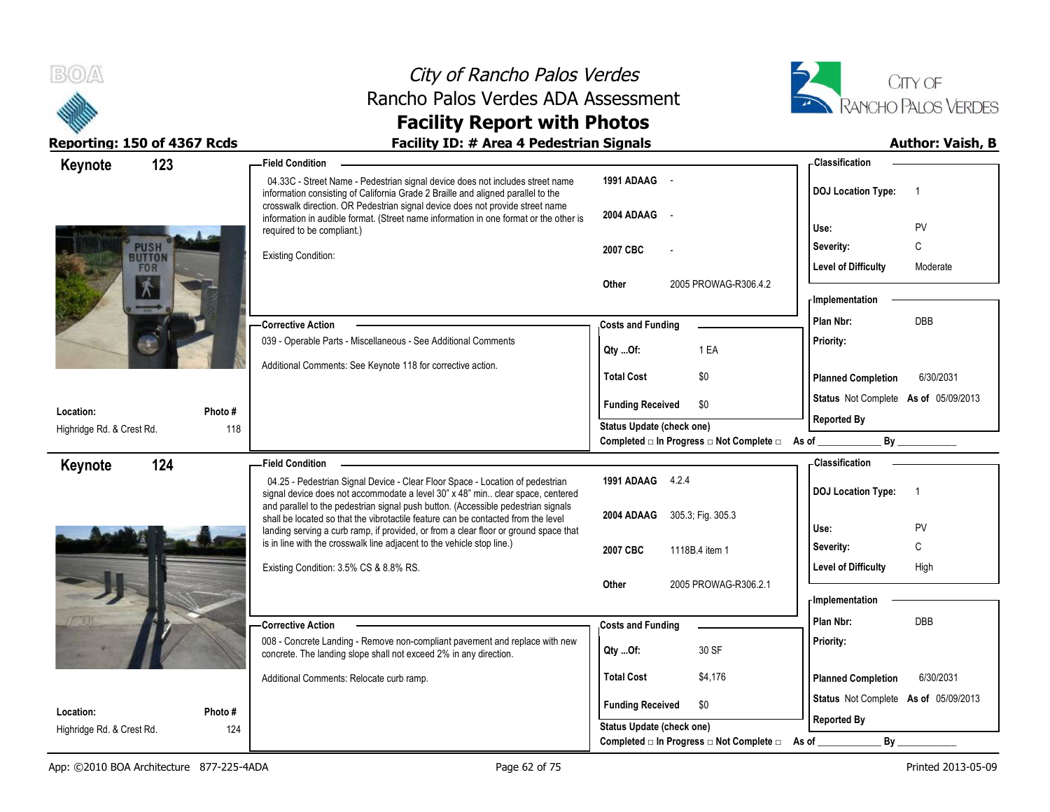# City of Rancho Palos Verdes
## Rancho Palos Verdes ADA Assessment
## Facility Report with Photos

**Reporting: 150 of 4367 Rcds** | **Facility ID: # Area 4 Pedestrian Signals** | **Author: Vaish, B**

---

### Keynote 123

**Location:** Highridge Rd. & Crest Rd.
**Photo #:** 118

**Field Condition**

04.33C - Street Name - Pedestrian signal device does not includes street name information consisting of California Grade 2 Braille and aligned parallel to the crosswalk direction. OR Pedestrian signal device does not provide street name information in audible format. (Street name information in one format or the other is required to be compliant.)

Existing Condition:

| | |
|---|---|
| 1991 ADAAG | - |
| 2004 ADAAG | - |
| 2007 CBC | - |
| Other | 2005 PROWAG-R306.4.2 |

**Classification**

| | |
|---|---|
| DOJ Location Type: | 1 |
| Use: | PV |
| Severity: | C |
| Level of Difficulty | Moderate |

**Corrective Action**

039 - Operable Parts - Miscellaneous - See Additional Comments

Additional Comments: See Keynote 118 for corrective action.

**Costs and Funding**

| | |
|---|---|
| Qty ...Of: | 1 EA |
| Total Cost | $0 |
| Funding Received | $0 |

**Implementation**

| | |
|---|---|
| Plan Nbr: | DBB |
| Priority: | |
| Planned Completion | 6/30/2031 |
| Status | Not Complete As of 05/09/2013 |
| Reported By | |

Status Update (check one)
Completed □ In Progress □ Not Complete □ As of ____________ By ____________

---

### Keynote 124

**Location:** Highridge Rd. & Crest Rd.
**Photo #:** 124

**Field Condition**

04.25 - Pedestrian Signal Device - Clear Floor Space - Location of pedestrian signal device does not accommodate a level 30" x 48" min.. clear space, centered and parallel to the pedestrian signal push button. (Accessible pedestrian signals shall be located so that the vibrotactile feature can be contacted from the level landing serving a curb ramp, if provided, or from a clear floor or ground space that is in line with the crosswalk line adjacent to the vehicle stop line.)

Existing Condition: 3.5% CS & 8.8% RS.

| | |
|---|---|
| 1991 ADAAG | 4.2.4 |
| 2004 ADAAG | 305.3; Fig. 305.3 |
| 2007 CBC | 1118B.4 item 1 |
| Other | 2005 PROWAG-R306.2.1 |

**Classification**

| | |
|---|---|
| DOJ Location Type: | 1 |
| Use: | PV |
| Severity: | C |
| Level of Difficulty | High |

**Corrective Action**

008 - Concrete Landing - Remove non-compliant pavement and replace with new concrete. The landing slope shall not exceed 2% in any direction.

Additional Comments: Relocate curb ramp.

**Costs and Funding**

| | |
|---|---|
| Qty ...Of: | 30 SF |
| Total Cost | $4,176 |
| Funding Received | $0 |

**Implementation**

| | |
|---|---|
| Plan Nbr: | DBB |
| Priority: | |
| Planned Completion | 6/30/2031 |
| Status | Not Complete As of 05/09/2013 |
| Reported By | |

Status Update (check one)
Completed □ In Progress □ Not Complete □ As of ____________ By ____________

---

App: ©2010 BOA Architecture 877-225-4ADA | Printed 2013-05-09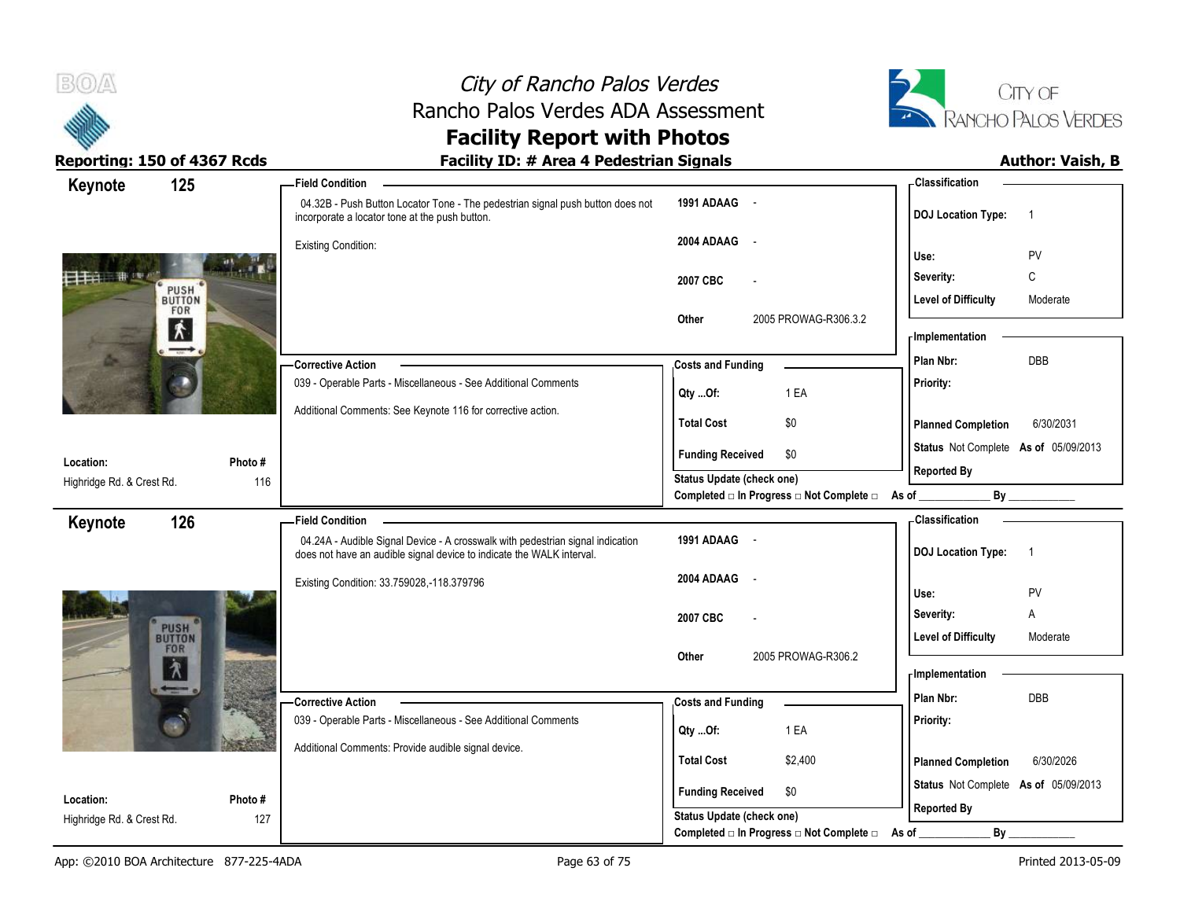# City of Rancho Palos Verdes
## Rancho Palos Verdes ADA Assessment
## Facility Report with Photos

**Reporting: 150 of 4367 Rcds**

**Facility ID: # Area 4 Pedestrian Signals**

**Author: Vaish, B**

---

### Keynote 125

**Field Condition**

04.32B - Push Button Locator Tone - The pedestrian signal push button does not incorporate a locator tone at the push button.

Existing Condition:

| | |
|---|---|
| 1991 ADAAG | - |
| 2004 ADAAG | - |
| 2007 CBC | - |
| Other | 2005 PROWAG-R306.3.2 |

**Classification**

| | |
|---|---|
| DOJ Location Type: | 1 |
| Use: | PV |
| Severity: | C |
| Level of Difficulty | Moderate |

**Corrective Action**

039 - Operable Parts - Miscellaneous - See Additional Comments

Additional Comments: See Keynote 116 for corrective action.

**Costs and Funding**

| | |
|---|---|
| Qty ...Of: | 1 EA |
| Total Cost | $0 |
| Funding Received | $0 |

**Implementation**

| | |
|---|---|
| Plan Nbr: | DBB |
| Priority: | |
| Planned Completion | 6/30/2031 |
| Status | Not Complete As of 05/09/2013 |
| Reported By | |

Status Update (check one)

Completed □ In Progress □ Not Complete □ As of ____________ By ____________

| Location: | Photo # |
|---|---|
| Highridge Rd. & Crest Rd. | 116 |

---

### Keynote 126

**Field Condition**

04.24A - Audible Signal Device - A crosswalk with pedestrian signal indication does not have an audible signal device to indicate the WALK interval.

Existing Condition: 33.759028,-118.379796

| | |
|---|---|
| 1991 ADAAG | - |
| 2004 ADAAG | - |
| 2007 CBC | - |
| Other | 2005 PROWAG-R306.2 |

**Classification**

| | |
|---|---|
| DOJ Location Type: | 1 |
| Use: | PV |
| Severity: | A |
| Level of Difficulty | Moderate |

**Corrective Action**

039 - Operable Parts - Miscellaneous - See Additional Comments

Additional Comments: Provide audible signal device.

**Costs and Funding**

| | |
|---|---|
| Qty ...Of: | 1 EA |
| Total Cost | $2,400 |
| Funding Received | $0 |

**Implementation**

| | |
|---|---|
| Plan Nbr: | DBB |
| Priority: | |
| Planned Completion | 6/30/2026 |
| Status | Not Complete As of 05/09/2013 |
| Reported By | |

Status Update (check one)

Completed □ In Progress □ Not Complete □ As of ____________ By ____________

| Location: | Photo # |
|---|---|
| Highridge Rd. & Crest Rd. | 127 |

---

App: ©2010 BOA Architecture 877-225-4ADA

Printed 2013-05-09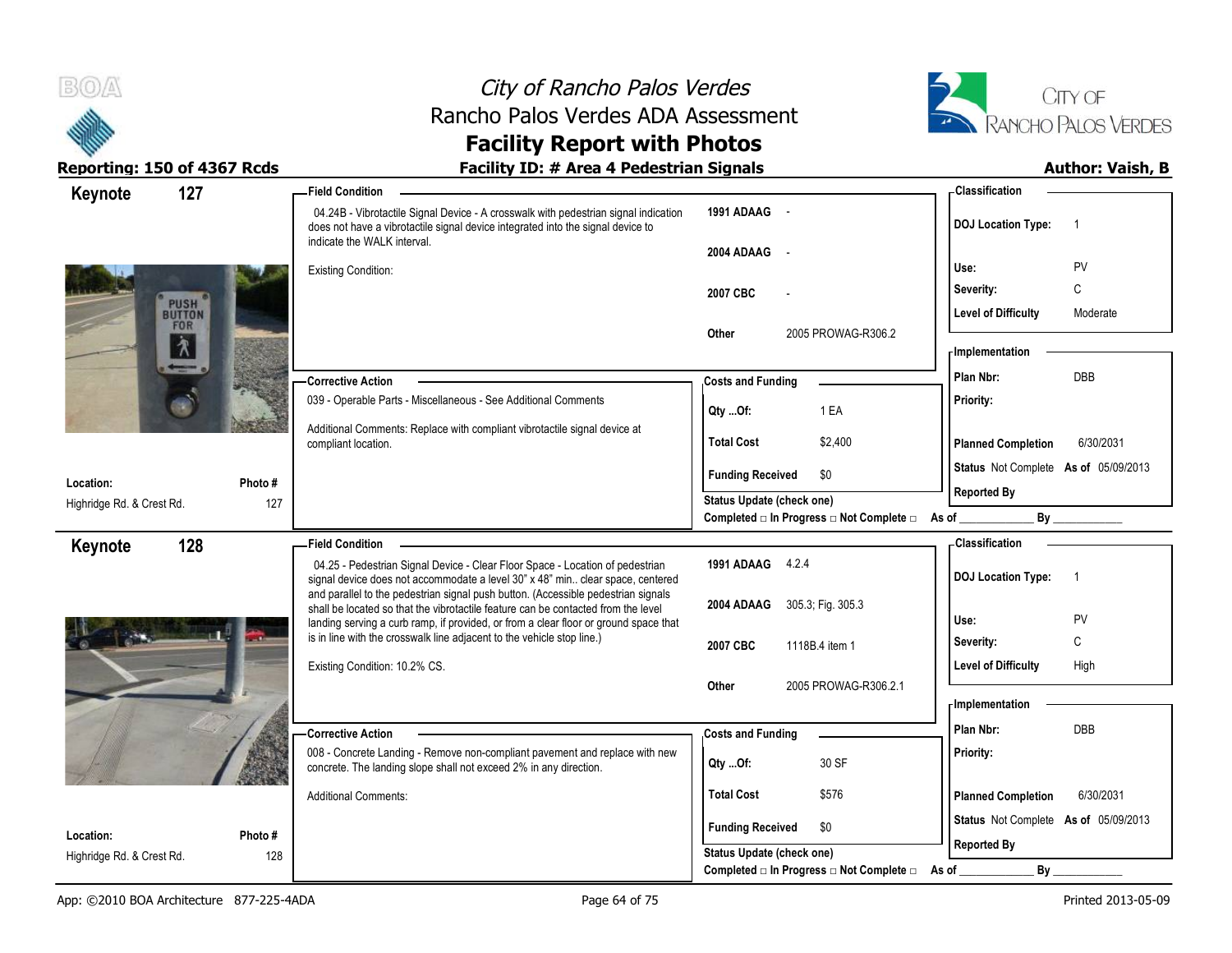# City of Rancho Palos Verdes
## Rancho Palos Verdes ADA Assessment
## Facility Report with Photos

**Reporting: 150 of 4367 Rcds** | **Facility ID: # Area 4 Pedestrian Signals** | **Author: Vaish, B**

---

## Keynote 127

**Location:** Highridge Rd. & Crest Rd.
**Photo #:** 127

**Field Condition**

04.24B - Vibrotactile Signal Device - A crosswalk with pedestrian signal indication does not have a vibrotactile signal device integrated into the signal device to indicate the WALK interval.

Existing Condition:

| | |
|---|---|
| 1991 ADAAG | - |
| 2004 ADAAG | - |
| 2007 CBC | - |
| Other | 2005 PROWAG-R306.2 |

**Corrective Action**

039 - Operable Parts - Miscellaneous - See Additional Comments

Additional Comments: Replace with compliant vibrotactile signal device at compliant location.

**Costs and Funding**

| | |
|---|---|
| Qty ...Of: | 1 EA |
| Total Cost | $2,400 |
| Funding Received | $0 |

Status Update (check one)
Completed □ In Progress □ Not Complete □ As of ____________ By ____________

**Classification**

| | |
|---|---|
| DOJ Location Type: | 1 |
| Use: | PV |
| Severity: | C |
| Level of Difficulty | Moderate |

**Implementation**

| | |
|---|---|
| Plan Nbr: | DBB |
| Priority: | |
| Planned Completion | 6/30/2031 |
| Status | Not Complete As of 05/09/2013 |
| Reported By | |

---

## Keynote 128

**Location:** Highridge Rd. & Crest Rd.
**Photo #:** 128

**Field Condition**

04.25 - Pedestrian Signal Device - Clear Floor Space - Location of pedestrian signal device does not accommodate a level 30" x 48" min.. clear space, centered and parallel to the pedestrian signal push button. (Accessible pedestrian signals shall be located so that the vibrotactile feature can be contacted from the level landing serving a curb ramp, if provided, or from a clear floor or ground space that is in line with the crosswalk line adjacent to the vehicle stop line.)

Existing Condition: 10.2% CS.

| | |
|---|---|
| 1991 ADAAG | 4.2.4 |
| 2004 ADAAG | 305.3; Fig. 305.3 |
| 2007 CBC | 1118B.4 item 1 |
| Other | 2005 PROWAG-R306.2.1 |

**Corrective Action**

008 - Concrete Landing - Remove non-compliant pavement and replace with new concrete. The landing slope shall not exceed 2% in any direction.

Additional Comments:

**Costs and Funding**

| | |
|---|---|
| Qty ...Of: | 30 SF |
| Total Cost | $576 |
| Funding Received | $0 |

Status Update (check one)
Completed □ In Progress □ Not Complete □ As of ____________ By ____________

**Classification**

| | |
|---|---|
| DOJ Location Type: | 1 |
| Use: | PV |
| Severity: | C |
| Level of Difficulty | High |

**Implementation**

| | |
|---|---|
| Plan Nbr: | DBB |
| Priority: | |
| Planned Completion | 6/30/2031 |
| Status | Not Complete As of 05/09/2013 |
| Reported By | |

---

App: ©2010 BOA Architecture 877-225-4ADA | Printed 2013-05-09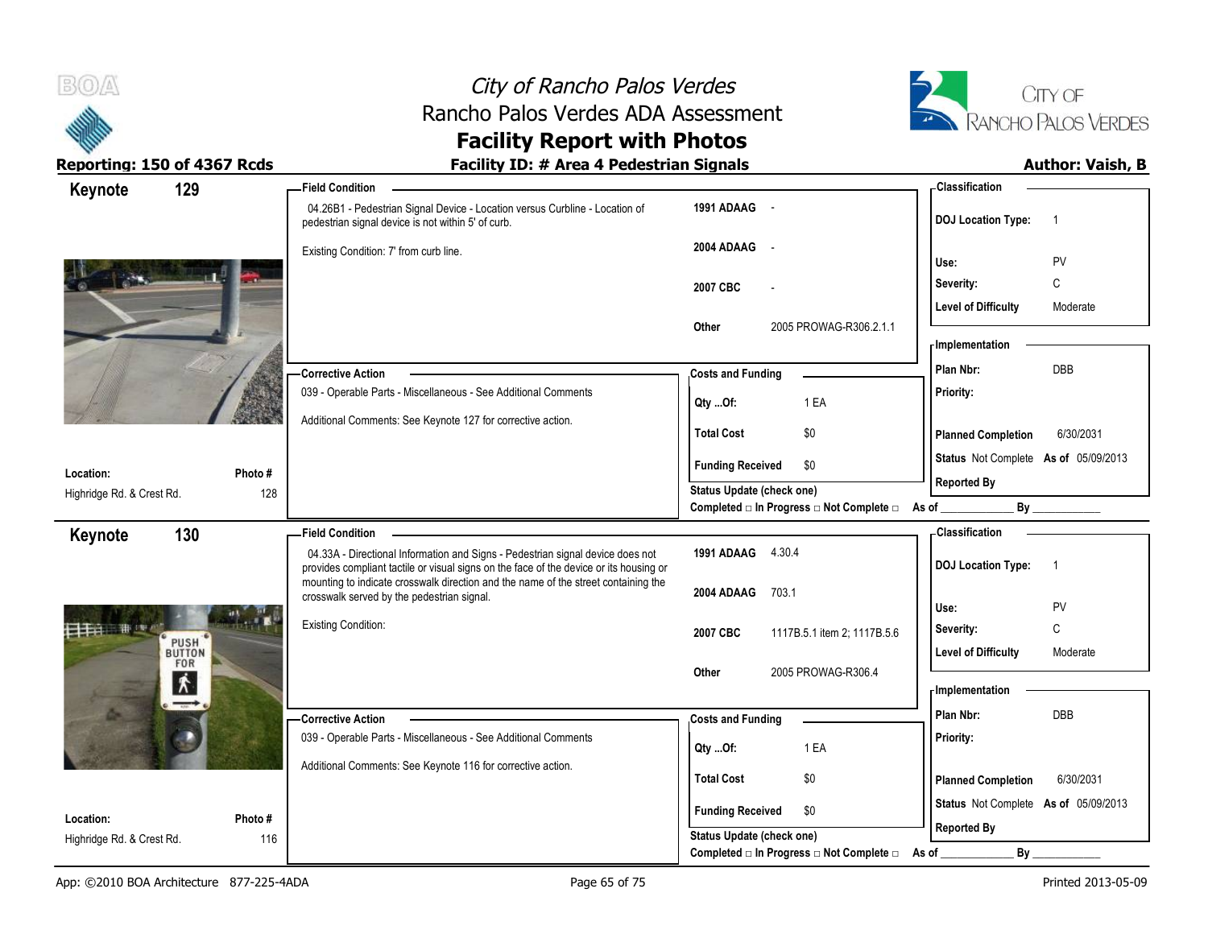# City of Rancho Palos Verdes
## Rancho Palos Verdes ADA Assessment
## Facility Report with Photos

**Reporting: 150 of 4367 Rcds** | **Facility ID: # Area 4 Pedestrian Signals** | **Author: Vaish, B**

---

## Keynote 129

**Location:** Highridge Rd. & Crest Rd.
**Photo #:** 128

**Field Condition**

04.26B1 - Pedestrian Signal Device - Location versus Curbline - Location of pedestrian signal device is not within 5' of curb.

Existing Condition: 7' from curb line.

| | |
|---|---|
| 1991 ADAAG | - |
| 2004 ADAAG | - |
| 2007 CBC | - |
| Other | 2005 PROWAG-R306.2.1.1 |

**Classification**

| | |
|---|---|
| DOJ Location Type: | 1 |
| Use: | PV |
| Severity: | C |
| Level of Difficulty | Moderate |

**Corrective Action**

039 - Operable Parts - Miscellaneous - See Additional Comments

Additional Comments: See Keynote 127 for corrective action.

**Costs and Funding**

| | |
|---|---|
| Qty ...Of: | 1 EA |
| Total Cost | $0 |
| Funding Received | $0 |

**Implementation**

| | |
|---|---|
| Plan Nbr: | DBB |
| Priority: | |
| Planned Completion | 6/30/2031 |
| Status | Not Complete As of 05/09/2013 |
| Reported By | |

Status Update (check one)
Completed □ In Progress □ Not Complete □ As of ____________ By ____________

---

## Keynote 130

**Location:** Highridge Rd. & Crest Rd.
**Photo #:** 116

**Field Condition**

04.33A - Directional Information and Signs - Pedestrian signal device does not provides compliant tactile or visual signs on the face of the device or its housing or mounting to indicate crosswalk direction and the name of the street containing the crosswalk served by the pedestrian signal.

Existing Condition:

| | |
|---|---|
| 1991 ADAAG | 4.30.4 |
| 2004 ADAAG | 703.1 |
| 2007 CBC | 1117B.5.1 item 2; 1117B.5.6 |
| Other | 2005 PROWAG-R306.4 |

**Classification**

| | |
|---|---|
| DOJ Location Type: | 1 |
| Use: | PV |
| Severity: | C |
| Level of Difficulty | Moderate |

**Corrective Action**

039 - Operable Parts - Miscellaneous - See Additional Comments

Additional Comments: See Keynote 116 for corrective action.

**Costs and Funding**

| | |
|---|---|
| Qty ...Of: | 1 EA |
| Total Cost | $0 |
| Funding Received | $0 |

**Implementation**

| | |
|---|---|
| Plan Nbr: | DBB |
| Priority: | |
| Planned Completion | 6/30/2031 |
| Status | Not Complete As of 05/09/2013 |
| Reported By | |

Status Update (check one)
Completed □ In Progress □ Not Complete □ As of ____________ By ____________

App: ©2010 BOA Architecture 877-225-4ADA | Printed 2013-05-09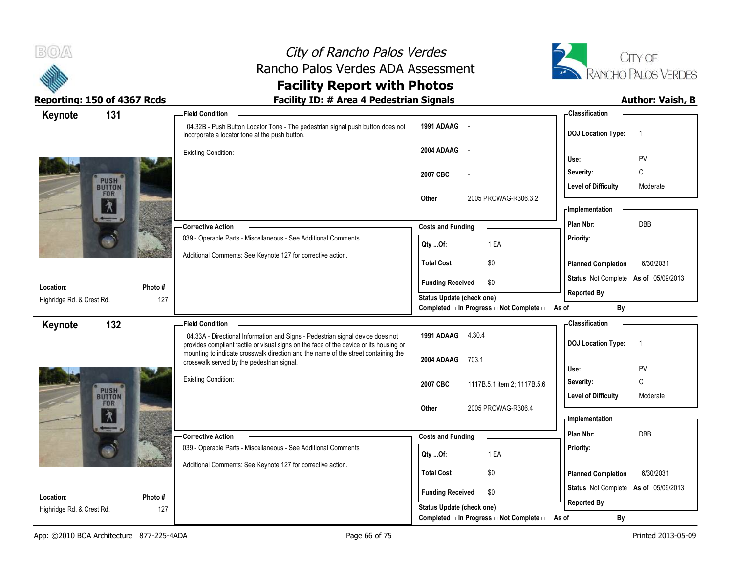# City of Rancho Palos Verdes
## Rancho Palos Verdes ADA Assessment
## Facility Report with Photos

**Reporting: 150 of 4367 Rcds** | **Facility ID: # Area 4 Pedestrian Signals** | **Author: Vaish, B**

---

## Keynote 131

**Field Condition**

04.32B - Push Button Locator Tone - The pedestrian signal push button does not incorporate a locator tone at the push button.

Existing Condition:

| | |
|---|---|
| 1991 ADAAG | - |
| 2004 ADAAG | - |
| 2007 CBC | - |
| Other | 2005 PROWAG-R306.3.2 |

**Classification**

| | |
|---|---|
| DOJ Location Type: | 1 |
| Use: | PV |
| Severity: | C |
| Level of Difficulty | Moderate |

**Corrective Action**

039 - Operable Parts - Miscellaneous - See Additional Comments

Additional Comments: See Keynote 127 for corrective action.

**Costs and Funding**

| | |
|---|---|
| Qty ...Of: | 1 EA |
| Total Cost | $0 |
| Funding Received | $0 |

**Implementation**

| | |
|---|---|
| Plan Nbr: | DBB |
| Priority: | |
| Planned Completion | 6/30/2031 |
| Status | Not Complete As of 05/09/2013 |
| Reported By | |

Status Update (check one)
Completed □ In Progress □ Not Complete □ As of ____________ By ____________

**Location:** Highridge Rd. & Crest Rd. — **Photo #** 127

---

## Keynote 132

**Field Condition**

04.33A - Directional Information and Signs - Pedestrian signal device does not provides compliant tactile or visual signs on the face of the device or its housing or mounting to indicate crosswalk direction and the name of the street containing the crosswalk served by the pedestrian signal.

Existing Condition:

| | |
|---|---|
| 1991 ADAAG | 4.30.4 |
| 2004 ADAAG | 703.1 |
| 2007 CBC | 1117B.5.1 item 2; 1117B.5.6 |
| Other | 2005 PROWAG-R306.4 |

**Classification**

| | |
|---|---|
| DOJ Location Type: | 1 |
| Use: | PV |
| Severity: | C |
| Level of Difficulty | Moderate |

**Corrective Action**

039 - Operable Parts - Miscellaneous - See Additional Comments

Additional Comments: See Keynote 127 for corrective action.

**Costs and Funding**

| | |
|---|---|
| Qty ...Of: | 1 EA |
| Total Cost | $0 |
| Funding Received | $0 |

**Implementation**

| | |
|---|---|
| Plan Nbr: | DBB |
| Priority: | |
| Planned Completion | 6/30/2031 |
| Status | Not Complete As of 05/09/2013 |
| Reported By | |

Status Update (check one)
Completed □ In Progress □ Not Complete □ As of ____________ By ____________

**Location:** Highridge Rd. & Crest Rd. — **Photo #** 127

---

App: ©2010 BOA Architecture 877-225-4ADA | Printed 2013-05-09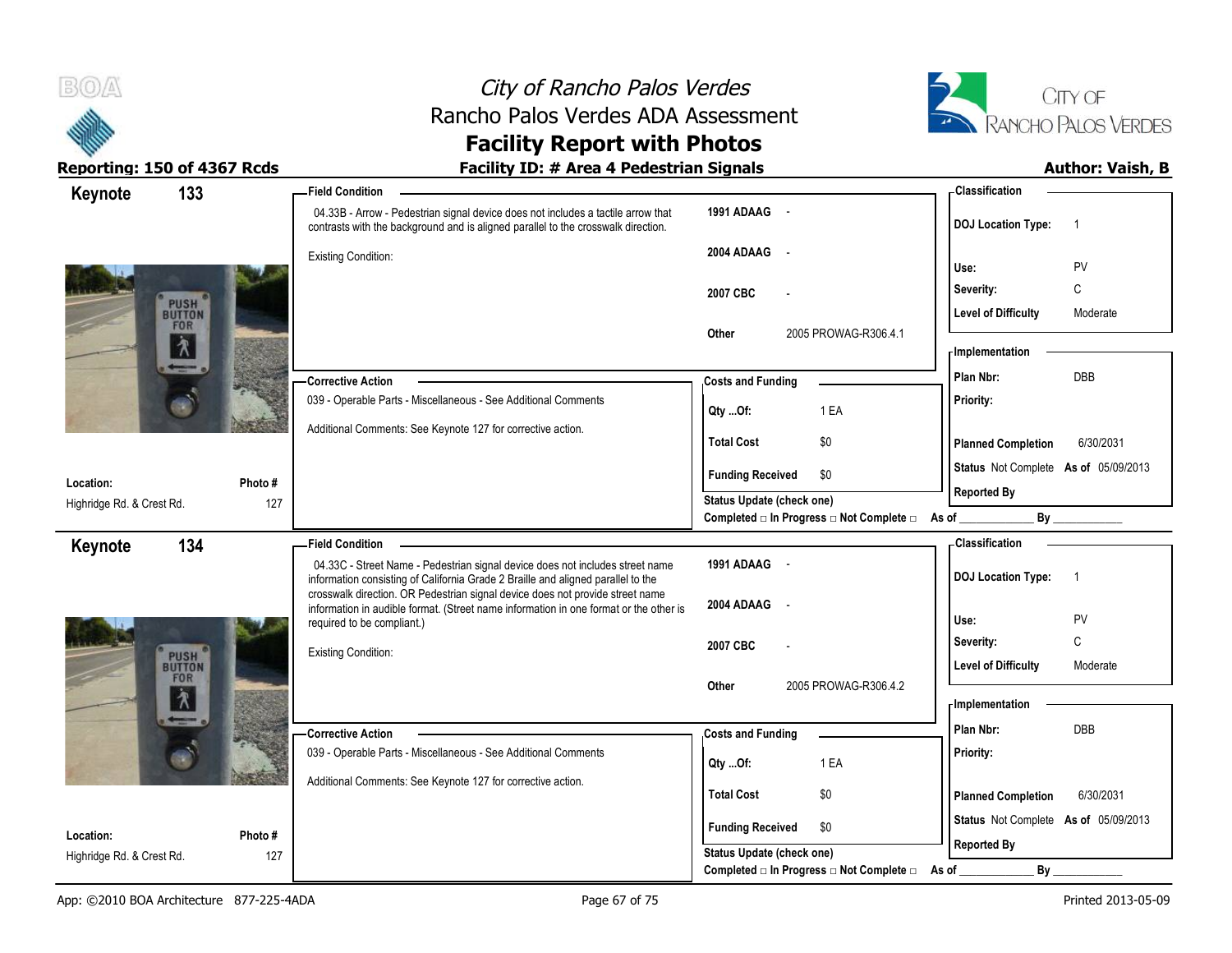# City of Rancho Palos Verdes
## Rancho Palos Verdes ADA Assessment
## Facility Report with Photos

**Reporting: 150 of 4367 Rcds** | **Facility ID: # Area 4 Pedestrian Signals** | **Author: Vaish, B**

---

## Keynote 133

**Location:** Highridge Rd. & Crest Rd.
**Photo #:** 127

**Field Condition**

04.33B - Arrow - Pedestrian signal device does not includes a tactile arrow that contrasts with the background and is aligned parallel to the crosswalk direction.

Existing Condition:

| | |
|---|---|
| 1991 ADAAG | - |
| 2004 ADAAG | - |
| 2007 CBC | - |
| Other | 2005 PROWAG-R306.4.1 |

**Classification**

| | |
|---|---|
| DOJ Location Type: | 1 |
| Use: | PV |
| Severity: | C |
| Level of Difficulty | Moderate |

**Corrective Action**

039 - Operable Parts - Miscellaneous - See Additional Comments

Additional Comments: See Keynote 127 for corrective action.

**Costs and Funding**

| | |
|---|---|
| Qty ...Of: | 1 EA |
| Total Cost | $0 |
| Funding Received | $0 |

Status Update (check one)
Completed □ In Progress □ Not Complete □ As of ____________ By ____________

**Implementation**

| | |
|---|---|
| Plan Nbr: | DBB |
| Priority: | |
| Planned Completion | 6/30/2031 |
| Status | Not Complete As of 05/09/2013 |
| Reported By | |

---

## Keynote 134

**Location:** Highridge Rd. & Crest Rd.
**Photo #:** 127

**Field Condition**

04.33C - Street Name - Pedestrian signal device does not includes street name information consisting of California Grade 2 Braille and aligned parallel to the crosswalk direction. OR Pedestrian signal device does not provide street name information in audible format. (Street name information in one format or the other is required to be compliant.)

Existing Condition:

| | |
|---|---|
| 1991 ADAAG | - |
| 2004 ADAAG | - |
| 2007 CBC | - |
| Other | 2005 PROWAG-R306.4.2 |

**Classification**

| | |
|---|---|
| DOJ Location Type: | 1 |
| Use: | PV |
| Severity: | C |
| Level of Difficulty | Moderate |

**Corrective Action**

039 - Operable Parts - Miscellaneous - See Additional Comments

Additional Comments: See Keynote 127 for corrective action.

**Costs and Funding**

| | |
|---|---|
| Qty ...Of: | 1 EA |
| Total Cost | $0 |
| Funding Received | $0 |

Status Update (check one)
Completed □ In Progress □ Not Complete □ As of ____________ By ____________

**Implementation**

| | |
|---|---|
| Plan Nbr: | DBB |
| Priority: | |
| Planned Completion | 6/30/2031 |
| Status | Not Complete As of 05/09/2013 |
| Reported By | |

---

App: ©2010 BOA Architecture 877-225-4ADA | Printed 2013-05-09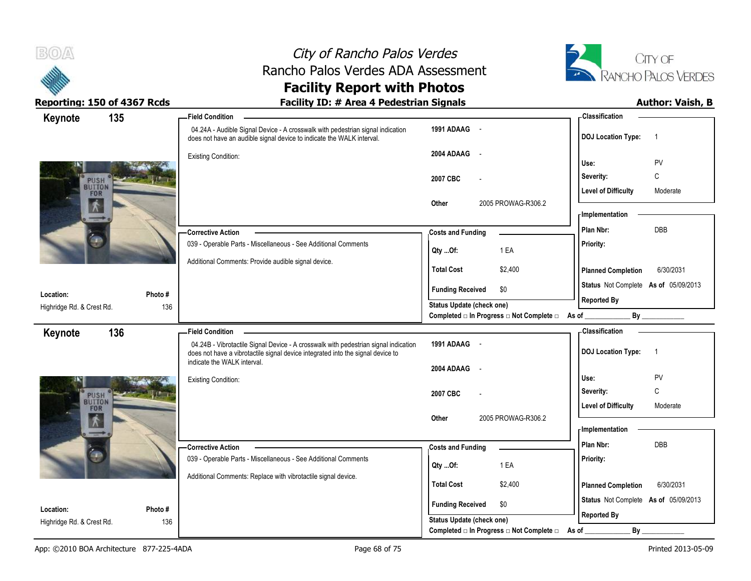# City of Rancho Palos Verdes
## Rancho Palos Verdes ADA Assessment
## Facility Report with Photos

**Reporting: 150 of 4367 Rcds** | **Facility ID: # Area 4 Pedestrian Signals** | **Author: Vaish, B**

---

### Keynote 135

**Field Condition**

04.24A - Audible Signal Device - A crosswalk with pedestrian signal indication does not have an audible signal device to indicate the WALK interval.

Existing Condition:

| | |
|---|---|
| 1991 ADAAG | - |
| 2004 ADAAG | - |
| 2007 CBC | - |
| Other | 2005 PROWAG-R306.2 |

**Corrective Action**

039 - Operable Parts - Miscellaneous - See Additional Comments

Additional Comments: Provide audible signal device.

**Costs and Funding**

| | |
|---|---|
| Qty ...Of: | 1 EA |
| Total Cost | $2,400 |
| Funding Received | $0 |

Status Update (check one)
Completed □ In Progress □ Not Complete □ As of ____________ By ____________

**Classification**

| | |
|---|---|
| DOJ Location Type: | 1 |
| Use: | PV |
| Severity: | C |
| Level of Difficulty | Moderate |

**Implementation**

| | |
|---|---|
| Plan Nbr: | DBB |
| Priority: | |
| Planned Completion | 6/30/2031 |
| Status | Not Complete As of 05/09/2013 |
| Reported By | |

**Location:** Highridge Rd. & Crest Rd.
**Photo #** 136

---

### Keynote 136

**Field Condition**

04.24B - Vibrotactile Signal Device - A crosswalk with pedestrian signal indication does not have a vibrotactile signal device integrated into the signal device to indicate the WALK interval.

Existing Condition:

| | |
|---|---|
| 1991 ADAAG | - |
| 2004 ADAAG | - |
| 2007 CBC | - |
| Other | 2005 PROWAG-R306.2 |

**Corrective Action**

039 - Operable Parts - Miscellaneous - See Additional Comments

Additional Comments: Replace with vibrotactile signal device.

**Costs and Funding**

| | |
|---|---|
| Qty ...Of: | 1 EA |
| Total Cost | $2,400 |
| Funding Received | $0 |

Status Update (check one)
Completed □ In Progress □ Not Complete □ As of ____________ By ____________

**Classification**

| | |
|---|---|
| DOJ Location Type: | 1 |
| Use: | PV |
| Severity: | C |
| Level of Difficulty | Moderate |

**Implementation**

| | |
|---|---|
| Plan Nbr: | DBB |
| Priority: | |
| Planned Completion | 6/30/2031 |
| Status | Not Complete As of 05/09/2013 |
| Reported By | |

**Location:** Highridge Rd. & Crest Rd.
**Photo #** 136

---

App: ©2010 BOA Architecture 877-225-4ADA | Printed 2013-05-09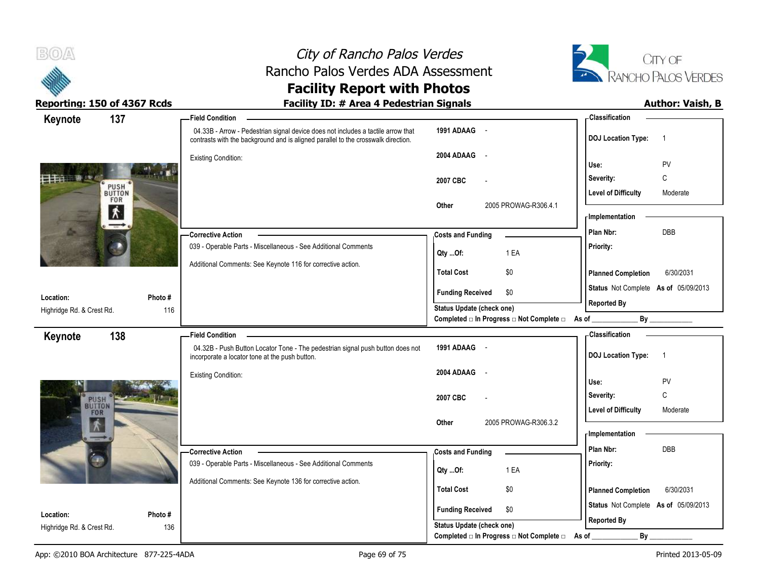# City of Rancho Palos Verdes
## Rancho Palos Verdes ADA Assessment
## Facility Report with Photos

**Reporting: 150 of 4367 Rcds** | **Facility ID: # Area 4 Pedestrian Signals** | **Author: Vaish, B**

---

## Keynote 137

**Field Condition**

04.33B - Arrow - Pedestrian signal device does not includes a tactile arrow that contrasts with the background and is aligned parallel to the crosswalk direction.

Existing Condition:

| | |
|---|---|
| 1991 ADAAG | - |
| 2004 ADAAG | - |
| 2007 CBC | - |
| Other | 2005 PROWAG-R306.4.1 |

**Classification**

| | |
|---|---|
| DOJ Location Type: | 1 |
| Use: | PV |
| Severity: | C |
| Level of Difficulty | Moderate |

**Corrective Action**

039 - Operable Parts - Miscellaneous - See Additional Comments

Additional Comments: See Keynote 116 for corrective action.

**Costs and Funding**

| | |
|---|---|
| Qty ...Of: | 1 EA |
| Total Cost | $0 |
| Funding Received | $0 |

**Implementation**

| | |
|---|---|
| Plan Nbr: | DBB |
| Priority: | |
| Planned Completion | 6/30/2031 |
| Status | Not Complete As of 05/09/2013 |
| Reported By | |

Status Update (check one)
Completed □ In Progress □ Not Complete □ As of ____________ By ____________

| Location: | Photo # |
|---|---|
| Highridge Rd. & Crest Rd. | 116 |

---

## Keynote 138

**Field Condition**

04.32B - Push Button Locator Tone - The pedestrian signal push button does not incorporate a locator tone at the push button.

Existing Condition:

| | |
|---|---|
| 1991 ADAAG | - |
| 2004 ADAAG | - |
| 2007 CBC | - |
| Other | 2005 PROWAG-R306.3.2 |

**Classification**

| | |
|---|---|
| DOJ Location Type: | 1 |
| Use: | PV |
| Severity: | C |
| Level of Difficulty | Moderate |

**Corrective Action**

039 - Operable Parts - Miscellaneous - See Additional Comments

Additional Comments: See Keynote 136 for corrective action.

**Costs and Funding**

| | |
|---|---|
| Qty ...Of: | 1 EA |
| Total Cost | $0 |
| Funding Received | $0 |

**Implementation**

| | |
|---|---|
| Plan Nbr: | DBB |
| Priority: | |
| Planned Completion | 6/30/2031 |
| Status | Not Complete As of 05/09/2013 |
| Reported By | |

Status Update (check one)
Completed □ In Progress □ Not Complete □ As of ____________ By ____________

| Location: | Photo # |
|---|---|
| Highridge Rd. & Crest Rd. | 136 |

---

App: ©2010 BOA Architecture 877-225-4ADA | Printed 2013-05-09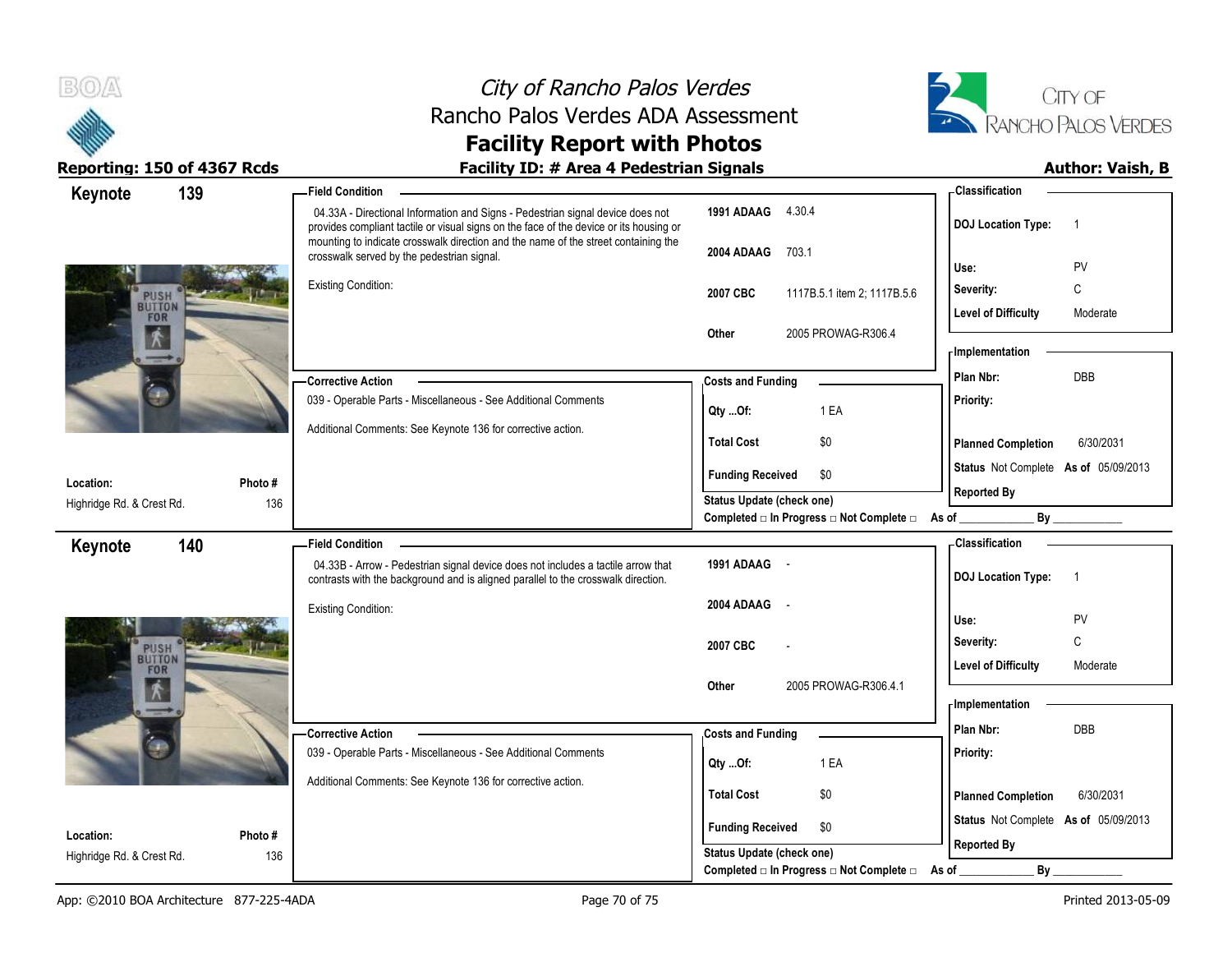# City of Rancho Palos Verdes
## Rancho Palos Verdes ADA Assessment
## Facility Report with Photos

**Reporting: 150 of 4367 Rcds** | **Facility ID: # Area 4 Pedestrian Signals** | **Author: Vaish, B**

---

## Keynote 139

**Field Condition**

04.33A - Directional Information and Signs - Pedestrian signal device does not provides compliant tactile or visual signs on the face of the device or its housing or mounting to indicate crosswalk direction and the name of the street containing the crosswalk served by the pedestrian signal.

Existing Condition:

| | |
|---|---|
| 1991 ADAAG | 4.30.4 |
| 2004 ADAAG | 703.1 |
| 2007 CBC | 1117B.5.1 item 2; 1117B.5.6 |
| Other | 2005 PROWAG-R306.4 |

**Classification**

| | |
|---|---|
| DOJ Location Type: | 1 |
| Use: | PV |
| Severity: | C |
| Level of Difficulty | Moderate |

**Corrective Action**

039 - Operable Parts - Miscellaneous - See Additional Comments

Additional Comments: See Keynote 136 for corrective action.

**Costs and Funding**

| | |
|---|---|
| Qty ...Of: | 1 EA |
| Total Cost | $0 |
| Funding Received | $0 |

Status Update (check one)
Completed □ In Progress □ Not Complete □ As of ____________ By ____________

**Implementation**

| | |
|---|---|
| Plan Nbr: | DBB |
| Priority: | |
| Planned Completion | 6/30/2031 |
| Status | Not Complete As of 05/09/2013 |
| Reported By | |

**Location:** Highridge Rd. & Crest Rd. | **Photo #** 136

---

## Keynote 140

**Field Condition**

04.33B - Arrow - Pedestrian signal device does not includes a tactile arrow that contrasts with the background and is aligned parallel to the crosswalk direction.

Existing Condition:

| | |
|---|---|
| 1991 ADAAG | - |
| 2004 ADAAG | - |
| 2007 CBC | - |
| Other | 2005 PROWAG-R306.4.1 |

**Classification**

| | |
|---|---|
| DOJ Location Type: | 1 |
| Use: | PV |
| Severity: | C |
| Level of Difficulty | Moderate |

**Corrective Action**

039 - Operable Parts - Miscellaneous - See Additional Comments

Additional Comments: See Keynote 136 for corrective action.

**Costs and Funding**

| | |
|---|---|
| Qty ...Of: | 1 EA |
| Total Cost | $0 |
| Funding Received | $0 |

Status Update (check one)
Completed □ In Progress □ Not Complete □ As of ____________ By ____________

**Implementation**

| | |
|---|---|
| Plan Nbr: | DBB |
| Priority: | |
| Planned Completion | 6/30/2031 |
| Status | Not Complete As of 05/09/2013 |
| Reported By | |

**Location:** Highridge Rd. & Crest Rd. | **Photo #** 136

---

App: ©2010 BOA Architecture 877-225-4ADA | Printed 2013-05-09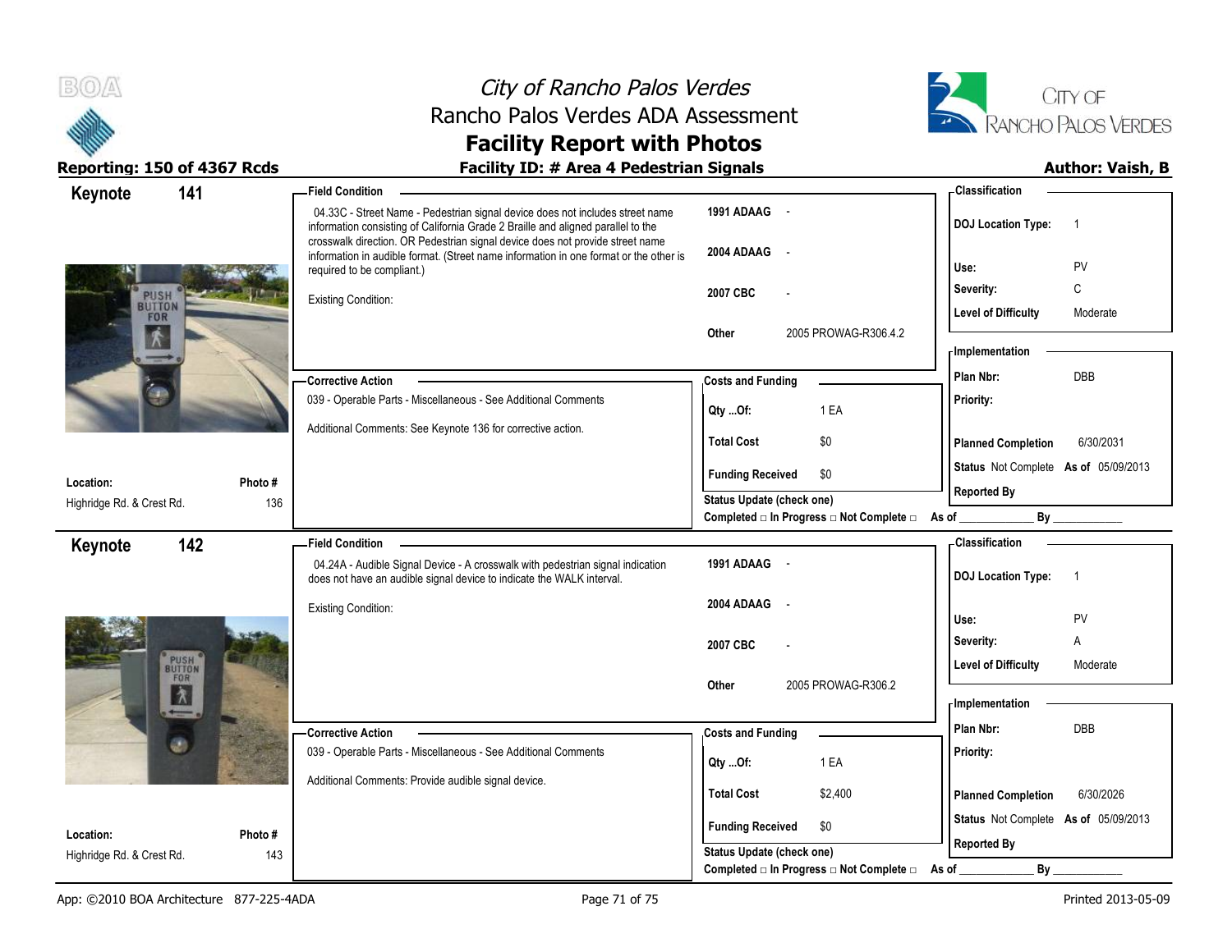# City of Rancho Palos Verdes
## Rancho Palos Verdes ADA Assessment
## Facility Report with Photos

**Reporting: 150 of 4367 Rcds** — **Facility ID: # Area 4 Pedestrian Signals** — **Author: Vaish, B**

---

## Keynote 141

**Field Condition**

04.33C - Street Name - Pedestrian signal device does not includes street name information consisting of California Grade 2 Braille and aligned parallel to the crosswalk direction. OR Pedestrian signal device does not provide street name information in audible format. (Street name information in one format or the other is required to be compliant.)

Existing Condition:

| | |
|---|---|
| 1991 ADAAG | - |
| 2004 ADAAG | - |
| 2007 CBC | - |
| Other | 2005 PROWAG-R306.4.2 |

**Classification**

| | |
|---|---|
| DOJ Location Type: | 1 |
| Use: | PV |
| Severity: | C |
| Level of Difficulty | Moderate |

**Corrective Action**

039 - Operable Parts - Miscellaneous - See Additional Comments

Additional Comments: See Keynote 136 for corrective action.

**Costs and Funding**

| | |
|---|---|
| Qty ...Of: | 1 EA |
| Total Cost | $0 |
| Funding Received | $0 |

Status Update (check one)
Completed □ In Progress □ Not Complete □ As of ____________ By ____________

**Implementation**

| | |
|---|---|
| Plan Nbr: | DBB |
| Priority: | |
| Planned Completion | 6/30/2031 |
| Status | Not Complete As of 05/09/2013 |
| Reported By | |

**Location:** Highridge Rd. & Crest Rd. — **Photo #** 136

---

## Keynote 142

**Field Condition**

04.24A - Audible Signal Device - A crosswalk with pedestrian signal indication does not have an audible signal device to indicate the WALK interval.

Existing Condition:

| | |
|---|---|
| 1991 ADAAG | - |
| 2004 ADAAG | - |
| 2007 CBC | - |
| Other | 2005 PROWAG-R306.2 |

**Classification**

| | |
|---|---|
| DOJ Location Type: | 1 |
| Use: | PV |
| Severity: | A |
| Level of Difficulty | Moderate |

**Corrective Action**

039 - Operable Parts - Miscellaneous - See Additional Comments

Additional Comments: Provide audible signal device.

**Costs and Funding**

| | |
|---|---|
| Qty ...Of: | 1 EA |
| Total Cost | $2,400 |
| Funding Received | $0 |

Status Update (check one)
Completed □ In Progress □ Not Complete □ As of ____________ By ____________

**Implementation**

| | |
|---|---|
| Plan Nbr: | DBB |
| Priority: | |
| Planned Completion | 6/30/2026 |
| Status | Not Complete As of 05/09/2013 |
| Reported By | |

**Location:** Highridge Rd. & Crest Rd. — **Photo #** 143

---

App: ©2010 BOA Architecture 877-225-4ADA — Printed 2013-05-09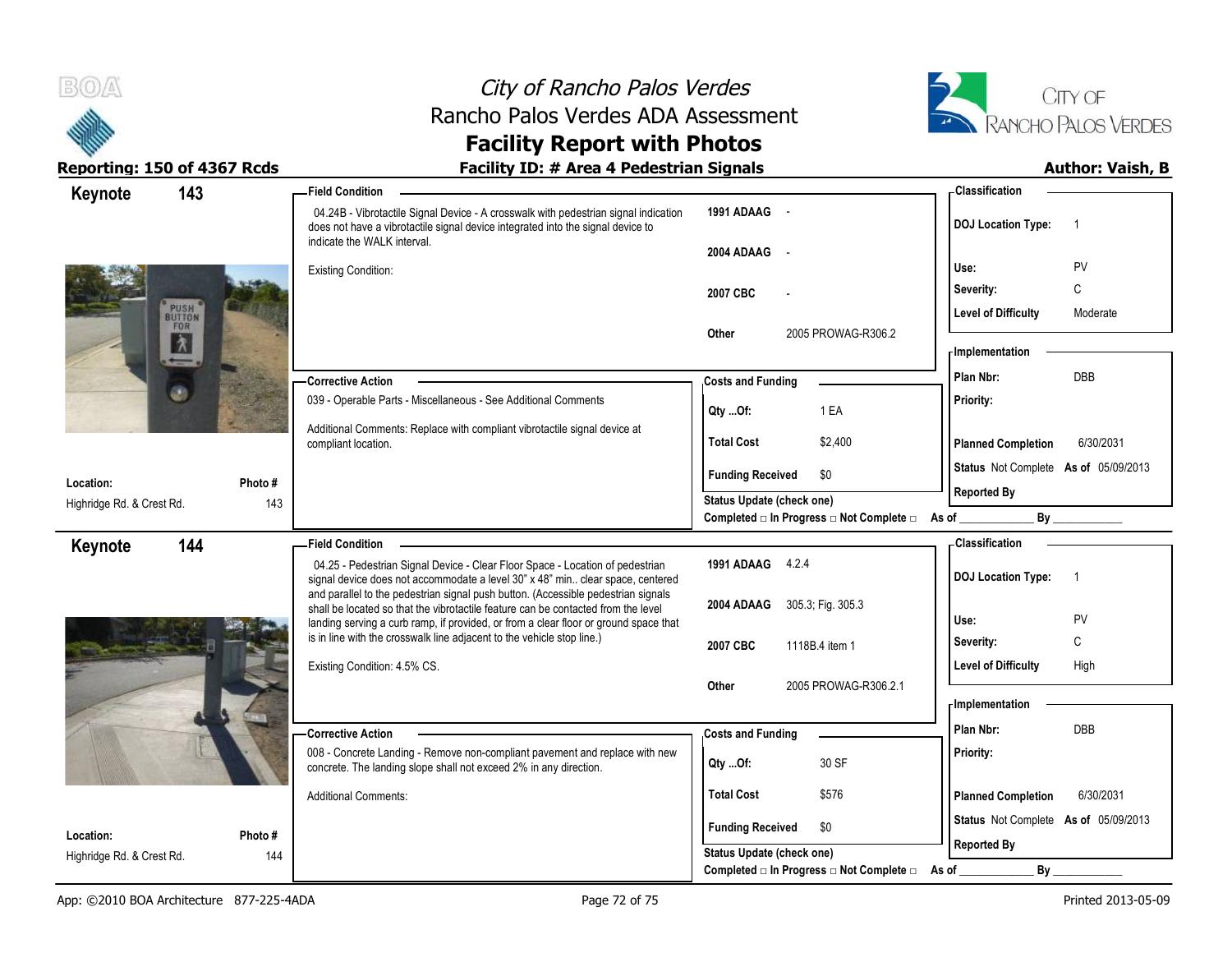# City of Rancho Palos Verdes
## Rancho Palos Verdes ADA Assessment
## Facility Report with Photos

**Reporting: 150 of 4367 Rcds** | **Facility ID: # Area 4 Pedestrian Signals** | **Author: Vaish, B**

---

## Keynote 143

**Location:** Highridge Rd. & Crest Rd.
**Photo #:** 143

### Field Condition

04.24B - Vibrotactile Signal Device - A crosswalk with pedestrian signal indication does not have a vibrotactile signal device integrated into the signal device to indicate the WALK interval.

Existing Condition:

| | |
|---|---|
| 1991 ADAAG | - |
| 2004 ADAAG | - |
| 2007 CBC | - |
| Other | 2005 PROWAG-R306.2 |

### Corrective Action

039 - Operable Parts - Miscellaneous - See Additional Comments

Additional Comments: Replace with compliant vibrotactile signal device at compliant location.

### Costs and Funding

| | |
|---|---|
| Qty ...Of: | 1 EA |
| Total Cost | $2,400 |
| Funding Received | $0 |

Status Update (check one)
Completed □ In Progress □ Not Complete □ As of ____________ By ____________

### Classification

| | |
|---|---|
| DOJ Location Type: | 1 |
| Use: | PV |
| Severity: | C |
| Level of Difficulty | Moderate |

### Implementation

| | |
|---|---|
| Plan Nbr: | DBB |
| Priority: | |
| Planned Completion | 6/30/2031 |
| Status | Not Complete As of 05/09/2013 |
| Reported By | |

---

## Keynote 144

**Location:** Highridge Rd. & Crest Rd.
**Photo #:** 144

### Field Condition

04.25 - Pedestrian Signal Device - Clear Floor Space - Location of pedestrian signal device does not accommodate a level 30" x 48" min.. clear space, centered and parallel to the pedestrian signal push button. (Accessible pedestrian signals shall be located so that the vibrotactile feature can be contacted from the level landing serving a curb ramp, if provided, or from a clear floor or ground space that is in line with the crosswalk line adjacent to the vehicle stop line.)

Existing Condition: 4.5% CS.

| | |
|---|---|
| 1991 ADAAG | 4.2.4 |
| 2004 ADAAG | 305.3; Fig. 305.3 |
| 2007 CBC | 1118B.4 item 1 |
| Other | 2005 PROWAG-R306.2.1 |

### Corrective Action

008 - Concrete Landing - Remove non-compliant pavement and replace with new concrete. The landing slope shall not exceed 2% in any direction.

Additional Comments:

### Costs and Funding

| | |
|---|---|
| Qty ...Of: | 30 SF |
| Total Cost | $576 |
| Funding Received | $0 |

Status Update (check one)
Completed □ In Progress □ Not Complete □ As of ____________ By ____________

### Classification

| | |
|---|---|
| DOJ Location Type: | 1 |
| Use: | PV |
| Severity: | C |
| Level of Difficulty | High |

### Implementation

| | |
|---|---|
| Plan Nbr: | DBB |
| Priority: | |
| Planned Completion | 6/30/2031 |
| Status | Not Complete As of 05/09/2013 |
| Reported By | |

---

App: ©2010 BOA Architecture 877-225-4ADA | Printed 2013-05-09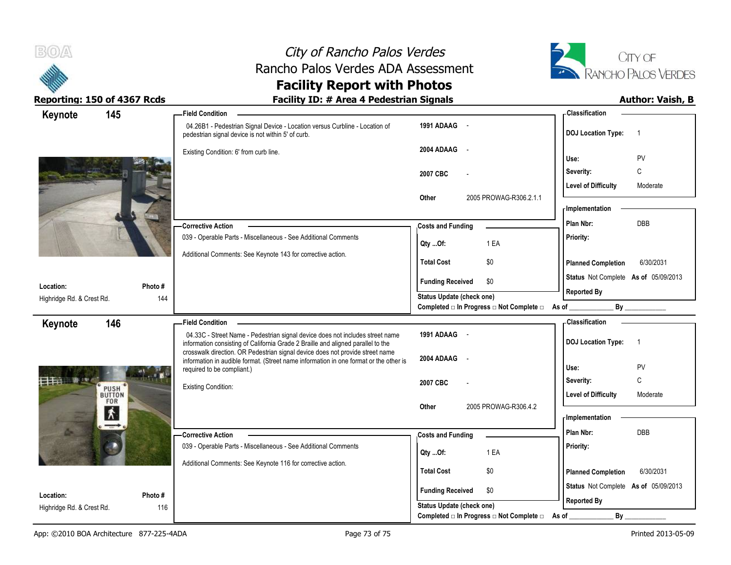# City of Rancho Palos Verdes
## Rancho Palos Verdes ADA Assessment
## Facility Report with Photos

**Reporting: 150 of 4367 Rcds**

**Facility ID: # Area 4 Pedestrian Signals**

**Author: Vaish, B**

---

## Keynote 145

**Location:** Highridge Rd. & Crest Rd.

**Photo #:** 144

**Field Condition**

04.26B1 - Pedestrian Signal Device - Location versus Curbline - Location of pedestrian signal device is not within 5' of curb.

Existing Condition: 6' from curb line.

| | |
|---|---|
| 1991 ADAAG | - |
| 2004 ADAAG | - |
| 2007 CBC | - |
| Other | 2005 PROWAG-R306.2.1.1 |

**Classification**

| | |
|---|---|
| DOJ Location Type: | 1 |
| Use: | PV |
| Severity: | C |
| Level of Difficulty | Moderate |

**Corrective Action**

039 - Operable Parts - Miscellaneous - See Additional Comments

Additional Comments: See Keynote 143 for corrective action.

**Costs and Funding**

| | |
|---|---|
| Qty ...Of: | 1 EA |
| Total Cost | $0 |
| Funding Received | $0 |

Status Update (check one)

Completed □ In Progress □ Not Complete □ As of ____________ By ____________

**Implementation**

| | |
|---|---|
| Plan Nbr: | DBB |
| Priority: | |
| Planned Completion | 6/30/2031 |
| Status | Not Complete As of 05/09/2013 |
| Reported By | |

---

## Keynote 146

**Location:** Highridge Rd. & Crest Rd.

**Photo #:** 116

**Field Condition**

04.33C - Street Name - Pedestrian signal device does not includes street name information consisting of California Grade 2 Braille and aligned parallel to the crosswalk direction. OR Pedestrian signal device does not provide street name information in audible format. (Street name information in one format or the other is required to be compliant.)

Existing Condition:

| | |
|---|---|
| 1991 ADAAG | - |
| 2004 ADAAG | - |
| 2007 CBC | - |
| Other | 2005 PROWAG-R306.4.2 |

**Classification**

| | |
|---|---|
| DOJ Location Type: | 1 |
| Use: | PV |
| Severity: | C |
| Level of Difficulty | Moderate |

**Corrective Action**

039 - Operable Parts - Miscellaneous - See Additional Comments

Additional Comments: See Keynote 116 for corrective action.

**Costs and Funding**

| | |
|---|---|
| Qty ...Of: | 1 EA |
| Total Cost | $0 |
| Funding Received | $0 |

Status Update (check one)

Completed □ In Progress □ Not Complete □ As of ____________ By ____________

**Implementation**

| | |
|---|---|
| Plan Nbr: | DBB |
| Priority: | |
| Planned Completion | 6/30/2031 |
| Status | Not Complete As of 05/09/2013 |
| Reported By | |

App: ©2010 BOA Architecture 877-225-4ADA

Printed 2013-05-09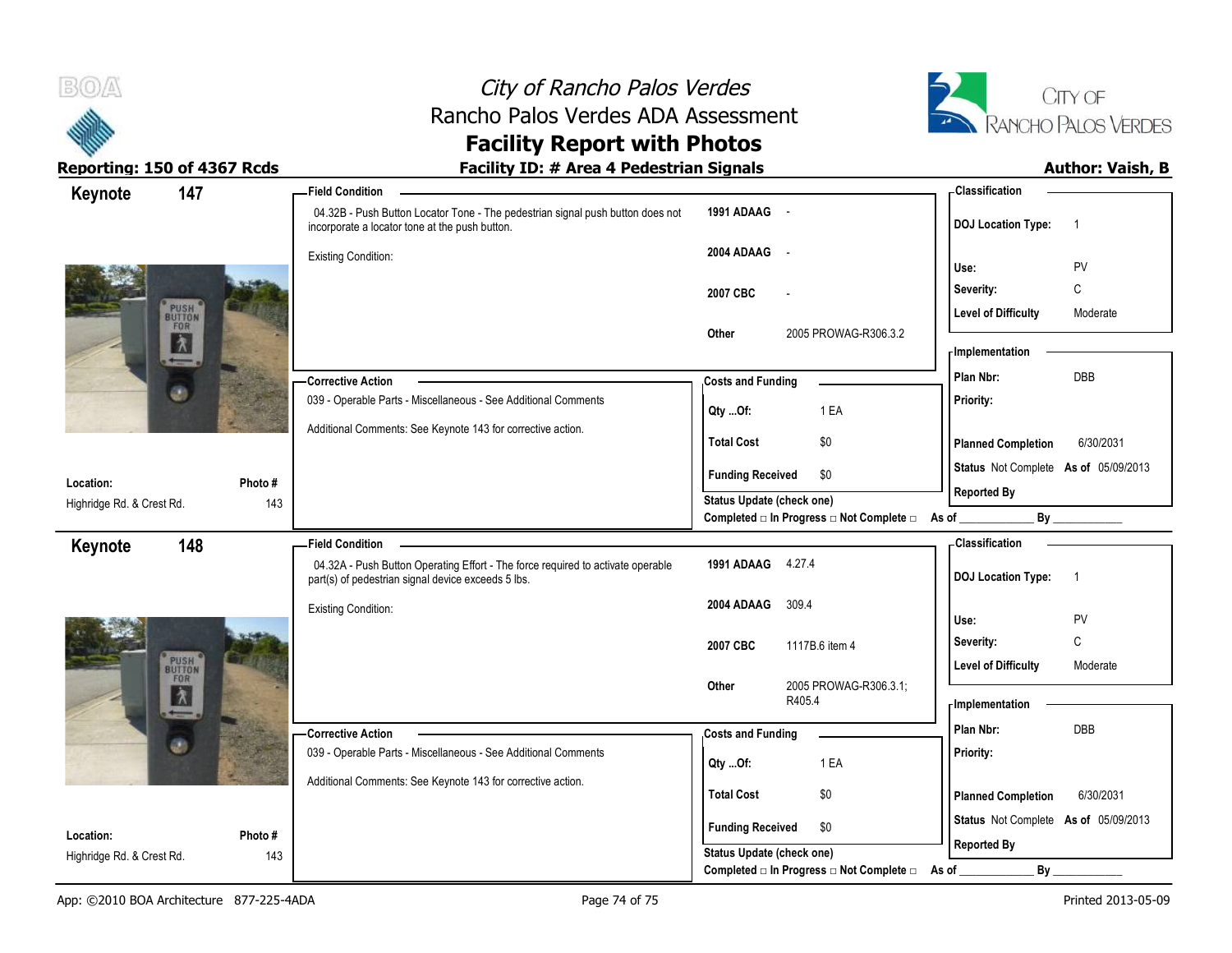# City of Rancho Palos Verdes
## Rancho Palos Verdes ADA Assessment
## Facility Report with Photos

**Reporting: 150 of 4367 Rcds** | **Facility ID: # Area 4 Pedestrian Signals** | **Author: Vaish, B**

---

## Keynote 147

**Field Condition**

04.32B - Push Button Locator Tone - The pedestrian signal push button does not incorporate a locator tone at the push button.

Existing Condition:

| | |
|---|---|
| 1991 ADAAG | - |
| 2004 ADAAG | - |
| 2007 CBC | - |
| Other | 2005 PROWAG-R306.3.2 |

**Classification**

| | |
|---|---|
| DOJ Location Type: | 1 |
| Use: | PV |
| Severity: | C |
| Level of Difficulty | Moderate |

**Corrective Action**

039 - Operable Parts - Miscellaneous - See Additional Comments

Additional Comments: See Keynote 143 for corrective action.

**Costs and Funding**

| | |
|---|---|
| Qty ...Of: | 1 EA |
| Total Cost | $0 |
| Funding Received | $0 |

Status Update (check one)
Completed □ In Progress □ Not Complete □ As of ____________ By ____________

**Implementation**

| | |
|---|---|
| Plan Nbr: | DBB |
| Priority: | |
| Planned Completion | 6/30/2031 |
| Status | Not Complete As of 05/09/2013 |
| Reported By | |

**Location:** Highridge Rd. & Crest Rd.
**Photo #** 143

---

## Keynote 148

**Field Condition**

04.32A - Push Button Operating Effort - The force required to activate operable part(s) of pedestrian signal device exceeds 5 lbs.

Existing Condition:

| | |
|---|---|
| 1991 ADAAG | 4.27.4 |
| 2004 ADAAG | 309.4 |
| 2007 CBC | 1117B.6 item 4 |
| Other | 2005 PROWAG-R306.3.1; R405.4 |

**Classification**

| | |
|---|---|
| DOJ Location Type: | 1 |
| Use: | PV |
| Severity: | C |
| Level of Difficulty | Moderate |

**Corrective Action**

039 - Operable Parts - Miscellaneous - See Additional Comments

Additional Comments: See Keynote 143 for corrective action.

**Costs and Funding**

| | |
|---|---|
| Qty ...Of: | 1 EA |
| Total Cost | $0 |
| Funding Received | $0 |

Status Update (check one)
Completed □ In Progress □ Not Complete □ As of ____________ By ____________

**Implementation**

| | |
|---|---|
| Plan Nbr: | DBB |
| Priority: | |
| Planned Completion | 6/30/2031 |
| Status | Not Complete As of 05/09/2013 |
| Reported By | |

**Location:** Highridge Rd. & Crest Rd.
**Photo #** 143

---

App: ©2010 BOA Architecture 877-225-4ADA | Printed 2013-05-09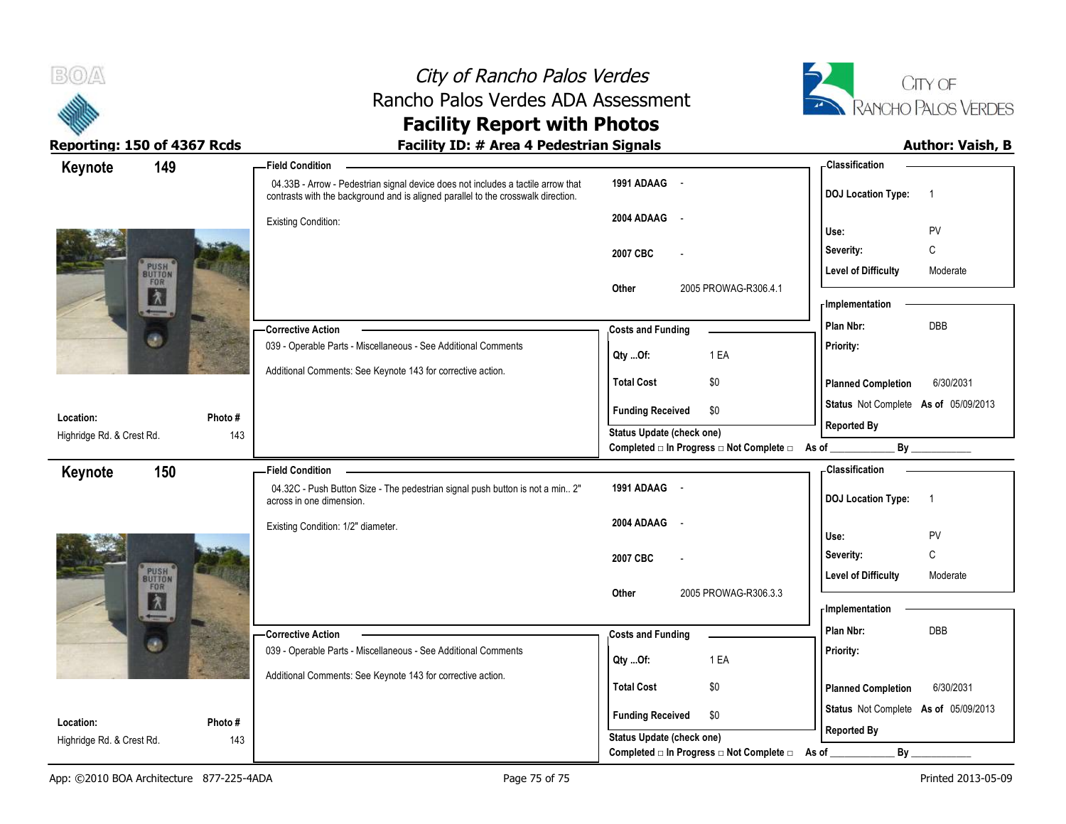# City of Rancho Palos Verdes
## Rancho Palos Verdes ADA Assessment
## Facility Report with Photos

**Reporting: 150 of 4367 Rcds** | **Facility ID: # Area 4 Pedestrian Signals** | **Author: Vaish, B**

---

### Keynote 149

**Field Condition**

04.33B - Arrow - Pedestrian signal device does not includes a tactile arrow that contrasts with the background and is aligned parallel to the crosswalk direction.

Existing Condition:

| | |
|---|---|
| 1991 ADAAG | - |
| 2004 ADAAG | - |
| 2007 CBC | - |
| Other | 2005 PROWAG-R306.4.1 |

**Classification**

| | |
|---|---|
| DOJ Location Type: | 1 |
| Use: | PV |
| Severity: | C |
| Level of Difficulty | Moderate |

**Corrective Action**

039 - Operable Parts - Miscellaneous - See Additional Comments

Additional Comments: See Keynote 143 for corrective action.

**Costs and Funding**

| | |
|---|---|
| Qty ...Of: | 1 EA |
| Total Cost | $0 |
| Funding Received | $0 |

Status Update (check one)
Completed □ In Progress □ Not Complete □ As of ____________ By ____________

**Implementation**

| | |
|---|---|
| Plan Nbr: | DBB |
| Priority: | |
| Planned Completion | 6/30/2031 |
| Status | Not Complete As of 05/09/2013 |
| Reported By | |

| Location: | Photo # |
|---|---|
| Highridge Rd. & Crest Rd. | 143 |

---

### Keynote 150

**Field Condition**

04.32C - Push Button Size - The pedestrian signal push button is not a min.. 2" across in one dimension.

Existing Condition: 1/2" diameter.

| | |
|---|---|
| 1991 ADAAG | - |
| 2004 ADAAG | - |
| 2007 CBC | - |
| Other | 2005 PROWAG-R306.3.3 |

**Classification**

| | |
|---|---|
| DOJ Location Type: | 1 |
| Use: | PV |
| Severity: | C |
| Level of Difficulty | Moderate |

**Corrective Action**

039 - Operable Parts - Miscellaneous - See Additional Comments

Additional Comments: See Keynote 143 for corrective action.

**Costs and Funding**

| | |
|---|---|
| Qty ...Of: | 1 EA |
| Total Cost | $0 |
| Funding Received | $0 |

Status Update (check one)
Completed □ In Progress □ Not Complete □ As of ____________ By ____________

**Implementation**

| | |
|---|---|
| Plan Nbr: | DBB |
| Priority: | |
| Planned Completion | 6/30/2031 |
| Status | Not Complete As of 05/09/2013 |
| Reported By | |

| Location: | Photo # |
|---|---|
| Highridge Rd. & Crest Rd. | 143 |

---

App: ©2010 BOA Architecture 877-225-4ADA | Printed 2013-05-09